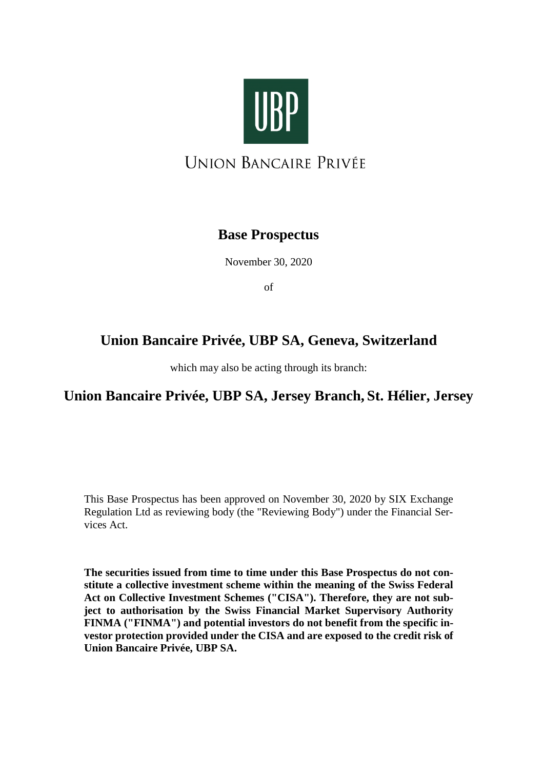UBP

UNION BANCAIRE PRIVÉE

# Base Prospectus

November 30, 2020

of

## Union Bancaire Privée, UBP SA, Geneva, Switzerland

which may also be acting through its branch:

## Union Bancaire Privée, UBP SA, Jersey Branch, St. Hélier, Jersey

This Base Prospectus has been approved on November 30, 2020 by SIX Exchange Regulation Ltd as reviewing body (the "Reviewing Body") under the Financial Services Act.

**The securities issued from time to time under this Base Prospectus do not constitute a collective investment scheme within the meaning of the Swiss Federal Act on Collective Investment Schemes ("CISA"). Therefore, they are not subject to authorisation by the Swiss Financial Market Supervisory Authority FINMA ("FINMA") and potential investors do not benefit from the specific investor protection provided under the CISA and are exposed to the credit risk of Union Bancaire Privée, UBP SA.**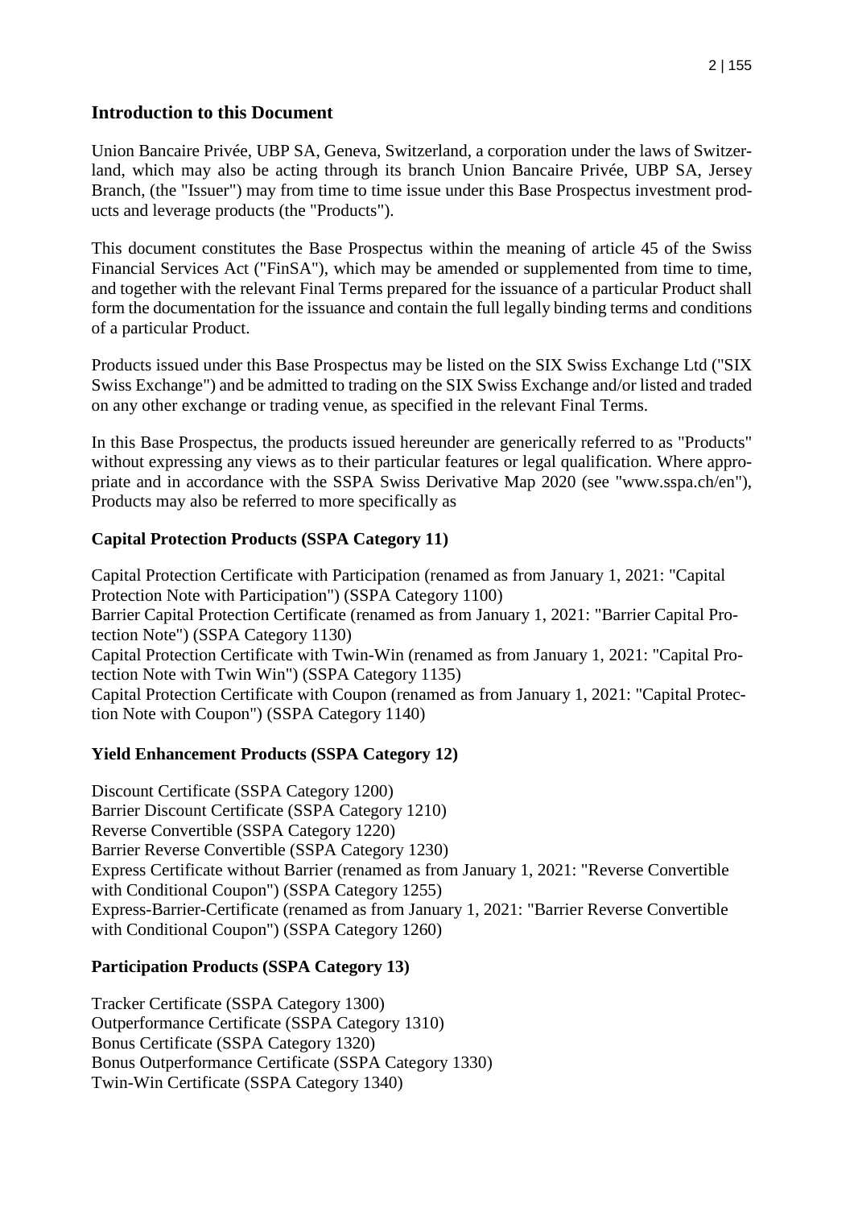## Introduction to this Document

Union Bancaire Privée, UBP SA, Geneva, Switzerland, a corporation under the laws of Switzerland, which may also be acting through its branch Union Bancaire Privée, UBP SA, Jersey Branch, (the "Issuer") may from time to time issue under this Base Prospectus investment products and leverage products (the "Products").

This document constitutes the Base Prospectus within the meaning of article 45 of the Swiss Financial Services Act ("FinSA"), which may be amended or supplemented from time to time, and together with the relevant Final Terms prepared for the issuance of a particular Product shall form the documentation for the issuance and contain the full legally binding terms and conditions of a particular Product.

Products issued under this Base Prospectus may be listed on the SIX Swiss Exchange Ltd ("SIX Swiss Exchange") and be admitted to trading on the SIX Swiss Exchange and/or listed and traded on any other exchange or trading venue, as specified in the relevant Final Terms.

In this Base Prospectus, the products issued hereunder are generically referred to as "Products" without expressing any views as to their particular features or legal qualification. Where appropriate and in accordance with the SSPA Swiss Derivative Map 2020 (see "www.sspa.ch/en"), Products may also be referred to more specifically as

**Capital Protection Products (SSPA Category 11)**

Capital Protection Certificate with Participation (renamed as from January 1, 2021: "Capital Protection Note with Participation") (SSPA Category 1100)
Barrier Capital Protection Certificate (renamed as from January 1, 2021: "Barrier Capital Protection Note") (SSPA Category 1130)
Capital Protection Certificate with Twin-Win (renamed as from January 1, 2021: "Capital Protection Note with Twin Win") (SSPA Category 1135)
Capital Protection Certificate with Coupon (renamed as from January 1, 2021: "Capital Protection Note with Coupon") (SSPA Category 1140)

**Yield Enhancement Products (SSPA Category 12)**

Discount Certificate (SSPA Category 1200)
Barrier Discount Certificate (SSPA Category 1210)
Reverse Convertible (SSPA Category 1220)
Barrier Reverse Convertible (SSPA Category 1230)
Express Certificate without Barrier (renamed as from January 1, 2021: "Reverse Convertible with Conditional Coupon") (SSPA Category 1255)
Express-Barrier-Certificate (renamed as from January 1, 2021: "Barrier Reverse Convertible with Conditional Coupon") (SSPA Category 1260)

**Participation Products (SSPA Category 13)**

Tracker Certificate (SSPA Category 1300)
Outperformance Certificate (SSPA Category 1310)
Bonus Certificate (SSPA Category 1320)
Bonus Outperformance Certificate (SSPA Category 1330)
Twin-Win Certificate (SSPA Category 1340)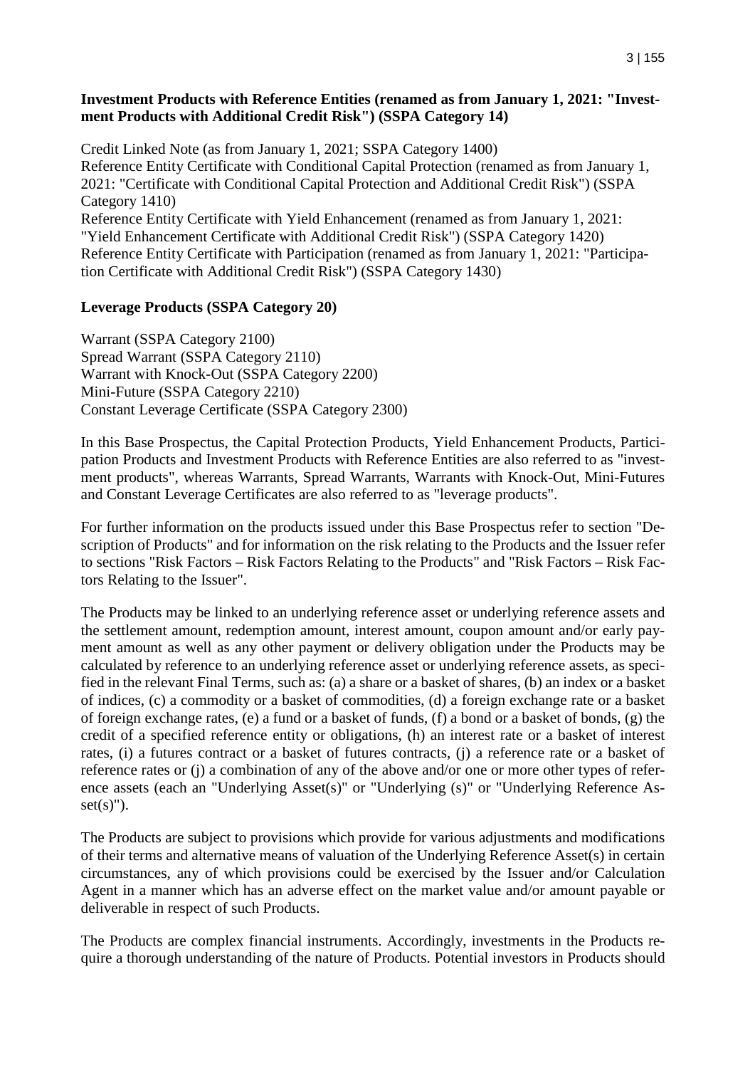**Investment Products with Reference Entities (renamed as from January 1, 2021: "Investment Products with Additional Credit Risk") (SSPA Category 14)**

Credit Linked Note (as from January 1, 2021; SSPA Category 1400)
Reference Entity Certificate with Conditional Capital Protection (renamed as from January 1, 2021: "Certificate with Conditional Capital Protection and Additional Credit Risk") (SSPA Category 1410)
Reference Entity Certificate with Yield Enhancement (renamed as from January 1, 2021: "Yield Enhancement Certificate with Additional Credit Risk") (SSPA Category 1420)
Reference Entity Certificate with Participation (renamed as from January 1, 2021: "Participation Certificate with Additional Credit Risk") (SSPA Category 1430)

**Leverage Products (SSPA Category 20)**

Warrant (SSPA Category 2100)
Spread Warrant (SSPA Category 2110)
Warrant with Knock-Out (SSPA Category 2200)
Mini-Future (SSPA Category 2210)
Constant Leverage Certificate (SSPA Category 2300)

In this Base Prospectus, the Capital Protection Products, Yield Enhancement Products, Participation Products and Investment Products with Reference Entities are also referred to as "investment products", whereas Warrants, Spread Warrants, Warrants with Knock-Out, Mini-Futures and Constant Leverage Certificates are also referred to as "leverage products".

For further information on the products issued under this Base Prospectus refer to section "Description of Products" and for information on the risk relating to the Products and the Issuer refer to sections "Risk Factors – Risk Factors Relating to the Products" and "Risk Factors – Risk Factors Relating to the Issuer".

The Products may be linked to an underlying reference asset or underlying reference assets and the settlement amount, redemption amount, interest amount, coupon amount and/or early payment amount as well as any other payment or delivery obligation under the Products may be calculated by reference to an underlying reference asset or underlying reference assets, as specified in the relevant Final Terms, such as: (a) a share or a basket of shares, (b) an index or a basket of indices, (c) a commodity or a basket of commodities, (d) a foreign exchange rate or a basket of foreign exchange rates, (e) a fund or a basket of funds, (f) a bond or a basket of bonds, (g) the credit of a specified reference entity or obligations, (h) an interest rate or a basket of interest rates, (i) a futures contract or a basket of futures contracts, (j) a reference rate or a basket of reference rates or (j) a combination of any of the above and/or one or more other types of reference assets (each an "Underlying Asset(s)" or "Underlying (s)" or "Underlying Reference Asset(s)").

The Products are subject to provisions which provide for various adjustments and modifications of their terms and alternative means of valuation of the Underlying Reference Asset(s) in certain circumstances, any of which provisions could be exercised by the Issuer and/or Calculation Agent in a manner which has an adverse effect on the market value and/or amount payable or deliverable in respect of such Products.

The Products are complex financial instruments. Accordingly, investments in the Products require a thorough understanding of the nature of Products. Potential investors in Products should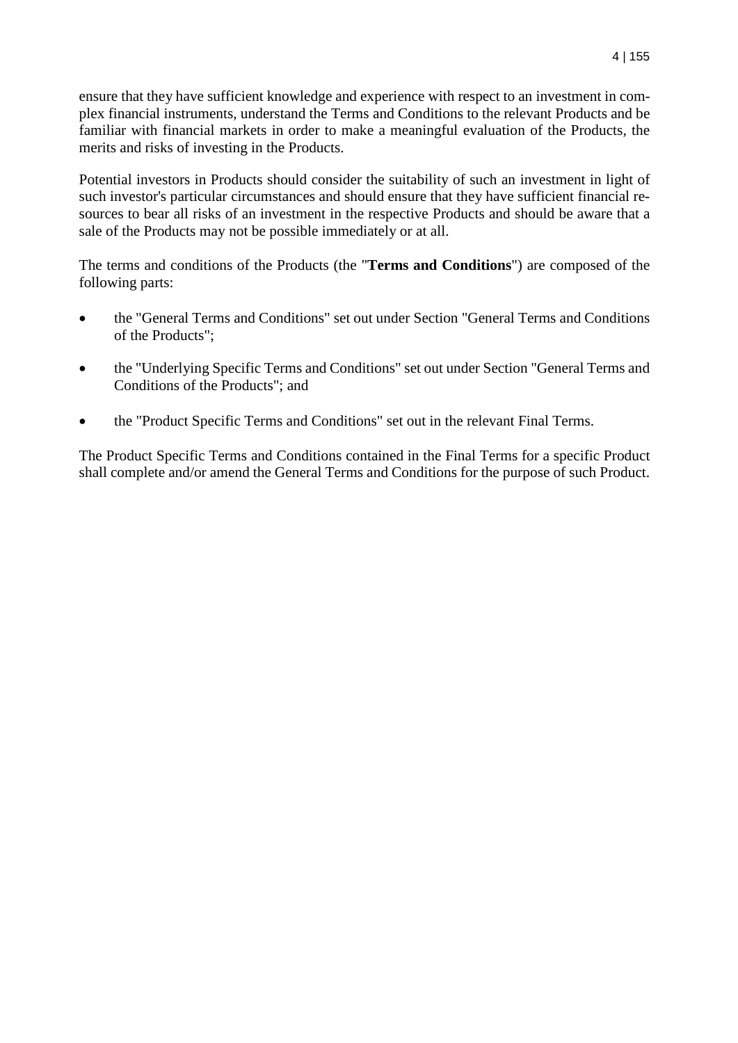ensure that they have sufficient knowledge and experience with respect to an investment in complex financial instruments, understand the Terms and Conditions to the relevant Products and be familiar with financial markets in order to make a meaningful evaluation of the Products, the merits and risks of investing in the Products.

Potential investors in Products should consider the suitability of such an investment in light of such investor's particular circumstances and should ensure that they have sufficient financial resources to bear all risks of an investment in the respective Products and should be aware that a sale of the Products may not be possible immediately or at all.

The terms and conditions of the Products (the "**Terms and Conditions**") are composed of the following parts:

- the "General Terms and Conditions" set out under Section "General Terms and Conditions of the Products";
- the "Underlying Specific Terms and Conditions" set out under Section "General Terms and Conditions of the Products"; and
- the "Product Specific Terms and Conditions" set out in the relevant Final Terms.

The Product Specific Terms and Conditions contained in the Final Terms for a specific Product shall complete and/or amend the General Terms and Conditions for the purpose of such Product.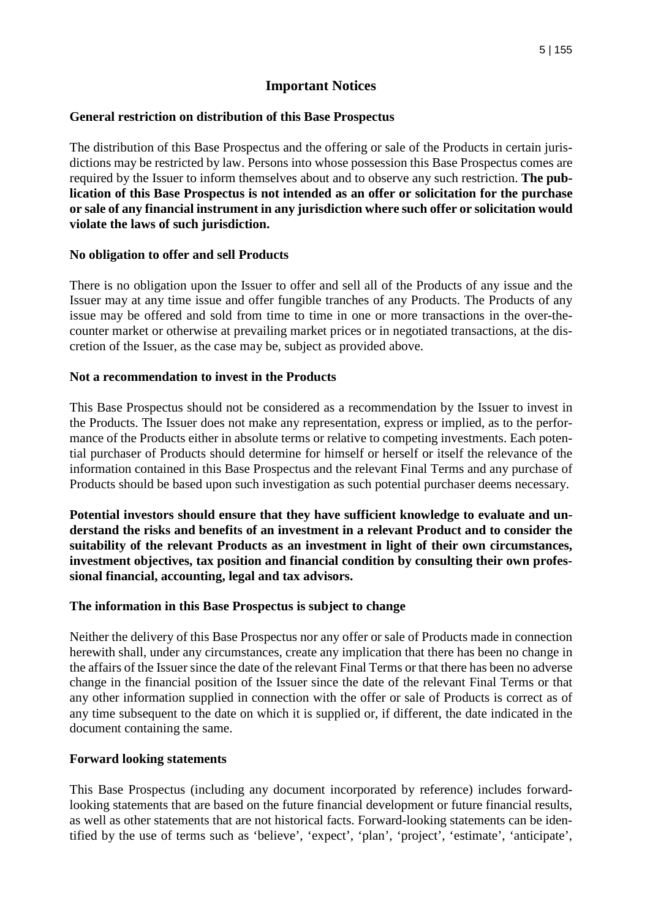## Important Notices

### General restriction on distribution of this Base Prospectus

The distribution of this Base Prospectus and the offering or sale of the Products in certain jurisdictions may be restricted by law. Persons into whose possession this Base Prospectus comes are required by the Issuer to inform themselves about and to observe any such restriction. **The publication of this Base Prospectus is not intended as an offer or solicitation for the purchase or sale of any financial instrument in any jurisdiction where such offer or solicitation would violate the laws of such jurisdiction.**

### No obligation to offer and sell Products

There is no obligation upon the Issuer to offer and sell all of the Products of any issue and the Issuer may at any time issue and offer fungible tranches of any Products. The Products of any issue may be offered and sold from time to time in one or more transactions in the over-the-counter market or otherwise at prevailing market prices or in negotiated transactions, at the discretion of the Issuer, as the case may be, subject as provided above.

### Not a recommendation to invest in the Products

This Base Prospectus should not be considered as a recommendation by the Issuer to invest in the Products. The Issuer does not make any representation, express or implied, as to the performance of the Products either in absolute terms or relative to competing investments. Each potential purchaser of Products should determine for himself or herself or itself the relevance of the information contained in this Base Prospectus and the relevant Final Terms and any purchase of Products should be based upon such investigation as such potential purchaser deems necessary.

**Potential investors should ensure that they have sufficient knowledge to evaluate and understand the risks and benefits of an investment in a relevant Product and to consider the suitability of the relevant Products as an investment in light of their own circumstances, investment objectives, tax position and financial condition by consulting their own professional financial, accounting, legal and tax advisors.**

### The information in this Base Prospectus is subject to change

Neither the delivery of this Base Prospectus nor any offer or sale of Products made in connection herewith shall, under any circumstances, create any implication that there has been no change in the affairs of the Issuer since the date of the relevant Final Terms or that there has been no adverse change in the financial position of the Issuer since the date of the relevant Final Terms or that any other information supplied in connection with the offer or sale of Products is correct as of any time subsequent to the date on which it is supplied or, if different, the date indicated in the document containing the same.

### Forward looking statements

This Base Prospectus (including any document incorporated by reference) includes forward-looking statements that are based on the future financial development or future financial results, as well as other statements that are not historical facts. Forward-looking statements can be identified by the use of terms such as 'believe', 'expect', 'plan', 'project', 'estimate', 'anticipate',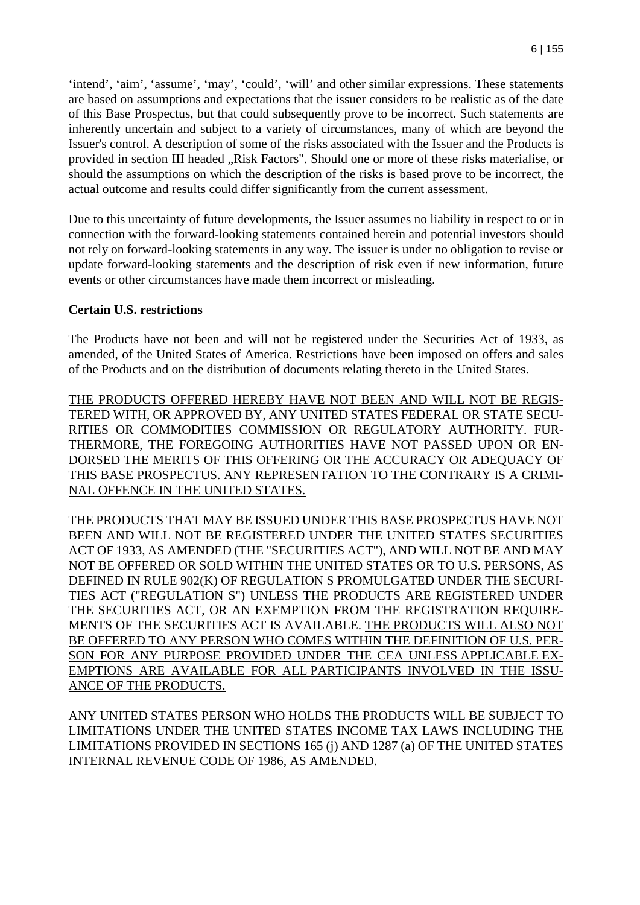'intend', 'aim', 'assume', 'may', 'could', 'will' and other similar expressions. These statements are based on assumptions and expectations that the issuer considers to be realistic as of the date of this Base Prospectus, but that could subsequently prove to be incorrect. Such statements are inherently uncertain and subject to a variety of circumstances, many of which are beyond the Issuer's control. A description of some of the risks associated with the Issuer and the Products is provided in section III headed „Risk Factors". Should one or more of these risks materialise, or should the assumptions on which the description of the risks is based prove to be incorrect, the actual outcome and results could differ significantly from the current assessment.

Due to this uncertainty of future developments, the Issuer assumes no liability in respect to or in connection with the forward-looking statements contained herein and potential investors should not rely on forward-looking statements in any way. The issuer is under no obligation to revise or update forward-looking statements and the description of risk even if new information, future events or other circumstances have made them incorrect or misleading.

**Certain U.S. restrictions**

The Products have not been and will not be registered under the Securities Act of 1933, as amended, of the United States of America. Restrictions have been imposed on offers and sales of the Products and on the distribution of documents relating thereto in the United States.

THE PRODUCTS OFFERED HEREBY HAVE NOT BEEN AND WILL NOT BE REGISTERED WITH, OR APPROVED BY, ANY UNITED STATES FEDERAL OR STATE SECURITIES OR COMMODITIES COMMISSION OR REGULATORY AUTHORITY. FURTHERMORE, THE FOREGOING AUTHORITIES HAVE NOT PASSED UPON OR ENDORSED THE MERITS OF THIS OFFERING OR THE ACCURACY OR ADEQUACY OF THIS BASE PROSPECTUS. ANY REPRESENTATION TO THE CONTRARY IS A CRIMINAL OFFENCE IN THE UNITED STATES.

THE PRODUCTS THAT MAY BE ISSUED UNDER THIS BASE PROSPECTUS HAVE NOT BEEN AND WILL NOT BE REGISTERED UNDER THE UNITED STATES SECURITIES ACT OF 1933, AS AMENDED (THE "SECURITIES ACT"), AND WILL NOT BE AND MAY NOT BE OFFERED OR SOLD WITHIN THE UNITED STATES OR TO U.S. PERSONS, AS DEFINED IN RULE 902(K) OF REGULATION S PROMULGATED UNDER THE SECURITIES ACT ("REGULATION S") UNLESS THE PRODUCTS ARE REGISTERED UNDER THE SECURITIES ACT, OR AN EXEMPTION FROM THE REGISTRATION REQUIREMENTS OF THE SECURITIES ACT IS AVAILABLE. THE PRODUCTS WILL ALSO NOT BE OFFERED TO ANY PERSON WHO COMES WITHIN THE DEFINITION OF U.S. PERSON FOR ANY PURPOSE PROVIDED UNDER THE CEA UNLESS APPLICABLE EXEMPTIONS ARE AVAILABLE FOR ALL PARTICIPANTS INVOLVED IN THE ISSUANCE OF THE PRODUCTS.

ANY UNITED STATES PERSON WHO HOLDS THE PRODUCTS WILL BE SUBJECT TO LIMITATIONS UNDER THE UNITED STATES INCOME TAX LAWS INCLUDING THE LIMITATIONS PROVIDED IN SECTIONS 165 (j) AND 1287 (a) OF THE UNITED STATES INTERNAL REVENUE CODE OF 1986, AS AMENDED.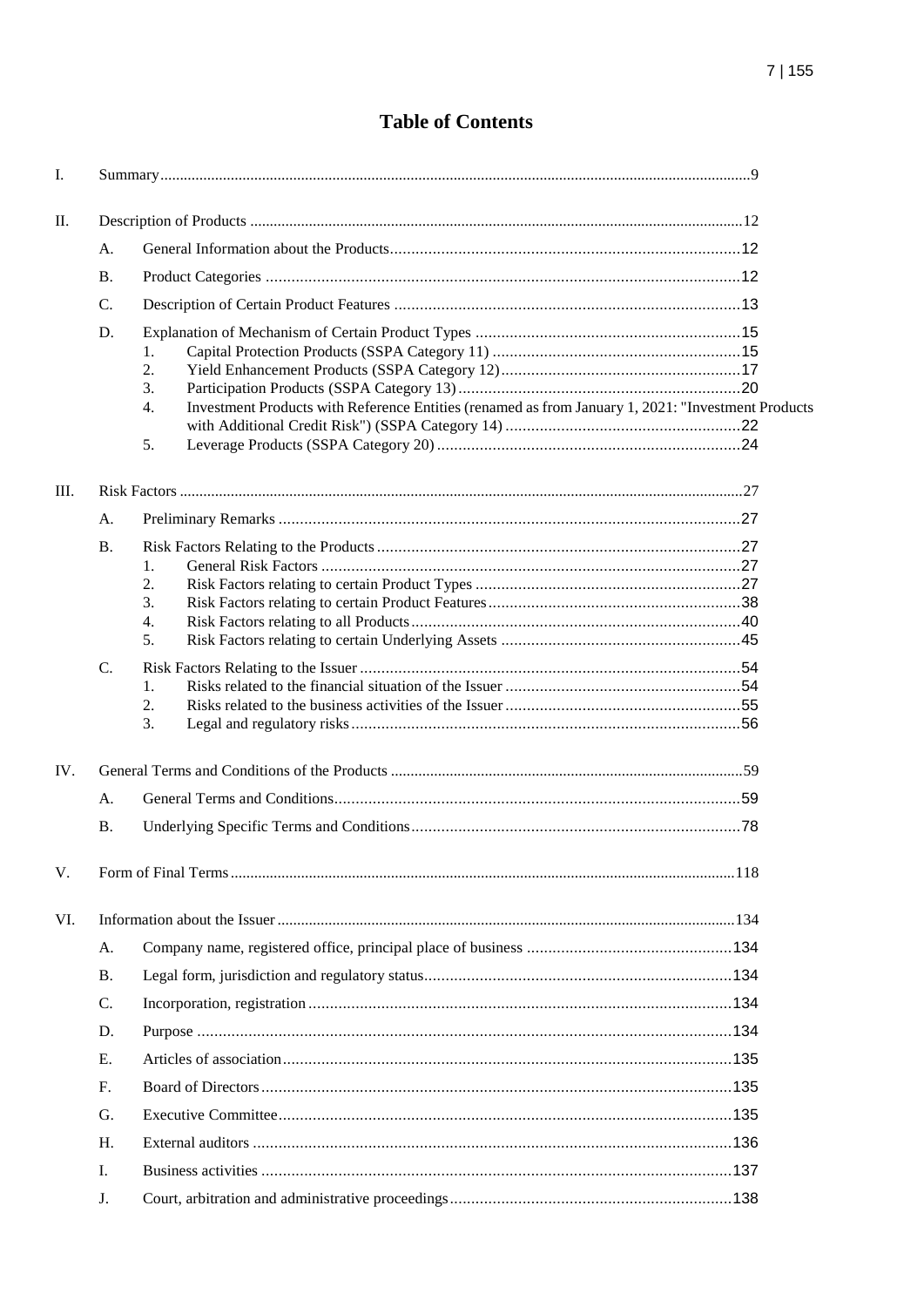# Table of Contents

- I. Summary ... 9
- II. Description of Products ... 12
  - A. General Information about the Products ... 12
  - B. Product Categories ... 12
  - C. Description of Certain Product Features ... 13
  - D. Explanation of Mechanism of Certain Product Types ... 15
    1. Capital Protection Products (SSPA Category 11) ... 15
    2. Yield Enhancement Products (SSPA Category 12) ... 17
    3. Participation Products (SSPA Category 13) ... 20
    4. Investment Products with Reference Entities (renamed as from January 1, 2021: "Investment Products with Additional Credit Risk") (SSPA Category 14) ... 22
    5. Leverage Products (SSPA Category 20) ... 24
- III. Risk Factors ... 27
  - A. Preliminary Remarks ... 27
  - B. Risk Factors Relating to the Products ... 27
    1. General Risk Factors ... 27
    2. Risk Factors relating to certain Product Types ... 27
    3. Risk Factors relating to certain Product Features ... 38
    4. Risk Factors relating to all Products ... 40
    5. Risk Factors relating to certain Underlying Assets ... 45
  - C. Risk Factors Relating to the Issuer ... 54
    1. Risks related to the financial situation of the Issuer ... 54
    2. Risks related to the business activities of the Issuer ... 55
    3. Legal and regulatory risks ... 56
- IV. General Terms and Conditions of the Products ... 59
  - A. General Terms and Conditions ... 59
  - B. Underlying Specific Terms and Conditions ... 78
- V. Form of Final Terms ... 118
- VI. Information about the Issuer ... 134
  - A. Company name, registered office, principal place of business ... 134
  - B. Legal form, jurisdiction and regulatory status ... 134
  - C. Incorporation, registration ... 134
  - D. Purpose ... 134
  - E. Articles of association ... 135
  - F. Board of Directors ... 135
  - G. Executive Committee ... 135
  - H. External auditors ... 136
  - I. Business activities ... 137
  - J. Court, arbitration and administrative proceedings ... 138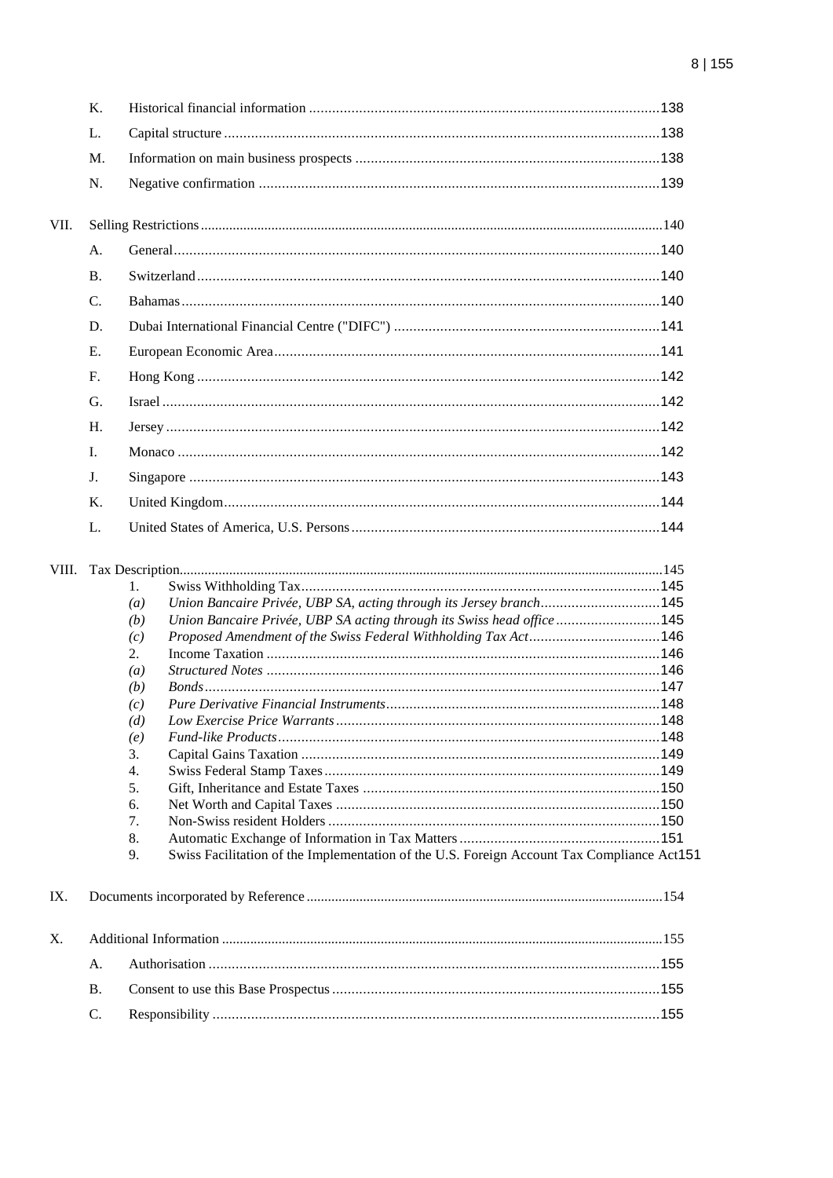K. Historical financial information ....................................................................................138

L. Capital structure ..........................................................................................................138

M. Information on main business prospects ........................................................................138

N. Negative confirmation ..................................................................................................139

VII. Selling Restrictions..........................................................................................................140

A. General.......................................................................................................................140

B. Switzerland..................................................................................................................140

C. Bahamas.....................................................................................................................140

D. Dubai International Financial Centre ("DIFC") ...............................................................141

E. European Economic Area...............................................................................................141

F. Hong Kong ..................................................................................................................142

G. Israel ..........................................................................................................................142

H. Jersey .........................................................................................................................142

I. Monaco .......................................................................................................................142

J. Singapore ....................................................................................................................143

K. United Kingdom...........................................................................................................144

L. United States of America, U.S. Persons .........................................................................144

VIII. Tax Description..............................................................................................................145

1. Swiss Withholding Tax..................................................................................................145

*(a)* *Union Bancaire Privée, UBP SA, acting through its Jersey branch*...................................145

*(b)* *Union Bancaire Privée, UBP SA acting through its Swiss head office* ................................145

*(c)* *Proposed Amendment of the Swiss Federal Withholding Tax Act*.....................................146

2. Income Taxation .........................................................................................................146

*(a)* *Structured Notes* .........................................................................................................146

*(b)* *Bonds*........................................................................................................................147

*(c)* *Pure Derivative Financial Instruments*...........................................................................148

*(d)* *Low Exercise Price Warrants*........................................................................................148

*(e)* *Fund-like Products*......................................................................................................148

3. Capital Gains Taxation .................................................................................................149

4. Swiss Federal Stamp Taxes............................................................................................149

5. Gift, Inheritance and Estate Taxes .................................................................................150

6. Net Worth and Capital Taxes .........................................................................................150

7. Non-Swiss resident Holders ...........................................................................................150

8. Automatic Exchange of Information in Tax Matters ........................................................151

9. Swiss Facilitation of the Implementation of the U.S. Foreign Account Tax Compliance Act151

IX. Documents incorporated by Reference ..............................................................................154

X. Additional Information ....................................................................................................155

A. Authorisation ..............................................................................................................155

B. Consent to use this Base Prospectus ..............................................................................155

C. Responsibility .............................................................................................................155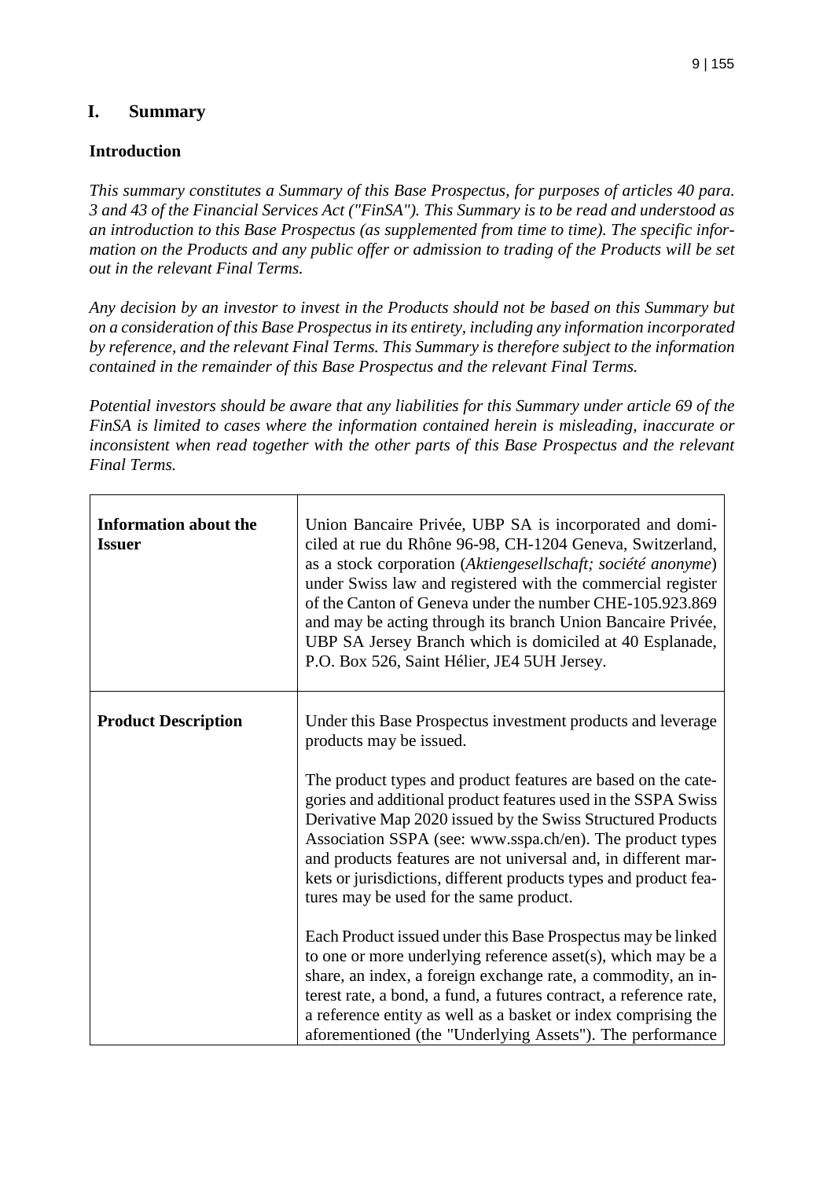# I. Summary

**Introduction**

*This summary constitutes a Summary of this Base Prospectus, for purposes of articles 40 para. 3 and 43 of the Financial Services Act ("FinSA"). This Summary is to be read and understood as an introduction to this Base Prospectus (as supplemented from time to time). The specific information on the Products and any public offer or admission to trading of the Products will be set out in the relevant Final Terms.*

*Any decision by an investor to invest in the Products should not be based on this Summary but on a consideration of this Base Prospectus in its entirety, including any information incorporated by reference, and the relevant Final Terms. This Summary is therefore subject to the information contained in the remainder of this Base Prospectus and the relevant Final Terms.*

*Potential investors should be aware that any liabilities for this Summary under article 69 of the FinSA is limited to cases where the information contained herein is misleading, inaccurate or inconsistent when read together with the other parts of this Base Prospectus and the relevant Final Terms.*

| | |
|---|---|
| **Information about the Issuer** | Union Bancaire Privée, UBP SA is incorporated and domiciled at rue du Rhône 96-98, CH-1204 Geneva, Switzerland, as a stock corporation (*Aktiengesellschaft; société anonyme*) under Swiss law and registered with the commercial register of the Canton of Geneva under the number CHE-105.923.869 and may be acting through its branch Union Bancaire Privée, UBP SA Jersey Branch which is domiciled at 40 Esplanade, P.O. Box 526, Saint Hélier, JE4 5UH Jersey. |
| **Product Description** | Under this Base Prospectus investment products and leverage products may be issued.<br><br>The product types and product features are based on the categories and additional product features used in the SSPA Swiss Derivative Map 2020 issued by the Swiss Structured Products Association SSPA (see: www.sspa.ch/en). The product types and products features are not universal and, in different markets or jurisdictions, different products types and product features may be used for the same product.<br><br>Each Product issued under this Base Prospectus may be linked to one or more underlying reference asset(s), which may be a share, an index, a foreign exchange rate, a commodity, an interest rate, a bond, a fund, a futures contract, a reference rate, a reference entity as well as a basket or index comprising the aforementioned (the "Underlying Assets"). The performance |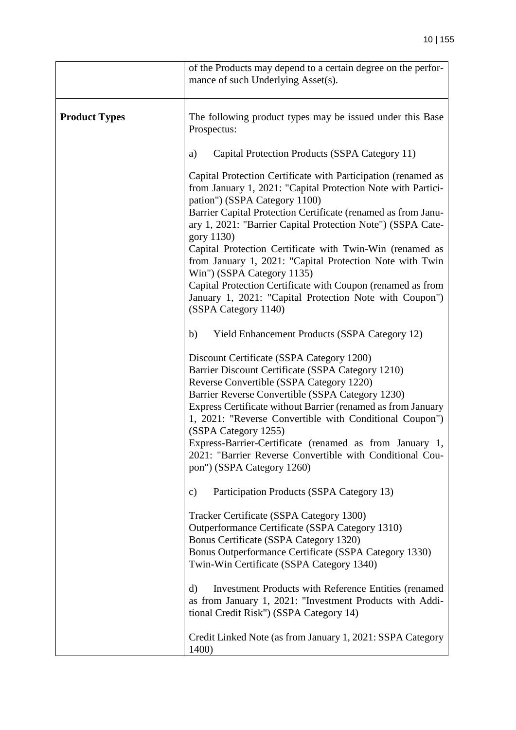| | |
|---|---|
| | of the Products may depend to a certain degree on the performance of such Underlying Asset(s). |
| **Product Types** | The following product types may be issued under this Base Prospectus:<br><br>a) Capital Protection Products (SSPA Category 11)<br><br>Capital Protection Certificate with Participation (renamed as from January 1, 2021: "Capital Protection Note with Participation") (SSPA Category 1100)<br>Barrier Capital Protection Certificate (renamed as from January 1, 2021: "Barrier Capital Protection Note") (SSPA Category 1130)<br>Capital Protection Certificate with Twin-Win (renamed as from January 1, 2021: "Capital Protection Note with Twin Win") (SSPA Category 1135)<br>Capital Protection Certificate with Coupon (renamed as from January 1, 2021: "Capital Protection Note with Coupon") (SSPA Category 1140)<br><br>b) Yield Enhancement Products (SSPA Category 12)<br><br>Discount Certificate (SSPA Category 1200)<br>Barrier Discount Certificate (SSPA Category 1210)<br>Reverse Convertible (SSPA Category 1220)<br>Barrier Reverse Convertible (SSPA Category 1230)<br>Express Certificate without Barrier (renamed as from January 1, 2021: "Reverse Convertible with Conditional Coupon") (SSPA Category 1255)<br>Express-Barrier-Certificate (renamed as from January 1, 2021: "Barrier Reverse Convertible with Conditional Coupon") (SSPA Category 1260)<br><br>c) Participation Products (SSPA Category 13)<br><br>Tracker Certificate (SSPA Category 1300)<br>Outperformance Certificate (SSPA Category 1310)<br>Bonus Certificate (SSPA Category 1320)<br>Bonus Outperformance Certificate (SSPA Category 1330)<br>Twin-Win Certificate (SSPA Category 1340)<br><br>d) Investment Products with Reference Entities (renamed as from January 1, 2021: "Investment Products with Additional Credit Risk") (SSPA Category 14)<br><br>Credit Linked Note (as from January 1, 2021: SSPA Category 1400) |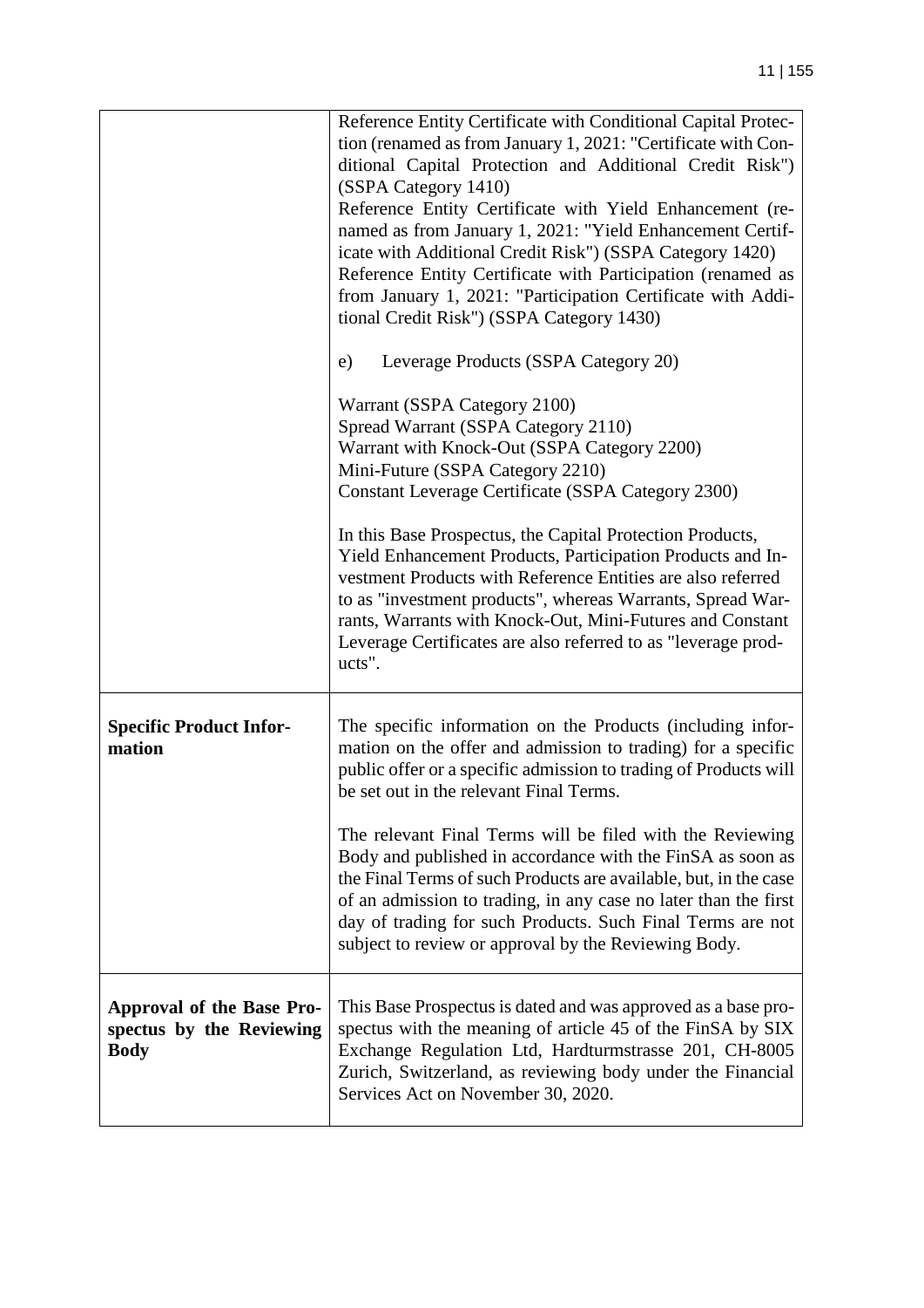| | |
|---|---|
| | Reference Entity Certificate with Conditional Capital Protection (renamed as from January 1, 2021: "Certificate with Conditional Capital Protection and Additional Credit Risk") (SSPA Category 1410)<br>Reference Entity Certificate with Yield Enhancement (renamed as from January 1, 2021: "Yield Enhancement Certificate with Additional Credit Risk") (SSPA Category 1420)<br>Reference Entity Certificate with Participation (renamed as from January 1, 2021: "Participation Certificate with Additional Credit Risk") (SSPA Category 1430)<br><br>e) Leverage Products (SSPA Category 20)<br><br>Warrant (SSPA Category 2100)<br>Spread Warrant (SSPA Category 2110)<br>Warrant with Knock-Out (SSPA Category 2200)<br>Mini-Future (SSPA Category 2210)<br>Constant Leverage Certificate (SSPA Category 2300)<br><br>In this Base Prospectus, the Capital Protection Products, Yield Enhancement Products, Participation Products and Investment Products with Reference Entities are also referred to as "investment products", whereas Warrants, Spread Warrants, Warrants with Knock-Out, Mini-Futures and Constant Leverage Certificates are also referred to as "leverage products". |
| **Specific Product Information** | The specific information on the Products (including information on the offer and admission to trading) for a specific public offer or a specific admission to trading of Products will be set out in the relevant Final Terms.<br><br>The relevant Final Terms will be filed with the Reviewing Body and published in accordance with the FinSA as soon as the Final Terms of such Products are available, but, in the case of an admission to trading, in any case no later than the first day of trading for such Products. Such Final Terms are not subject to review or approval by the Reviewing Body. |
| **Approval of the Base Prospectus by the Reviewing Body** | This Base Prospectus is dated and was approved as a base prospectus with the meaning of article 45 of the FinSA by SIX Exchange Regulation Ltd, Hardturmstrasse 201, CH-8005 Zurich, Switzerland, as reviewing body under the Financial Services Act on November 30, 2020. |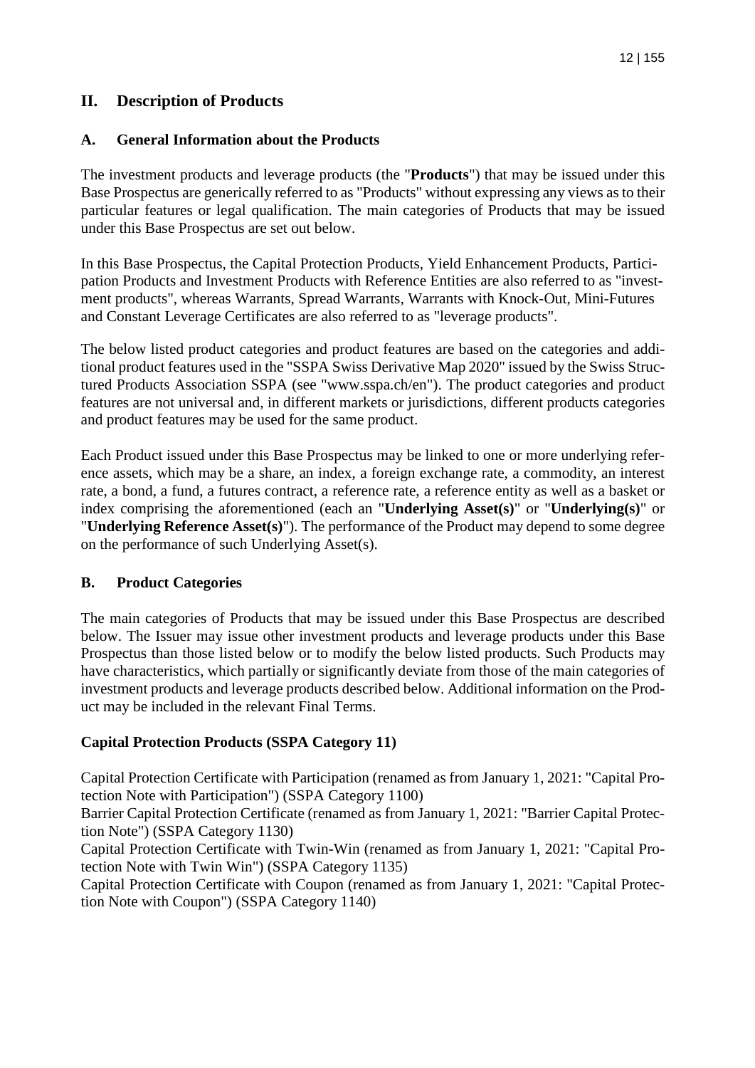## II. Description of Products

### A. General Information about the Products

The investment products and leverage products (the "**Products**") that may be issued under this Base Prospectus are generically referred to as "Products" without expressing any views as to their particular features or legal qualification. The main categories of Products that may be issued under this Base Prospectus are set out below.

In this Base Prospectus, the Capital Protection Products, Yield Enhancement Products, Participation Products and Investment Products with Reference Entities are also referred to as "investment products", whereas Warrants, Spread Warrants, Warrants with Knock-Out, Mini-Futures and Constant Leverage Certificates are also referred to as "leverage products".

The below listed product categories and product features are based on the categories and additional product features used in the "SSPA Swiss Derivative Map 2020" issued by the Swiss Structured Products Association SSPA (see "www.sspa.ch/en"). The product categories and product features are not universal and, in different markets or jurisdictions, different products categories and product features may be used for the same product.

Each Product issued under this Base Prospectus may be linked to one or more underlying reference assets, which may be a share, an index, a foreign exchange rate, a commodity, an interest rate, a bond, a fund, a futures contract, a reference rate, a reference entity as well as a basket or index comprising the aforementioned (each an "**Underlying Asset(s)**" or "**Underlying(s)**" or "**Underlying Reference Asset(s)**"). The performance of the Product may depend to some degree on the performance of such Underlying Asset(s).

### B. Product Categories

The main categories of Products that may be issued under this Base Prospectus are described below. The Issuer may issue other investment products and leverage products under this Base Prospectus than those listed below or to modify the below listed products. Such Products may have characteristics, which partially or significantly deviate from those of the main categories of investment products and leverage products described below. Additional information on the Product may be included in the relevant Final Terms.

**Capital Protection Products (SSPA Category 11)**

Capital Protection Certificate with Participation (renamed as from January 1, 2021: "Capital Protection Note with Participation") (SSPA Category 1100)
Barrier Capital Protection Certificate (renamed as from January 1, 2021: "Barrier Capital Protection Note") (SSPA Category 1130)
Capital Protection Certificate with Twin-Win (renamed as from January 1, 2021: "Capital Protection Note with Twin Win") (SSPA Category 1135)
Capital Protection Certificate with Coupon (renamed as from January 1, 2021: "Capital Protection Note with Coupon") (SSPA Category 1140)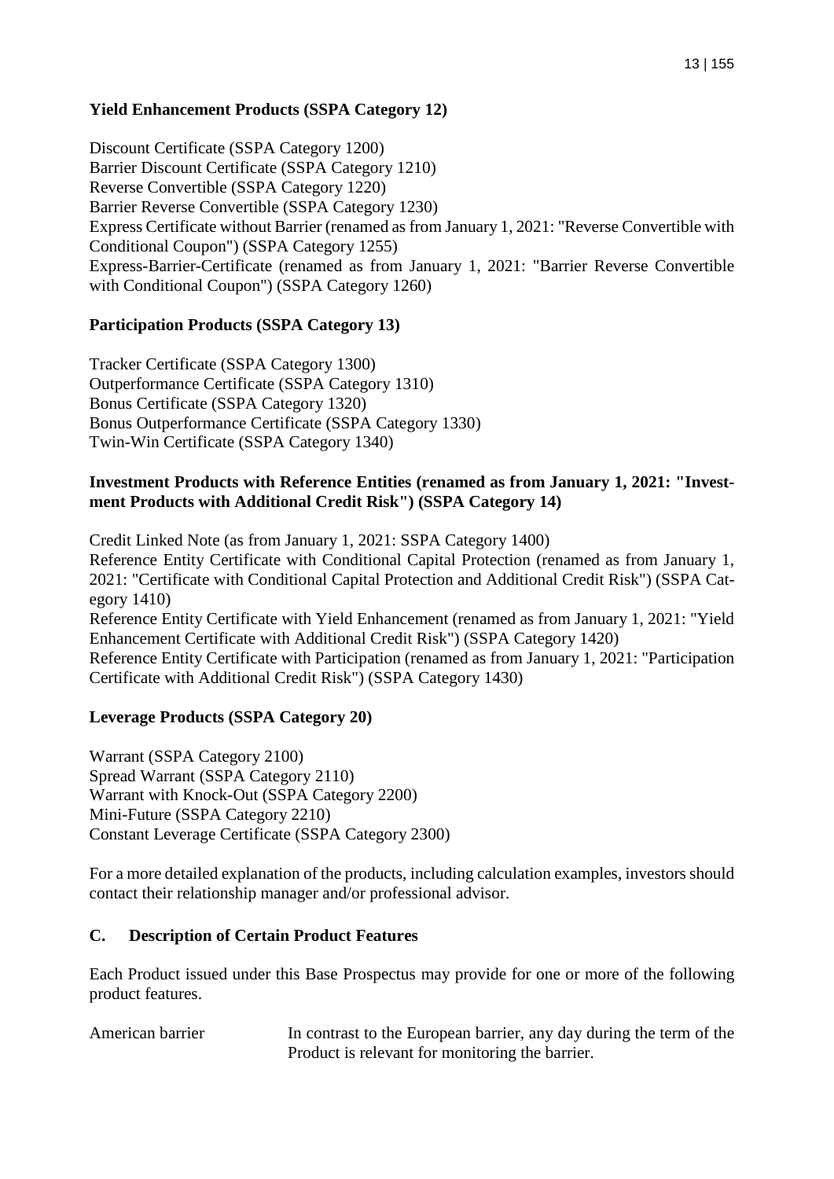**Yield Enhancement Products (SSPA Category 12)**

Discount Certificate (SSPA Category 1200)
Barrier Discount Certificate (SSPA Category 1210)
Reverse Convertible (SSPA Category 1220)
Barrier Reverse Convertible (SSPA Category 1230)
Express Certificate without Barrier (renamed as from January 1, 2021: "Reverse Convertible with Conditional Coupon") (SSPA Category 1255)
Express-Barrier-Certificate (renamed as from January 1, 2021: "Barrier Reverse Convertible with Conditional Coupon") (SSPA Category 1260)

**Participation Products (SSPA Category 13)**

Tracker Certificate (SSPA Category 1300)
Outperformance Certificate (SSPA Category 1310)
Bonus Certificate (SSPA Category 1320)
Bonus Outperformance Certificate (SSPA Category 1330)
Twin-Win Certificate (SSPA Category 1340)

**Investment Products with Reference Entities (renamed as from January 1, 2021: "Investment Products with Additional Credit Risk") (SSPA Category 14)**

Credit Linked Note (as from January 1, 2021: SSPA Category 1400)
Reference Entity Certificate with Conditional Capital Protection (renamed as from January 1, 2021: "Certificate with Conditional Capital Protection and Additional Credit Risk") (SSPA Category 1410)
Reference Entity Certificate with Yield Enhancement (renamed as from January 1, 2021: "Yield Enhancement Certificate with Additional Credit Risk") (SSPA Category 1420)
Reference Entity Certificate with Participation (renamed as from January 1, 2021: "Participation Certificate with Additional Credit Risk") (SSPA Category 1430)

**Leverage Products (SSPA Category 20)**

Warrant (SSPA Category 2100)
Spread Warrant (SSPA Category 2110)
Warrant with Knock-Out (SSPA Category 2200)
Mini-Future (SSPA Category 2210)
Constant Leverage Certificate (SSPA Category 2300)

For a more detailed explanation of the products, including calculation examples, investors should contact their relationship manager and/or professional advisor.

## C. Description of Certain Product Features

Each Product issued under this Base Prospectus may provide for one or more of the following product features.

| | |
|---|---|
| American barrier | In contrast to the European barrier, any day during the term of the Product is relevant for monitoring the barrier. |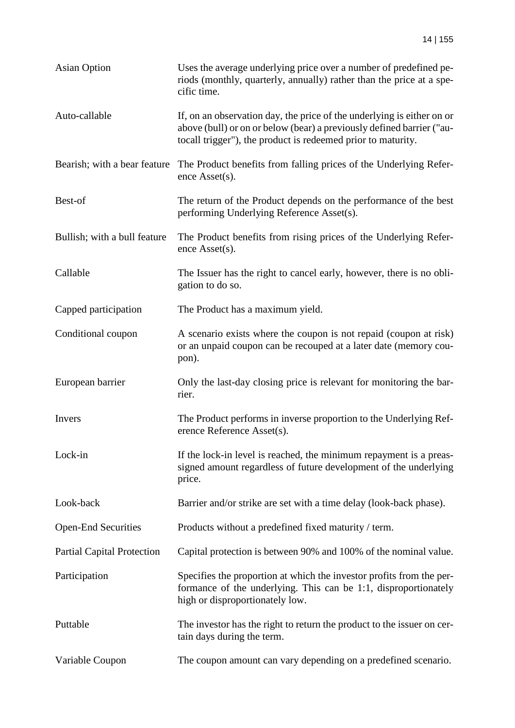| | |
|---|---|
| Asian Option | Uses the average underlying price over a number of predefined periods (monthly, quarterly, annually) rather than the price at a specific time. |
| Auto-callable | If, on an observation day, the price of the underlying is either on or above (bull) or on or below (bear) a previously defined barrier ("autocall trigger"), the product is redeemed prior to maturity. |
| Bearish; with a bear feature | The Product benefits from falling prices of the Underlying Reference Asset(s). |
| Best-of | The return of the Product depends on the performance of the best performing Underlying Reference Asset(s). |
| Bullish; with a bull feature | The Product benefits from rising prices of the Underlying Reference Asset(s). |
| Callable | The Issuer has the right to cancel early, however, there is no obligation to do so. |
| Capped participation | The Product has a maximum yield. |
| Conditional coupon | A scenario exists where the coupon is not repaid (coupon at risk) or an unpaid coupon can be recouped at a later date (memory coupon). |
| European barrier | Only the last-day closing price is relevant for monitoring the barrier. |
| Invers | The Product performs in inverse proportion to the Underlying Reference Reference Asset(s). |
| Lock-in | If the lock-in level is reached, the minimum repayment is a preassigned amount regardless of future development of the underlying price. |
| Look-back | Barrier and/or strike are set with a time delay (look-back phase). |
| Open-End Securities | Products without a predefined fixed maturity / term. |
| Partial Capital Protection | Capital protection is between 90% and 100% of the nominal value. |
| Participation | Specifies the proportion at which the investor profits from the performance of the underlying. This can be 1:1, disproportionately high or disproportionately low. |
| Puttable | The investor has the right to return the product to the issuer on certain days during the term. |
| Variable Coupon | The coupon amount can vary depending on a predefined scenario. |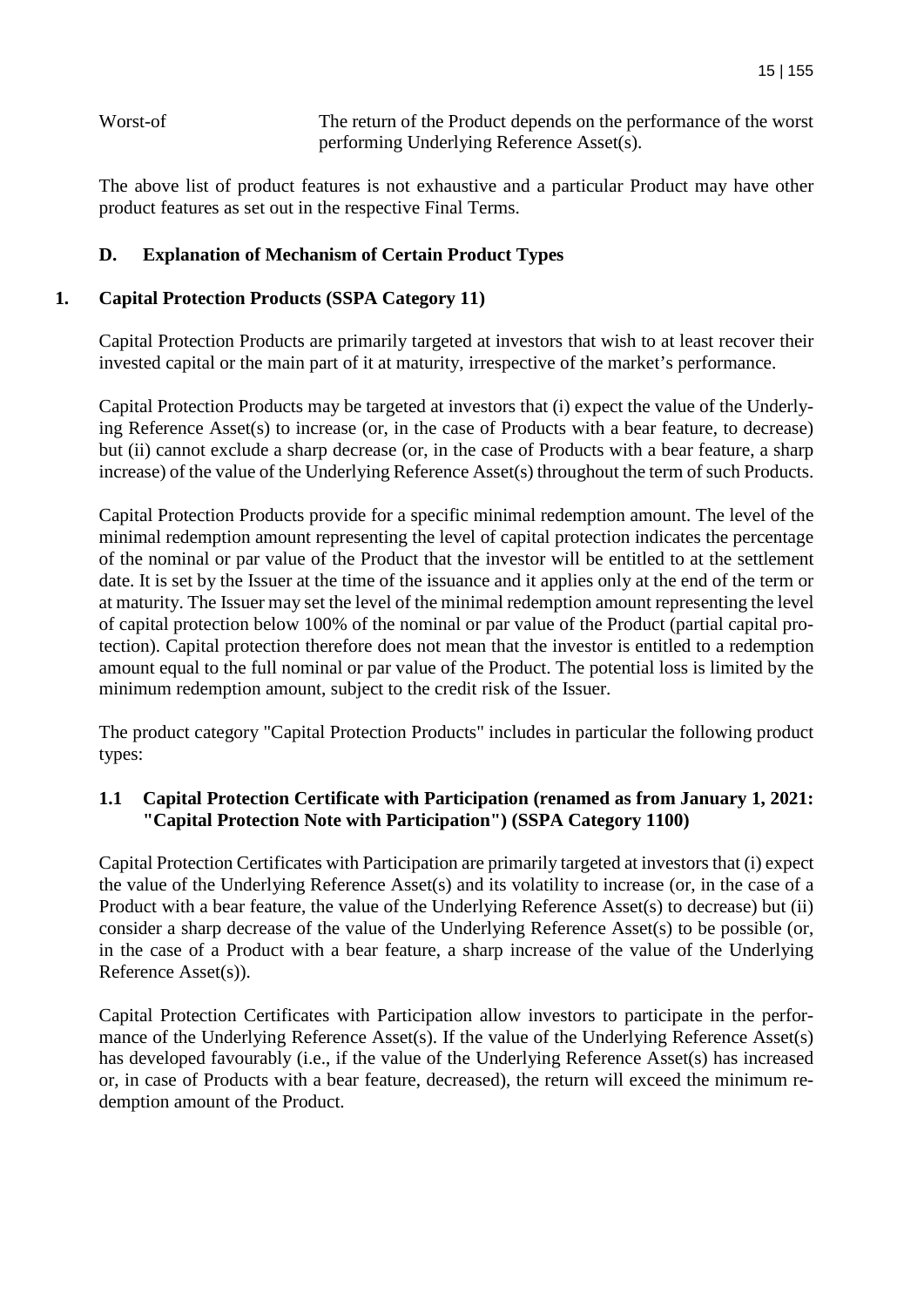| Worst-of | The return of the Product depends on the performance of the worst performing Underlying Reference Asset(s). |
|---|---|

The above list of product features is not exhaustive and a particular Product may have other product features as set out in the respective Final Terms.

## D. Explanation of Mechanism of Certain Product Types

### 1. Capital Protection Products (SSPA Category 11)

Capital Protection Products are primarily targeted at investors that wish to at least recover their invested capital or the main part of it at maturity, irrespective of the market's performance.

Capital Protection Products may be targeted at investors that (i) expect the value of the Underlying Reference Asset(s) to increase (or, in the case of Products with a bear feature, to decrease) but (ii) cannot exclude a sharp decrease (or, in the case of Products with a bear feature, a sharp increase) of the value of the Underlying Reference Asset(s) throughout the term of such Products.

Capital Protection Products provide for a specific minimal redemption amount. The level of the minimal redemption amount representing the level of capital protection indicates the percentage of the nominal or par value of the Product that the investor will be entitled to at the settlement date. It is set by the Issuer at the time of the issuance and it applies only at the end of the term or at maturity. The Issuer may set the level of the minimal redemption amount representing the level of capital protection below 100% of the nominal or par value of the Product (partial capital protection). Capital protection therefore does not mean that the investor is entitled to a redemption amount equal to the full nominal or par value of the Product. The potential loss is limited by the minimum redemption amount, subject to the credit risk of the Issuer.

The product category "Capital Protection Products" includes in particular the following product types:

#### 1.1 Capital Protection Certificate with Participation (renamed as from January 1, 2021: "Capital Protection Note with Participation") (SSPA Category 1100)

Capital Protection Certificates with Participation are primarily targeted at investors that (i) expect the value of the Underlying Reference Asset(s) and its volatility to increase (or, in the case of a Product with a bear feature, the value of the Underlying Reference Asset(s) to decrease) but (ii) consider a sharp decrease of the value of the Underlying Reference Asset(s) to be possible (or, in the case of a Product with a bear feature, a sharp increase of the value of the Underlying Reference Asset(s)).

Capital Protection Certificates with Participation allow investors to participate in the performance of the Underlying Reference Asset(s). If the value of the Underlying Reference Asset(s) has developed favourably (i.e., if the value of the Underlying Reference Asset(s) has increased or, in case of Products with a bear feature, decreased), the return will exceed the minimum redemption amount of the Product.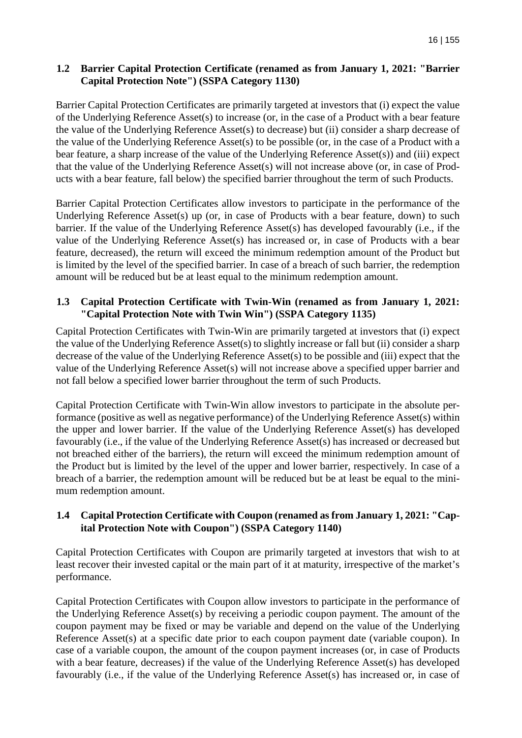### 1.2 Barrier Capital Protection Certificate (renamed as from January 1, 2021: "Barrier Capital Protection Note") (SSPA Category 1130)

Barrier Capital Protection Certificates are primarily targeted at investors that (i) expect the value of the Underlying Reference Asset(s) to increase (or, in the case of a Product with a bear feature the value of the Underlying Reference Asset(s) to decrease) but (ii) consider a sharp decrease of the value of the Underlying Reference Asset(s) to be possible (or, in the case of a Product with a bear feature, a sharp increase of the value of the Underlying Reference Asset(s)) and (iii) expect that the value of the Underlying Reference Asset(s) will not increase above (or, in case of Products with a bear feature, fall below) the specified barrier throughout the term of such Products.

Barrier Capital Protection Certificates allow investors to participate in the performance of the Underlying Reference Asset(s) up (or, in case of Products with a bear feature, down) to such barrier. If the value of the Underlying Reference Asset(s) has developed favourably (i.e., if the value of the Underlying Reference Asset(s) has increased or, in case of Products with a bear feature, decreased), the return will exceed the minimum redemption amount of the Product but is limited by the level of the specified barrier. In case of a breach of such barrier, the redemption amount will be reduced but be at least equal to the minimum redemption amount.

### 1.3 Capital Protection Certificate with Twin-Win (renamed as from January 1, 2021: "Capital Protection Note with Twin Win") (SSPA Category 1135)

Capital Protection Certificates with Twin-Win are primarily targeted at investors that (i) expect the value of the Underlying Reference Asset(s) to slightly increase or fall but (ii) consider a sharp decrease of the value of the Underlying Reference Asset(s) to be possible and (iii) expect that the value of the Underlying Reference Asset(s) will not increase above a specified upper barrier and not fall below a specified lower barrier throughout the term of such Products.

Capital Protection Certificate with Twin-Win allow investors to participate in the absolute performance (positive as well as negative performance) of the Underlying Reference Asset(s) within the upper and lower barrier. If the value of the Underlying Reference Asset(s) has developed favourably (i.e., if the value of the Underlying Reference Asset(s) has increased or decreased but not breached either of the barriers), the return will exceed the minimum redemption amount of the Product but is limited by the level of the upper and lower barrier, respectively. In case of a breach of a barrier, the redemption amount will be reduced but be at least be equal to the minimum redemption amount.

### 1.4 Capital Protection Certificate with Coupon (renamed as from January 1, 2021: "Capital Protection Note with Coupon") (SSPA Category 1140)

Capital Protection Certificates with Coupon are primarily targeted at investors that wish to at least recover their invested capital or the main part of it at maturity, irrespective of the market's performance.

Capital Protection Certificates with Coupon allow investors to participate in the performance of the Underlying Reference Asset(s) by receiving a periodic coupon payment. The amount of the coupon payment may be fixed or may be variable and depend on the value of the Underlying Reference Asset(s) at a specific date prior to each coupon payment date (variable coupon). In case of a variable coupon, the amount of the coupon payment increases (or, in case of Products with a bear feature, decreases) if the value of the Underlying Reference Asset(s) has developed favourably (i.e., if the value of the Underlying Reference Asset(s) has increased or, in case of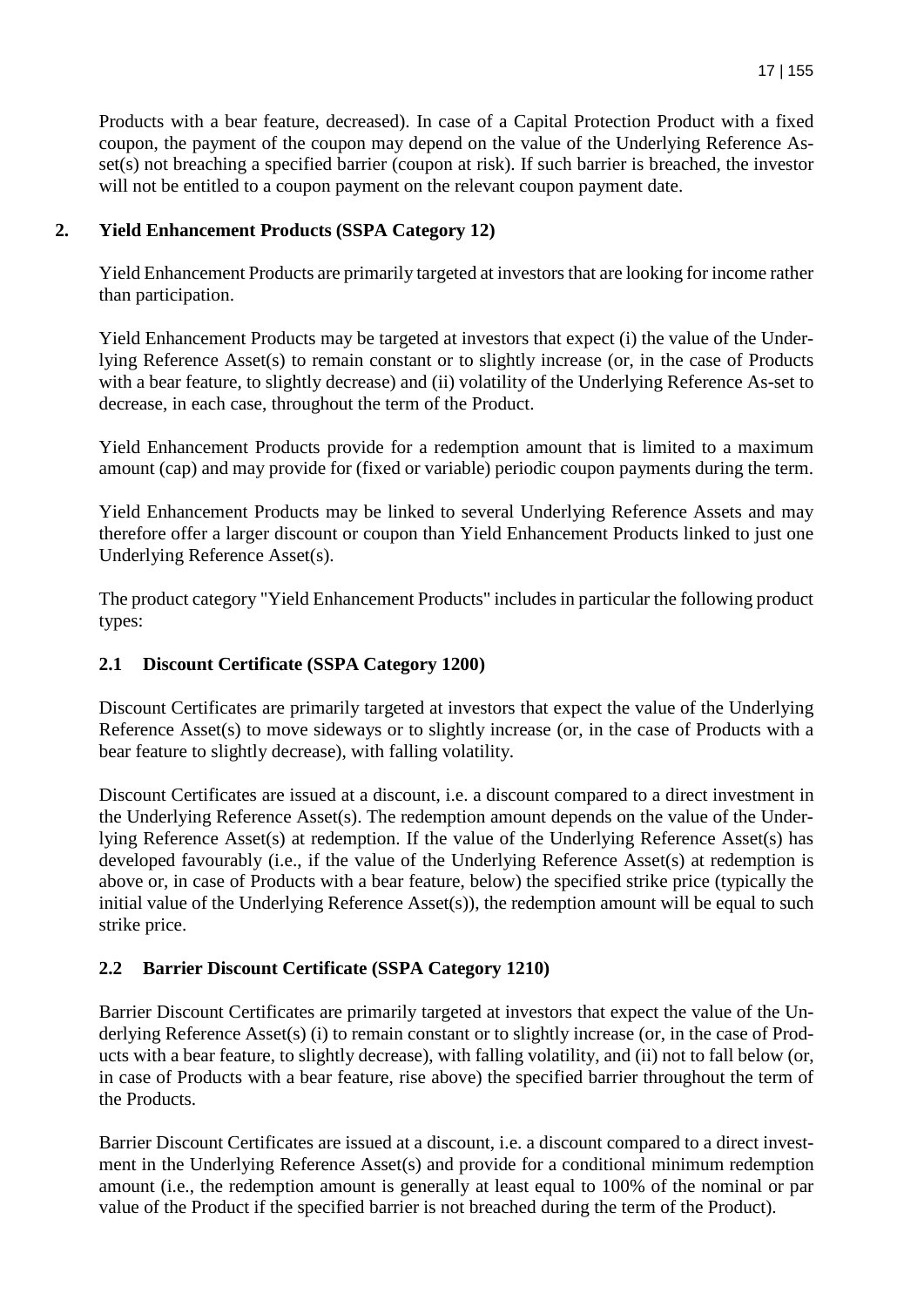Products with a bear feature, decreased). In case of a Capital Protection Product with a fixed coupon, the payment of the coupon may depend on the value of the Underlying Reference Asset(s) not breaching a specified barrier (coupon at risk). If such barrier is breached, the investor will not be entitled to a coupon payment on the relevant coupon payment date.

## 2. Yield Enhancement Products (SSPA Category 12)

Yield Enhancement Products are primarily targeted at investors that are looking for income rather than participation.

Yield Enhancement Products may be targeted at investors that expect (i) the value of the Underlying Reference Asset(s) to remain constant or to slightly increase (or, in the case of Products with a bear feature, to slightly decrease) and (ii) volatility of the Underlying Reference As-set to decrease, in each case, throughout the term of the Product.

Yield Enhancement Products provide for a redemption amount that is limited to a maximum amount (cap) and may provide for (fixed or variable) periodic coupon payments during the term.

Yield Enhancement Products may be linked to several Underlying Reference Assets and may therefore offer a larger discount or coupon than Yield Enhancement Products linked to just one Underlying Reference Asset(s).

The product category "Yield Enhancement Products" includes in particular the following product types:

### 2.1 Discount Certificate (SSPA Category 1200)

Discount Certificates are primarily targeted at investors that expect the value of the Underlying Reference Asset(s) to move sideways or to slightly increase (or, in the case of Products with a bear feature to slightly decrease), with falling volatility.

Discount Certificates are issued at a discount, i.e. a discount compared to a direct investment in the Underlying Reference Asset(s). The redemption amount depends on the value of the Underlying Reference Asset(s) at redemption. If the value of the Underlying Reference Asset(s) has developed favourably (i.e., if the value of the Underlying Reference Asset(s) at redemption is above or, in case of Products with a bear feature, below) the specified strike price (typically the initial value of the Underlying Reference Asset(s)), the redemption amount will be equal to such strike price.

### 2.2 Barrier Discount Certificate (SSPA Category 1210)

Barrier Discount Certificates are primarily targeted at investors that expect the value of the Underlying Reference Asset(s) (i) to remain constant or to slightly increase (or, in the case of Products with a bear feature, to slightly decrease), with falling volatility, and (ii) not to fall below (or, in case of Products with a bear feature, rise above) the specified barrier throughout the term of the Products.

Barrier Discount Certificates are issued at a discount, i.e. a discount compared to a direct investment in the Underlying Reference Asset(s) and provide for a conditional minimum redemption amount (i.e., the redemption amount is generally at least equal to 100% of the nominal or par value of the Product if the specified barrier is not breached during the term of the Product).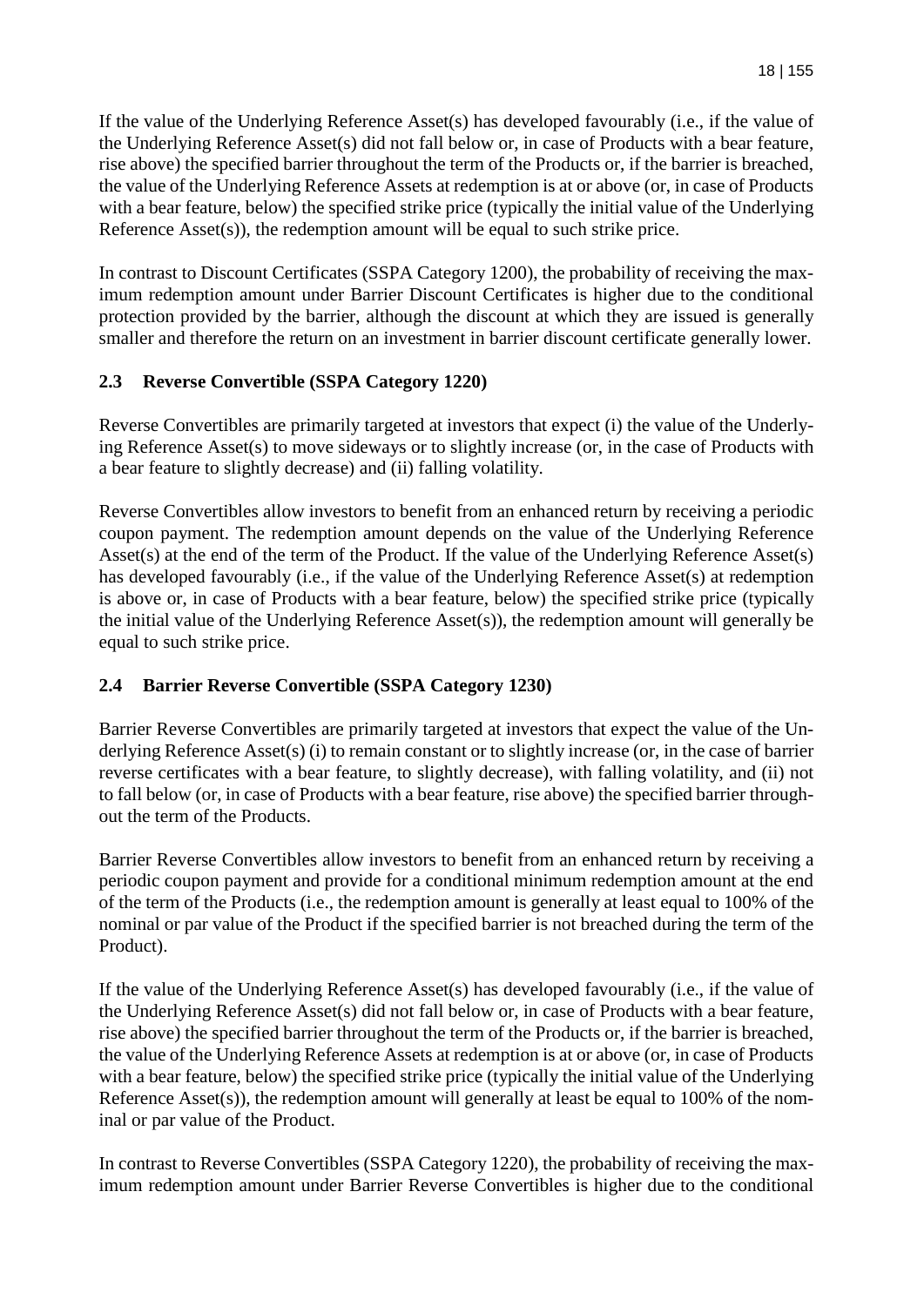If the value of the Underlying Reference Asset(s) has developed favourably (i.e., if the value of the Underlying Reference Asset(s) did not fall below or, in case of Products with a bear feature, rise above) the specified barrier throughout the term of the Products or, if the barrier is breached, the value of the Underlying Reference Assets at redemption is at or above (or, in case of Products with a bear feature, below) the specified strike price (typically the initial value of the Underlying Reference Asset(s)), the redemption amount will be equal to such strike price.

In contrast to Discount Certificates (SSPA Category 1200), the probability of receiving the maximum redemption amount under Barrier Discount Certificates is higher due to the conditional protection provided by the barrier, although the discount at which they are issued is generally smaller and therefore the return on an investment in barrier discount certificate generally lower.

### 2.3 Reverse Convertible (SSPA Category 1220)

Reverse Convertibles are primarily targeted at investors that expect (i) the value of the Underlying Reference Asset(s) to move sideways or to slightly increase (or, in the case of Products with a bear feature to slightly decrease) and (ii) falling volatility.

Reverse Convertibles allow investors to benefit from an enhanced return by receiving a periodic coupon payment. The redemption amount depends on the value of the Underlying Reference Asset(s) at the end of the term of the Product. If the value of the Underlying Reference Asset(s) has developed favourably (i.e., if the value of the Underlying Reference Asset(s) at redemption is above or, in case of Products with a bear feature, below) the specified strike price (typically the initial value of the Underlying Reference Asset(s)), the redemption amount will generally be equal to such strike price.

### 2.4 Barrier Reverse Convertible (SSPA Category 1230)

Barrier Reverse Convertibles are primarily targeted at investors that expect the value of the Underlying Reference Asset(s) (i) to remain constant or to slightly increase (or, in the case of barrier reverse certificates with a bear feature, to slightly decrease), with falling volatility, and (ii) not to fall below (or, in case of Products with a bear feature, rise above) the specified barrier throughout the term of the Products.

Barrier Reverse Convertibles allow investors to benefit from an enhanced return by receiving a periodic coupon payment and provide for a conditional minimum redemption amount at the end of the term of the Products (i.e., the redemption amount is generally at least equal to 100% of the nominal or par value of the Product if the specified barrier is not breached during the term of the Product).

If the value of the Underlying Reference Asset(s) has developed favourably (i.e., if the value of the Underlying Reference Asset(s) did not fall below or, in case of Products with a bear feature, rise above) the specified barrier throughout the term of the Products or, if the barrier is breached, the value of the Underlying Reference Assets at redemption is at or above (or, in case of Products with a bear feature, below) the specified strike price (typically the initial value of the Underlying Reference Asset(s)), the redemption amount will generally at least be equal to 100% of the nominal or par value of the Product.

In contrast to Reverse Convertibles (SSPA Category 1220), the probability of receiving the maximum redemption amount under Barrier Reverse Convertibles is higher due to the conditional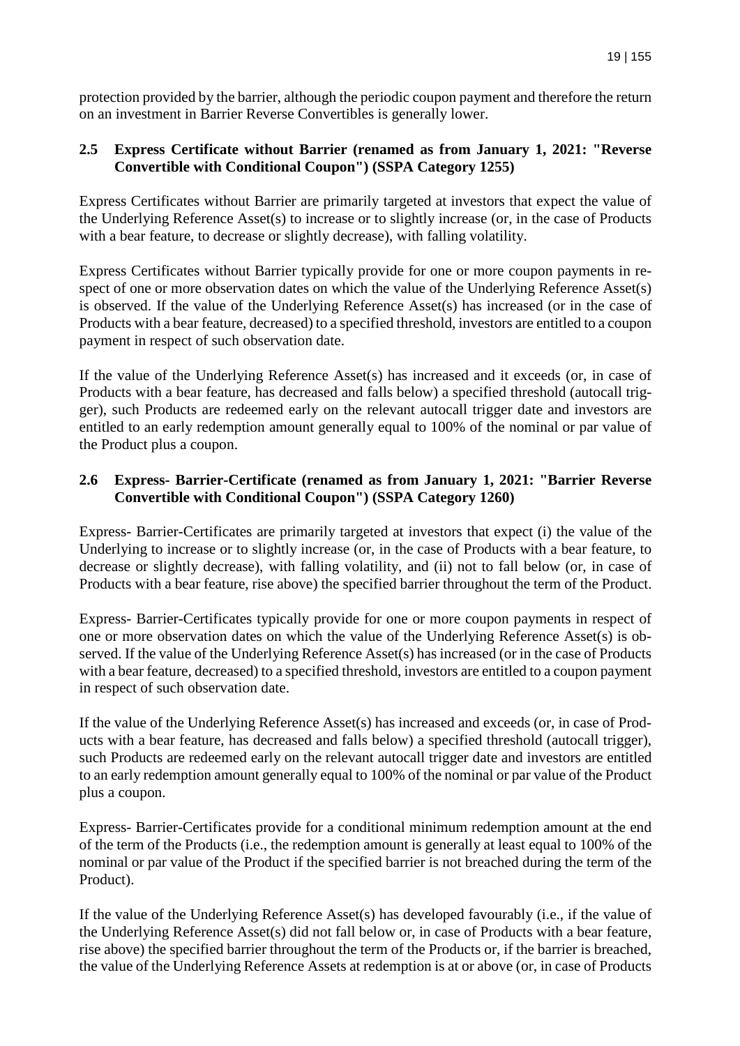protection provided by the barrier, although the periodic coupon payment and therefore the return on an investment in Barrier Reverse Convertibles is generally lower.

### 2.5 Express Certificate without Barrier (renamed as from January 1, 2021: "Reverse Convertible with Conditional Coupon") (SSPA Category 1255)

Express Certificates without Barrier are primarily targeted at investors that expect the value of the Underlying Reference Asset(s) to increase or to slightly increase (or, in the case of Products with a bear feature, to decrease or slightly decrease), with falling volatility.

Express Certificates without Barrier typically provide for one or more coupon payments in respect of one or more observation dates on which the value of the Underlying Reference Asset(s) is observed. If the value of the Underlying Reference Asset(s) has increased (or in the case of Products with a bear feature, decreased) to a specified threshold, investors are entitled to a coupon payment in respect of such observation date.

If the value of the Underlying Reference Asset(s) has increased and it exceeds (or, in case of Products with a bear feature, has decreased and falls below) a specified threshold (autocall trigger), such Products are redeemed early on the relevant autocall trigger date and investors are entitled to an early redemption amount generally equal to 100% of the nominal or par value of the Product plus a coupon.

### 2.6 Express- Barrier-Certificate (renamed as from January 1, 2021: "Barrier Reverse Convertible with Conditional Coupon") (SSPA Category 1260)

Express- Barrier-Certificates are primarily targeted at investors that expect (i) the value of the Underlying to increase or to slightly increase (or, in the case of Products with a bear feature, to decrease or slightly decrease), with falling volatility, and (ii) not to fall below (or, in case of Products with a bear feature, rise above) the specified barrier throughout the term of the Product.

Express- Barrier-Certificates typically provide for one or more coupon payments in respect of one or more observation dates on which the value of the Underlying Reference Asset(s) is observed. If the value of the Underlying Reference Asset(s) has increased (or in the case of Products with a bear feature, decreased) to a specified threshold, investors are entitled to a coupon payment in respect of such observation date.

If the value of the Underlying Reference Asset(s) has increased and exceeds (or, in case of Products with a bear feature, has decreased and falls below) a specified threshold (autocall trigger), such Products are redeemed early on the relevant autocall trigger date and investors are entitled to an early redemption amount generally equal to 100% of the nominal or par value of the Product plus a coupon.

Express- Barrier-Certificates provide for a conditional minimum redemption amount at the end of the term of the Products (i.e., the redemption amount is generally at least equal to 100% of the nominal or par value of the Product if the specified barrier is not breached during the term of the Product).

If the value of the Underlying Reference Asset(s) has developed favourably (i.e., if the value of the Underlying Reference Asset(s) did not fall below or, in case of Products with a bear feature, rise above) the specified barrier throughout the term of the Products or, if the barrier is breached, the value of the Underlying Reference Assets at redemption is at or above (or, in case of Products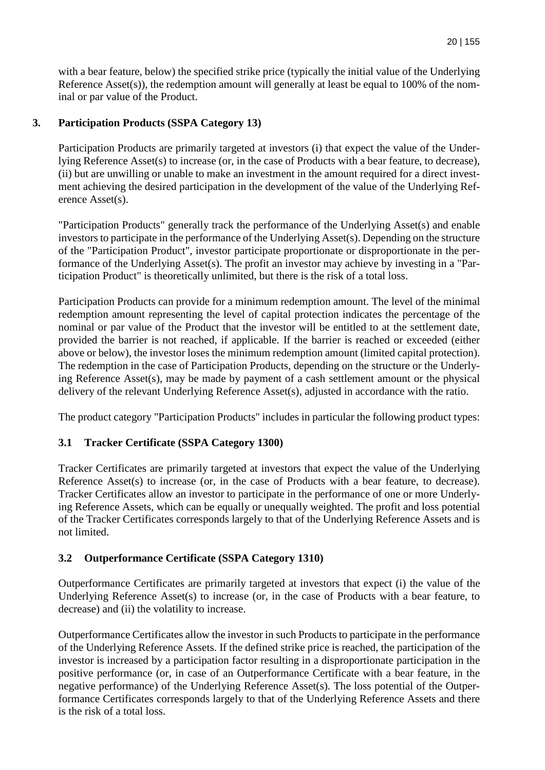with a bear feature, below) the specified strike price (typically the initial value of the Underlying Reference Asset(s)), the redemption amount will generally at least be equal to 100% of the nominal or par value of the Product.

## 3. Participation Products (SSPA Category 13)

Participation Products are primarily targeted at investors (i) that expect the value of the Underlying Reference Asset(s) to increase (or, in the case of Products with a bear feature, to decrease), (ii) but are unwilling or unable to make an investment in the amount required for a direct investment achieving the desired participation in the development of the value of the Underlying Reference Asset(s).

"Participation Products" generally track the performance of the Underlying Asset(s) and enable investors to participate in the performance of the Underlying Asset(s). Depending on the structure of the "Participation Product", investor participate proportionate or disproportionate in the performance of the Underlying Asset(s). The profit an investor may achieve by investing in a "Participation Product" is theoretically unlimited, but there is the risk of a total loss.

Participation Products can provide for a minimum redemption amount. The level of the minimal redemption amount representing the level of capital protection indicates the percentage of the nominal or par value of the Product that the investor will be entitled to at the settlement date, provided the barrier is not reached, if applicable. If the barrier is reached or exceeded (either above or below), the investor loses the minimum redemption amount (limited capital protection). The redemption in the case of Participation Products, depending on the structure or the Underlying Reference Asset(s), may be made by payment of a cash settlement amount or the physical delivery of the relevant Underlying Reference Asset(s), adjusted in accordance with the ratio.

The product category "Participation Products" includes in particular the following product types:

### 3.1 Tracker Certificate (SSPA Category 1300)

Tracker Certificates are primarily targeted at investors that expect the value of the Underlying Reference Asset(s) to increase (or, in the case of Products with a bear feature, to decrease). Tracker Certificates allow an investor to participate in the performance of one or more Underlying Reference Assets, which can be equally or unequally weighted. The profit and loss potential of the Tracker Certificates corresponds largely to that of the Underlying Reference Assets and is not limited.

### 3.2 Outperformance Certificate (SSPA Category 1310)

Outperformance Certificates are primarily targeted at investors that expect (i) the value of the Underlying Reference Asset(s) to increase (or, in the case of Products with a bear feature, to decrease) and (ii) the volatility to increase.

Outperformance Certificates allow the investor in such Products to participate in the performance of the Underlying Reference Assets. If the defined strike price is reached, the participation of the investor is increased by a participation factor resulting in a disproportionate participation in the positive performance (or, in case of an Outperformance Certificate with a bear feature, in the negative performance) of the Underlying Reference Asset(s). The loss potential of the Outperformance Certificates corresponds largely to that of the Underlying Reference Assets and there is the risk of a total loss.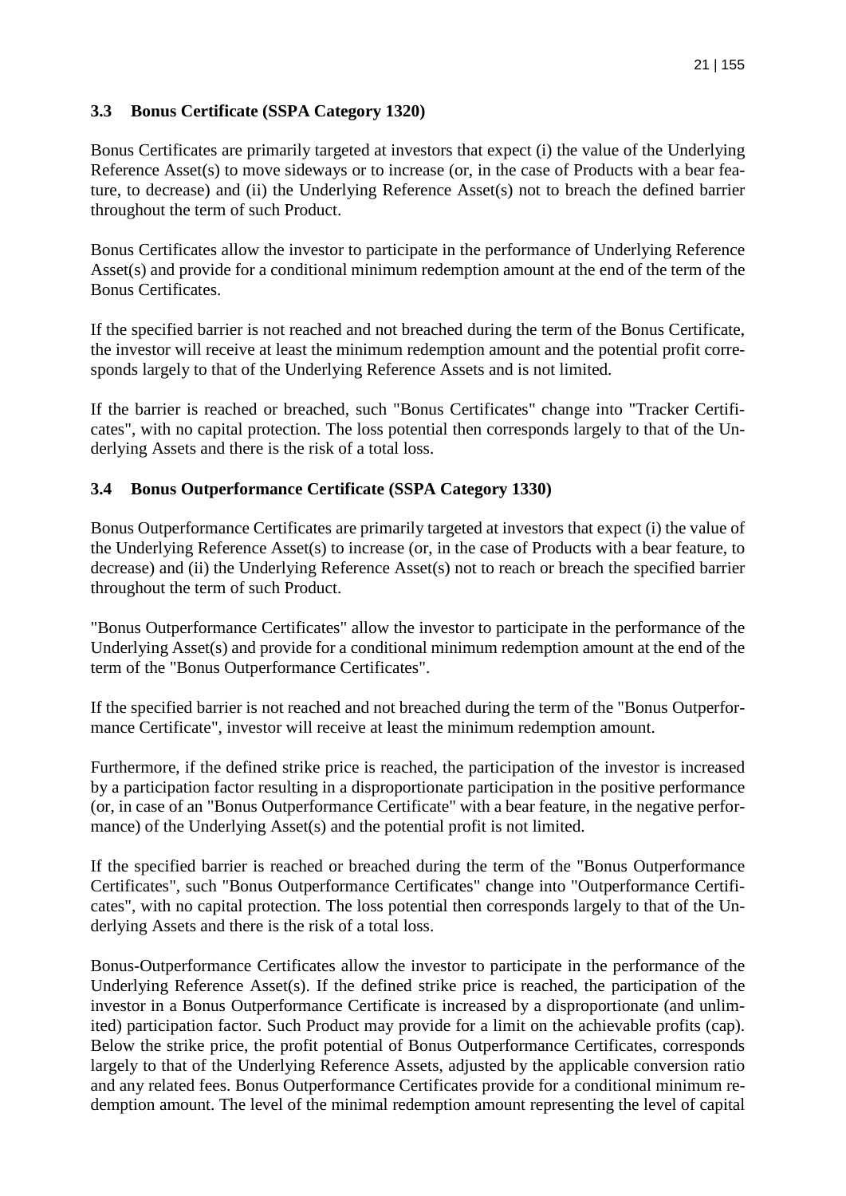### 3.3 Bonus Certificate (SSPA Category 1320)

Bonus Certificates are primarily targeted at investors that expect (i) the value of the Underlying Reference Asset(s) to move sideways or to increase (or, in the case of Products with a bear feature, to decrease) and (ii) the Underlying Reference Asset(s) not to breach the defined barrier throughout the term of such Product.

Bonus Certificates allow the investor to participate in the performance of Underlying Reference Asset(s) and provide for a conditional minimum redemption amount at the end of the term of the Bonus Certificates.

If the specified barrier is not reached and not breached during the term of the Bonus Certificate, the investor will receive at least the minimum redemption amount and the potential profit corresponds largely to that of the Underlying Reference Assets and is not limited.

If the barrier is reached or breached, such "Bonus Certificates" change into "Tracker Certificates", with no capital protection. The loss potential then corresponds largely to that of the Underlying Assets and there is the risk of a total loss.

### 3.4 Bonus Outperformance Certificate (SSPA Category 1330)

Bonus Outperformance Certificates are primarily targeted at investors that expect (i) the value of the Underlying Reference Asset(s) to increase (or, in the case of Products with a bear feature, to decrease) and (ii) the Underlying Reference Asset(s) not to reach or breach the specified barrier throughout the term of such Product.

"Bonus Outperformance Certificates" allow the investor to participate in the performance of the Underlying Asset(s) and provide for a conditional minimum redemption amount at the end of the term of the "Bonus Outperformance Certificates".

If the specified barrier is not reached and not breached during the term of the "Bonus Outperformance Certificate", investor will receive at least the minimum redemption amount.

Furthermore, if the defined strike price is reached, the participation of the investor is increased by a participation factor resulting in a disproportionate participation in the positive performance (or, in case of an "Bonus Outperformance Certificate" with a bear feature, in the negative performance) of the Underlying Asset(s) and the potential profit is not limited.

If the specified barrier is reached or breached during the term of the "Bonus Outperformance Certificates", such "Bonus Outperformance Certificates" change into "Outperformance Certificates", with no capital protection. The loss potential then corresponds largely to that of the Underlying Assets and there is the risk of a total loss.

Bonus-Outperformance Certificates allow the investor to participate in the performance of the Underlying Reference Asset(s). If the defined strike price is reached, the participation of the investor in a Bonus Outperformance Certificate is increased by a disproportionate (and unlimited) participation factor. Such Product may provide for a limit on the achievable profits (cap). Below the strike price, the profit potential of Bonus Outperformance Certificates, corresponds largely to that of the Underlying Reference Assets, adjusted by the applicable conversion ratio and any related fees. Bonus Outperformance Certificates provide for a conditional minimum redemption amount. The level of the minimal redemption amount representing the level of capital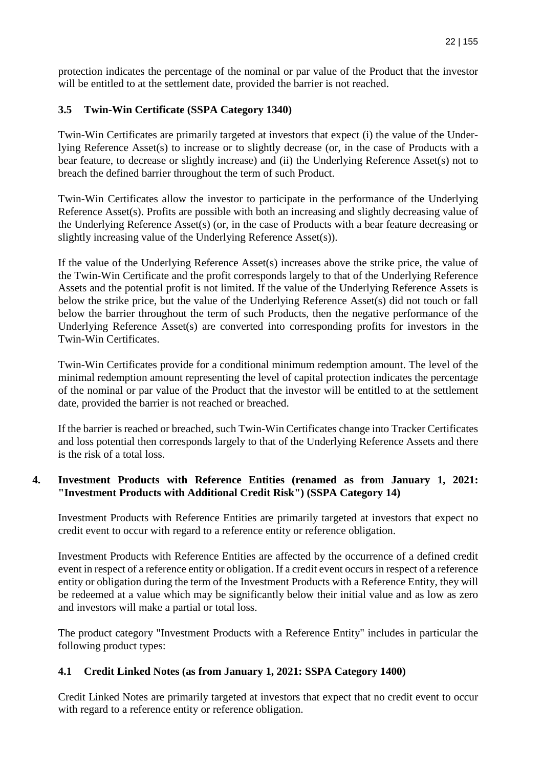protection indicates the percentage of the nominal or par value of the Product that the investor will be entitled to at the settlement date, provided the barrier is not reached.

### 3.5 Twin-Win Certificate (SSPA Category 1340)

Twin-Win Certificates are primarily targeted at investors that expect (i) the value of the Underlying Reference Asset(s) to increase or to slightly decrease (or, in the case of Products with a bear feature, to decrease or slightly increase) and (ii) the Underlying Reference Asset(s) not to breach the defined barrier throughout the term of such Product.

Twin-Win Certificates allow the investor to participate in the performance of the Underlying Reference Asset(s). Profits are possible with both an increasing and slightly decreasing value of the Underlying Reference Asset(s) (or, in the case of Products with a bear feature decreasing or slightly increasing value of the Underlying Reference Asset(s)).

If the value of the Underlying Reference Asset(s) increases above the strike price, the value of the Twin-Win Certificate and the profit corresponds largely to that of the Underlying Reference Assets and the potential profit is not limited. If the value of the Underlying Reference Assets is below the strike price, but the value of the Underlying Reference Asset(s) did not touch or fall below the barrier throughout the term of such Products, then the negative performance of the Underlying Reference Asset(s) are converted into corresponding profits for investors in the Twin-Win Certificates.

Twin-Win Certificates provide for a conditional minimum redemption amount. The level of the minimal redemption amount representing the level of capital protection indicates the percentage of the nominal or par value of the Product that the investor will be entitled to at the settlement date, provided the barrier is not reached or breached.

If the barrier is reached or breached, such Twin-Win Certificates change into Tracker Certificates and loss potential then corresponds largely to that of the Underlying Reference Assets and there is the risk of a total loss.

## 4. Investment Products with Reference Entities (renamed as from January 1, 2021: "Investment Products with Additional Credit Risk") (SSPA Category 14)

Investment Products with Reference Entities are primarily targeted at investors that expect no credit event to occur with regard to a reference entity or reference obligation.

Investment Products with Reference Entities are affected by the occurrence of a defined credit event in respect of a reference entity or obligation. If a credit event occurs in respect of a reference entity or obligation during the term of the Investment Products with a Reference Entity, they will be redeemed at a value which may be significantly below their initial value and as low as zero and investors will make a partial or total loss.

The product category "Investment Products with a Reference Entity" includes in particular the following product types:

### 4.1 Credit Linked Notes (as from January 1, 2021: SSPA Category 1400)

Credit Linked Notes are primarily targeted at investors that expect that no credit event to occur with regard to a reference entity or reference obligation.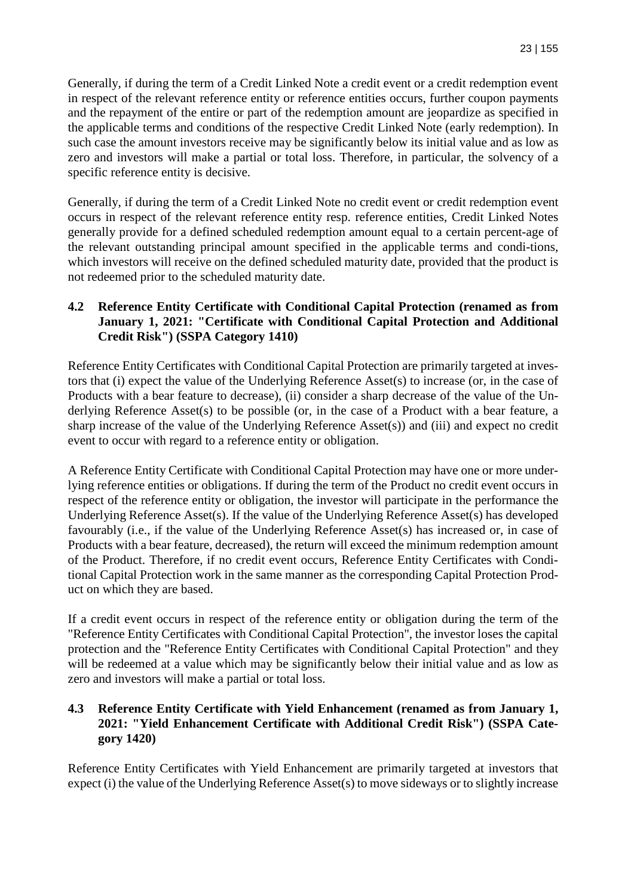Generally, if during the term of a Credit Linked Note a credit event or a credit redemption event in respect of the relevant reference entity or reference entities occurs, further coupon payments and the repayment of the entire or part of the redemption amount are jeopardize as specified in the applicable terms and conditions of the respective Credit Linked Note (early redemption). In such case the amount investors receive may be significantly below its initial value and as low as zero and investors will make a partial or total loss. Therefore, in particular, the solvency of a specific reference entity is decisive.

Generally, if during the term of a Credit Linked Note no credit event or credit redemption event occurs in respect of the relevant reference entity resp. reference entities, Credit Linked Notes generally provide for a defined scheduled redemption amount equal to a certain percent-age of the relevant outstanding principal amount specified in the applicable terms and condi-tions, which investors will receive on the defined scheduled maturity date, provided that the product is not redeemed prior to the scheduled maturity date.

### 4.2 Reference Entity Certificate with Conditional Capital Protection (renamed as from January 1, 2021: "Certificate with Conditional Capital Protection and Additional Credit Risk") (SSPA Category 1410)

Reference Entity Certificates with Conditional Capital Protection are primarily targeted at investors that (i) expect the value of the Underlying Reference Asset(s) to increase (or, in the case of Products with a bear feature to decrease), (ii) consider a sharp decrease of the value of the Underlying Reference Asset(s) to be possible (or, in the case of a Product with a bear feature, a sharp increase of the value of the Underlying Reference Asset(s)) and (iii) and expect no credit event to occur with regard to a reference entity or obligation.

A Reference Entity Certificate with Conditional Capital Protection may have one or more underlying reference entities or obligations. If during the term of the Product no credit event occurs in respect of the reference entity or obligation, the investor will participate in the performance the Underlying Reference Asset(s). If the value of the Underlying Reference Asset(s) has developed favourably (i.e., if the value of the Underlying Reference Asset(s) has increased or, in case of Products with a bear feature, decreased), the return will exceed the minimum redemption amount of the Product. Therefore, if no credit event occurs, Reference Entity Certificates with Conditional Capital Protection work in the same manner as the corresponding Capital Protection Product on which they are based.

If a credit event occurs in respect of the reference entity or obligation during the term of the "Reference Entity Certificates with Conditional Capital Protection", the investor loses the capital protection and the "Reference Entity Certificates with Conditional Capital Protection" and they will be redeemed at a value which may be significantly below their initial value and as low as zero and investors will make a partial or total loss.

### 4.3 Reference Entity Certificate with Yield Enhancement (renamed as from January 1, 2021: "Yield Enhancement Certificate with Additional Credit Risk") (SSPA Category 1420)

Reference Entity Certificates with Yield Enhancement are primarily targeted at investors that expect (i) the value of the Underlying Reference Asset(s) to move sideways or to slightly increase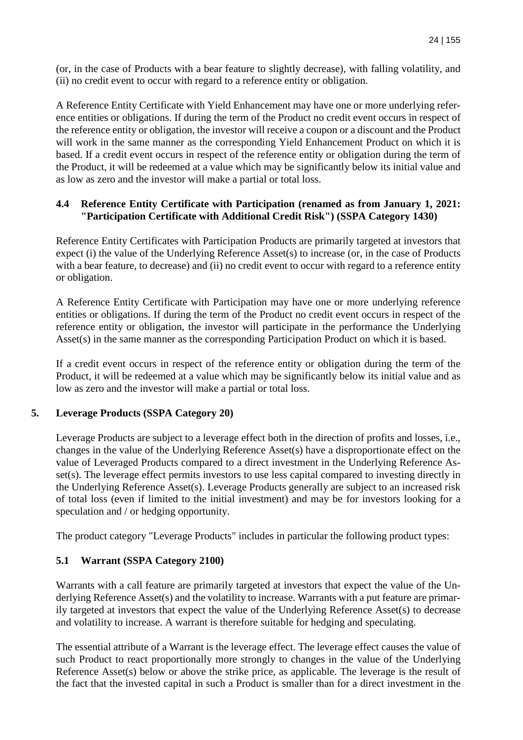(or, in the case of Products with a bear feature to slightly decrease), with falling volatility, and (ii) no credit event to occur with regard to a reference entity or obligation.

A Reference Entity Certificate with Yield Enhancement may have one or more underlying reference entities or obligations. If during the term of the Product no credit event occurs in respect of the reference entity or obligation, the investor will receive a coupon or a discount and the Product will work in the same manner as the corresponding Yield Enhancement Product on which it is based. If a credit event occurs in respect of the reference entity or obligation during the term of the Product, it will be redeemed at a value which may be significantly below its initial value and as low as zero and the investor will make a partial or total loss.

### 4.4 Reference Entity Certificate with Participation (renamed as from January 1, 2021: "Participation Certificate with Additional Credit Risk") (SSPA Category 1430)

Reference Entity Certificates with Participation Products are primarily targeted at investors that expect (i) the value of the Underlying Reference Asset(s) to increase (or, in the case of Products with a bear feature, to decrease) and (ii) no credit event to occur with regard to a reference entity or obligation.

A Reference Entity Certificate with Participation may have one or more underlying reference entities or obligations. If during the term of the Product no credit event occurs in respect of the reference entity or obligation, the investor will participate in the performance the Underlying Asset(s) in the same manner as the corresponding Participation Product on which it is based.

If a credit event occurs in respect of the reference entity or obligation during the term of the Product, it will be redeemed at a value which may be significantly below its initial value and as low as zero and the investor will make a partial or total loss.

## 5. Leverage Products (SSPA Category 20)

Leverage Products are subject to a leverage effect both in the direction of profits and losses, i.e., changes in the value of the Underlying Reference Asset(s) have a disproportionate effect on the value of Leveraged Products compared to a direct investment in the Underlying Reference Asset(s). The leverage effect permits investors to use less capital compared to investing directly in the Underlying Reference Asset(s). Leverage Products generally are subject to an increased risk of total loss (even if limited to the initial investment) and may be for investors looking for a speculation and / or hedging opportunity.

The product category "Leverage Products" includes in particular the following product types:

### 5.1 Warrant (SSPA Category 2100)

Warrants with a call feature are primarily targeted at investors that expect the value of the Underlying Reference Asset(s) and the volatility to increase. Warrants with a put feature are primarily targeted at investors that expect the value of the Underlying Reference Asset(s) to decrease and volatility to increase. A warrant is therefore suitable for hedging and speculating.

The essential attribute of a Warrant is the leverage effect. The leverage effect causes the value of such Product to react proportionally more strongly to changes in the value of the Underlying Reference Asset(s) below or above the strike price, as applicable. The leverage is the result of the fact that the invested capital in such a Product is smaller than for a direct investment in the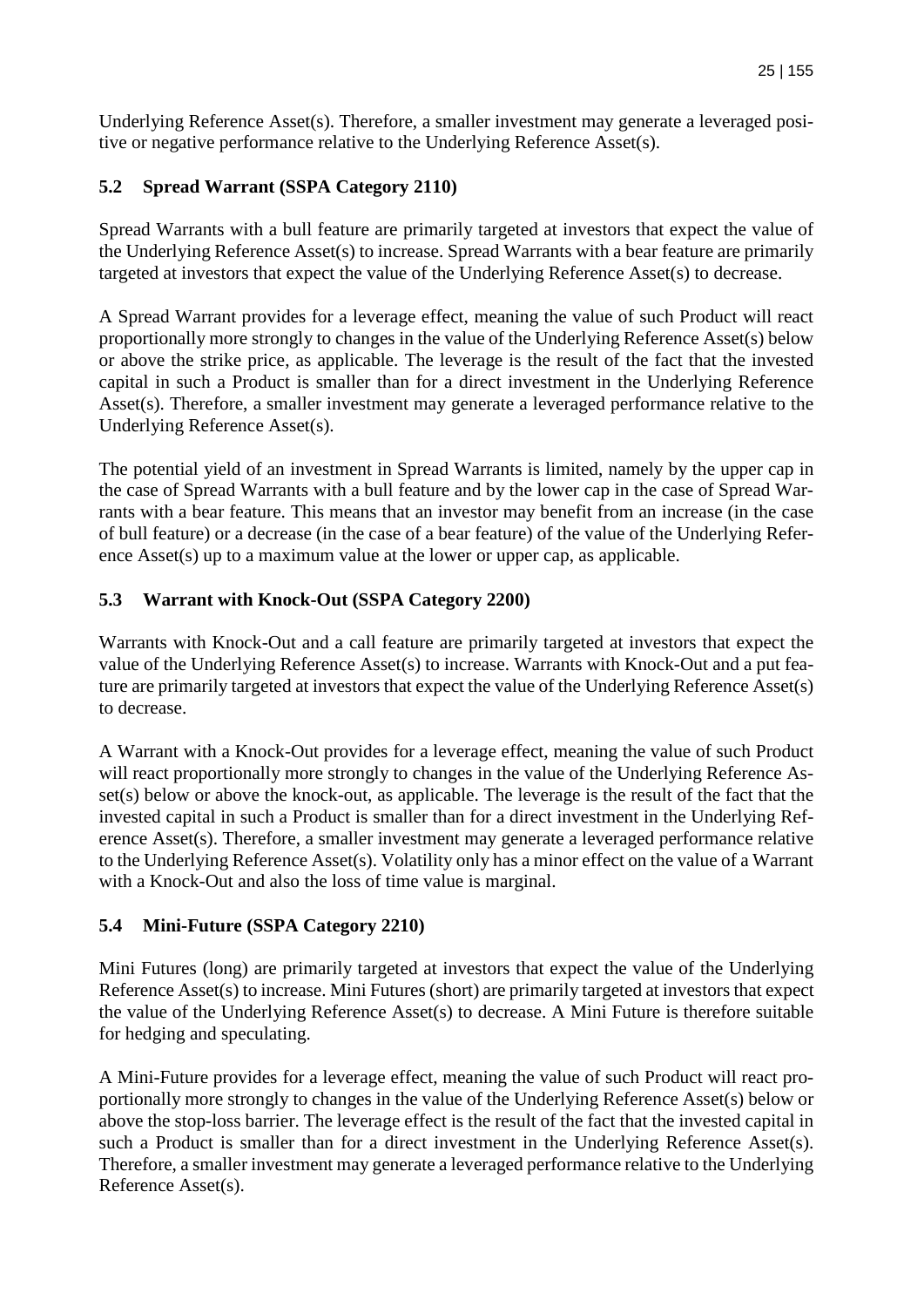Underlying Reference Asset(s). Therefore, a smaller investment may generate a leveraged positive or negative performance relative to the Underlying Reference Asset(s).

## 5.2 Spread Warrant (SSPA Category 2110)

Spread Warrants with a bull feature are primarily targeted at investors that expect the value of the Underlying Reference Asset(s) to increase. Spread Warrants with a bear feature are primarily targeted at investors that expect the value of the Underlying Reference Asset(s) to decrease.

A Spread Warrant provides for a leverage effect, meaning the value of such Product will react proportionally more strongly to changes in the value of the Underlying Reference Asset(s) below or above the strike price, as applicable. The leverage is the result of the fact that the invested capital in such a Product is smaller than for a direct investment in the Underlying Reference Asset(s). Therefore, a smaller investment may generate a leveraged performance relative to the Underlying Reference Asset(s).

The potential yield of an investment in Spread Warrants is limited, namely by the upper cap in the case of Spread Warrants with a bull feature and by the lower cap in the case of Spread Warrants with a bear feature. This means that an investor may benefit from an increase (in the case of bull feature) or a decrease (in the case of a bear feature) of the value of the Underlying Reference Asset(s) up to a maximum value at the lower or upper cap, as applicable.

## 5.3 Warrant with Knock-Out (SSPA Category 2200)

Warrants with Knock-Out and a call feature are primarily targeted at investors that expect the value of the Underlying Reference Asset(s) to increase. Warrants with Knock-Out and a put feature are primarily targeted at investors that expect the value of the Underlying Reference Asset(s) to decrease.

A Warrant with a Knock-Out provides for a leverage effect, meaning the value of such Product will react proportionally more strongly to changes in the value of the Underlying Reference Asset(s) below or above the knock-out, as applicable. The leverage is the result of the fact that the invested capital in such a Product is smaller than for a direct investment in the Underlying Reference Asset(s). Therefore, a smaller investment may generate a leveraged performance relative to the Underlying Reference Asset(s). Volatility only has a minor effect on the value of a Warrant with a Knock-Out and also the loss of time value is marginal.

## 5.4 Mini-Future (SSPA Category 2210)

Mini Futures (long) are primarily targeted at investors that expect the value of the Underlying Reference Asset(s) to increase. Mini Futures (short) are primarily targeted at investors that expect the value of the Underlying Reference Asset(s) to decrease. A Mini Future is therefore suitable for hedging and speculating.

A Mini-Future provides for a leverage effect, meaning the value of such Product will react proportionally more strongly to changes in the value of the Underlying Reference Asset(s) below or above the stop-loss barrier. The leverage effect is the result of the fact that the invested capital in such a Product is smaller than for a direct investment in the Underlying Reference Asset(s). Therefore, a smaller investment may generate a leveraged performance relative to the Underlying Reference Asset(s).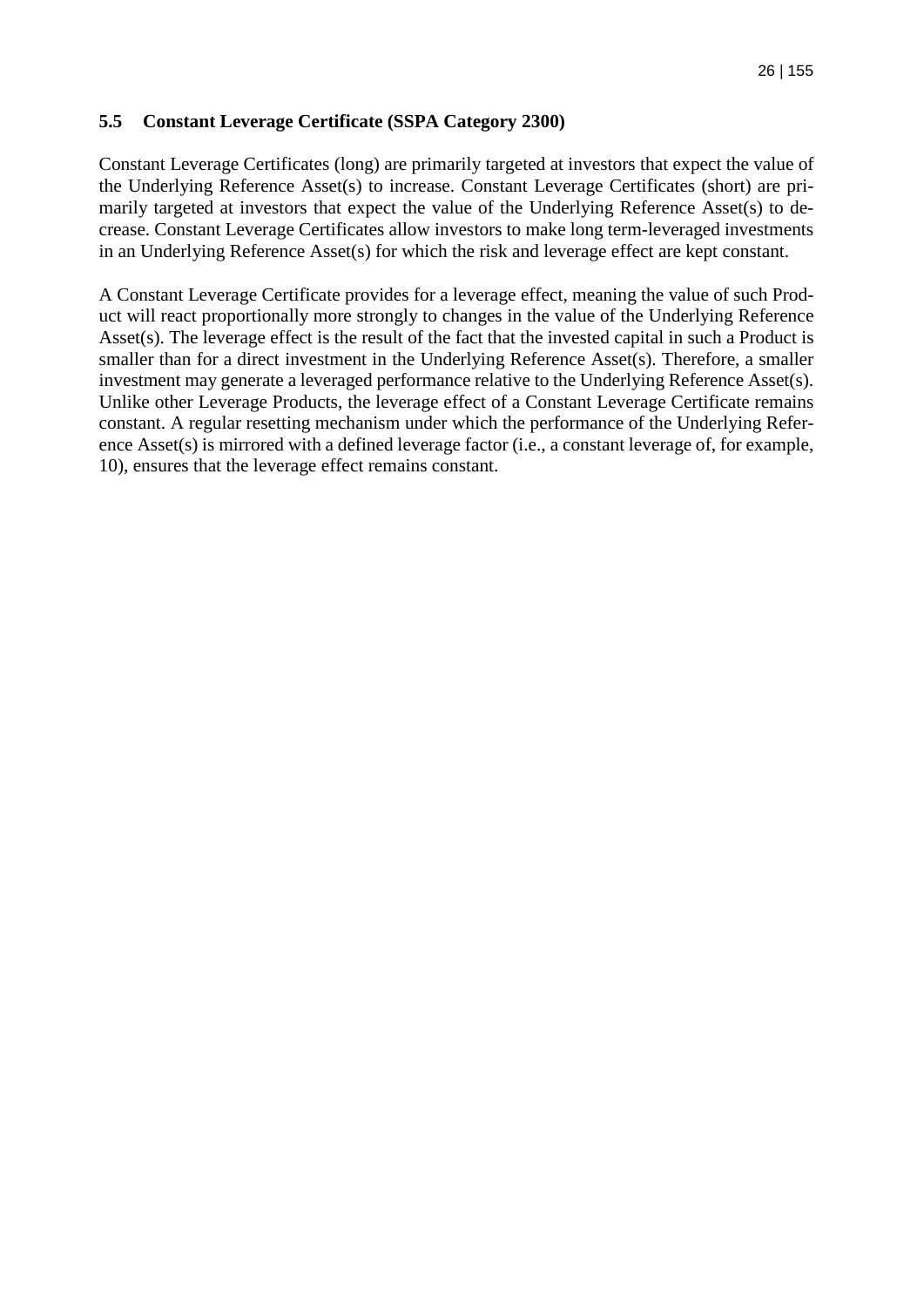## 5.5 Constant Leverage Certificate (SSPA Category 2300)

Constant Leverage Certificates (long) are primarily targeted at investors that expect the value of the Underlying Reference Asset(s) to increase. Constant Leverage Certificates (short) are primarily targeted at investors that expect the value of the Underlying Reference Asset(s) to decrease. Constant Leverage Certificates allow investors to make long term-leveraged investments in an Underlying Reference Asset(s) for which the risk and leverage effect are kept constant.

A Constant Leverage Certificate provides for a leverage effect, meaning the value of such Product will react proportionally more strongly to changes in the value of the Underlying Reference Asset(s). The leverage effect is the result of the fact that the invested capital in such a Product is smaller than for a direct investment in the Underlying Reference Asset(s). Therefore, a smaller investment may generate a leveraged performance relative to the Underlying Reference Asset(s). Unlike other Leverage Products, the leverage effect of a Constant Leverage Certificate remains constant. A regular resetting mechanism under which the performance of the Underlying Reference Asset(s) is mirrored with a defined leverage factor (i.e., a constant leverage of, for example, 10), ensures that the leverage effect remains constant.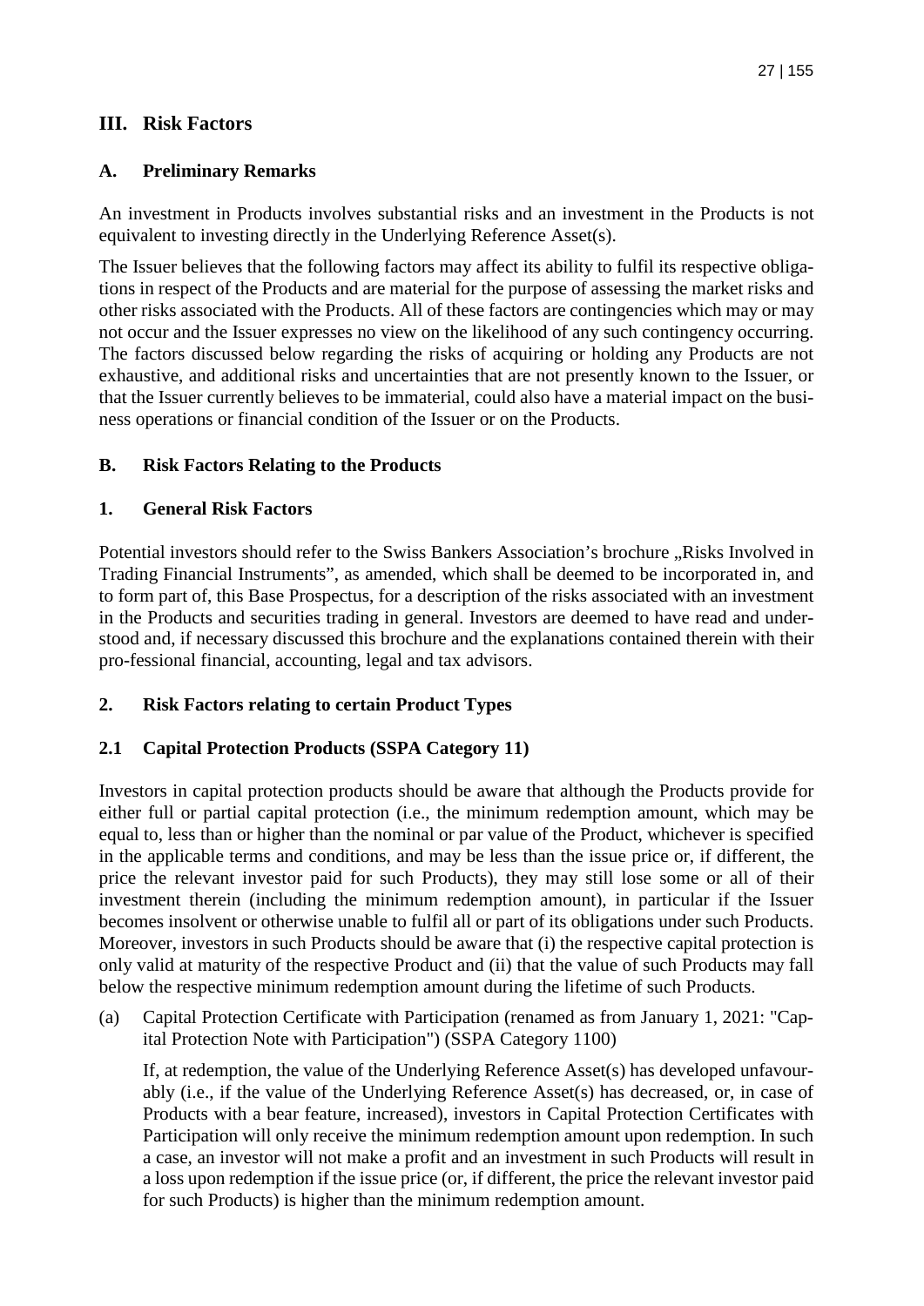# III. Risk Factors

## A. Preliminary Remarks

An investment in Products involves substantial risks and an investment in the Products is not equivalent to investing directly in the Underlying Reference Asset(s).

The Issuer believes that the following factors may affect its ability to fulfil its respective obligations in respect of the Products and are material for the purpose of assessing the market risks and other risks associated with the Products. All of these factors are contingencies which may or may not occur and the Issuer expresses no view on the likelihood of any such contingency occurring. The factors discussed below regarding the risks of acquiring or holding any Products are not exhaustive, and additional risks and uncertainties that are not presently known to the Issuer, or that the Issuer currently believes to be immaterial, could also have a material impact on the business operations or financial condition of the Issuer or on the Products.

## B. Risk Factors Relating to the Products

### 1. General Risk Factors

Potential investors should refer to the Swiss Bankers Association's brochure „Risks Involved in Trading Financial Instruments", as amended, which shall be deemed to be incorporated in, and to form part of, this Base Prospectus, for a description of the risks associated with an investment in the Products and securities trading in general. Investors are deemed to have read and understood and, if necessary discussed this brochure and the explanations contained therein with their pro-fessional financial, accounting, legal and tax advisors.

### 2. Risk Factors relating to certain Product Types

#### 2.1 Capital Protection Products (SSPA Category 11)

Investors in capital protection products should be aware that although the Products provide for either full or partial capital protection (i.e., the minimum redemption amount, which may be equal to, less than or higher than the nominal or par value of the Product, whichever is specified in the applicable terms and conditions, and may be less than the issue price or, if different, the price the relevant investor paid for such Products), they may still lose some or all of their investment therein (including the minimum redemption amount), in particular if the Issuer becomes insolvent or otherwise unable to fulfil all or part of its obligations under such Products. Moreover, investors in such Products should be aware that (i) the respective capital protection is only valid at maturity of the respective Product and (ii) that the value of such Products may fall below the respective minimum redemption amount during the lifetime of such Products.

(a) Capital Protection Certificate with Participation (renamed as from January 1, 2021: "Capital Protection Note with Participation") (SSPA Category 1100)

If, at redemption, the value of the Underlying Reference Asset(s) has developed unfavourably (i.e., if the value of the Underlying Reference Asset(s) has decreased, or, in case of Products with a bear feature, increased), investors in Capital Protection Certificates with Participation will only receive the minimum redemption amount upon redemption. In such a case, an investor will not make a profit and an investment in such Products will result in a loss upon redemption if the issue price (or, if different, the price the relevant investor paid for such Products) is higher than the minimum redemption amount.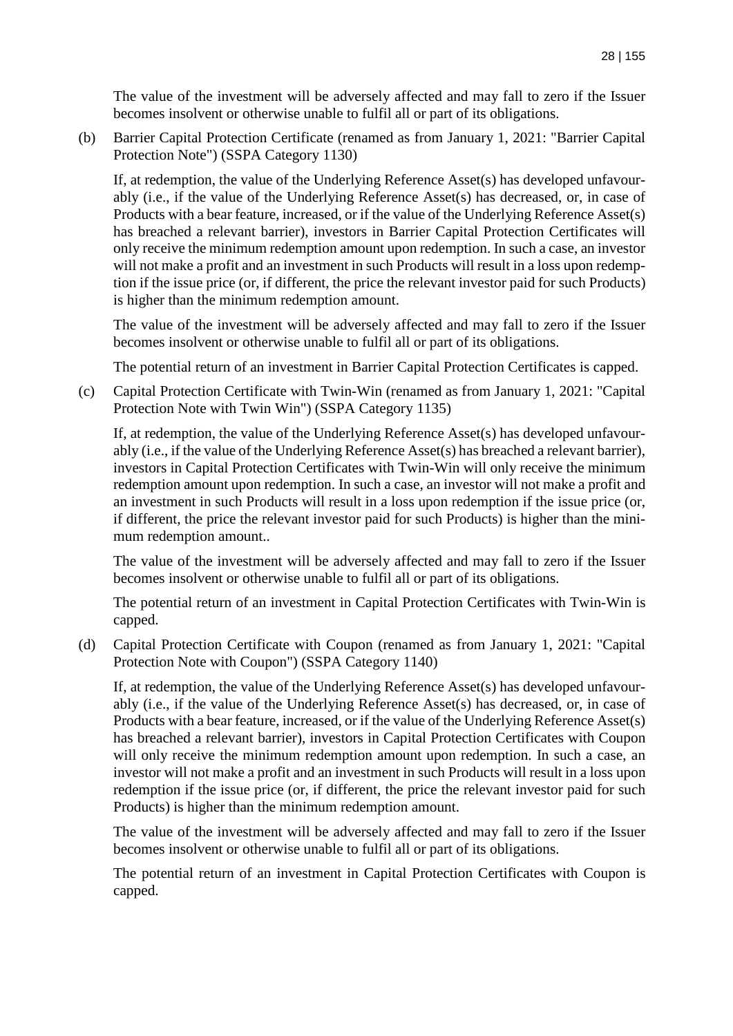The value of the investment will be adversely affected and may fall to zero if the Issuer becomes insolvent or otherwise unable to fulfil all or part of its obligations.

(b) Barrier Capital Protection Certificate (renamed as from January 1, 2021: "Barrier Capital Protection Note") (SSPA Category 1130)

If, at redemption, the value of the Underlying Reference Asset(s) has developed unfavourably (i.e., if the value of the Underlying Reference Asset(s) has decreased, or, in case of Products with a bear feature, increased, or if the value of the Underlying Reference Asset(s) has breached a relevant barrier), investors in Barrier Capital Protection Certificates will only receive the minimum redemption amount upon redemption. In such a case, an investor will not make a profit and an investment in such Products will result in a loss upon redemption if the issue price (or, if different, the price the relevant investor paid for such Products) is higher than the minimum redemption amount.

The value of the investment will be adversely affected and may fall to zero if the Issuer becomes insolvent or otherwise unable to fulfil all or part of its obligations.

The potential return of an investment in Barrier Capital Protection Certificates is capped.

(c) Capital Protection Certificate with Twin-Win (renamed as from January 1, 2021: "Capital Protection Note with Twin Win") (SSPA Category 1135)

If, at redemption, the value of the Underlying Reference Asset(s) has developed unfavourably (i.e., if the value of the Underlying Reference Asset(s) has breached a relevant barrier), investors in Capital Protection Certificates with Twin-Win will only receive the minimum redemption amount upon redemption. In such a case, an investor will not make a profit and an investment in such Products will result in a loss upon redemption if the issue price (or, if different, the price the relevant investor paid for such Products) is higher than the minimum redemption amount..

The value of the investment will be adversely affected and may fall to zero if the Issuer becomes insolvent or otherwise unable to fulfil all or part of its obligations.

The potential return of an investment in Capital Protection Certificates with Twin-Win is capped.

(d) Capital Protection Certificate with Coupon (renamed as from January 1, 2021: "Capital Protection Note with Coupon") (SSPA Category 1140)

If, at redemption, the value of the Underlying Reference Asset(s) has developed unfavourably (i.e., if the value of the Underlying Reference Asset(s) has decreased, or, in case of Products with a bear feature, increased, or if the value of the Underlying Reference Asset(s) has breached a relevant barrier), investors in Capital Protection Certificates with Coupon will only receive the minimum redemption amount upon redemption. In such a case, an investor will not make a profit and an investment in such Products will result in a loss upon redemption if the issue price (or, if different, the price the relevant investor paid for such Products) is higher than the minimum redemption amount.

The value of the investment will be adversely affected and may fall to zero if the Issuer becomes insolvent or otherwise unable to fulfil all or part of its obligations.

The potential return of an investment in Capital Protection Certificates with Coupon is capped.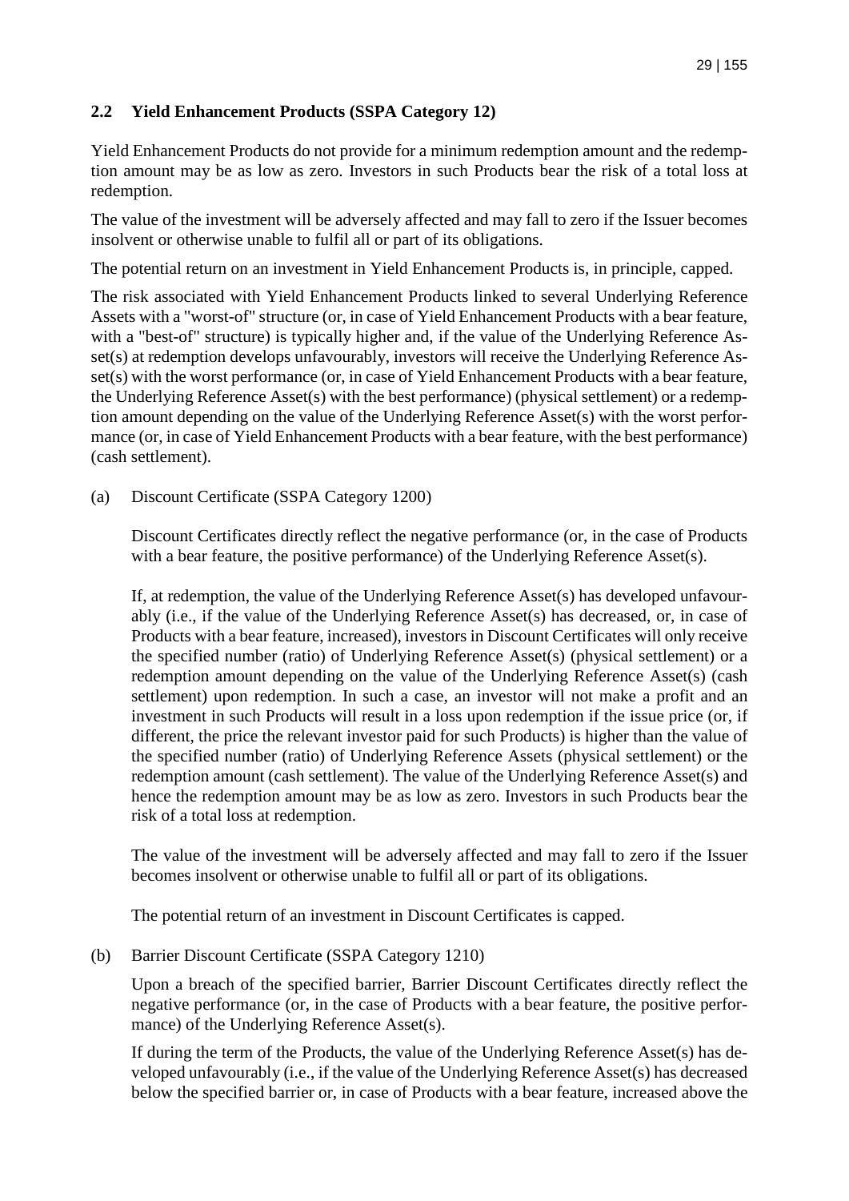## 2.2 Yield Enhancement Products (SSPA Category 12)

Yield Enhancement Products do not provide for a minimum redemption amount and the redemption amount may be as low as zero. Investors in such Products bear the risk of a total loss at redemption.

The value of the investment will be adversely affected and may fall to zero if the Issuer becomes insolvent or otherwise unable to fulfil all or part of its obligations.

The potential return on an investment in Yield Enhancement Products is, in principle, capped.

The risk associated with Yield Enhancement Products linked to several Underlying Reference Assets with a "worst-of" structure (or, in case of Yield Enhancement Products with a bear feature, with a "best-of" structure) is typically higher and, if the value of the Underlying Reference Asset(s) at redemption develops unfavourably, investors will receive the Underlying Reference Asset(s) with the worst performance (or, in case of Yield Enhancement Products with a bear feature, the Underlying Reference Asset(s) with the best performance) (physical settlement) or a redemption amount depending on the value of the Underlying Reference Asset(s) with the worst performance (or, in case of Yield Enhancement Products with a bear feature, with the best performance) (cash settlement).

(a) Discount Certificate (SSPA Category 1200)

Discount Certificates directly reflect the negative performance (or, in the case of Products with a bear feature, the positive performance) of the Underlying Reference Asset(s).

If, at redemption, the value of the Underlying Reference Asset(s) has developed unfavourably (i.e., if the value of the Underlying Reference Asset(s) has decreased, or, in case of Products with a bear feature, increased), investors in Discount Certificates will only receive the specified number (ratio) of Underlying Reference Asset(s) (physical settlement) or a redemption amount depending on the value of the Underlying Reference Asset(s) (cash settlement) upon redemption. In such a case, an investor will not make a profit and an investment in such Products will result in a loss upon redemption if the issue price (or, if different, the price the relevant investor paid for such Products) is higher than the value of the specified number (ratio) of Underlying Reference Assets (physical settlement) or the redemption amount (cash settlement). The value of the Underlying Reference Asset(s) and hence the redemption amount may be as low as zero. Investors in such Products bear the risk of a total loss at redemption.

The value of the investment will be adversely affected and may fall to zero if the Issuer becomes insolvent or otherwise unable to fulfil all or part of its obligations.

The potential return of an investment in Discount Certificates is capped.

(b) Barrier Discount Certificate (SSPA Category 1210)

Upon a breach of the specified barrier, Barrier Discount Certificates directly reflect the negative performance (or, in the case of Products with a bear feature, the positive performance) of the Underlying Reference Asset(s).

If during the term of the Products, the value of the Underlying Reference Asset(s) has developed unfavourably (i.e., if the value of the Underlying Reference Asset(s) has decreased below the specified barrier or, in case of Products with a bear feature, increased above the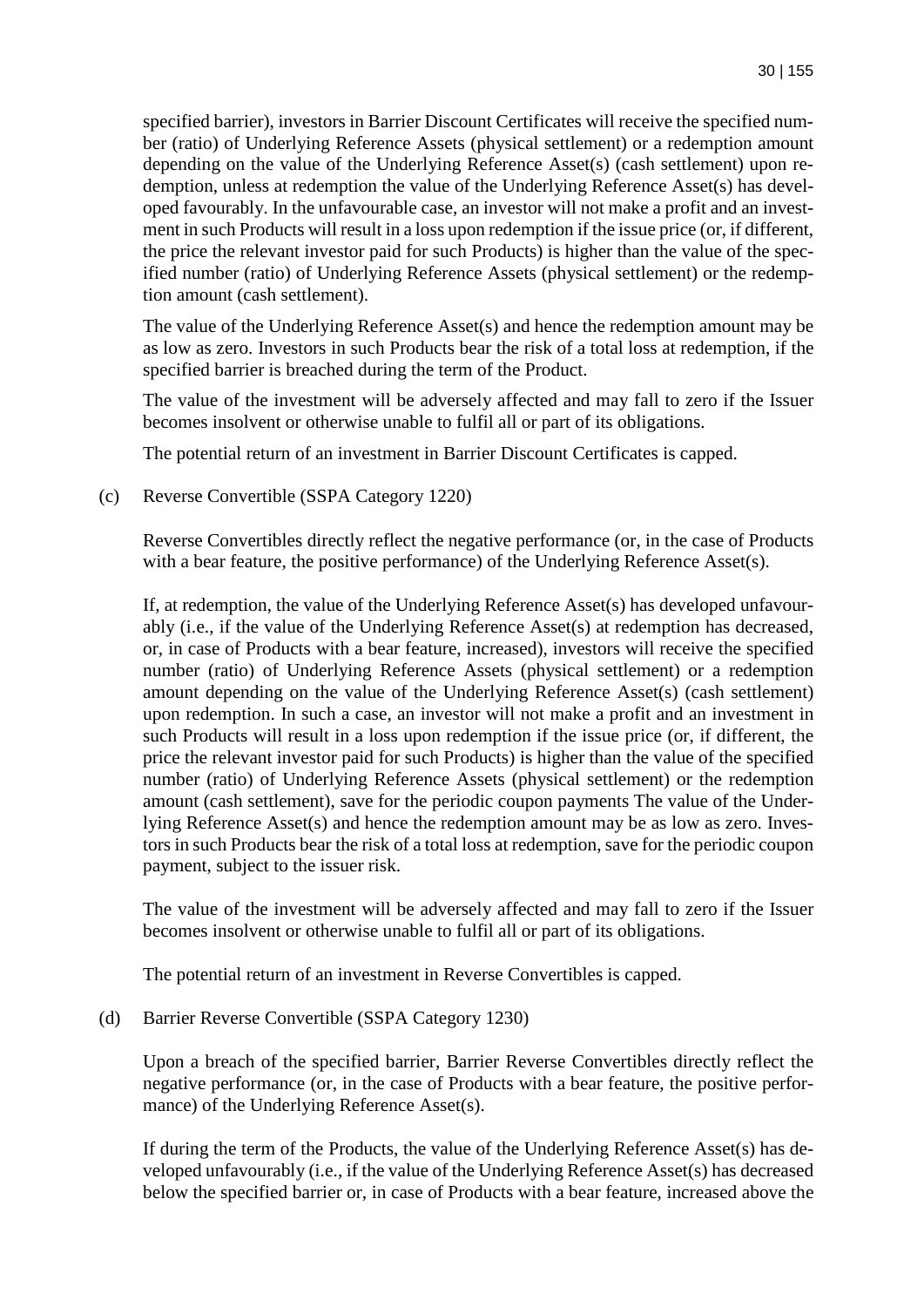specified barrier), investors in Barrier Discount Certificates will receive the specified number (ratio) of Underlying Reference Assets (physical settlement) or a redemption amount depending on the value of the Underlying Reference Asset(s) (cash settlement) upon redemption, unless at redemption the value of the Underlying Reference Asset(s) has developed favourably. In the unfavourable case, an investor will not make a profit and an investment in such Products will result in a loss upon redemption if the issue price (or, if different, the price the relevant investor paid for such Products) is higher than the value of the specified number (ratio) of Underlying Reference Assets (physical settlement) or the redemption amount (cash settlement).

The value of the Underlying Reference Asset(s) and hence the redemption amount may be as low as zero. Investors in such Products bear the risk of a total loss at redemption, if the specified barrier is breached during the term of the Product.

The value of the investment will be adversely affected and may fall to zero if the Issuer becomes insolvent or otherwise unable to fulfil all or part of its obligations.

The potential return of an investment in Barrier Discount Certificates is capped.

(c) Reverse Convertible (SSPA Category 1220)

Reverse Convertibles directly reflect the negative performance (or, in the case of Products with a bear feature, the positive performance) of the Underlying Reference Asset(s).

If, at redemption, the value of the Underlying Reference Asset(s) has developed unfavourably (i.e., if the value of the Underlying Reference Asset(s) at redemption has decreased, or, in case of Products with a bear feature, increased), investors will receive the specified number (ratio) of Underlying Reference Assets (physical settlement) or a redemption amount depending on the value of the Underlying Reference Asset(s) (cash settlement) upon redemption. In such a case, an investor will not make a profit and an investment in such Products will result in a loss upon redemption if the issue price (or, if different, the price the relevant investor paid for such Products) is higher than the value of the specified number (ratio) of Underlying Reference Assets (physical settlement) or the redemption amount (cash settlement), save for the periodic coupon payments The value of the Underlying Reference Asset(s) and hence the redemption amount may be as low as zero. Investors in such Products bear the risk of a total loss at redemption, save for the periodic coupon payment, subject to the issuer risk.

The value of the investment will be adversely affected and may fall to zero if the Issuer becomes insolvent or otherwise unable to fulfil all or part of its obligations.

The potential return of an investment in Reverse Convertibles is capped.

(d) Barrier Reverse Convertible (SSPA Category 1230)

Upon a breach of the specified barrier, Barrier Reverse Convertibles directly reflect the negative performance (or, in the case of Products with a bear feature, the positive performance) of the Underlying Reference Asset(s).

If during the term of the Products, the value of the Underlying Reference Asset(s) has developed unfavourably (i.e., if the value of the Underlying Reference Asset(s) has decreased below the specified barrier or, in case of Products with a bear feature, increased above the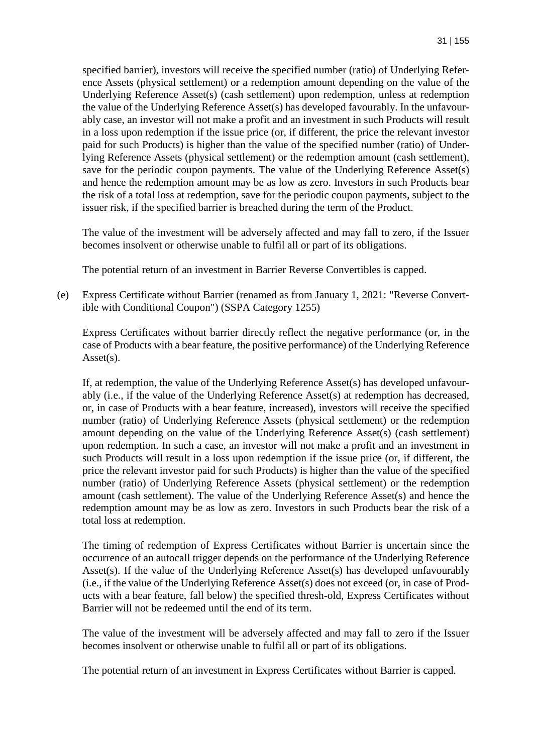specified barrier), investors will receive the specified number (ratio) of Underlying Reference Assets (physical settlement) or a redemption amount depending on the value of the Underlying Reference Asset(s) (cash settlement) upon redemption, unless at redemption the value of the Underlying Reference Asset(s) has developed favourably. In the unfavourably case, an investor will not make a profit and an investment in such Products will result in a loss upon redemption if the issue price (or, if different, the price the relevant investor paid for such Products) is higher than the value of the specified number (ratio) of Underlying Reference Assets (physical settlement) or the redemption amount (cash settlement), save for the periodic coupon payments. The value of the Underlying Reference Asset(s) and hence the redemption amount may be as low as zero. Investors in such Products bear the risk of a total loss at redemption, save for the periodic coupon payments, subject to the issuer risk, if the specified barrier is breached during the term of the Product.

The value of the investment will be adversely affected and may fall to zero, if the Issuer becomes insolvent or otherwise unable to fulfil all or part of its obligations.

The potential return of an investment in Barrier Reverse Convertibles is capped.

(e) Express Certificate without Barrier (renamed as from January 1, 2021: "Reverse Convertible with Conditional Coupon") (SSPA Category 1255)

Express Certificates without barrier directly reflect the negative performance (or, in the case of Products with a bear feature, the positive performance) of the Underlying Reference Asset(s).

If, at redemption, the value of the Underlying Reference Asset(s) has developed unfavourably (i.e., if the value of the Underlying Reference Asset(s) at redemption has decreased, or, in case of Products with a bear feature, increased), investors will receive the specified number (ratio) of Underlying Reference Assets (physical settlement) or the redemption amount depending on the value of the Underlying Reference Asset(s) (cash settlement) upon redemption. In such a case, an investor will not make a profit and an investment in such Products will result in a loss upon redemption if the issue price (or, if different, the price the relevant investor paid for such Products) is higher than the value of the specified number (ratio) of Underlying Reference Assets (physical settlement) or the redemption amount (cash settlement). The value of the Underlying Reference Asset(s) and hence the redemption amount may be as low as zero. Investors in such Products bear the risk of a total loss at redemption.

The timing of redemption of Express Certificates without Barrier is uncertain since the occurrence of an autocall trigger depends on the performance of the Underlying Reference Asset(s). If the value of the Underlying Reference Asset(s) has developed unfavourably (i.e., if the value of the Underlying Reference Asset(s) does not exceed (or, in case of Products with a bear feature, fall below) the specified thresh-old, Express Certificates without Barrier will not be redeemed until the end of its term.

The value of the investment will be adversely affected and may fall to zero if the Issuer becomes insolvent or otherwise unable to fulfil all or part of its obligations.

The potential return of an investment in Express Certificates without Barrier is capped.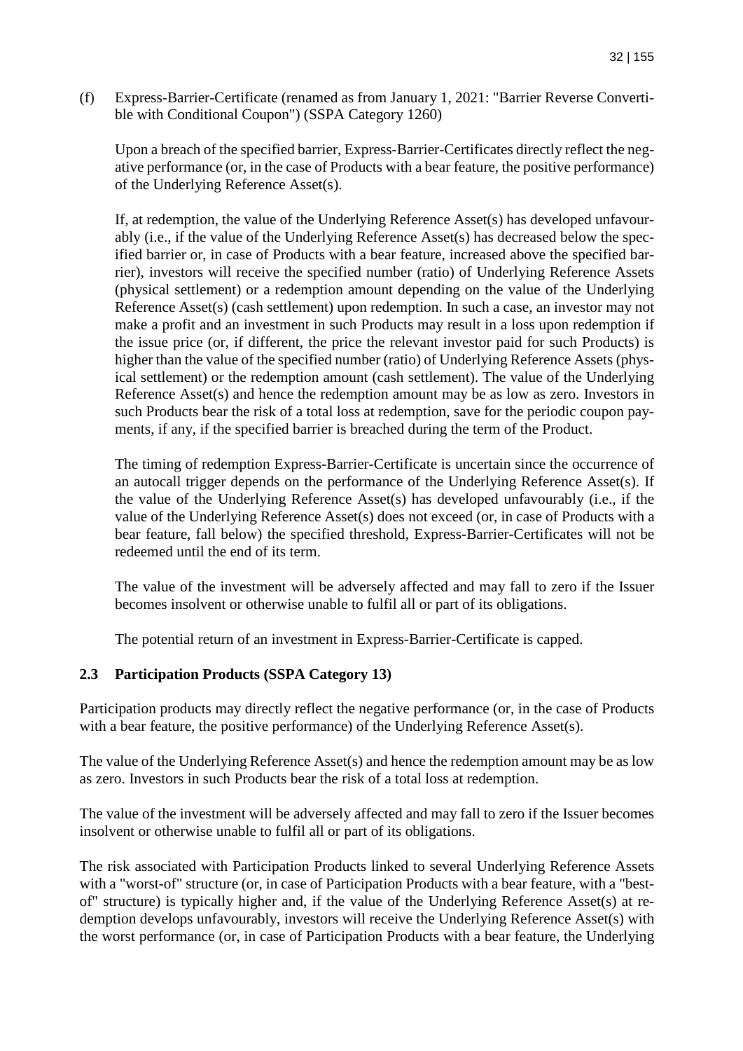(f) Express-Barrier-Certificate (renamed as from January 1, 2021: "Barrier Reverse Convertible with Conditional Coupon") (SSPA Category 1260)

Upon a breach of the specified barrier, Express-Barrier-Certificates directly reflect the negative performance (or, in the case of Products with a bear feature, the positive performance) of the Underlying Reference Asset(s).

If, at redemption, the value of the Underlying Reference Asset(s) has developed unfavourably (i.e., if the value of the Underlying Reference Asset(s) has decreased below the specified barrier or, in case of Products with a bear feature, increased above the specified barrier), investors will receive the specified number (ratio) of Underlying Reference Assets (physical settlement) or a redemption amount depending on the value of the Underlying Reference Asset(s) (cash settlement) upon redemption. In such a case, an investor may not make a profit and an investment in such Products may result in a loss upon redemption if the issue price (or, if different, the price the relevant investor paid for such Products) is higher than the value of the specified number (ratio) of Underlying Reference Assets (physical settlement) or the redemption amount (cash settlement). The value of the Underlying Reference Asset(s) and hence the redemption amount may be as low as zero. Investors in such Products bear the risk of a total loss at redemption, save for the periodic coupon payments, if any, if the specified barrier is breached during the term of the Product.

The timing of redemption Express-Barrier-Certificate is uncertain since the occurrence of an autocall trigger depends on the performance of the Underlying Reference Asset(s). If the value of the Underlying Reference Asset(s) has developed unfavourably (i.e., if the value of the Underlying Reference Asset(s) does not exceed (or, in case of Products with a bear feature, fall below) the specified threshold, Express-Barrier-Certificates will not be redeemed until the end of its term.

The value of the investment will be adversely affected and may fall to zero if the Issuer becomes insolvent or otherwise unable to fulfil all or part of its obligations.

The potential return of an investment in Express-Barrier-Certificate is capped.

### 2.3 Participation Products (SSPA Category 13)

Participation products may directly reflect the negative performance (or, in the case of Products with a bear feature, the positive performance) of the Underlying Reference Asset(s).

The value of the Underlying Reference Asset(s) and hence the redemption amount may be as low as zero. Investors in such Products bear the risk of a total loss at redemption.

The value of the investment will be adversely affected and may fall to zero if the Issuer becomes insolvent or otherwise unable to fulfil all or part of its obligations.

The risk associated with Participation Products linked to several Underlying Reference Assets with a "worst-of" structure (or, in case of Participation Products with a bear feature, with a "best-of" structure) is typically higher and, if the value of the Underlying Reference Asset(s) at redemption develops unfavourably, investors will receive the Underlying Reference Asset(s) with the worst performance (or, in case of Participation Products with a bear feature, the Underlying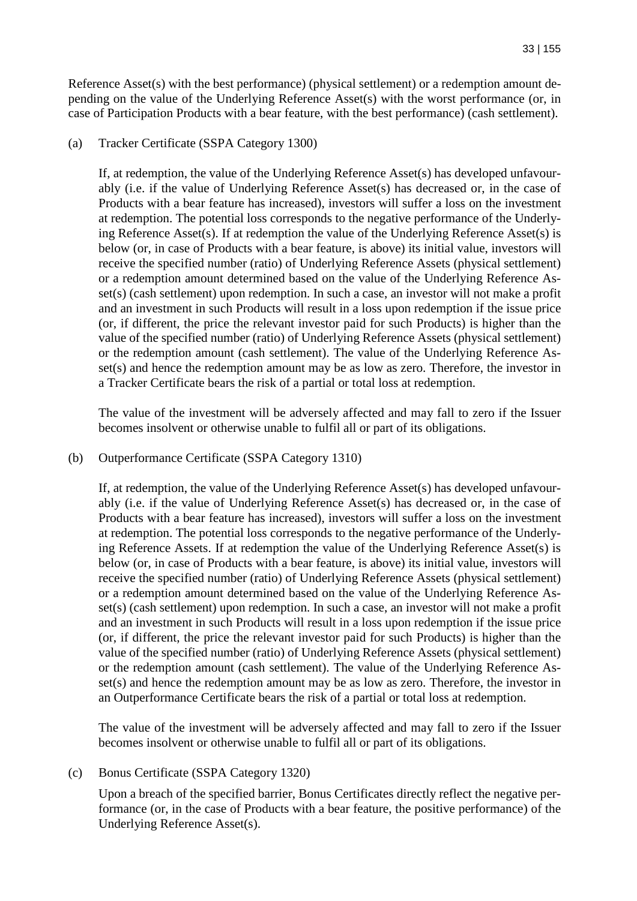Reference Asset(s) with the best performance) (physical settlement) or a redemption amount depending on the value of the Underlying Reference Asset(s) with the worst performance (or, in case of Participation Products with a bear feature, with the best performance) (cash settlement).

(a) Tracker Certificate (SSPA Category 1300)

If, at redemption, the value of the Underlying Reference Asset(s) has developed unfavourably (i.e. if the value of Underlying Reference Asset(s) has decreased or, in the case of Products with a bear feature has increased), investors will suffer a loss on the investment at redemption. The potential loss corresponds to the negative performance of the Underlying Reference Asset(s). If at redemption the value of the Underlying Reference Asset(s) is below (or, in case of Products with a bear feature, is above) its initial value, investors will receive the specified number (ratio) of Underlying Reference Assets (physical settlement) or a redemption amount determined based on the value of the Underlying Reference Asset(s) (cash settlement) upon redemption. In such a case, an investor will not make a profit and an investment in such Products will result in a loss upon redemption if the issue price (or, if different, the price the relevant investor paid for such Products) is higher than the value of the specified number (ratio) of Underlying Reference Assets (physical settlement) or the redemption amount (cash settlement). The value of the Underlying Reference Asset(s) and hence the redemption amount may be as low as zero. Therefore, the investor in a Tracker Certificate bears the risk of a partial or total loss at redemption.

The value of the investment will be adversely affected and may fall to zero if the Issuer becomes insolvent or otherwise unable to fulfil all or part of its obligations.

(b) Outperformance Certificate (SSPA Category 1310)

If, at redemption, the value of the Underlying Reference Asset(s) has developed unfavourably (i.e. if the value of Underlying Reference Asset(s) has decreased or, in the case of Products with a bear feature has increased), investors will suffer a loss on the investment at redemption. The potential loss corresponds to the negative performance of the Underlying Reference Assets. If at redemption the value of the Underlying Reference Asset(s) is below (or, in case of Products with a bear feature, is above) its initial value, investors will receive the specified number (ratio) of Underlying Reference Assets (physical settlement) or a redemption amount determined based on the value of the Underlying Reference Asset(s) (cash settlement) upon redemption. In such a case, an investor will not make a profit and an investment in such Products will result in a loss upon redemption if the issue price (or, if different, the price the relevant investor paid for such Products) is higher than the value of the specified number (ratio) of Underlying Reference Assets (physical settlement) or the redemption amount (cash settlement). The value of the Underlying Reference Asset(s) and hence the redemption amount may be as low as zero. Therefore, the investor in an Outperformance Certificate bears the risk of a partial or total loss at redemption.

The value of the investment will be adversely affected and may fall to zero if the Issuer becomes insolvent or otherwise unable to fulfil all or part of its obligations.

(c) Bonus Certificate (SSPA Category 1320)

Upon a breach of the specified barrier, Bonus Certificates directly reflect the negative performance (or, in the case of Products with a bear feature, the positive performance) of the Underlying Reference Asset(s).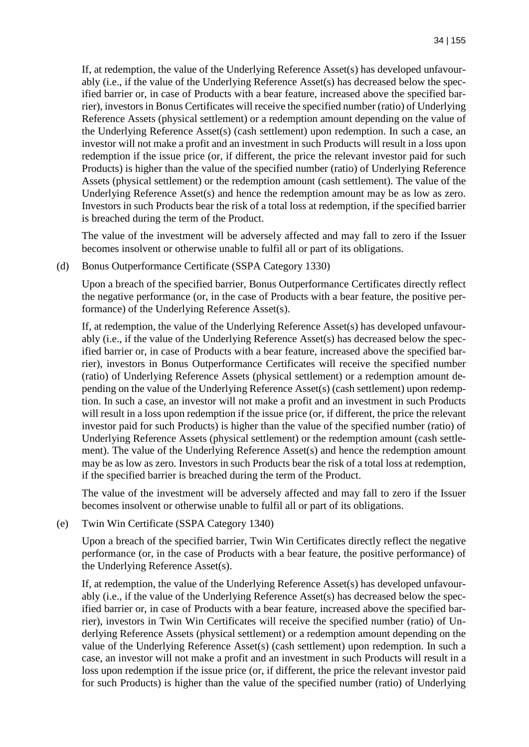If, at redemption, the value of the Underlying Reference Asset(s) has developed unfavourably (i.e., if the value of the Underlying Reference Asset(s) has decreased below the specified barrier or, in case of Products with a bear feature, increased above the specified barrier), investors in Bonus Certificates will receive the specified number (ratio) of Underlying Reference Assets (physical settlement) or a redemption amount depending on the value of the Underlying Reference Asset(s) (cash settlement) upon redemption. In such a case, an investor will not make a profit and an investment in such Products will result in a loss upon redemption if the issue price (or, if different, the price the relevant investor paid for such Products) is higher than the value of the specified number (ratio) of Underlying Reference Assets (physical settlement) or the redemption amount (cash settlement). The value of the Underlying Reference Asset(s) and hence the redemption amount may be as low as zero. Investors in such Products bear the risk of a total loss at redemption, if the specified barrier is breached during the term of the Product.

The value of the investment will be adversely affected and may fall to zero if the Issuer becomes insolvent or otherwise unable to fulfil all or part of its obligations.

(d) Bonus Outperformance Certificate (SSPA Category 1330)

Upon a breach of the specified barrier, Bonus Outperformance Certificates directly reflect the negative performance (or, in the case of Products with a bear feature, the positive performance) of the Underlying Reference Asset(s).

If, at redemption, the value of the Underlying Reference Asset(s) has developed unfavourably (i.e., if the value of the Underlying Reference Asset(s) has decreased below the specified barrier or, in case of Products with a bear feature, increased above the specified barrier), investors in Bonus Outperformance Certificates will receive the specified number (ratio) of Underlying Reference Assets (physical settlement) or a redemption amount depending on the value of the Underlying Reference Asset(s) (cash settlement) upon redemption. In such a case, an investor will not make a profit and an investment in such Products will result in a loss upon redemption if the issue price (or, if different, the price the relevant investor paid for such Products) is higher than the value of the specified number (ratio) of Underlying Reference Assets (physical settlement) or the redemption amount (cash settlement). The value of the Underlying Reference Asset(s) and hence the redemption amount may be as low as zero. Investors in such Products bear the risk of a total loss at redemption, if the specified barrier is breached during the term of the Product.

The value of the investment will be adversely affected and may fall to zero if the Issuer becomes insolvent or otherwise unable to fulfil all or part of its obligations.

(e) Twin Win Certificate (SSPA Category 1340)

Upon a breach of the specified barrier, Twin Win Certificates directly reflect the negative performance (or, in the case of Products with a bear feature, the positive performance) of the Underlying Reference Asset(s).

If, at redemption, the value of the Underlying Reference Asset(s) has developed unfavourably (i.e., if the value of the Underlying Reference Asset(s) has decreased below the specified barrier or, in case of Products with a bear feature, increased above the specified barrier), investors in Twin Win Certificates will receive the specified number (ratio) of Underlying Reference Assets (physical settlement) or a redemption amount depending on the value of the Underlying Reference Asset(s) (cash settlement) upon redemption. In such a case, an investor will not make a profit and an investment in such Products will result in a loss upon redemption if the issue price (or, if different, the price the relevant investor paid for such Products) is higher than the value of the specified number (ratio) of Underlying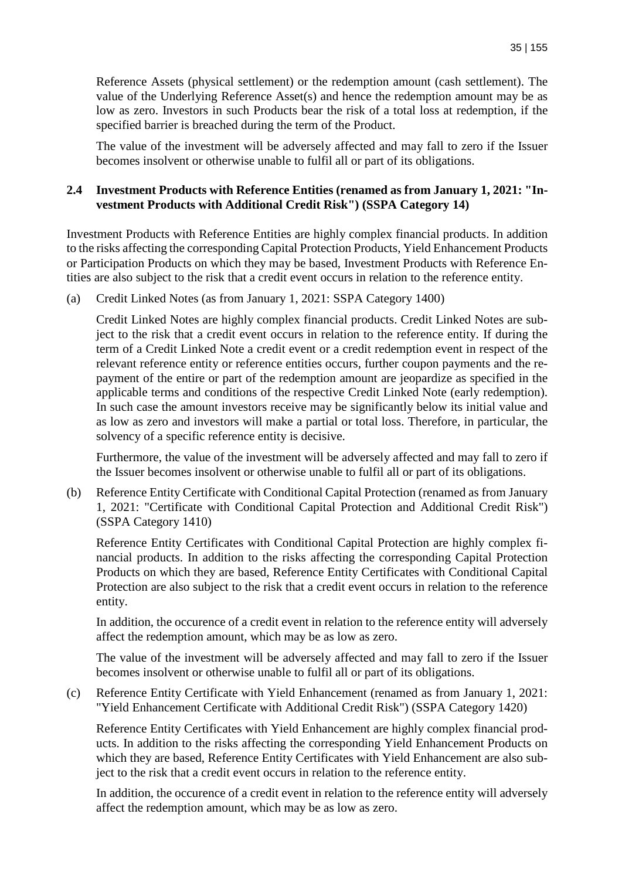Reference Assets (physical settlement) or the redemption amount (cash settlement). The value of the Underlying Reference Asset(s) and hence the redemption amount may be as low as zero. Investors in such Products bear the risk of a total loss at redemption, if the specified barrier is breached during the term of the Product.

The value of the investment will be adversely affected and may fall to zero if the Issuer becomes insolvent or otherwise unable to fulfil all or part of its obligations.

### 2.4 Investment Products with Reference Entities (renamed as from January 1, 2021: "Investment Products with Additional Credit Risk") (SSPA Category 14)

Investment Products with Reference Entities are highly complex financial products. In addition to the risks affecting the corresponding Capital Protection Products, Yield Enhancement Products or Participation Products on which they may be based, Investment Products with Reference Entities are also subject to the risk that a credit event occurs in relation to the reference entity.

(a) Credit Linked Notes (as from January 1, 2021: SSPA Category 1400)

Credit Linked Notes are highly complex financial products. Credit Linked Notes are subject to the risk that a credit event occurs in relation to the reference entity. If during the term of a Credit Linked Note a credit event or a credit redemption event in respect of the relevant reference entity or reference entities occurs, further coupon payments and the repayment of the entire or part of the redemption amount are jeopardize as specified in the applicable terms and conditions of the respective Credit Linked Note (early redemption). In such case the amount investors receive may be significantly below its initial value and as low as zero and investors will make a partial or total loss. Therefore, in particular, the solvency of a specific reference entity is decisive.

Furthermore, the value of the investment will be adversely affected and may fall to zero if the Issuer becomes insolvent or otherwise unable to fulfil all or part of its obligations.

(b) Reference Entity Certificate with Conditional Capital Protection (renamed as from January 1, 2021: "Certificate with Conditional Capital Protection and Additional Credit Risk") (SSPA Category 1410)

Reference Entity Certificates with Conditional Capital Protection are highly complex financial products. In addition to the risks affecting the corresponding Capital Protection Products on which they are based, Reference Entity Certificates with Conditional Capital Protection are also subject to the risk that a credit event occurs in relation to the reference entity.

In addition, the occurence of a credit event in relation to the reference entity will adversely affect the redemption amount, which may be as low as zero.

The value of the investment will be adversely affected and may fall to zero if the Issuer becomes insolvent or otherwise unable to fulfil all or part of its obligations.

(c) Reference Entity Certificate with Yield Enhancement (renamed as from January 1, 2021: "Yield Enhancement Certificate with Additional Credit Risk") (SSPA Category 1420)

Reference Entity Certificates with Yield Enhancement are highly complex financial products. In addition to the risks affecting the corresponding Yield Enhancement Products on which they are based, Reference Entity Certificates with Yield Enhancement are also subject to the risk that a credit event occurs in relation to the reference entity.

In addition, the occurence of a credit event in relation to the reference entity will adversely affect the redemption amount, which may be as low as zero.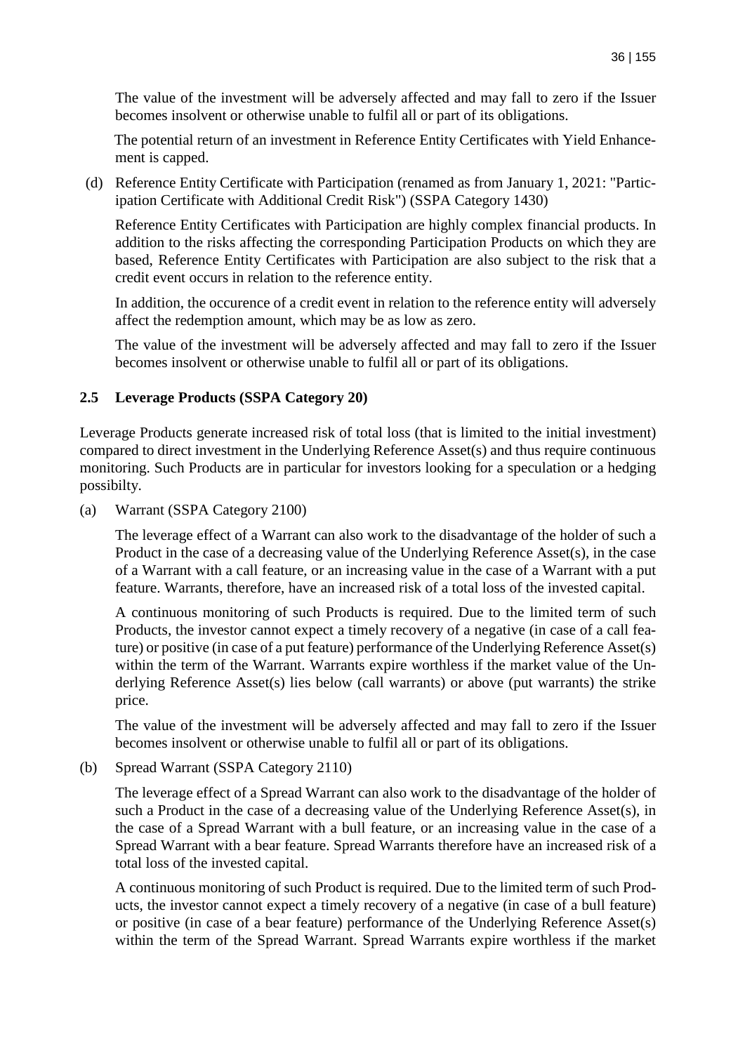The value of the investment will be adversely affected and may fall to zero if the Issuer becomes insolvent or otherwise unable to fulfil all or part of its obligations.

The potential return of an investment in Reference Entity Certificates with Yield Enhancement is capped.

(d) Reference Entity Certificate with Participation (renamed as from January 1, 2021: "Participation Certificate with Additional Credit Risk") (SSPA Category 1430)

Reference Entity Certificates with Participation are highly complex financial products. In addition to the risks affecting the corresponding Participation Products on which they are based, Reference Entity Certificates with Participation are also subject to the risk that a credit event occurs in relation to the reference entity.

In addition, the occurence of a credit event in relation to the reference entity will adversely affect the redemption amount, which may be as low as zero.

The value of the investment will be adversely affected and may fall to zero if the Issuer becomes insolvent or otherwise unable to fulfil all or part of its obligations.

### 2.5 Leverage Products (SSPA Category 20)

Leverage Products generate increased risk of total loss (that is limited to the initial investment) compared to direct investment in the Underlying Reference Asset(s) and thus require continuous monitoring. Such Products are in particular for investors looking for a speculation or a hedging possibilty.

(a) Warrant (SSPA Category 2100)

The leverage effect of a Warrant can also work to the disadvantage of the holder of such a Product in the case of a decreasing value of the Underlying Reference Asset(s), in the case of a Warrant with a call feature, or an increasing value in the case of a Warrant with a put feature. Warrants, therefore, have an increased risk of a total loss of the invested capital.

A continuous monitoring of such Products is required. Due to the limited term of such Products, the investor cannot expect a timely recovery of a negative (in case of a call feature) or positive (in case of a put feature) performance of the Underlying Reference Asset(s) within the term of the Warrant. Warrants expire worthless if the market value of the Underlying Reference Asset(s) lies below (call warrants) or above (put warrants) the strike price.

The value of the investment will be adversely affected and may fall to zero if the Issuer becomes insolvent or otherwise unable to fulfil all or part of its obligations.

(b) Spread Warrant (SSPA Category 2110)

The leverage effect of a Spread Warrant can also work to the disadvantage of the holder of such a Product in the case of a decreasing value of the Underlying Reference Asset(s), in the case of a Spread Warrant with a bull feature, or an increasing value in the case of a Spread Warrant with a bear feature. Spread Warrants therefore have an increased risk of a total loss of the invested capital.

A continuous monitoring of such Product is required. Due to the limited term of such Products, the investor cannot expect a timely recovery of a negative (in case of a bull feature) or positive (in case of a bear feature) performance of the Underlying Reference Asset(s) within the term of the Spread Warrant. Spread Warrants expire worthless if the market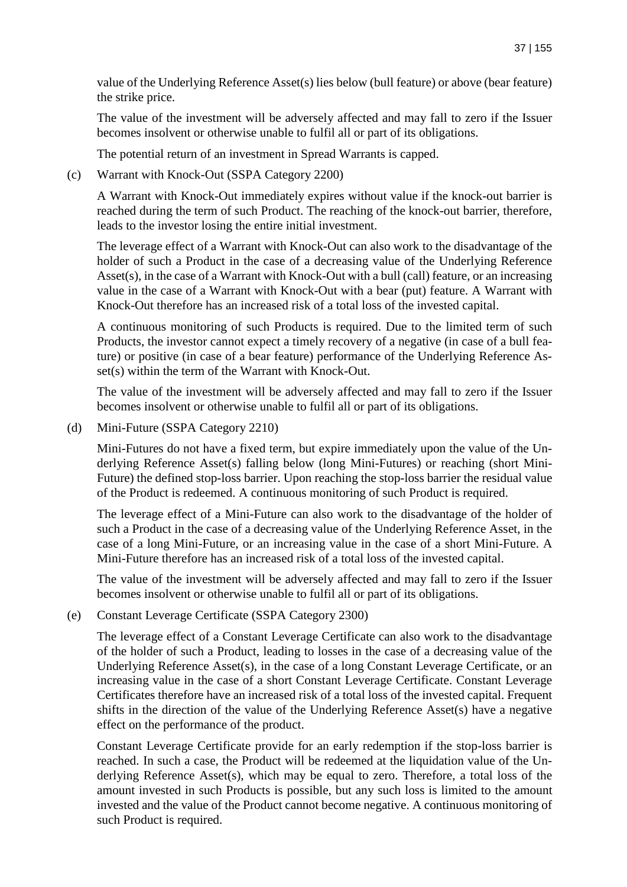value of the Underlying Reference Asset(s) lies below (bull feature) or above (bear feature) the strike price.

The value of the investment will be adversely affected and may fall to zero if the Issuer becomes insolvent or otherwise unable to fulfil all or part of its obligations.

The potential return of an investment in Spread Warrants is capped.

(c) Warrant with Knock-Out (SSPA Category 2200)

A Warrant with Knock-Out immediately expires without value if the knock-out barrier is reached during the term of such Product. The reaching of the knock-out barrier, therefore, leads to the investor losing the entire initial investment.

The leverage effect of a Warrant with Knock-Out can also work to the disadvantage of the holder of such a Product in the case of a decreasing value of the Underlying Reference Asset(s), in the case of a Warrant with Knock-Out with a bull (call) feature, or an increasing value in the case of a Warrant with Knock-Out with a bear (put) feature. A Warrant with Knock-Out therefore has an increased risk of a total loss of the invested capital.

A continuous monitoring of such Products is required. Due to the limited term of such Products, the investor cannot expect a timely recovery of a negative (in case of a bull feature) or positive (in case of a bear feature) performance of the Underlying Reference Asset(s) within the term of the Warrant with Knock-Out.

The value of the investment will be adversely affected and may fall to zero if the Issuer becomes insolvent or otherwise unable to fulfil all or part of its obligations.

(d) Mini-Future (SSPA Category 2210)

Mini-Futures do not have a fixed term, but expire immediately upon the value of the Underlying Reference Asset(s) falling below (long Mini-Futures) or reaching (short Mini-Future) the defined stop-loss barrier. Upon reaching the stop-loss barrier the residual value of the Product is redeemed. A continuous monitoring of such Product is required.

The leverage effect of a Mini-Future can also work to the disadvantage of the holder of such a Product in the case of a decreasing value of the Underlying Reference Asset, in the case of a long Mini-Future, or an increasing value in the case of a short Mini-Future. A Mini-Future therefore has an increased risk of a total loss of the invested capital.

The value of the investment will be adversely affected and may fall to zero if the Issuer becomes insolvent or otherwise unable to fulfil all or part of its obligations.

(e) Constant Leverage Certificate (SSPA Category 2300)

The leverage effect of a Constant Leverage Certificate can also work to the disadvantage of the holder of such a Product, leading to losses in the case of a decreasing value of the Underlying Reference Asset(s), in the case of a long Constant Leverage Certificate, or an increasing value in the case of a short Constant Leverage Certificate. Constant Leverage Certificates therefore have an increased risk of a total loss of the invested capital. Frequent shifts in the direction of the value of the Underlying Reference Asset(s) have a negative effect on the performance of the product.

Constant Leverage Certificate provide for an early redemption if the stop-loss barrier is reached. In such a case, the Product will be redeemed at the liquidation value of the Underlying Reference Asset(s), which may be equal to zero. Therefore, a total loss of the amount invested in such Products is possible, but any such loss is limited to the amount invested and the value of the Product cannot become negative. A continuous monitoring of such Product is required.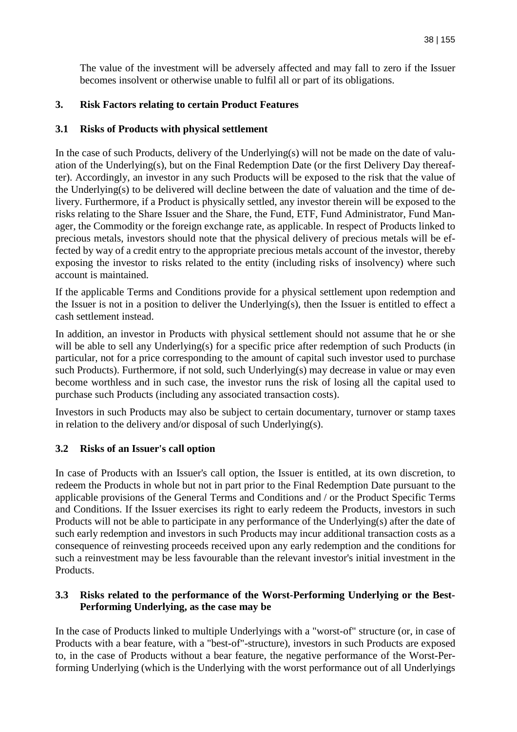The value of the investment will be adversely affected and may fall to zero if the Issuer becomes insolvent or otherwise unable to fulfil all or part of its obligations.

## 3. Risk Factors relating to certain Product Features

### 3.1 Risks of Products with physical settlement

In the case of such Products, delivery of the Underlying(s) will not be made on the date of valuation of the Underlying(s), but on the Final Redemption Date (or the first Delivery Day thereafter). Accordingly, an investor in any such Products will be exposed to the risk that the value of the Underlying(s) to be delivered will decline between the date of valuation and the time of delivery. Furthermore, if a Product is physically settled, any investor therein will be exposed to the risks relating to the Share Issuer and the Share, the Fund, ETF, Fund Administrator, Fund Manager, the Commodity or the foreign exchange rate, as applicable. In respect of Products linked to precious metals, investors should note that the physical delivery of precious metals will be effected by way of a credit entry to the appropriate precious metals account of the investor, thereby exposing the investor to risks related to the entity (including risks of insolvency) where such account is maintained.

If the applicable Terms and Conditions provide for a physical settlement upon redemption and the Issuer is not in a position to deliver the Underlying(s), then the Issuer is entitled to effect a cash settlement instead.

In addition, an investor in Products with physical settlement should not assume that he or she will be able to sell any Underlying(s) for a specific price after redemption of such Products (in particular, not for a price corresponding to the amount of capital such investor used to purchase such Products). Furthermore, if not sold, such Underlying(s) may decrease in value or may even become worthless and in such case, the investor runs the risk of losing all the capital used to purchase such Products (including any associated transaction costs).

Investors in such Products may also be subject to certain documentary, turnover or stamp taxes in relation to the delivery and/or disposal of such Underlying(s).

### 3.2 Risks of an Issuer's call option

In case of Products with an Issuer's call option, the Issuer is entitled, at its own discretion, to redeem the Products in whole but not in part prior to the Final Redemption Date pursuant to the applicable provisions of the General Terms and Conditions and / or the Product Specific Terms and Conditions. If the Issuer exercises its right to early redeem the Products, investors in such Products will not be able to participate in any performance of the Underlying(s) after the date of such early redemption and investors in such Products may incur additional transaction costs as a consequence of reinvesting proceeds received upon any early redemption and the conditions for such a reinvestment may be less favourable than the relevant investor's initial investment in the Products.

### 3.3 Risks related to the performance of the Worst-Performing Underlying or the Best-Performing Underlying, as the case may be

In the case of Products linked to multiple Underlyings with a "worst-of" structure (or, in case of Products with a bear feature, with a "best-of"-structure), investors in such Products are exposed to, in the case of Products without a bear feature, the negative performance of the Worst-Performing Underlying (which is the Underlying with the worst performance out of all Underlyings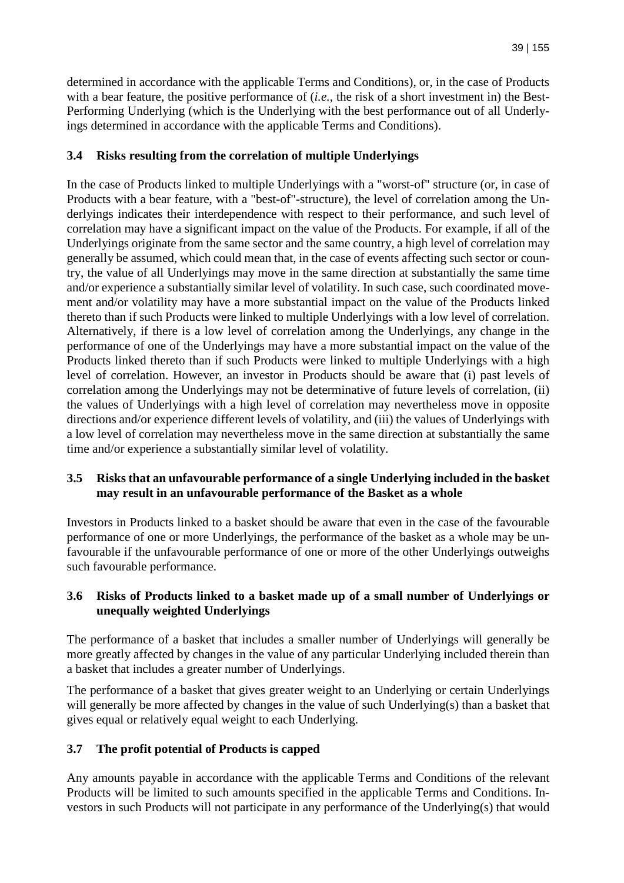determined in accordance with the applicable Terms and Conditions), or, in the case of Products with a bear feature, the positive performance of (*i.e.*, the risk of a short investment in) the Best-Performing Underlying (which is the Underlying with the best performance out of all Underlyings determined in accordance with the applicable Terms and Conditions).

### 3.4 Risks resulting from the correlation of multiple Underlyings

In the case of Products linked to multiple Underlyings with a "worst-of" structure (or, in case of Products with a bear feature, with a "best-of"-structure), the level of correlation among the Underlyings indicates their interdependence with respect to their performance, and such level of correlation may have a significant impact on the value of the Products. For example, if all of the Underlyings originate from the same sector and the same country, a high level of correlation may generally be assumed, which could mean that, in the case of events affecting such sector or country, the value of all Underlyings may move in the same direction at substantially the same time and/or experience a substantially similar level of volatility. In such case, such coordinated movement and/or volatility may have a more substantial impact on the value of the Products linked thereto than if such Products were linked to multiple Underlyings with a low level of correlation. Alternatively, if there is a low level of correlation among the Underlyings, any change in the performance of one of the Underlyings may have a more substantial impact on the value of the Products linked thereto than if such Products were linked to multiple Underlyings with a high level of correlation. However, an investor in Products should be aware that (i) past levels of correlation among the Underlyings may not be determinative of future levels of correlation, (ii) the values of Underlyings with a high level of correlation may nevertheless move in opposite directions and/or experience different levels of volatility, and (iii) the values of Underlyings with a low level of correlation may nevertheless move in the same direction at substantially the same time and/or experience a substantially similar level of volatility.

### 3.5 Risks that an unfavourable performance of a single Underlying included in the basket may result in an unfavourable performance of the Basket as a whole

Investors in Products linked to a basket should be aware that even in the case of the favourable performance of one or more Underlyings, the performance of the basket as a whole may be unfavourable if the unfavourable performance of one or more of the other Underlyings outweighs such favourable performance.

### 3.6 Risks of Products linked to a basket made up of a small number of Underlyings or unequally weighted Underlyings

The performance of a basket that includes a smaller number of Underlyings will generally be more greatly affected by changes in the value of any particular Underlying included therein than a basket that includes a greater number of Underlyings.

The performance of a basket that gives greater weight to an Underlying or certain Underlyings will generally be more affected by changes in the value of such Underlying(s) than a basket that gives equal or relatively equal weight to each Underlying.

### 3.7 The profit potential of Products is capped

Any amounts payable in accordance with the applicable Terms and Conditions of the relevant Products will be limited to such amounts specified in the applicable Terms and Conditions. Investors in such Products will not participate in any performance of the Underlying(s) that would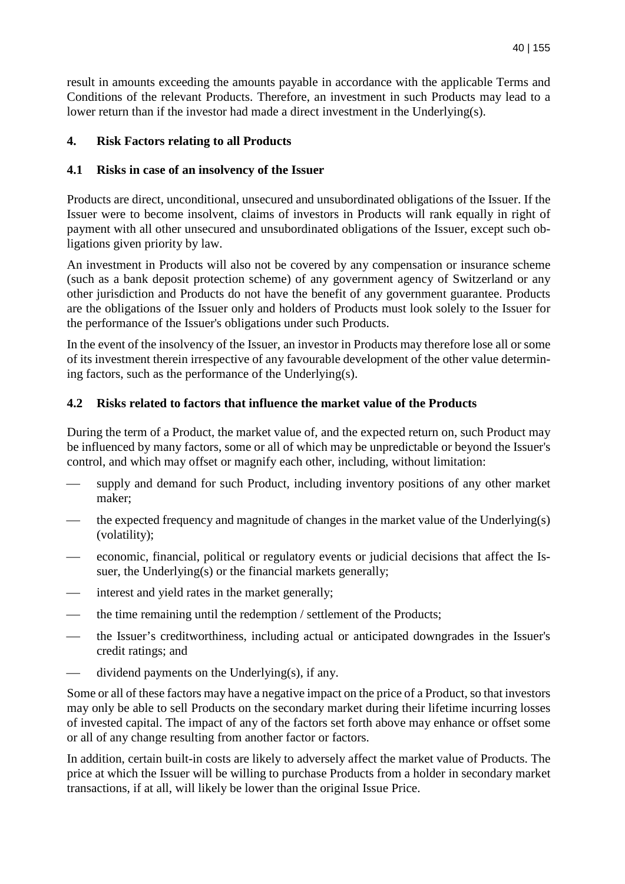result in amounts exceeding the amounts payable in accordance with the applicable Terms and Conditions of the relevant Products. Therefore, an investment in such Products may lead to a lower return than if the investor had made a direct investment in the Underlying(s).

## 4. Risk Factors relating to all Products

### 4.1 Risks in case of an insolvency of the Issuer

Products are direct, unconditional, unsecured and unsubordinated obligations of the Issuer. If the Issuer were to become insolvent, claims of investors in Products will rank equally in right of payment with all other unsecured and unsubordinated obligations of the Issuer, except such obligations given priority by law.

An investment in Products will also not be covered by any compensation or insurance scheme (such as a bank deposit protection scheme) of any government agency of Switzerland or any other jurisdiction and Products do not have the benefit of any government guarantee. Products are the obligations of the Issuer only and holders of Products must look solely to the Issuer for the performance of the Issuer's obligations under such Products.

In the event of the insolvency of the Issuer, an investor in Products may therefore lose all or some of its investment therein irrespective of any favourable development of the other value determining factors, such as the performance of the Underlying(s).

### 4.2 Risks related to factors that influence the market value of the Products

During the term of a Product, the market value of, and the expected return on, such Product may be influenced by many factors, some or all of which may be unpredictable or beyond the Issuer's control, and which may offset or magnify each other, including, without limitation:

- supply and demand for such Product, including inventory positions of any other market maker;
- the expected frequency and magnitude of changes in the market value of the Underlying(s) (volatility);
- economic, financial, political or regulatory events or judicial decisions that affect the Issuer, the Underlying(s) or the financial markets generally;
- interest and yield rates in the market generally;
- the time remaining until the redemption / settlement of the Products;
- the Issuer's creditworthiness, including actual or anticipated downgrades in the Issuer's credit ratings; and
- dividend payments on the Underlying(s), if any.

Some or all of these factors may have a negative impact on the price of a Product, so that investors may only be able to sell Products on the secondary market during their lifetime incurring losses of invested capital. The impact of any of the factors set forth above may enhance or offset some or all of any change resulting from another factor or factors.

In addition, certain built-in costs are likely to adversely affect the market value of Products. The price at which the Issuer will be willing to purchase Products from a holder in secondary market transactions, if at all, will likely be lower than the original Issue Price.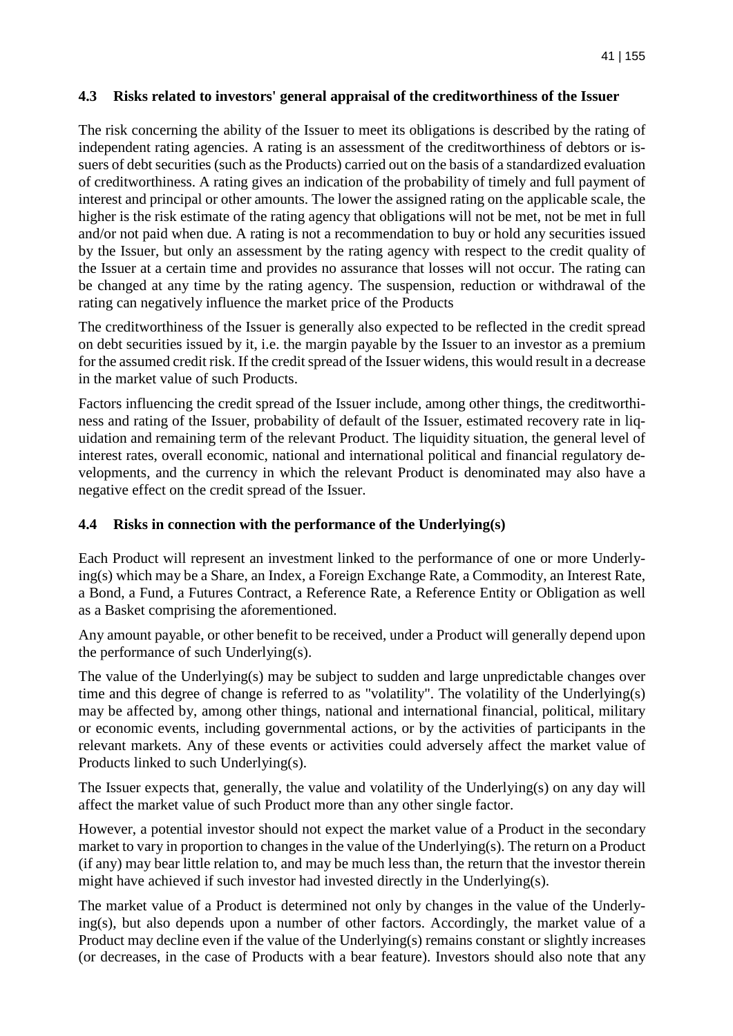## 4.3 Risks related to investors' general appraisal of the creditworthiness of the Issuer

The risk concerning the ability of the Issuer to meet its obligations is described by the rating of independent rating agencies. A rating is an assessment of the creditworthiness of debtors or issuers of debt securities (such as the Products) carried out on the basis of a standardized evaluation of creditworthiness. A rating gives an indication of the probability of timely and full payment of interest and principal or other amounts. The lower the assigned rating on the applicable scale, the higher is the risk estimate of the rating agency that obligations will not be met, not be met in full and/or not paid when due. A rating is not a recommendation to buy or hold any securities issued by the Issuer, but only an assessment by the rating agency with respect to the credit quality of the Issuer at a certain time and provides no assurance that losses will not occur. The rating can be changed at any time by the rating agency. The suspension, reduction or withdrawal of the rating can negatively influence the market price of the Products

The creditworthiness of the Issuer is generally also expected to be reflected in the credit spread on debt securities issued by it, i.e. the margin payable by the Issuer to an investor as a premium for the assumed credit risk. If the credit spread of the Issuer widens, this would result in a decrease in the market value of such Products.

Factors influencing the credit spread of the Issuer include, among other things, the creditworthiness and rating of the Issuer, probability of default of the Issuer, estimated recovery rate in liquidation and remaining term of the relevant Product. The liquidity situation, the general level of interest rates, overall economic, national and international political and financial regulatory developments, and the currency in which the relevant Product is denominated may also have a negative effect on the credit spread of the Issuer.

## 4.4 Risks in connection with the performance of the Underlying(s)

Each Product will represent an investment linked to the performance of one or more Underlying(s) which may be a Share, an Index, a Foreign Exchange Rate, a Commodity, an Interest Rate, a Bond, a Fund, a Futures Contract, a Reference Rate, a Reference Entity or Obligation as well as a Basket comprising the aforementioned.

Any amount payable, or other benefit to be received, under a Product will generally depend upon the performance of such Underlying(s).

The value of the Underlying(s) may be subject to sudden and large unpredictable changes over time and this degree of change is referred to as "volatility". The volatility of the Underlying(s) may be affected by, among other things, national and international financial, political, military or economic events, including governmental actions, or by the activities of participants in the relevant markets. Any of these events or activities could adversely affect the market value of Products linked to such Underlying(s).

The Issuer expects that, generally, the value and volatility of the Underlying(s) on any day will affect the market value of such Product more than any other single factor.

However, a potential investor should not expect the market value of a Product in the secondary market to vary in proportion to changes in the value of the Underlying(s). The return on a Product (if any) may bear little relation to, and may be much less than, the return that the investor therein might have achieved if such investor had invested directly in the Underlying(s).

The market value of a Product is determined not only by changes in the value of the Underlying(s), but also depends upon a number of other factors. Accordingly, the market value of a Product may decline even if the value of the Underlying(s) remains constant or slightly increases (or decreases, in the case of Products with a bear feature). Investors should also note that any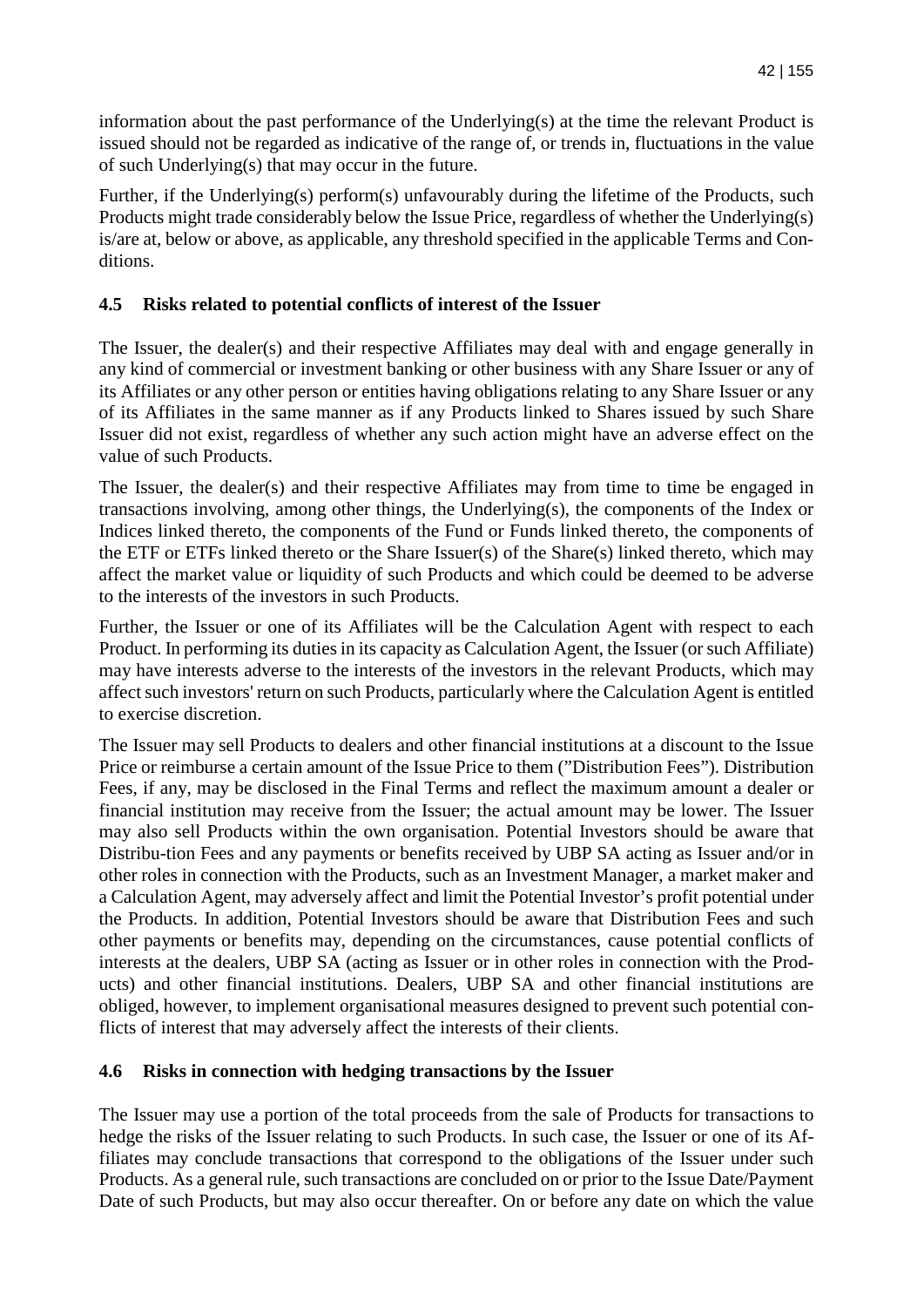information about the past performance of the Underlying(s) at the time the relevant Product is issued should not be regarded as indicative of the range of, or trends in, fluctuations in the value of such Underlying(s) that may occur in the future.

Further, if the Underlying(s) perform(s) unfavourably during the lifetime of the Products, such Products might trade considerably below the Issue Price, regardless of whether the Underlying(s) is/are at, below or above, as applicable, any threshold specified in the applicable Terms and Conditions.

## 4.5 Risks related to potential conflicts of interest of the Issuer

The Issuer, the dealer(s) and their respective Affiliates may deal with and engage generally in any kind of commercial or investment banking or other business with any Share Issuer or any of its Affiliates or any other person or entities having obligations relating to any Share Issuer or any of its Affiliates in the same manner as if any Products linked to Shares issued by such Share Issuer did not exist, regardless of whether any such action might have an adverse effect on the value of such Products.

The Issuer, the dealer(s) and their respective Affiliates may from time to time be engaged in transactions involving, among other things, the Underlying(s), the components of the Index or Indices linked thereto, the components of the Fund or Funds linked thereto, the components of the ETF or ETFs linked thereto or the Share Issuer(s) of the Share(s) linked thereto, which may affect the market value or liquidity of such Products and which could be deemed to be adverse to the interests of the investors in such Products.

Further, the Issuer or one of its Affiliates will be the Calculation Agent with respect to each Product. In performing its duties in its capacity as Calculation Agent, the Issuer (or such Affiliate) may have interests adverse to the interests of the investors in the relevant Products, which may affect such investors' return on such Products, particularly where the Calculation Agent is entitled to exercise discretion.

The Issuer may sell Products to dealers and other financial institutions at a discount to the Issue Price or reimburse a certain amount of the Issue Price to them (”Distribution Fees”). Distribution Fees, if any, may be disclosed in the Final Terms and reflect the maximum amount a dealer or financial institution may receive from the Issuer; the actual amount may be lower. The Issuer may also sell Products within the own organisation. Potential Investors should be aware that Distribu-tion Fees and any payments or benefits received by UBP SA acting as Issuer and/or in other roles in connection with the Products, such as an Investment Manager, a market maker and a Calculation Agent, may adversely affect and limit the Potential Investor's profit potential under the Products. In addition, Potential Investors should be aware that Distribution Fees and such other payments or benefits may, depending on the circumstances, cause potential conflicts of interests at the dealers, UBP SA (acting as Issuer or in other roles in connection with the Products) and other financial institutions. Dealers, UBP SA and other financial institutions are obliged, however, to implement organisational measures designed to prevent such potential conflicts of interest that may adversely affect the interests of their clients.

## 4.6 Risks in connection with hedging transactions by the Issuer

The Issuer may use a portion of the total proceeds from the sale of Products for transactions to hedge the risks of the Issuer relating to such Products. In such case, the Issuer or one of its Affiliates may conclude transactions that correspond to the obligations of the Issuer under such Products. As a general rule, such transactions are concluded on or prior to the Issue Date/Payment Date of such Products, but may also occur thereafter. On or before any date on which the value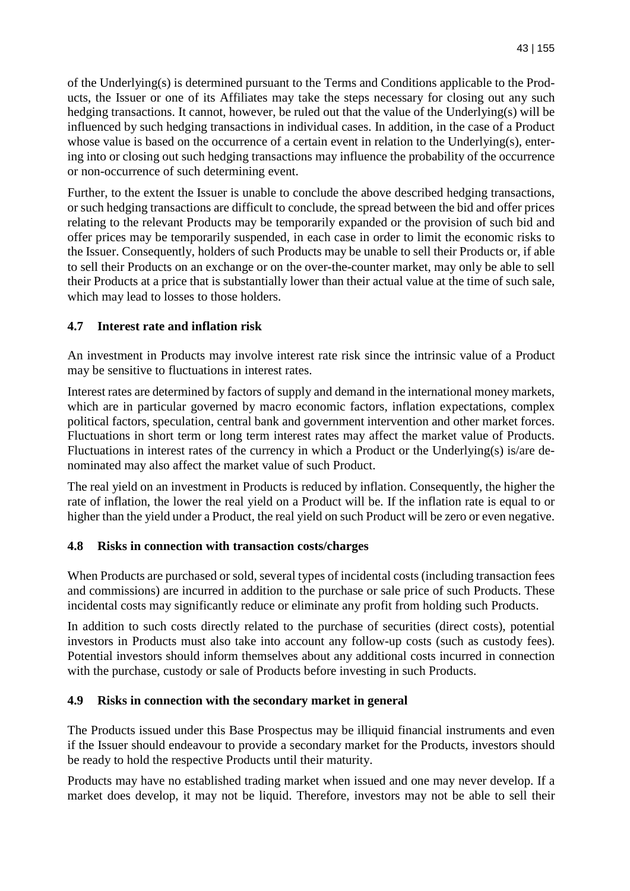of the Underlying(s) is determined pursuant to the Terms and Conditions applicable to the Products, the Issuer or one of its Affiliates may take the steps necessary for closing out any such hedging transactions. It cannot, however, be ruled out that the value of the Underlying(s) will be influenced by such hedging transactions in individual cases. In addition, in the case of a Product whose value is based on the occurrence of a certain event in relation to the Underlying(s), entering into or closing out such hedging transactions may influence the probability of the occurrence or non-occurrence of such determining event.

Further, to the extent the Issuer is unable to conclude the above described hedging transactions, or such hedging transactions are difficult to conclude, the spread between the bid and offer prices relating to the relevant Products may be temporarily expanded or the provision of such bid and offer prices may be temporarily suspended, in each case in order to limit the economic risks to the Issuer. Consequently, holders of such Products may be unable to sell their Products or, if able to sell their Products on an exchange or on the over-the-counter market, may only be able to sell their Products at a price that is substantially lower than their actual value at the time of such sale, which may lead to losses to those holders.

### 4.7 Interest rate and inflation risk

An investment in Products may involve interest rate risk since the intrinsic value of a Product may be sensitive to fluctuations in interest rates.

Interest rates are determined by factors of supply and demand in the international money markets, which are in particular governed by macro economic factors, inflation expectations, complex political factors, speculation, central bank and government intervention and other market forces. Fluctuations in short term or long term interest rates may affect the market value of Products. Fluctuations in interest rates of the currency in which a Product or the Underlying(s) is/are denominated may also affect the market value of such Product.

The real yield on an investment in Products is reduced by inflation. Consequently, the higher the rate of inflation, the lower the real yield on a Product will be. If the inflation rate is equal to or higher than the yield under a Product, the real yield on such Product will be zero or even negative.

### 4.8 Risks in connection with transaction costs/charges

When Products are purchased or sold, several types of incidental costs (including transaction fees and commissions) are incurred in addition to the purchase or sale price of such Products. These incidental costs may significantly reduce or eliminate any profit from holding such Products.

In addition to such costs directly related to the purchase of securities (direct costs), potential investors in Products must also take into account any follow-up costs (such as custody fees). Potential investors should inform themselves about any additional costs incurred in connection with the purchase, custody or sale of Products before investing in such Products.

### 4.9 Risks in connection with the secondary market in general

The Products issued under this Base Prospectus may be illiquid financial instruments and even if the Issuer should endeavour to provide a secondary market for the Products, investors should be ready to hold the respective Products until their maturity.

Products may have no established trading market when issued and one may never develop. If a market does develop, it may not be liquid. Therefore, investors may not be able to sell their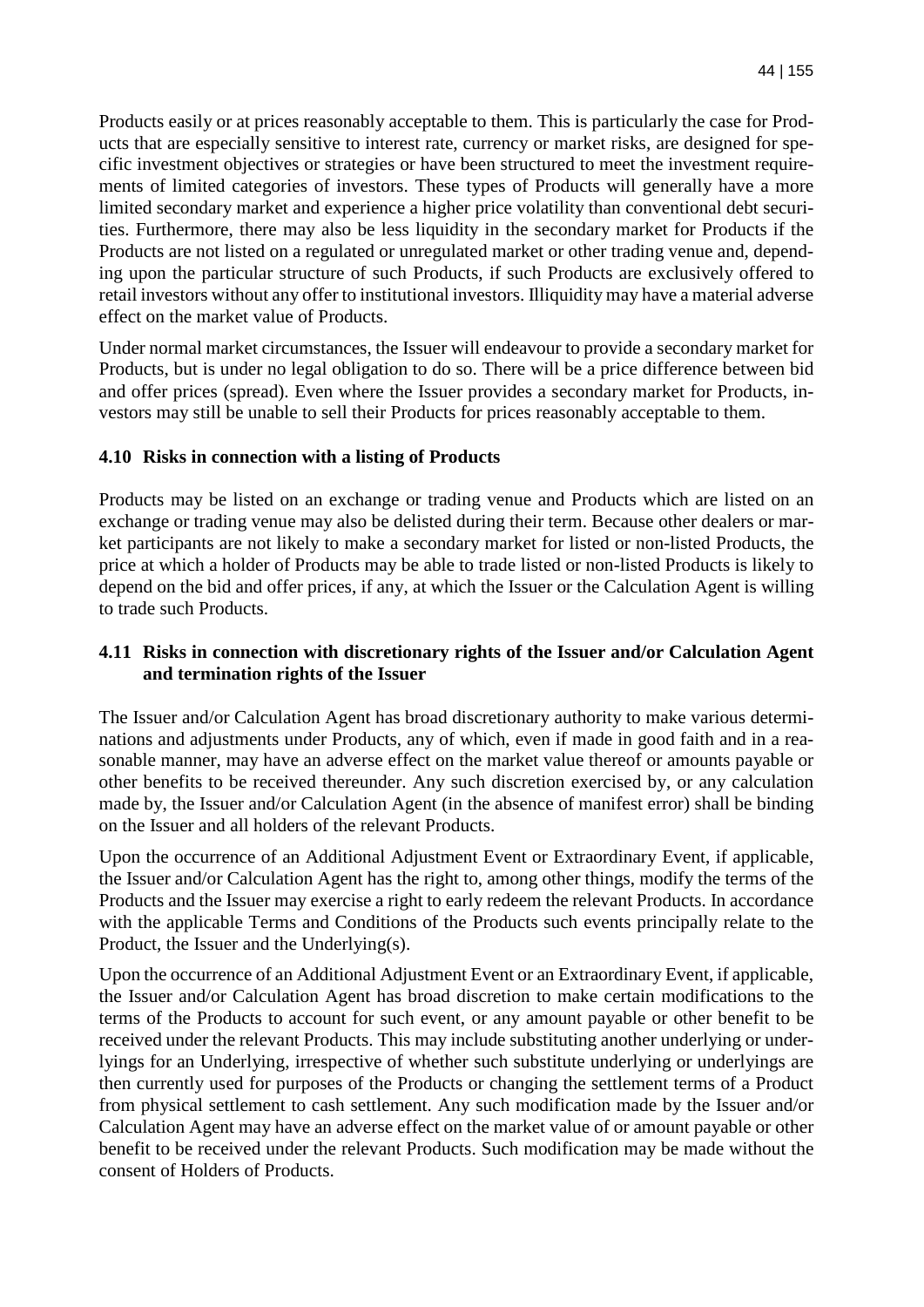Products easily or at prices reasonably acceptable to them. This is particularly the case for Products that are especially sensitive to interest rate, currency or market risks, are designed for specific investment objectives or strategies or have been structured to meet the investment requirements of limited categories of investors. These types of Products will generally have a more limited secondary market and experience a higher price volatility than conventional debt securities. Furthermore, there may also be less liquidity in the secondary market for Products if the Products are not listed on a regulated or unregulated market or other trading venue and, depending upon the particular structure of such Products, if such Products are exclusively offered to retail investors without any offer to institutional investors. Illiquidity may have a material adverse effect on the market value of Products.

Under normal market circumstances, the Issuer will endeavour to provide a secondary market for Products, but is under no legal obligation to do so. There will be a price difference between bid and offer prices (spread). Even where the Issuer provides a secondary market for Products, investors may still be unable to sell their Products for prices reasonably acceptable to them.

### 4.10 Risks in connection with a listing of Products

Products may be listed on an exchange or trading venue and Products which are listed on an exchange or trading venue may also be delisted during their term. Because other dealers or market participants are not likely to make a secondary market for listed or non-listed Products, the price at which a holder of Products may be able to trade listed or non-listed Products is likely to depend on the bid and offer prices, if any, at which the Issuer or the Calculation Agent is willing to trade such Products.

### 4.11 Risks in connection with discretionary rights of the Issuer and/or Calculation Agent and termination rights of the Issuer

The Issuer and/or Calculation Agent has broad discretionary authority to make various determinations and adjustments under Products, any of which, even if made in good faith and in a reasonable manner, may have an adverse effect on the market value thereof or amounts payable or other benefits to be received thereunder. Any such discretion exercised by, or any calculation made by, the Issuer and/or Calculation Agent (in the absence of manifest error) shall be binding on the Issuer and all holders of the relevant Products.

Upon the occurrence of an Additional Adjustment Event or Extraordinary Event, if applicable, the Issuer and/or Calculation Agent has the right to, among other things, modify the terms of the Products and the Issuer may exercise a right to early redeem the relevant Products. In accordance with the applicable Terms and Conditions of the Products such events principally relate to the Product, the Issuer and the Underlying(s).

Upon the occurrence of an Additional Adjustment Event or an Extraordinary Event, if applicable, the Issuer and/or Calculation Agent has broad discretion to make certain modifications to the terms of the Products to account for such event, or any amount payable or other benefit to be received under the relevant Products. This may include substituting another underlying or underlyings for an Underlying, irrespective of whether such substitute underlying or underlyings are then currently used for purposes of the Products or changing the settlement terms of a Product from physical settlement to cash settlement. Any such modification made by the Issuer and/or Calculation Agent may have an adverse effect on the market value of or amount payable or other benefit to be received under the relevant Products. Such modification may be made without the consent of Holders of Products.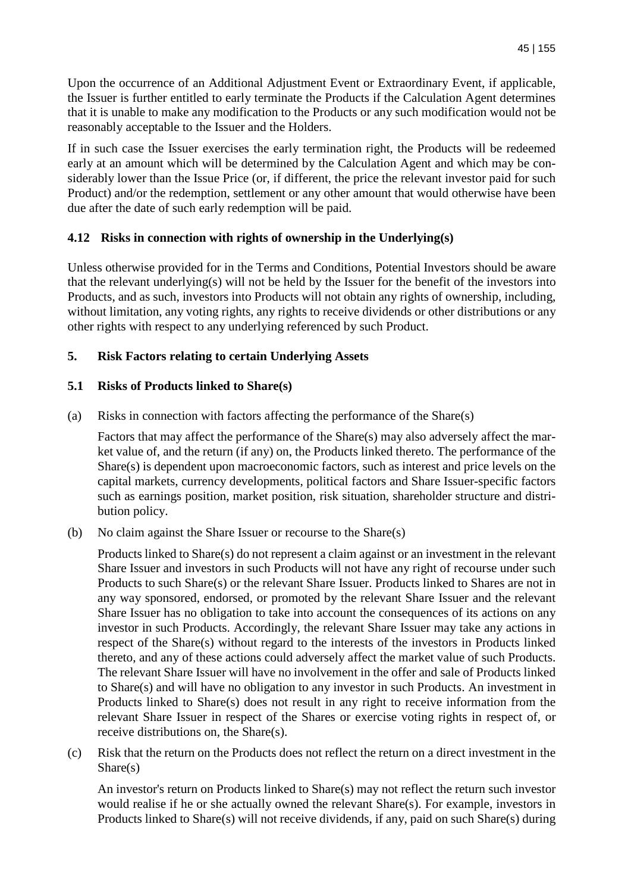Upon the occurrence of an Additional Adjustment Event or Extraordinary Event, if applicable, the Issuer is further entitled to early terminate the Products if the Calculation Agent determines that it is unable to make any modification to the Products or any such modification would not be reasonably acceptable to the Issuer and the Holders.

If in such case the Issuer exercises the early termination right, the Products will be redeemed early at an amount which will be determined by the Calculation Agent and which may be considerably lower than the Issue Price (or, if different, the price the relevant investor paid for such Product) and/or the redemption, settlement or any other amount that would otherwise have been due after the date of such early redemption will be paid.

### 4.12 Risks in connection with rights of ownership in the Underlying(s)

Unless otherwise provided for in the Terms and Conditions, Potential Investors should be aware that the relevant underlying(s) will not be held by the Issuer for the benefit of the investors into Products, and as such, investors into Products will not obtain any rights of ownership, including, without limitation, any voting rights, any rights to receive dividends or other distributions or any other rights with respect to any underlying referenced by such Product.

## 5. Risk Factors relating to certain Underlying Assets

### 5.1 Risks of Products linked to Share(s)

(a) Risks in connection with factors affecting the performance of the Share(s)

Factors that may affect the performance of the Share(s) may also adversely affect the market value of, and the return (if any) on, the Products linked thereto. The performance of the Share(s) is dependent upon macroeconomic factors, such as interest and price levels on the capital markets, currency developments, political factors and Share Issuer-specific factors such as earnings position, market position, risk situation, shareholder structure and distribution policy.

(b) No claim against the Share Issuer or recourse to the Share(s)

Products linked to Share(s) do not represent a claim against or an investment in the relevant Share Issuer and investors in such Products will not have any right of recourse under such Products to such Share(s) or the relevant Share Issuer. Products linked to Shares are not in any way sponsored, endorsed, or promoted by the relevant Share Issuer and the relevant Share Issuer has no obligation to take into account the consequences of its actions on any investor in such Products. Accordingly, the relevant Share Issuer may take any actions in respect of the Share(s) without regard to the interests of the investors in Products linked thereto, and any of these actions could adversely affect the market value of such Products. The relevant Share Issuer will have no involvement in the offer and sale of Products linked to Share(s) and will have no obligation to any investor in such Products. An investment in Products linked to Share(s) does not result in any right to receive information from the relevant Share Issuer in respect of the Shares or exercise voting rights in respect of, or receive distributions on, the Share(s).

(c) Risk that the return on the Products does not reflect the return on a direct investment in the Share(s)

An investor's return on Products linked to Share(s) may not reflect the return such investor would realise if he or she actually owned the relevant Share(s). For example, investors in Products linked to Share(s) will not receive dividends, if any, paid on such Share(s) during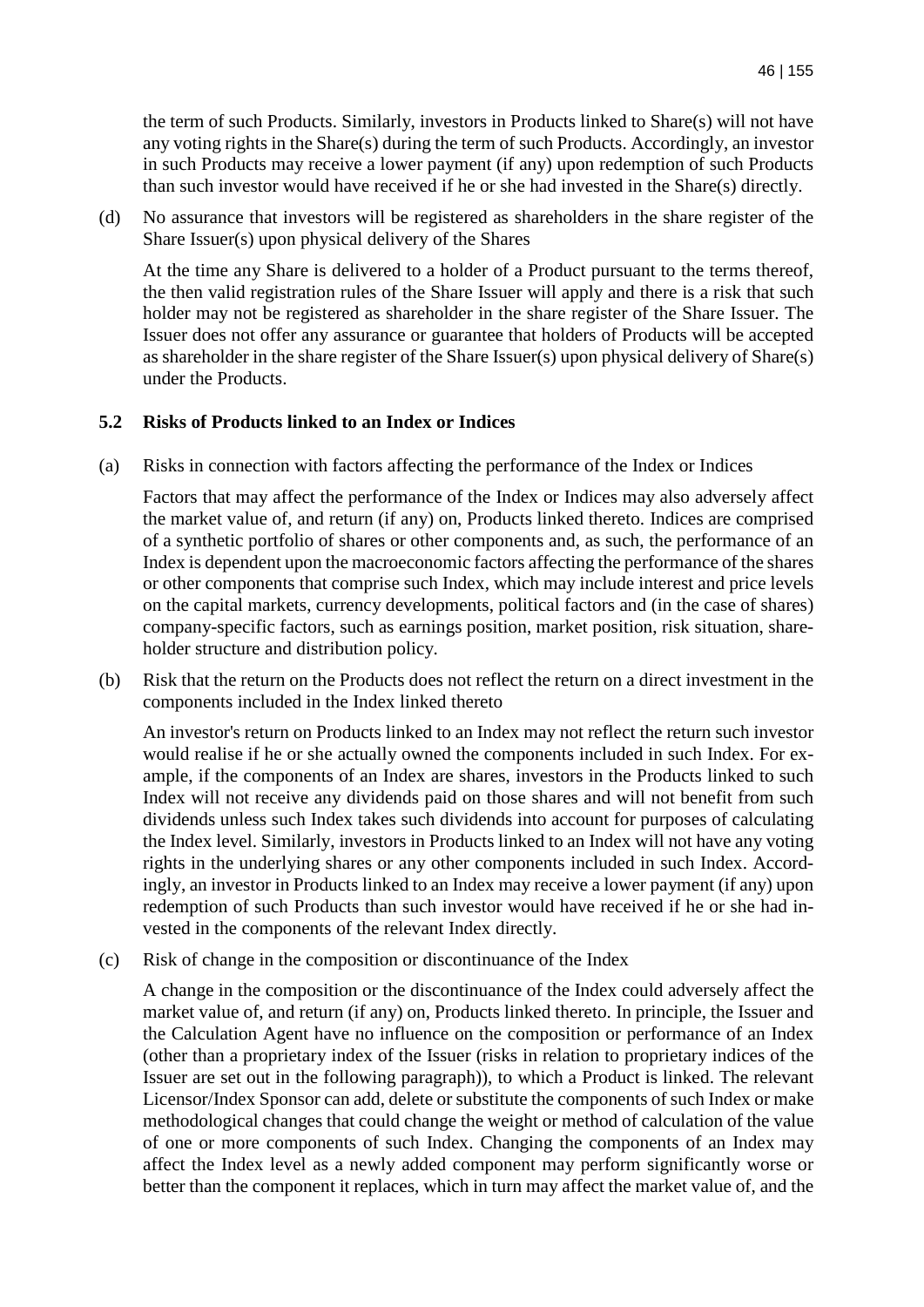the term of such Products. Similarly, investors in Products linked to Share(s) will not have any voting rights in the Share(s) during the term of such Products. Accordingly, an investor in such Products may receive a lower payment (if any) upon redemption of such Products than such investor would have received if he or she had invested in the Share(s) directly.

(d) No assurance that investors will be registered as shareholders in the share register of the Share Issuer(s) upon physical delivery of the Shares

At the time any Share is delivered to a holder of a Product pursuant to the terms thereof, the then valid registration rules of the Share Issuer will apply and there is a risk that such holder may not be registered as shareholder in the share register of the Share Issuer. The Issuer does not offer any assurance or guarantee that holders of Products will be accepted as shareholder in the share register of the Share Issuer(s) upon physical delivery of Share(s) under the Products.

## 5.2 Risks of Products linked to an Index or Indices

(a) Risks in connection with factors affecting the performance of the Index or Indices

Factors that may affect the performance of the Index or Indices may also adversely affect the market value of, and return (if any) on, Products linked thereto. Indices are comprised of a synthetic portfolio of shares or other components and, as such, the performance of an Index is dependent upon the macroeconomic factors affecting the performance of the shares or other components that comprise such Index, which may include interest and price levels on the capital markets, currency developments, political factors and (in the case of shares) company-specific factors, such as earnings position, market position, risk situation, shareholder structure and distribution policy.

(b) Risk that the return on the Products does not reflect the return on a direct investment in the components included in the Index linked thereto

An investor's return on Products linked to an Index may not reflect the return such investor would realise if he or she actually owned the components included in such Index. For example, if the components of an Index are shares, investors in the Products linked to such Index will not receive any dividends paid on those shares and will not benefit from such dividends unless such Index takes such dividends into account for purposes of calculating the Index level. Similarly, investors in Products linked to an Index will not have any voting rights in the underlying shares or any other components included in such Index. Accordingly, an investor in Products linked to an Index may receive a lower payment (if any) upon redemption of such Products than such investor would have received if he or she had invested in the components of the relevant Index directly.

(c) Risk of change in the composition or discontinuance of the Index

A change in the composition or the discontinuance of the Index could adversely affect the market value of, and return (if any) on, Products linked thereto. In principle, the Issuer and the Calculation Agent have no influence on the composition or performance of an Index (other than a proprietary index of the Issuer (risks in relation to proprietary indices of the Issuer are set out in the following paragraph)), to which a Product is linked. The relevant Licensor/Index Sponsor can add, delete or substitute the components of such Index or make methodological changes that could change the weight or method of calculation of the value of one or more components of such Index. Changing the components of an Index may affect the Index level as a newly added component may perform significantly worse or better than the component it replaces, which in turn may affect the market value of, and the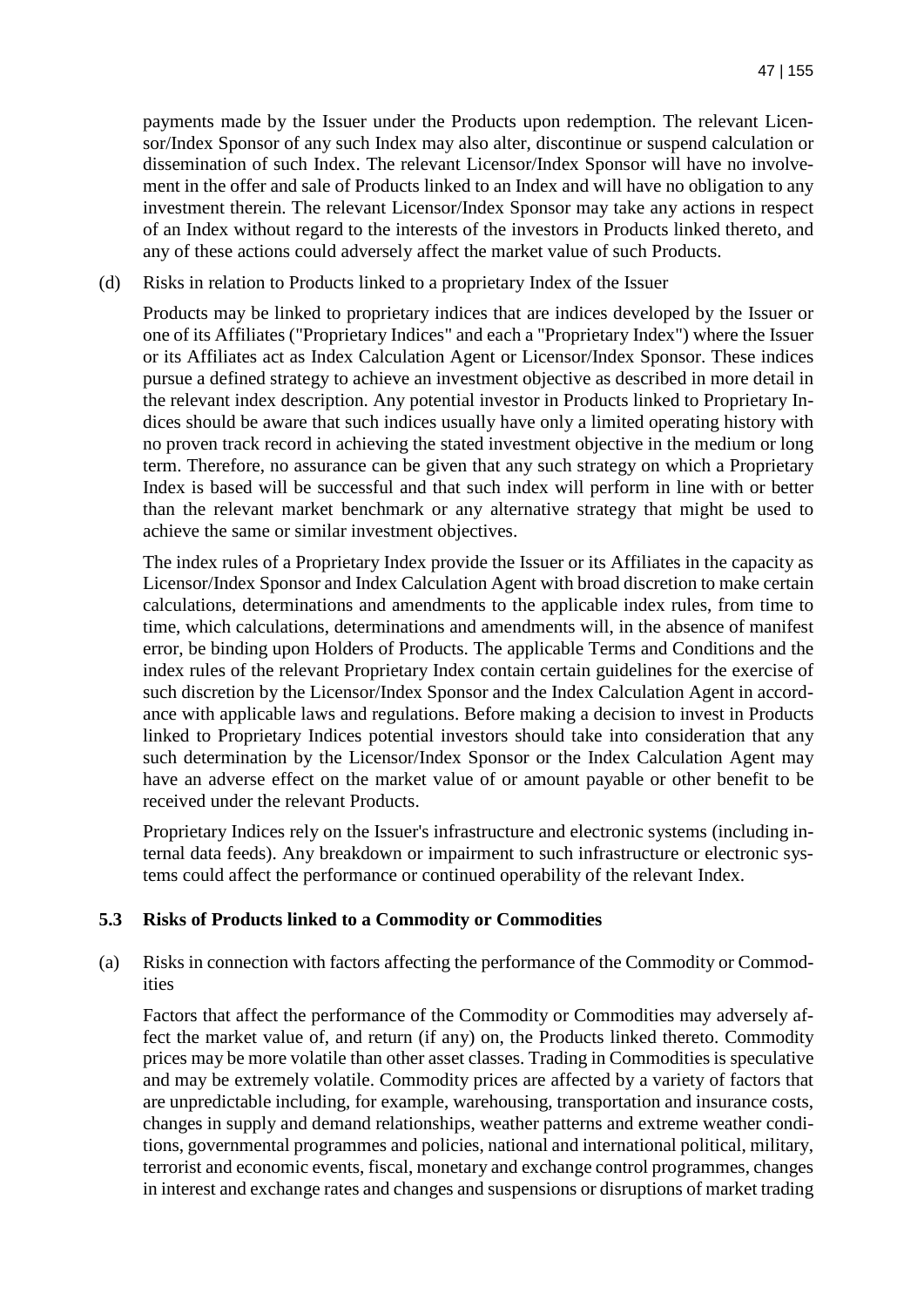payments made by the Issuer under the Products upon redemption. The relevant Licensor/Index Sponsor of any such Index may also alter, discontinue or suspend calculation or dissemination of such Index. The relevant Licensor/Index Sponsor will have no involvement in the offer and sale of Products linked to an Index and will have no obligation to any investment therein. The relevant Licensor/Index Sponsor may take any actions in respect of an Index without regard to the interests of the investors in Products linked thereto, and any of these actions could adversely affect the market value of such Products.

(d) Risks in relation to Products linked to a proprietary Index of the Issuer

Products may be linked to proprietary indices that are indices developed by the Issuer or one of its Affiliates ("Proprietary Indices" and each a "Proprietary Index") where the Issuer or its Affiliates act as Index Calculation Agent or Licensor/Index Sponsor. These indices pursue a defined strategy to achieve an investment objective as described in more detail in the relevant index description. Any potential investor in Products linked to Proprietary Indices should be aware that such indices usually have only a limited operating history with no proven track record in achieving the stated investment objective in the medium or long term. Therefore, no assurance can be given that any such strategy on which a Proprietary Index is based will be successful and that such index will perform in line with or better than the relevant market benchmark or any alternative strategy that might be used to achieve the same or similar investment objectives.

The index rules of a Proprietary Index provide the Issuer or its Affiliates in the capacity as Licensor/Index Sponsor and Index Calculation Agent with broad discretion to make certain calculations, determinations and amendments to the applicable index rules, from time to time, which calculations, determinations and amendments will, in the absence of manifest error, be binding upon Holders of Products. The applicable Terms and Conditions and the index rules of the relevant Proprietary Index contain certain guidelines for the exercise of such discretion by the Licensor/Index Sponsor and the Index Calculation Agent in accordance with applicable laws and regulations. Before making a decision to invest in Products linked to Proprietary Indices potential investors should take into consideration that any such determination by the Licensor/Index Sponsor or the Index Calculation Agent may have an adverse effect on the market value of or amount payable or other benefit to be received under the relevant Products.

Proprietary Indices rely on the Issuer's infrastructure and electronic systems (including internal data feeds). Any breakdown or impairment to such infrastructure or electronic systems could affect the performance or continued operability of the relevant Index.

## 5.3 Risks of Products linked to a Commodity or Commodities

(a) Risks in connection with factors affecting the performance of the Commodity or Commodities

Factors that affect the performance of the Commodity or Commodities may adversely affect the market value of, and return (if any) on, the Products linked thereto. Commodity prices may be more volatile than other asset classes. Trading in Commodities is speculative and may be extremely volatile. Commodity prices are affected by a variety of factors that are unpredictable including, for example, warehousing, transportation and insurance costs, changes in supply and demand relationships, weather patterns and extreme weather conditions, governmental programmes and policies, national and international political, military, terrorist and economic events, fiscal, monetary and exchange control programmes, changes in interest and exchange rates and changes and suspensions or disruptions of market trading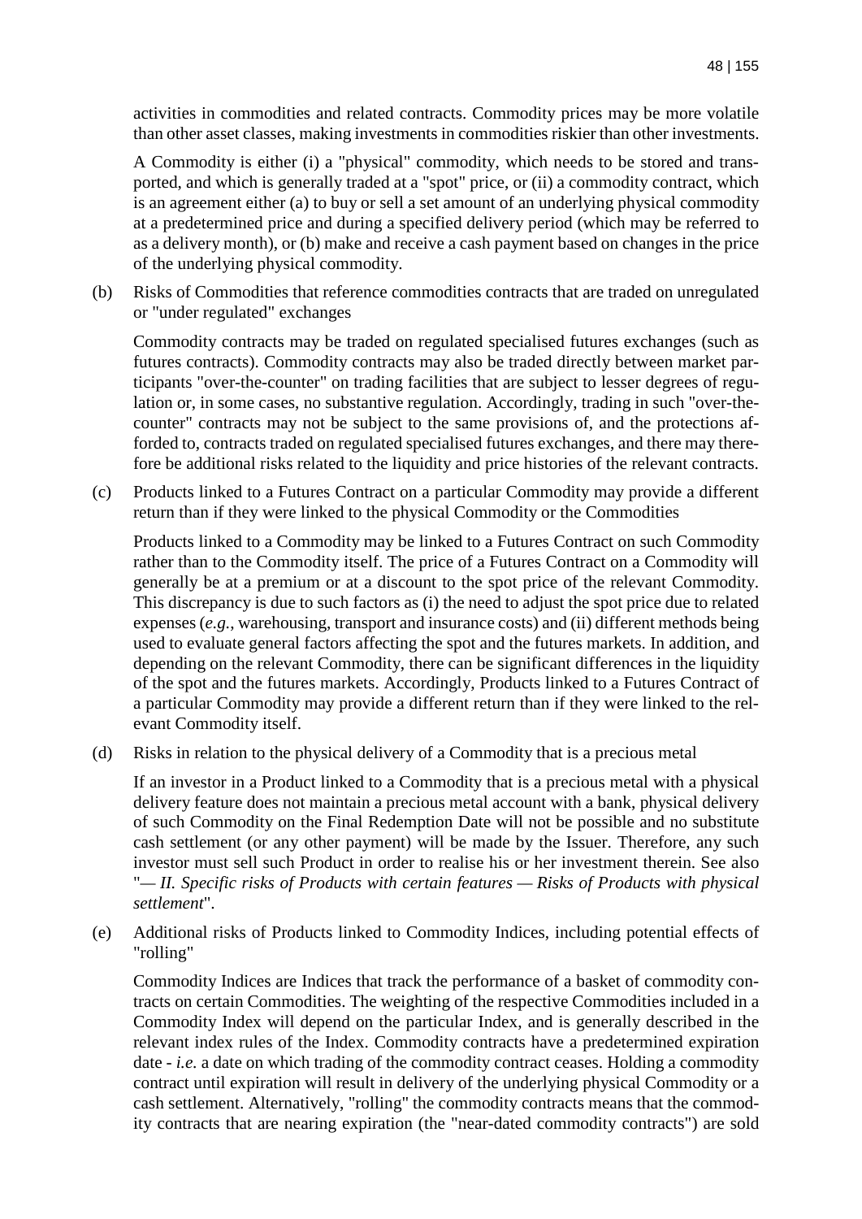activities in commodities and related contracts. Commodity prices may be more volatile than other asset classes, making investments in commodities riskier than other investments.

A Commodity is either (i) a "physical" commodity, which needs to be stored and transported, and which is generally traded at a "spot" price, or (ii) a commodity contract, which is an agreement either (a) to buy or sell a set amount of an underlying physical commodity at a predetermined price and during a specified delivery period (which may be referred to as a delivery month), or (b) make and receive a cash payment based on changes in the price of the underlying physical commodity.

(b) Risks of Commodities that reference commodities contracts that are traded on unregulated or "under regulated" exchanges

Commodity contracts may be traded on regulated specialised futures exchanges (such as futures contracts). Commodity contracts may also be traded directly between market participants "over-the-counter" on trading facilities that are subject to lesser degrees of regulation or, in some cases, no substantive regulation. Accordingly, trading in such "over-the-counter" contracts may not be subject to the same provisions of, and the protections afforded to, contracts traded on regulated specialised futures exchanges, and there may therefore be additional risks related to the liquidity and price histories of the relevant contracts.

(c) Products linked to a Futures Contract on a particular Commodity may provide a different return than if they were linked to the physical Commodity or the Commodities

Products linked to a Commodity may be linked to a Futures Contract on such Commodity rather than to the Commodity itself. The price of a Futures Contract on a Commodity will generally be at a premium or at a discount to the spot price of the relevant Commodity. This discrepancy is due to such factors as (i) the need to adjust the spot price due to related expenses (*e.g.*, warehousing, transport and insurance costs) and (ii) different methods being used to evaluate general factors affecting the spot and the futures markets. In addition, and depending on the relevant Commodity, there can be significant differences in the liquidity of the spot and the futures markets. Accordingly, Products linked to a Futures Contract of a particular Commodity may provide a different return than if they were linked to the relevant Commodity itself.

(d) Risks in relation to the physical delivery of a Commodity that is a precious metal

If an investor in a Product linked to a Commodity that is a precious metal with a physical delivery feature does not maintain a precious metal account with a bank, physical delivery of such Commodity on the Final Redemption Date will not be possible and no substitute cash settlement (or any other payment) will be made by the Issuer. Therefore, any such investor must sell such Product in order to realise his or her investment therein. See also "*— II. Specific risks of Products with certain features — Risks of Products with physical settlement*".

(e) Additional risks of Products linked to Commodity Indices, including potential effects of "rolling"

Commodity Indices are Indices that track the performance of a basket of commodity contracts on certain Commodities. The weighting of the respective Commodities included in a Commodity Index will depend on the particular Index, and is generally described in the relevant index rules of the Index. Commodity contracts have a predetermined expiration date - *i.e.* a date on which trading of the commodity contract ceases. Holding a commodity contract until expiration will result in delivery of the underlying physical Commodity or a cash settlement. Alternatively, "rolling" the commodity contracts means that the commodity contracts that are nearing expiration (the "near-dated commodity contracts") are sold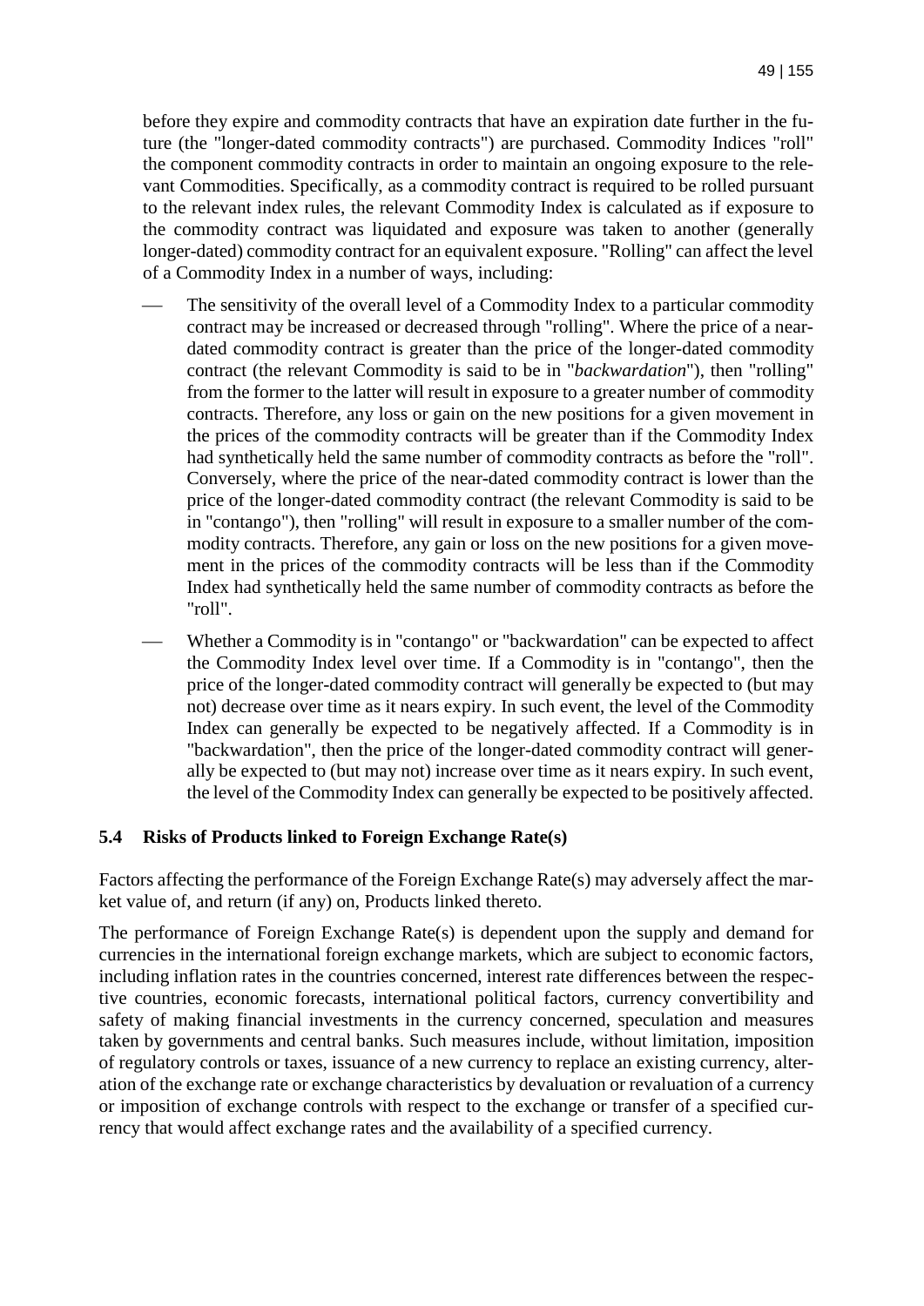before they expire and commodity contracts that have an expiration date further in the future (the "longer-dated commodity contracts") are purchased. Commodity Indices "roll" the component commodity contracts in order to maintain an ongoing exposure to the relevant Commodities. Specifically, as a commodity contract is required to be rolled pursuant to the relevant index rules, the relevant Commodity Index is calculated as if exposure to the commodity contract was liquidated and exposure was taken to another (generally longer-dated) commodity contract for an equivalent exposure. "Rolling" can affect the level of a Commodity Index in a number of ways, including:

- The sensitivity of the overall level of a Commodity Index to a particular commodity contract may be increased or decreased through "rolling". Where the price of a near-dated commodity contract is greater than the price of the longer-dated commodity contract (the relevant Commodity is said to be in "*backwardation*"), then "rolling" from the former to the latter will result in exposure to a greater number of commodity contracts. Therefore, any loss or gain on the new positions for a given movement in the prices of the commodity contracts will be greater than if the Commodity Index had synthetically held the same number of commodity contracts as before the "roll". Conversely, where the price of the near-dated commodity contract is lower than the price of the longer-dated commodity contract (the relevant Commodity is said to be in "contango"), then "rolling" will result in exposure to a smaller number of the commodity contracts. Therefore, any gain or loss on the new positions for a given movement in the prices of the commodity contracts will be less than if the Commodity Index had synthetically held the same number of commodity contracts as before the "roll".
- Whether a Commodity is in "contango" or "backwardation" can be expected to affect the Commodity Index level over time. If a Commodity is in "contango", then the price of the longer-dated commodity contract will generally be expected to (but may not) decrease over time as it nears expiry. In such event, the level of the Commodity Index can generally be expected to be negatively affected. If a Commodity is in "backwardation", then the price of the longer-dated commodity contract will generally be expected to (but may not) increase over time as it nears expiry. In such event, the level of the Commodity Index can generally be expected to be positively affected.

### 5.4 Risks of Products linked to Foreign Exchange Rate(s)

Factors affecting the performance of the Foreign Exchange Rate(s) may adversely affect the market value of, and return (if any) on, Products linked thereto.

The performance of Foreign Exchange Rate(s) is dependent upon the supply and demand for currencies in the international foreign exchange markets, which are subject to economic factors, including inflation rates in the countries concerned, interest rate differences between the respective countries, economic forecasts, international political factors, currency convertibility and safety of making financial investments in the currency concerned, speculation and measures taken by governments and central banks. Such measures include, without limitation, imposition of regulatory controls or taxes, issuance of a new currency to replace an existing currency, alteration of the exchange rate or exchange characteristics by devaluation or revaluation of a currency or imposition of exchange controls with respect to the exchange or transfer of a specified currency that would affect exchange rates and the availability of a specified currency.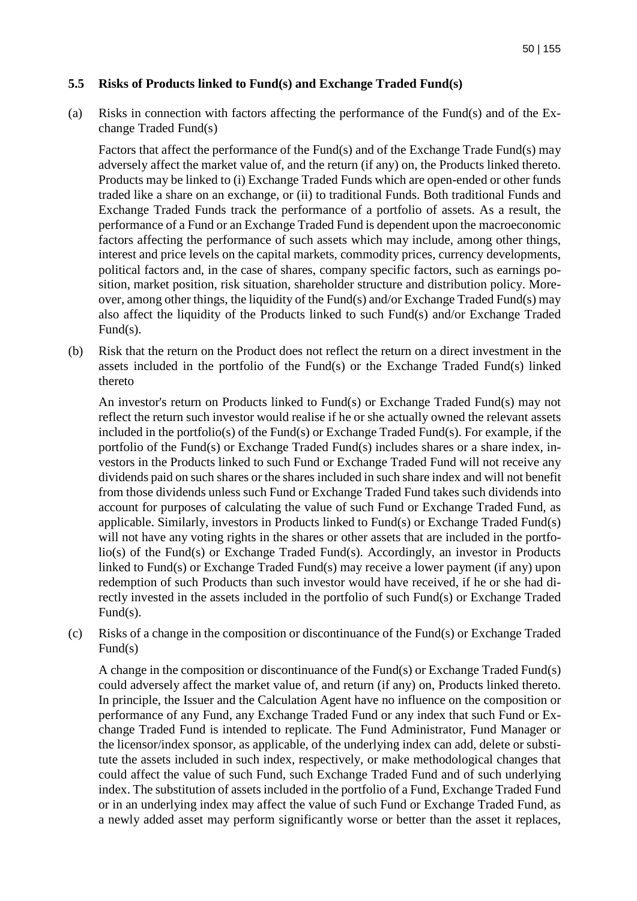### 5.5 Risks of Products linked to Fund(s) and Exchange Traded Fund(s)

(a) Risks in connection with factors affecting the performance of the Fund(s) and of the Exchange Traded Fund(s)

Factors that affect the performance of the Fund(s) and of the Exchange Trade Fund(s) may adversely affect the market value of, and the return (if any) on, the Products linked thereto. Products may be linked to (i) Exchange Traded Funds which are open-ended or other funds traded like a share on an exchange, or (ii) to traditional Funds. Both traditional Funds and Exchange Traded Funds track the performance of a portfolio of assets. As a result, the performance of a Fund or an Exchange Traded Fund is dependent upon the macroeconomic factors affecting the performance of such assets which may include, among other things, interest and price levels on the capital markets, commodity prices, currency developments, political factors and, in the case of shares, company specific factors, such as earnings position, market position, risk situation, shareholder structure and distribution policy. Moreover, among other things, the liquidity of the Fund(s) and/or Exchange Traded Fund(s) may also affect the liquidity of the Products linked to such Fund(s) and/or Exchange Traded Fund(s).

(b) Risk that the return on the Product does not reflect the return on a direct investment in the assets included in the portfolio of the Fund(s) or the Exchange Traded Fund(s) linked thereto

An investor's return on Products linked to Fund(s) or Exchange Traded Fund(s) may not reflect the return such investor would realise if he or she actually owned the relevant assets included in the portfolio(s) of the Fund(s) or Exchange Traded Fund(s). For example, if the portfolio of the Fund(s) or Exchange Traded Fund(s) includes shares or a share index, investors in the Products linked to such Fund or Exchange Traded Fund will not receive any dividends paid on such shares or the shares included in such share index and will not benefit from those dividends unless such Fund or Exchange Traded Fund takes such dividends into account for purposes of calculating the value of such Fund or Exchange Traded Fund, as applicable. Similarly, investors in Products linked to Fund(s) or Exchange Traded Fund(s) will not have any voting rights in the shares or other assets that are included in the portfolio(s) of the Fund(s) or Exchange Traded Fund(s). Accordingly, an investor in Products linked to Fund(s) or Exchange Traded Fund(s) may receive a lower payment (if any) upon redemption of such Products than such investor would have received, if he or she had directly invested in the assets included in the portfolio of such Fund(s) or Exchange Traded Fund(s).

(c) Risks of a change in the composition or discontinuance of the Fund(s) or Exchange Traded Fund(s)

A change in the composition or discontinuance of the Fund(s) or Exchange Traded Fund(s) could adversely affect the market value of, and return (if any) on, Products linked thereto. In principle, the Issuer and the Calculation Agent have no influence on the composition or performance of any Fund, any Exchange Traded Fund or any index that such Fund or Exchange Traded Fund is intended to replicate. The Fund Administrator, Fund Manager or the licensor/index sponsor, as applicable, of the underlying index can add, delete or substitute the assets included in such index, respectively, or make methodological changes that could affect the value of such Fund, such Exchange Traded Fund and of such underlying index. The substitution of assets included in the portfolio of a Fund, Exchange Traded Fund or in an underlying index may affect the value of such Fund or Exchange Traded Fund, as a newly added asset may perform significantly worse or better than the asset it replaces,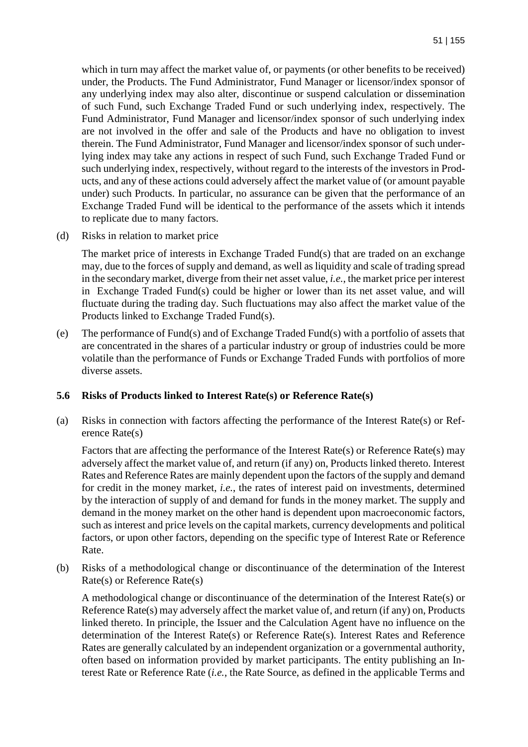which in turn may affect the market value of, or payments (or other benefits to be received) under, the Products. The Fund Administrator, Fund Manager or licensor/index sponsor of any underlying index may also alter, discontinue or suspend calculation or dissemination of such Fund, such Exchange Traded Fund or such underlying index, respectively. The Fund Administrator, Fund Manager and licensor/index sponsor of such underlying index are not involved in the offer and sale of the Products and have no obligation to invest therein. The Fund Administrator, Fund Manager and licensor/index sponsor of such underlying index may take any actions in respect of such Fund, such Exchange Traded Fund or such underlying index, respectively, without regard to the interests of the investors in Products, and any of these actions could adversely affect the market value of (or amount payable under) such Products. In particular, no assurance can be given that the performance of an Exchange Traded Fund will be identical to the performance of the assets which it intends to replicate due to many factors.

(d) Risks in relation to market price

The market price of interests in Exchange Traded Fund(s) that are traded on an exchange may, due to the forces of supply and demand, as well as liquidity and scale of trading spread in the secondary market, diverge from their net asset value, *i.e.*, the market price per interest in Exchange Traded Fund(s) could be higher or lower than its net asset value, and will fluctuate during the trading day. Such fluctuations may also affect the market value of the Products linked to Exchange Traded Fund(s).

(e) The performance of Fund(s) and of Exchange Traded Fund(s) with a portfolio of assets that are concentrated in the shares of a particular industry or group of industries could be more volatile than the performance of Funds or Exchange Traded Funds with portfolios of more diverse assets.

### 5.6 Risks of Products linked to Interest Rate(s) or Reference Rate(s)

(a) Risks in connection with factors affecting the performance of the Interest Rate(s) or Reference Rate(s)

Factors that are affecting the performance of the Interest Rate(s) or Reference Rate(s) may adversely affect the market value of, and return (if any) on, Products linked thereto. Interest Rates and Reference Rates are mainly dependent upon the factors of the supply and demand for credit in the money market, *i.e.*, the rates of interest paid on investments, determined by the interaction of supply of and demand for funds in the money market. The supply and demand in the money market on the other hand is dependent upon macroeconomic factors, such as interest and price levels on the capital markets, currency developments and political factors, or upon other factors, depending on the specific type of Interest Rate or Reference Rate.

(b) Risks of a methodological change or discontinuance of the determination of the Interest Rate(s) or Reference Rate(s)

A methodological change or discontinuance of the determination of the Interest Rate(s) or Reference Rate(s) may adversely affect the market value of, and return (if any) on, Products linked thereto. In principle, the Issuer and the Calculation Agent have no influence on the determination of the Interest Rate(s) or Reference Rate(s). Interest Rates and Reference Rates are generally calculated by an independent organization or a governmental authority, often based on information provided by market participants. The entity publishing an Interest Rate or Reference Rate (*i.e.*, the Rate Source, as defined in the applicable Terms and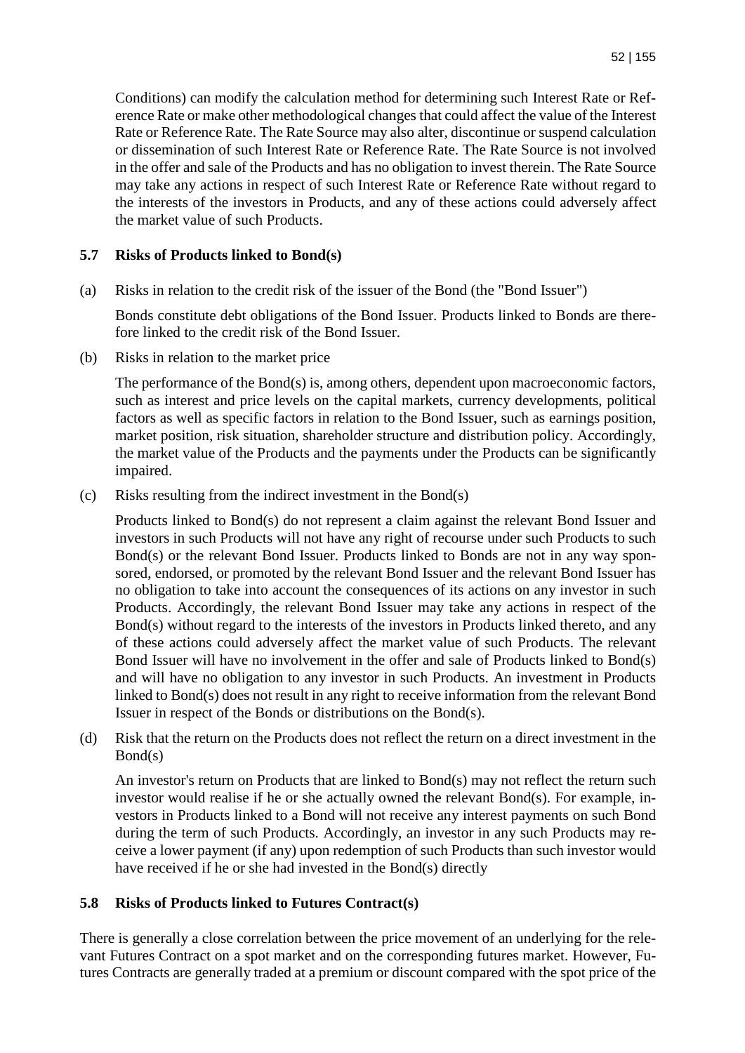Conditions) can modify the calculation method for determining such Interest Rate or Reference Rate or make other methodological changes that could affect the value of the Interest Rate or Reference Rate. The Rate Source may also alter, discontinue or suspend calculation or dissemination of such Interest Rate or Reference Rate. The Rate Source is not involved in the offer and sale of the Products and has no obligation to invest therein. The Rate Source may take any actions in respect of such Interest Rate or Reference Rate without regard to the interests of the investors in Products, and any of these actions could adversely affect the market value of such Products.

### 5.7 Risks of Products linked to Bond(s)

(a) Risks in relation to the credit risk of the issuer of the Bond (the "Bond Issuer")

Bonds constitute debt obligations of the Bond Issuer. Products linked to Bonds are therefore linked to the credit risk of the Bond Issuer.

(b) Risks in relation to the market price

The performance of the Bond(s) is, among others, dependent upon macroeconomic factors, such as interest and price levels on the capital markets, currency developments, political factors as well as specific factors in relation to the Bond Issuer, such as earnings position, market position, risk situation, shareholder structure and distribution policy. Accordingly, the market value of the Products and the payments under the Products can be significantly impaired.

(c) Risks resulting from the indirect investment in the Bond(s)

Products linked to Bond(s) do not represent a claim against the relevant Bond Issuer and investors in such Products will not have any right of recourse under such Products to such Bond(s) or the relevant Bond Issuer. Products linked to Bonds are not in any way sponsored, endorsed, or promoted by the relevant Bond Issuer and the relevant Bond Issuer has no obligation to take into account the consequences of its actions on any investor in such Products. Accordingly, the relevant Bond Issuer may take any actions in respect of the Bond(s) without regard to the interests of the investors in Products linked thereto, and any of these actions could adversely affect the market value of such Products. The relevant Bond Issuer will have no involvement in the offer and sale of Products linked to Bond(s) and will have no obligation to any investor in such Products. An investment in Products linked to Bond(s) does not result in any right to receive information from the relevant Bond Issuer in respect of the Bonds or distributions on the Bond(s).

(d) Risk that the return on the Products does not reflect the return on a direct investment in the Bond(s)

An investor's return on Products that are linked to Bond(s) may not reflect the return such investor would realise if he or she actually owned the relevant Bond(s). For example, investors in Products linked to a Bond will not receive any interest payments on such Bond during the term of such Products. Accordingly, an investor in any such Products may receive a lower payment (if any) upon redemption of such Products than such investor would have received if he or she had invested in the Bond(s) directly

### 5.8 Risks of Products linked to Futures Contract(s)

There is generally a close correlation between the price movement of an underlying for the relevant Futures Contract on a spot market and on the corresponding futures market. However, Futures Contracts are generally traded at a premium or discount compared with the spot price of the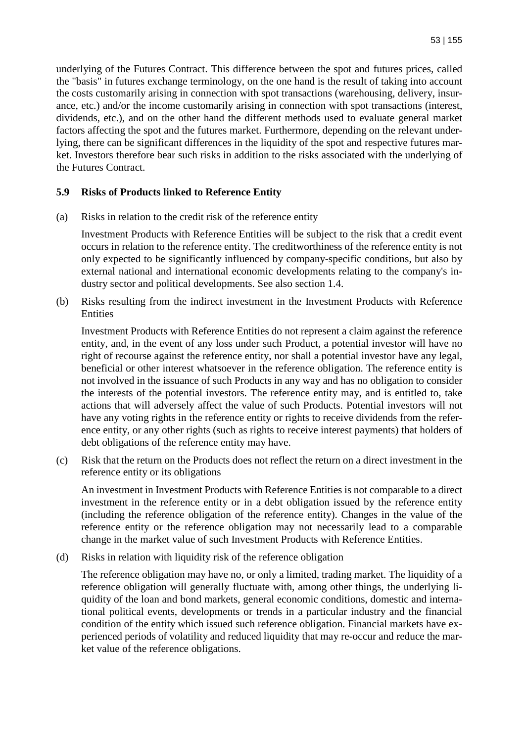underlying of the Futures Contract. This difference between the spot and futures prices, called the "basis" in futures exchange terminology, on the one hand is the result of taking into account the costs customarily arising in connection with spot transactions (warehousing, delivery, insurance, etc.) and/or the income customarily arising in connection with spot transactions (interest, dividends, etc.), and on the other hand the different methods used to evaluate general market factors affecting the spot and the futures market. Furthermore, depending on the relevant underlying, there can be significant differences in the liquidity of the spot and respective futures market. Investors therefore bear such risks in addition to the risks associated with the underlying of the Futures Contract.

### 5.9 Risks of Products linked to Reference Entity

(a) Risks in relation to the credit risk of the reference entity

Investment Products with Reference Entities will be subject to the risk that a credit event occurs in relation to the reference entity. The creditworthiness of the reference entity is not only expected to be significantly influenced by company-specific conditions, but also by external national and international economic developments relating to the company's industry sector and political developments. See also section 1.4.

(b) Risks resulting from the indirect investment in the Investment Products with Reference Entities

Investment Products with Reference Entities do not represent a claim against the reference entity, and, in the event of any loss under such Product, a potential investor will have no right of recourse against the reference entity, nor shall a potential investor have any legal, beneficial or other interest whatsoever in the reference obligation. The reference entity is not involved in the issuance of such Products in any way and has no obligation to consider the interests of the potential investors. The reference entity may, and is entitled to, take actions that will adversely affect the value of such Products. Potential investors will not have any voting rights in the reference entity or rights to receive dividends from the reference entity, or any other rights (such as rights to receive interest payments) that holders of debt obligations of the reference entity may have.

(c) Risk that the return on the Products does not reflect the return on a direct investment in the reference entity or its obligations

An investment in Investment Products with Reference Entities is not comparable to a direct investment in the reference entity or in a debt obligation issued by the reference entity (including the reference obligation of the reference entity). Changes in the value of the reference entity or the reference obligation may not necessarily lead to a comparable change in the market value of such Investment Products with Reference Entities.

(d) Risks in relation with liquidity risk of the reference obligation

The reference obligation may have no, or only a limited, trading market. The liquidity of a reference obligation will generally fluctuate with, among other things, the underlying liquidity of the loan and bond markets, general economic conditions, domestic and international political events, developments or trends in a particular industry and the financial condition of the entity which issued such reference obligation. Financial markets have experienced periods of volatility and reduced liquidity that may re-occur and reduce the market value of the reference obligations.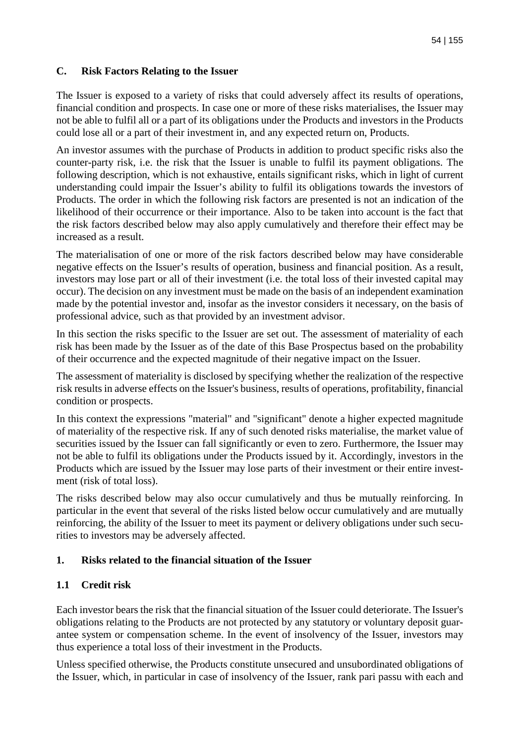## C. Risk Factors Relating to the Issuer

The Issuer is exposed to a variety of risks that could adversely affect its results of operations, financial condition and prospects. In case one or more of these risks materialises, the Issuer may not be able to fulfil all or a part of its obligations under the Products and investors in the Products could lose all or a part of their investment in, and any expected return on, Products.

An investor assumes with the purchase of Products in addition to product specific risks also the counter-party risk, i.e. the risk that the Issuer is unable to fulfil its payment obligations. The following description, which is not exhaustive, entails significant risks, which in light of current understanding could impair the Issuer's ability to fulfil its obligations towards the investors of Products. The order in which the following risk factors are presented is not an indication of the likelihood of their occurrence or their importance. Also to be taken into account is the fact that the risk factors described below may also apply cumulatively and therefore their effect may be increased as a result.

The materialisation of one or more of the risk factors described below may have considerable negative effects on the Issuer's results of operation, business and financial position. As a result, investors may lose part or all of their investment (i.e. the total loss of their invested capital may occur). The decision on any investment must be made on the basis of an independent examination made by the potential investor and, insofar as the investor considers it necessary, on the basis of professional advice, such as that provided by an investment advisor.

In this section the risks specific to the Issuer are set out. The assessment of materiality of each risk has been made by the Issuer as of the date of this Base Prospectus based on the probability of their occurrence and the expected magnitude of their negative impact on the Issuer.

The assessment of materiality is disclosed by specifying whether the realization of the respective risk results in adverse effects on the Issuer's business, results of operations, profitability, financial condition or prospects.

In this context the expressions "material" and "significant" denote a higher expected magnitude of materiality of the respective risk. If any of such denoted risks materialise, the market value of securities issued by the Issuer can fall significantly or even to zero. Furthermore, the Issuer may not be able to fulfil its obligations under the Products issued by it. Accordingly, investors in the Products which are issued by the Issuer may lose parts of their investment or their entire investment (risk of total loss).

The risks described below may also occur cumulatively and thus be mutually reinforcing. In particular in the event that several of the risks listed below occur cumulatively and are mutually reinforcing, the ability of the Issuer to meet its payment or delivery obligations under such securities to investors may be adversely affected.

### 1. Risks related to the financial situation of the Issuer

#### 1.1 Credit risk

Each investor bears the risk that the financial situation of the Issuer could deteriorate. The Issuer's obligations relating to the Products are not protected by any statutory or voluntary deposit guarantee system or compensation scheme. In the event of insolvency of the Issuer, investors may thus experience a total loss of their investment in the Products.

Unless specified otherwise, the Products constitute unsecured and unsubordinated obligations of the Issuer, which, in particular in case of insolvency of the Issuer, rank pari passu with each and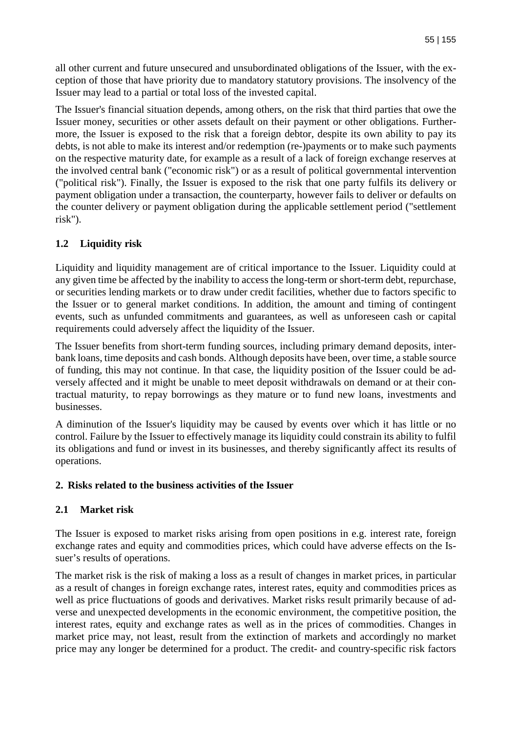all other current and future unsecured and unsubordinated obligations of the Issuer, with the exception of those that have priority due to mandatory statutory provisions. The insolvency of the Issuer may lead to a partial or total loss of the invested capital.

The Issuer's financial situation depends, among others, on the risk that third parties that owe the Issuer money, securities or other assets default on their payment or other obligations. Furthermore, the Issuer is exposed to the risk that a foreign debtor, despite its own ability to pay its debts, is not able to make its interest and/or redemption (re-)payments or to make such payments on the respective maturity date, for example as a result of a lack of foreign exchange reserves at the involved central bank ("economic risk") or as a result of political governmental intervention ("political risk"). Finally, the Issuer is exposed to the risk that one party fulfils its delivery or payment obligation under a transaction, the counterparty, however fails to deliver or defaults on the counter delivery or payment obligation during the applicable settlement period ("settlement risk").

### 1.2 Liquidity risk

Liquidity and liquidity management are of critical importance to the Issuer. Liquidity could at any given time be affected by the inability to access the long-term or short-term debt, repurchase, or securities lending markets or to draw under credit facilities, whether due to factors specific to the Issuer or to general market conditions. In addition, the amount and timing of contingent events, such as unfunded commitments and guarantees, as well as unforeseen cash or capital requirements could adversely affect the liquidity of the Issuer.

The Issuer benefits from short-term funding sources, including primary demand deposits, interbank loans, time deposits and cash bonds. Although deposits have been, over time, a stable source of funding, this may not continue. In that case, the liquidity position of the Issuer could be adversely affected and it might be unable to meet deposit withdrawals on demand or at their contractual maturity, to repay borrowings as they mature or to fund new loans, investments and businesses.

A diminution of the Issuer's liquidity may be caused by events over which it has little or no control. Failure by the Issuer to effectively manage its liquidity could constrain its ability to fulfil its obligations and fund or invest in its businesses, and thereby significantly affect its results of operations.

## 2. Risks related to the business activities of the Issuer

### 2.1 Market risk

The Issuer is exposed to market risks arising from open positions in e.g. interest rate, foreign exchange rates and equity and commodities prices, which could have adverse effects on the Issuer's results of operations.

The market risk is the risk of making a loss as a result of changes in market prices, in particular as a result of changes in foreign exchange rates, interest rates, equity and commodities prices as well as price fluctuations of goods and derivatives. Market risks result primarily because of adverse and unexpected developments in the economic environment, the competitive position, the interest rates, equity and exchange rates as well as in the prices of commodities. Changes in market price may, not least, result from the extinction of markets and accordingly no market price may any longer be determined for a product. The credit- and country-specific risk factors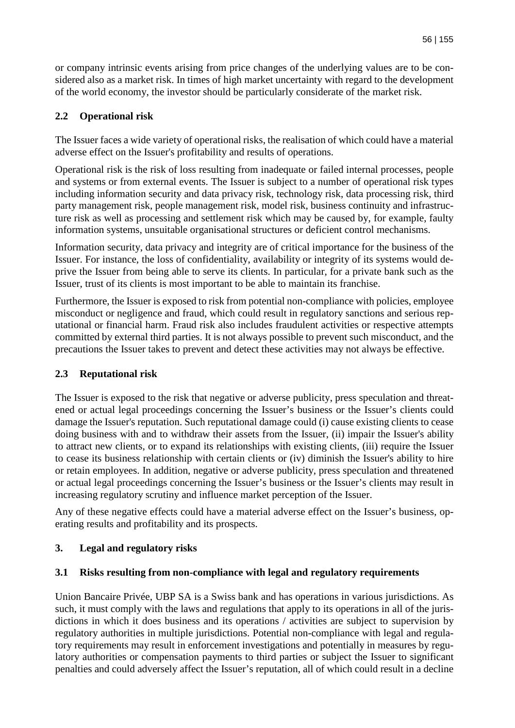or company intrinsic events arising from price changes of the underlying values are to be considered also as a market risk. In times of high market uncertainty with regard to the development of the world economy, the investor should be particularly considerate of the market risk.

### 2.2 Operational risk

The Issuer faces a wide variety of operational risks, the realisation of which could have a material adverse effect on the Issuer's profitability and results of operations.

Operational risk is the risk of loss resulting from inadequate or failed internal processes, people and systems or from external events. The Issuer is subject to a number of operational risk types including information security and data privacy risk, technology risk, data processing risk, third party management risk, people management risk, model risk, business continuity and infrastructure risk as well as processing and settlement risk which may be caused by, for example, faulty information systems, unsuitable organisational structures or deficient control mechanisms.

Information security, data privacy and integrity are of critical importance for the business of the Issuer. For instance, the loss of confidentiality, availability or integrity of its systems would deprive the Issuer from being able to serve its clients. In particular, for a private bank such as the Issuer, trust of its clients is most important to be able to maintain its franchise.

Furthermore, the Issuer is exposed to risk from potential non-compliance with policies, employee misconduct or negligence and fraud, which could result in regulatory sanctions and serious reputational or financial harm. Fraud risk also includes fraudulent activities or respective attempts committed by external third parties. It is not always possible to prevent such misconduct, and the precautions the Issuer takes to prevent and detect these activities may not always be effective.

### 2.3 Reputational risk

The Issuer is exposed to the risk that negative or adverse publicity, press speculation and threatened or actual legal proceedings concerning the Issuer's business or the Issuer's clients could damage the Issuer's reputation. Such reputational damage could (i) cause existing clients to cease doing business with and to withdraw their assets from the Issuer, (ii) impair the Issuer's ability to attract new clients, or to expand its relationships with existing clients, (iii) require the Issuer to cease its business relationship with certain clients or (iv) diminish the Issuer's ability to hire or retain employees. In addition, negative or adverse publicity, press speculation and threatened or actual legal proceedings concerning the Issuer's business or the Issuer's clients may result in increasing regulatory scrutiny and influence market perception of the Issuer.

Any of these negative effects could have a material adverse effect on the Issuer's business, operating results and profitability and its prospects.

## 3. Legal and regulatory risks

### 3.1 Risks resulting from non-compliance with legal and regulatory requirements

Union Bancaire Privée, UBP SA is a Swiss bank and has operations in various jurisdictions. As such, it must comply with the laws and regulations that apply to its operations in all of the jurisdictions in which it does business and its operations / activities are subject to supervision by regulatory authorities in multiple jurisdictions. Potential non-compliance with legal and regulatory requirements may result in enforcement investigations and potentially in measures by regulatory authorities or compensation payments to third parties or subject the Issuer to significant penalties and could adversely affect the Issuer's reputation, all of which could result in a decline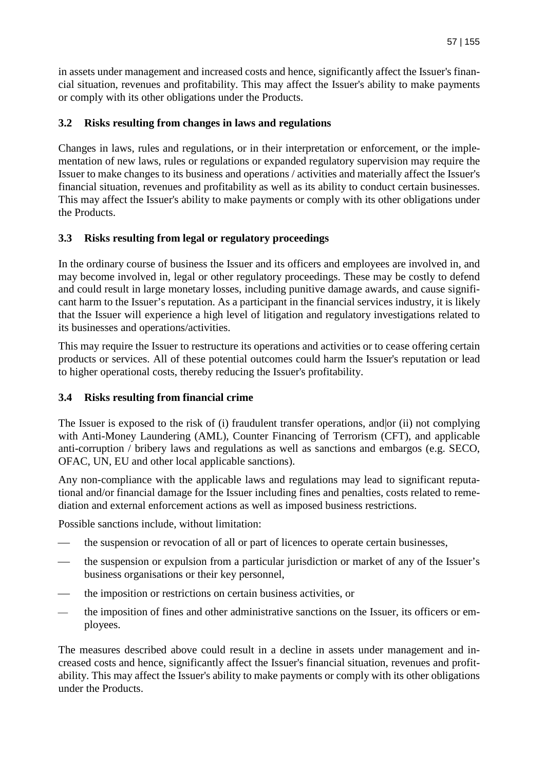in assets under management and increased costs and hence, significantly affect the Issuer's financial situation, revenues and profitability. This may affect the Issuer's ability to make payments or comply with its other obligations under the Products.

### 3.2 Risks resulting from changes in laws and regulations

Changes in laws, rules and regulations, or in their interpretation or enforcement, or the implementation of new laws, rules or regulations or expanded regulatory supervision may require the Issuer to make changes to its business and operations / activities and materially affect the Issuer's financial situation, revenues and profitability as well as its ability to conduct certain businesses. This may affect the Issuer's ability to make payments or comply with its other obligations under the Products.

### 3.3 Risks resulting from legal or regulatory proceedings

In the ordinary course of business the Issuer and its officers and employees are involved in, and may become involved in, legal or other regulatory proceedings. These may be costly to defend and could result in large monetary losses, including punitive damage awards, and cause significant harm to the Issuer's reputation. As a participant in the financial services industry, it is likely that the Issuer will experience a high level of litigation and regulatory investigations related to its businesses and operations/activities.

This may require the Issuer to restructure its operations and activities or to cease offering certain products or services. All of these potential outcomes could harm the Issuer's reputation or lead to higher operational costs, thereby reducing the Issuer's profitability.

### 3.4 Risks resulting from financial crime

The Issuer is exposed to the risk of (i) fraudulent transfer operations, and|or (ii) not complying with Anti-Money Laundering (AML), Counter Financing of Terrorism (CFT), and applicable anti-corruption / bribery laws and regulations as well as sanctions and embargos (e.g. SECO, OFAC, UN, EU and other local applicable sanctions).

Any non-compliance with the applicable laws and regulations may lead to significant reputational and/or financial damage for the Issuer including fines and penalties, costs related to remediation and external enforcement actions as well as imposed business restrictions.

Possible sanctions include, without limitation:

- the suspension or revocation of all or part of licences to operate certain businesses,
- the suspension or expulsion from a particular jurisdiction or market of any of the Issuer's business organisations or their key personnel,
- the imposition or restrictions on certain business activities, or
- the imposition of fines and other administrative sanctions on the Issuer, its officers or employees.

The measures described above could result in a decline in assets under management and increased costs and hence, significantly affect the Issuer's financial situation, revenues and profitability. This may affect the Issuer's ability to make payments or comply with its other obligations under the Products.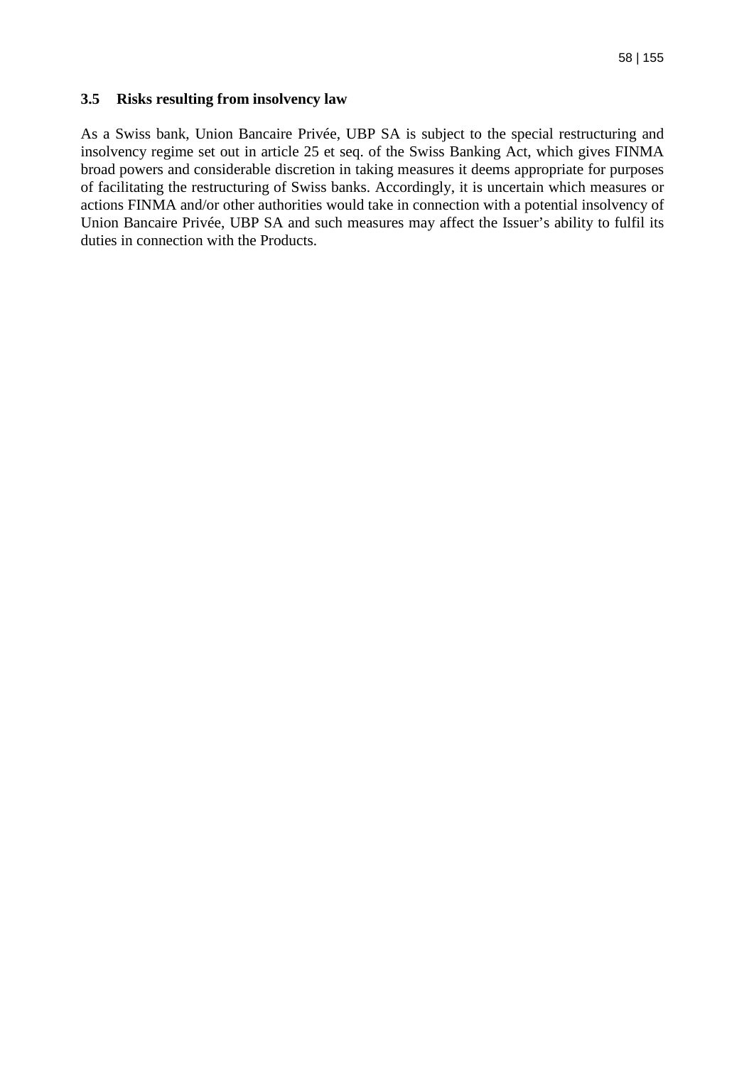### 3.5 Risks resulting from insolvency law

As a Swiss bank, Union Bancaire Privée, UBP SA is subject to the special restructuring and insolvency regime set out in article 25 et seq. of the Swiss Banking Act, which gives FINMA broad powers and considerable discretion in taking measures it deems appropriate for purposes of facilitating the restructuring of Swiss banks. Accordingly, it is uncertain which measures or actions FINMA and/or other authorities would take in connection with a potential insolvency of Union Bancaire Privée, UBP SA and such measures may affect the Issuer's ability to fulfil its duties in connection with the Products.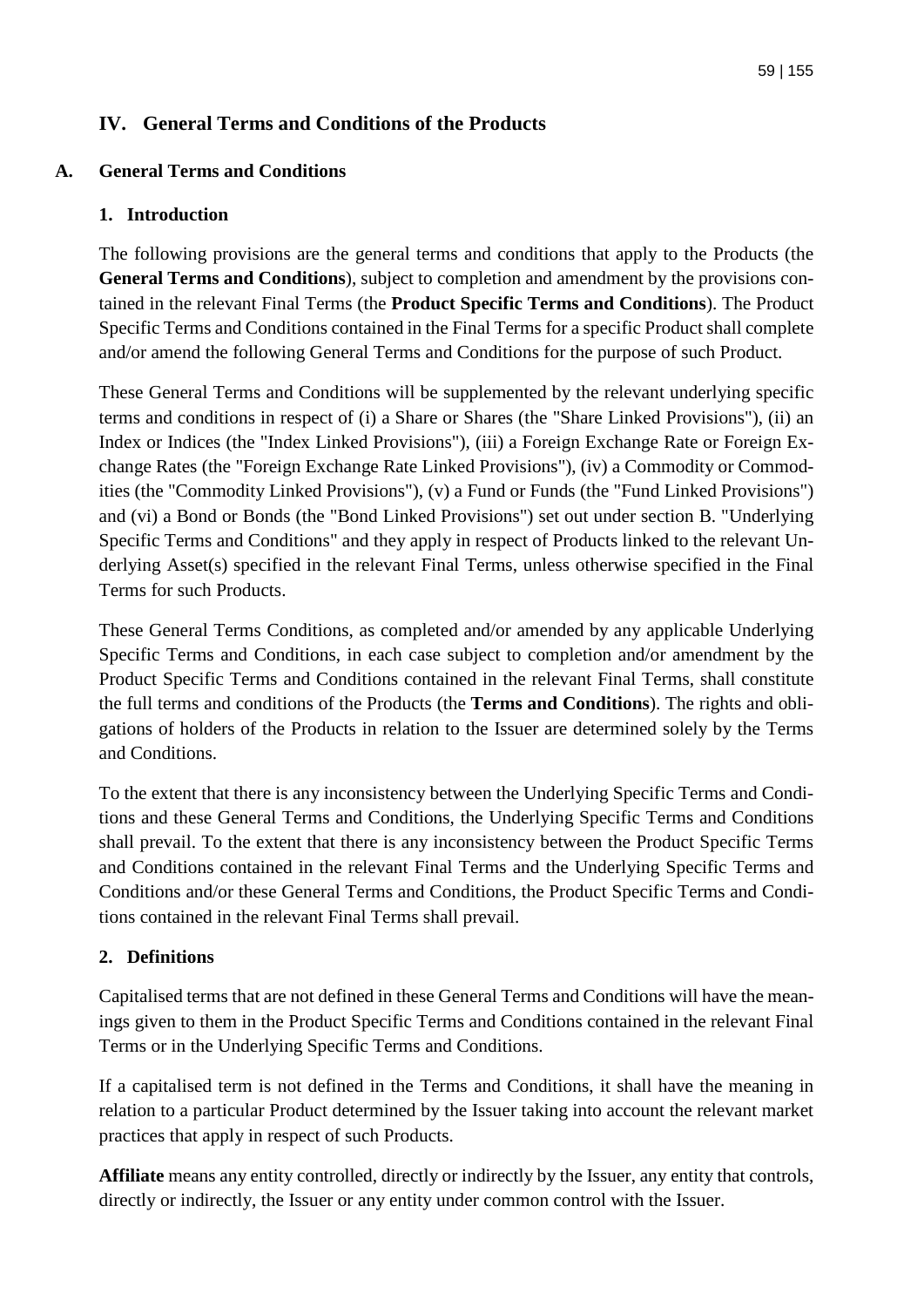# IV. General Terms and Conditions of the Products

## A. General Terms and Conditions

### 1. Introduction

The following provisions are the general terms and conditions that apply to the Products (the **General Terms and Conditions**), subject to completion and amendment by the provisions contained in the relevant Final Terms (the **Product Specific Terms and Conditions**). The Product Specific Terms and Conditions contained in the Final Terms for a specific Product shall complete and/or amend the following General Terms and Conditions for the purpose of such Product.

These General Terms and Conditions will be supplemented by the relevant underlying specific terms and conditions in respect of (i) a Share or Shares (the "Share Linked Provisions"), (ii) an Index or Indices (the "Index Linked Provisions"), (iii) a Foreign Exchange Rate or Foreign Exchange Rates (the "Foreign Exchange Rate Linked Provisions"), (iv) a Commodity or Commodities (the "Commodity Linked Provisions"), (v) a Fund or Funds (the "Fund Linked Provisions") and (vi) a Bond or Bonds (the "Bond Linked Provisions") set out under section B. "Underlying Specific Terms and Conditions" and they apply in respect of Products linked to the relevant Underlying Asset(s) specified in the relevant Final Terms, unless otherwise specified in the Final Terms for such Products.

These General Terms Conditions, as completed and/or amended by any applicable Underlying Specific Terms and Conditions, in each case subject to completion and/or amendment by the Product Specific Terms and Conditions contained in the relevant Final Terms, shall constitute the full terms and conditions of the Products (the **Terms and Conditions**). The rights and obligations of holders of the Products in relation to the Issuer are determined solely by the Terms and Conditions.

To the extent that there is any inconsistency between the Underlying Specific Terms and Conditions and these General Terms and Conditions, the Underlying Specific Terms and Conditions shall prevail. To the extent that there is any inconsistency between the Product Specific Terms and Conditions contained in the relevant Final Terms and the Underlying Specific Terms and Conditions and/or these General Terms and Conditions, the Product Specific Terms and Conditions contained in the relevant Final Terms shall prevail.

### 2. Definitions

Capitalised terms that are not defined in these General Terms and Conditions will have the meanings given to them in the Product Specific Terms and Conditions contained in the relevant Final Terms or in the Underlying Specific Terms and Conditions.

If a capitalised term is not defined in the Terms and Conditions, it shall have the meaning in relation to a particular Product determined by the Issuer taking into account the relevant market practices that apply in respect of such Products.

**Affiliate** means any entity controlled, directly or indirectly by the Issuer, any entity that controls, directly or indirectly, the Issuer or any entity under common control with the Issuer.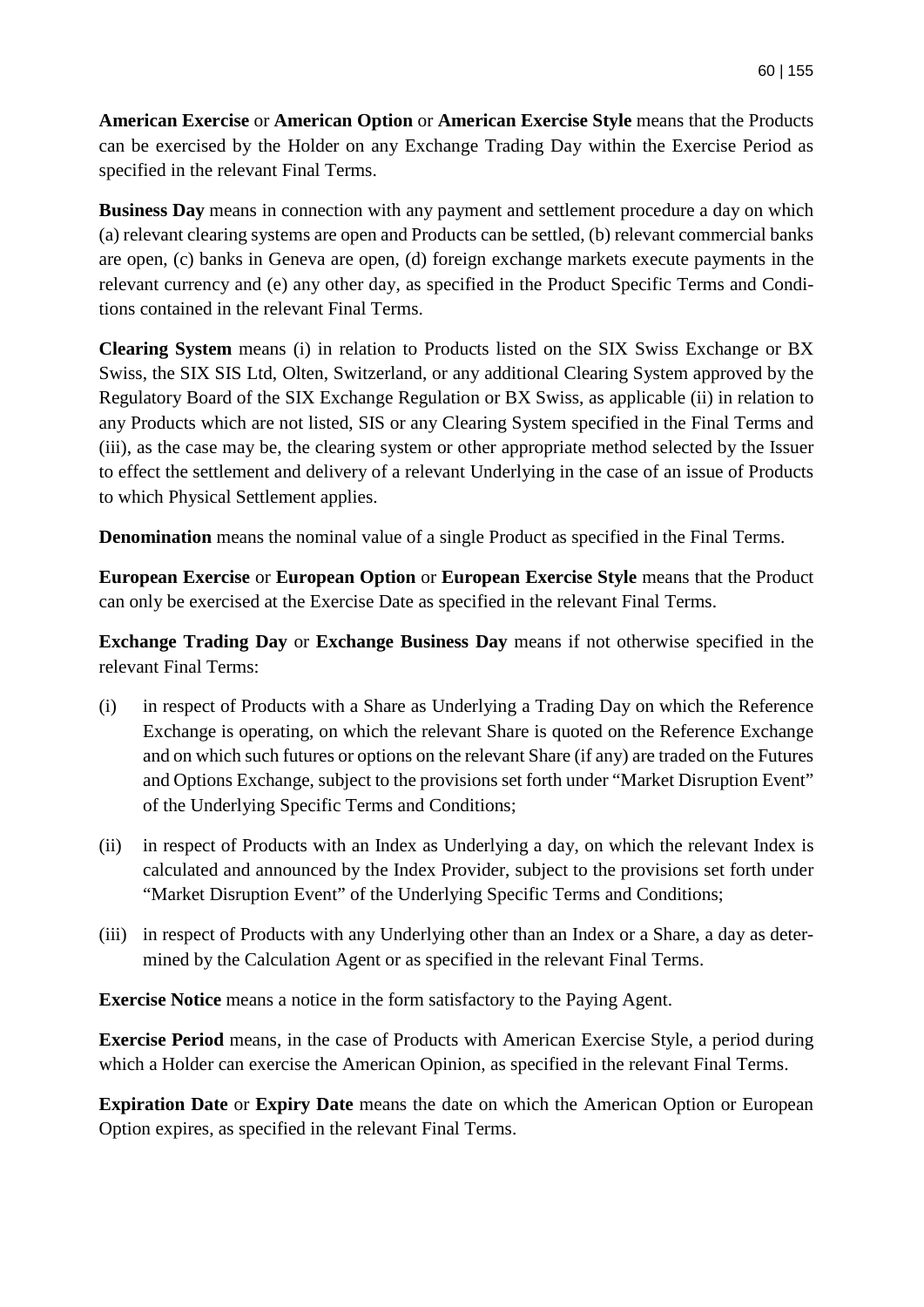**American Exercise** or **American Option** or **American Exercise Style** means that the Products can be exercised by the Holder on any Exchange Trading Day within the Exercise Period as specified in the relevant Final Terms.

**Business Day** means in connection with any payment and settlement procedure a day on which (a) relevant clearing systems are open and Products can be settled, (b) relevant commercial banks are open, (c) banks in Geneva are open, (d) foreign exchange markets execute payments in the relevant currency and (e) any other day, as specified in the Product Specific Terms and Conditions contained in the relevant Final Terms.

**Clearing System** means (i) in relation to Products listed on the SIX Swiss Exchange or BX Swiss, the SIX SIS Ltd, Olten, Switzerland, or any additional Clearing System approved by the Regulatory Board of the SIX Exchange Regulation or BX Swiss, as applicable (ii) in relation to any Products which are not listed, SIS or any Clearing System specified in the Final Terms and (iii), as the case may be, the clearing system or other appropriate method selected by the Issuer to effect the settlement and delivery of a relevant Underlying in the case of an issue of Products to which Physical Settlement applies.

**Denomination** means the nominal value of a single Product as specified in the Final Terms.

**European Exercise** or **European Option** or **European Exercise Style** means that the Product can only be exercised at the Exercise Date as specified in the relevant Final Terms.

**Exchange Trading Day** or **Exchange Business Day** means if not otherwise specified in the relevant Final Terms:

(i) in respect of Products with a Share as Underlying a Trading Day on which the Reference Exchange is operating, on which the relevant Share is quoted on the Reference Exchange and on which such futures or options on the relevant Share (if any) are traded on the Futures and Options Exchange, subject to the provisions set forth under "Market Disruption Event" of the Underlying Specific Terms and Conditions;

(ii) in respect of Products with an Index as Underlying a day, on which the relevant Index is calculated and announced by the Index Provider, subject to the provisions set forth under "Market Disruption Event" of the Underlying Specific Terms and Conditions;

(iii) in respect of Products with any Underlying other than an Index or a Share, a day as determined by the Calculation Agent or as specified in the relevant Final Terms.

**Exercise Notice** means a notice in the form satisfactory to the Paying Agent.

**Exercise Period** means, in the case of Products with American Exercise Style, a period during which a Holder can exercise the American Opinion, as specified in the relevant Final Terms.

**Expiration Date** or **Expiry Date** means the date on which the American Option or European Option expires, as specified in the relevant Final Terms.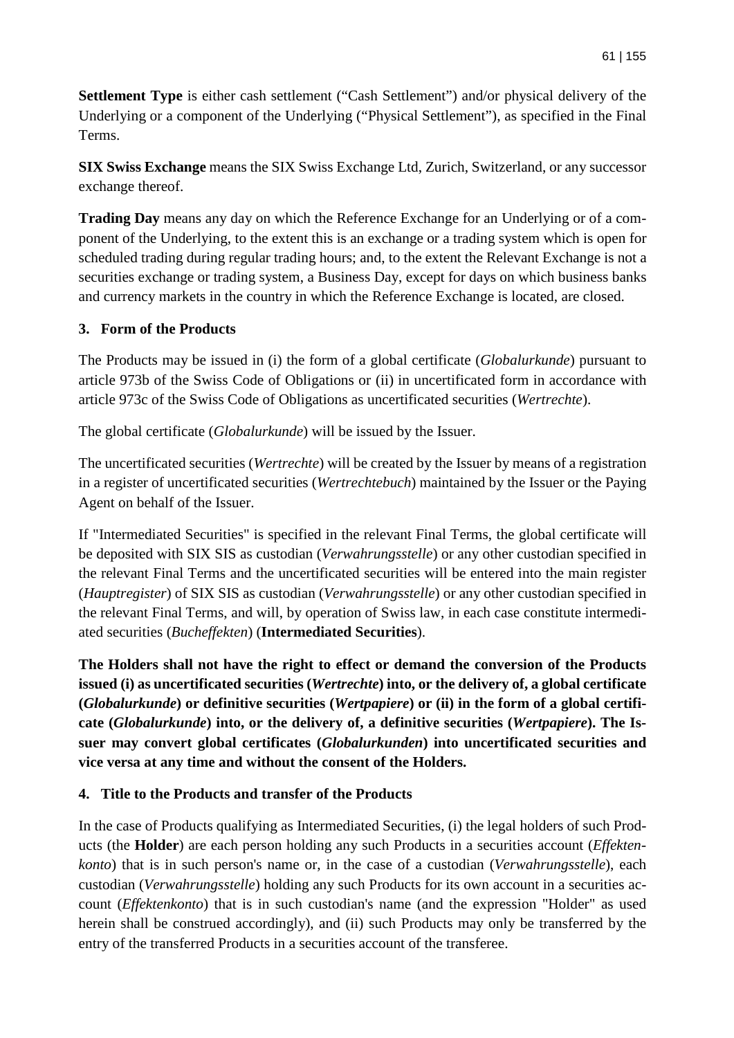**Settlement Type** is either cash settlement ("Cash Settlement") and/or physical delivery of the Underlying or a component of the Underlying ("Physical Settlement"), as specified in the Final Terms.

**SIX Swiss Exchange** means the SIX Swiss Exchange Ltd, Zurich, Switzerland, or any successor exchange thereof.

**Trading Day** means any day on which the Reference Exchange for an Underlying or of a component of the Underlying, to the extent this is an exchange or a trading system which is open for scheduled trading during regular trading hours; and, to the extent the Relevant Exchange is not a securities exchange or trading system, a Business Day, except for days on which business banks and currency markets in the country in which the Reference Exchange is located, are closed.

## 3. Form of the Products

The Products may be issued in (i) the form of a global certificate (*Globalurkunde*) pursuant to article 973b of the Swiss Code of Obligations or (ii) in uncertificated form in accordance with article 973c of the Swiss Code of Obligations as uncertificated securities (*Wertrechte*).

The global certificate (*Globalurkunde*) will be issued by the Issuer.

The uncertificated securities (*Wertrechte*) will be created by the Issuer by means of a registration in a register of uncertificated securities (*Wertrechtebuch*) maintained by the Issuer or the Paying Agent on behalf of the Issuer.

If "Intermediated Securities" is specified in the relevant Final Terms, the global certificate will be deposited with SIX SIS as custodian (*Verwahrungsstelle*) or any other custodian specified in the relevant Final Terms and the uncertificated securities will be entered into the main register (*Hauptregister*) of SIX SIS as custodian (*Verwahrungsstelle*) or any other custodian specified in the relevant Final Terms, and will, by operation of Swiss law, in each case constitute intermediated securities (*Bucheffekten*) (**Intermediated Securities**).

**The Holders shall not have the right to effect or demand the conversion of the Products issued (i) as uncertificated securities (*Wertrechte*) into, or the delivery of, a global certificate (*Globalurkunde*) or definitive securities (*Wertpapiere*) or (ii) in the form of a global certificate (*Globalurkunde*) into, or the delivery of, a definitive securities (*Wertpapiere*). The Issuer may convert global certificates (*Globalurkunden*) into uncertificated securities and vice versa at any time and without the consent of the Holders.**

## 4. Title to the Products and transfer of the Products

In the case of Products qualifying as Intermediated Securities, (i) the legal holders of such Products (the **Holder**) are each person holding any such Products in a securities account (*Effektenkonto*) that is in such person's name or, in the case of a custodian (*Verwahrungsstelle*), each custodian (*Verwahrungsstelle*) holding any such Products for its own account in a securities account (*Effektenkonto*) that is in such custodian's name (and the expression "Holder" as used herein shall be construed accordingly), and (ii) such Products may only be transferred by the entry of the transferred Products in a securities account of the transferee.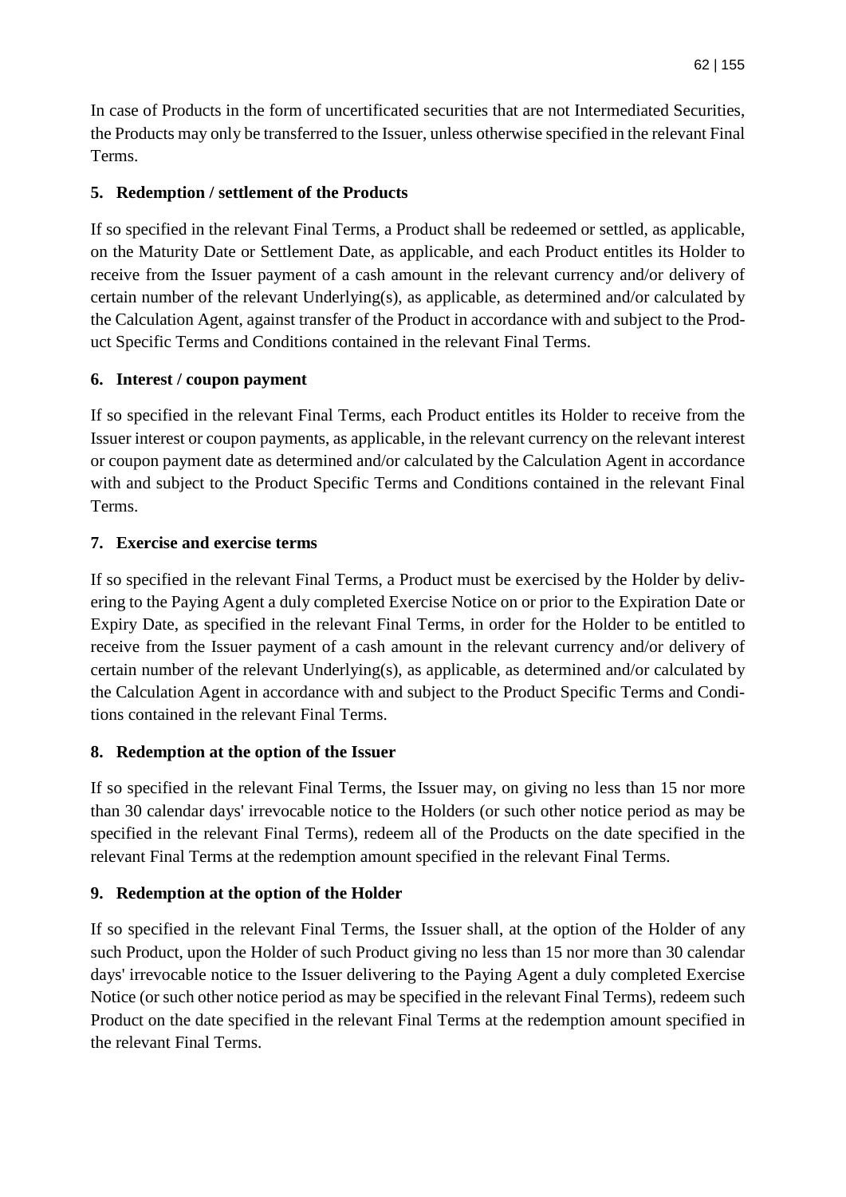In case of Products in the form of uncertificated securities that are not Intermediated Securities, the Products may only be transferred to the Issuer, unless otherwise specified in the relevant Final Terms.

## 5. Redemption / settlement of the Products

If so specified in the relevant Final Terms, a Product shall be redeemed or settled, as applicable, on the Maturity Date or Settlement Date, as applicable, and each Product entitles its Holder to receive from the Issuer payment of a cash amount in the relevant currency and/or delivery of certain number of the relevant Underlying(s), as applicable, as determined and/or calculated by the Calculation Agent, against transfer of the Product in accordance with and subject to the Product Specific Terms and Conditions contained in the relevant Final Terms.

## 6. Interest / coupon payment

If so specified in the relevant Final Terms, each Product entitles its Holder to receive from the Issuer interest or coupon payments, as applicable, in the relevant currency on the relevant interest or coupon payment date as determined and/or calculated by the Calculation Agent in accordance with and subject to the Product Specific Terms and Conditions contained in the relevant Final Terms.

## 7. Exercise and exercise terms

If so specified in the relevant Final Terms, a Product must be exercised by the Holder by delivering to the Paying Agent a duly completed Exercise Notice on or prior to the Expiration Date or Expiry Date, as specified in the relevant Final Terms, in order for the Holder to be entitled to receive from the Issuer payment of a cash amount in the relevant currency and/or delivery of certain number of the relevant Underlying(s), as applicable, as determined and/or calculated by the Calculation Agent in accordance with and subject to the Product Specific Terms and Conditions contained in the relevant Final Terms.

## 8. Redemption at the option of the Issuer

If so specified in the relevant Final Terms, the Issuer may, on giving no less than 15 nor more than 30 calendar days' irrevocable notice to the Holders (or such other notice period as may be specified in the relevant Final Terms), redeem all of the Products on the date specified in the relevant Final Terms at the redemption amount specified in the relevant Final Terms.

## 9. Redemption at the option of the Holder

If so specified in the relevant Final Terms, the Issuer shall, at the option of the Holder of any such Product, upon the Holder of such Product giving no less than 15 nor more than 30 calendar days' irrevocable notice to the Issuer delivering to the Paying Agent a duly completed Exercise Notice (or such other notice period as may be specified in the relevant Final Terms), redeem such Product on the date specified in the relevant Final Terms at the redemption amount specified in the relevant Final Terms.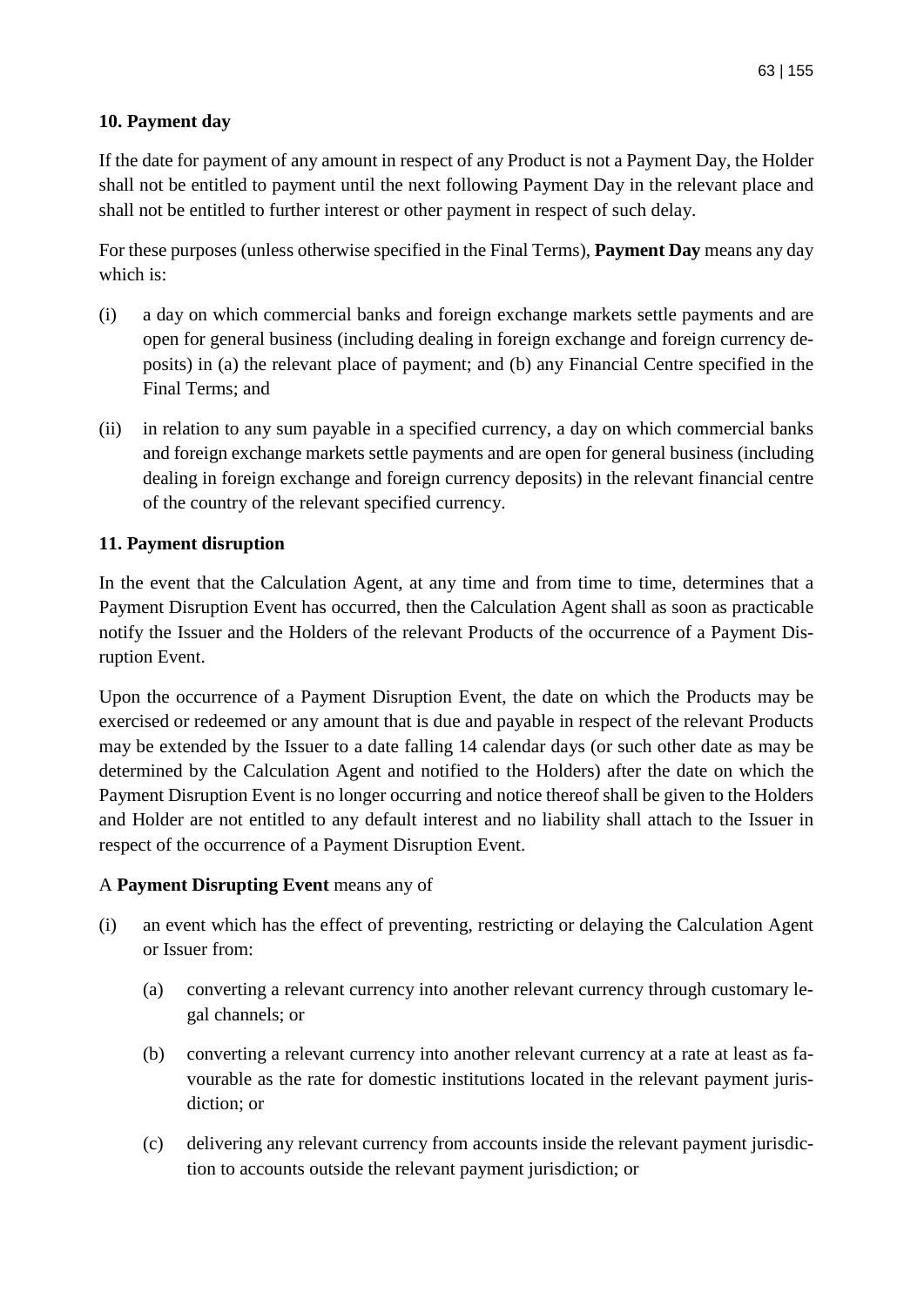## 10. Payment day

If the date for payment of any amount in respect of any Product is not a Payment Day, the Holder shall not be entitled to payment until the next following Payment Day in the relevant place and shall not be entitled to further interest or other payment in respect of such delay.

For these purposes (unless otherwise specified in the Final Terms), **Payment Day** means any day which is:

(i) a day on which commercial banks and foreign exchange markets settle payments and are open for general business (including dealing in foreign exchange and foreign currency deposits) in (a) the relevant place of payment; and (b) any Financial Centre specified in the Final Terms; and

(ii) in relation to any sum payable in a specified currency, a day on which commercial banks and foreign exchange markets settle payments and are open for general business (including dealing in foreign exchange and foreign currency deposits) in the relevant financial centre of the country of the relevant specified currency.

## 11. Payment disruption

In the event that the Calculation Agent, at any time and from time to time, determines that a Payment Disruption Event has occurred, then the Calculation Agent shall as soon as practicable notify the Issuer and the Holders of the relevant Products of the occurrence of a Payment Disruption Event.

Upon the occurrence of a Payment Disruption Event, the date on which the Products may be exercised or redeemed or any amount that is due and payable in respect of the relevant Products may be extended by the Issuer to a date falling 14 calendar days (or such other date as may be determined by the Calculation Agent and notified to the Holders) after the date on which the Payment Disruption Event is no longer occurring and notice thereof shall be given to the Holders and Holder are not entitled to any default interest and no liability shall attach to the Issuer in respect of the occurrence of a Payment Disruption Event.

A **Payment Disrupting Event** means any of

(i) an event which has the effect of preventing, restricting or delaying the Calculation Agent or Issuer from:

   (a) converting a relevant currency into another relevant currency through customary legal channels; or

   (b) converting a relevant currency into another relevant currency at a rate at least as favourable as the rate for domestic institutions located in the relevant payment jurisdiction; or

   (c) delivering any relevant currency from accounts inside the relevant payment jurisdiction to accounts outside the relevant payment jurisdiction; or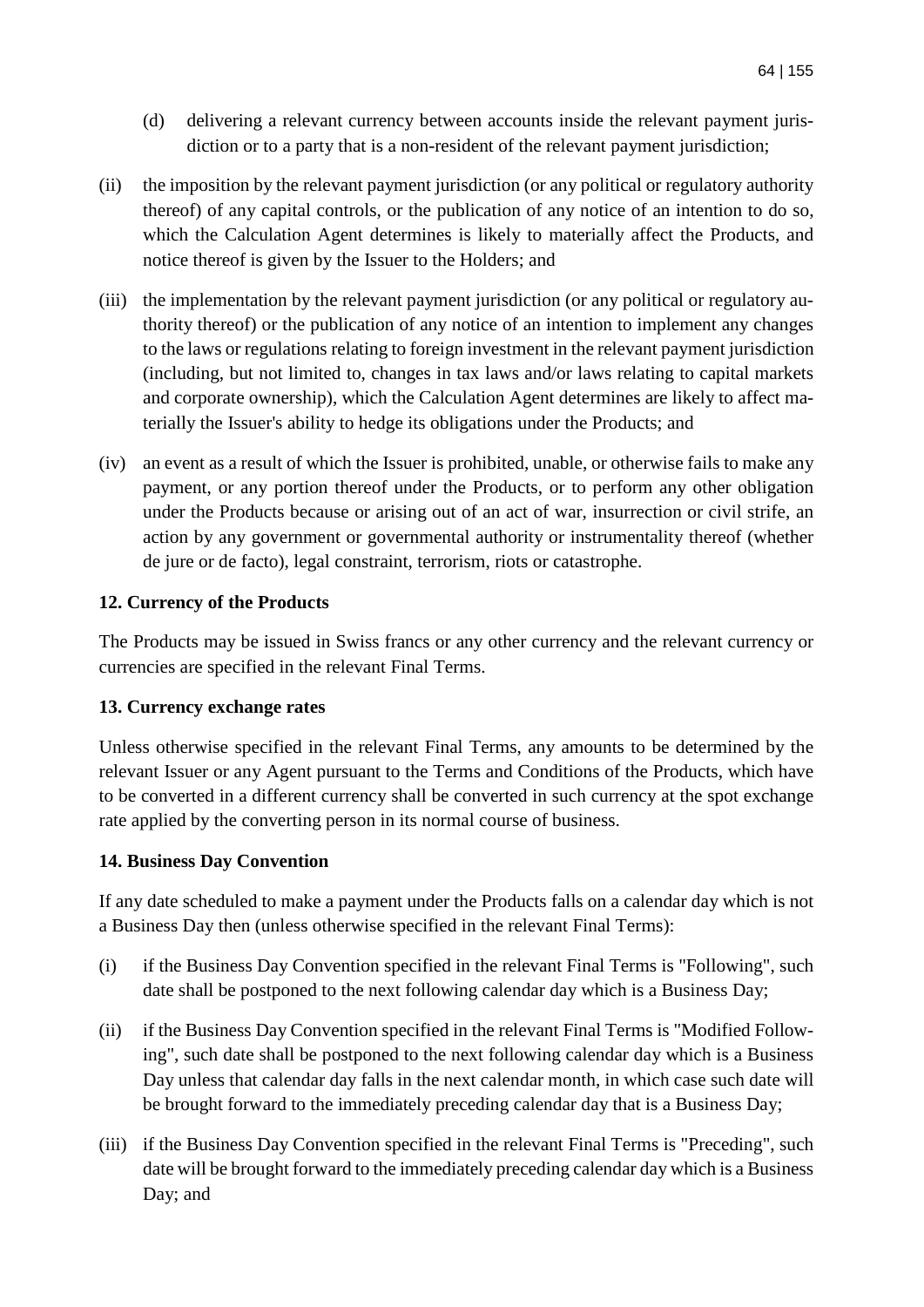(d) delivering a relevant currency between accounts inside the relevant payment jurisdiction or to a party that is a non-resident of the relevant payment jurisdiction;

(ii) the imposition by the relevant payment jurisdiction (or any political or regulatory authority thereof) of any capital controls, or the publication of any notice of an intention to do so, which the Calculation Agent determines is likely to materially affect the Products, and notice thereof is given by the Issuer to the Holders; and

(iii) the implementation by the relevant payment jurisdiction (or any political or regulatory authority thereof) or the publication of any notice of an intention to implement any changes to the laws or regulations relating to foreign investment in the relevant payment jurisdiction (including, but not limited to, changes in tax laws and/or laws relating to capital markets and corporate ownership), which the Calculation Agent determines are likely to affect materially the Issuer's ability to hedge its obligations under the Products; and

(iv) an event as a result of which the Issuer is prohibited, unable, or otherwise fails to make any payment, or any portion thereof under the Products, or to perform any other obligation under the Products because or arising out of an act of war, insurrection or civil strife, an action by any government or governmental authority or instrumentality thereof (whether de jure or de facto), legal constraint, terrorism, riots or catastrophe.

**12. Currency of the Products**

The Products may be issued in Swiss francs or any other currency and the relevant currency or currencies are specified in the relevant Final Terms.

**13. Currency exchange rates**

Unless otherwise specified in the relevant Final Terms, any amounts to be determined by the relevant Issuer or any Agent pursuant to the Terms and Conditions of the Products, which have to be converted in a different currency shall be converted in such currency at the spot exchange rate applied by the converting person in its normal course of business.

**14. Business Day Convention**

If any date scheduled to make a payment under the Products falls on a calendar day which is not a Business Day then (unless otherwise specified in the relevant Final Terms):

(i) if the Business Day Convention specified in the relevant Final Terms is "Following", such date shall be postponed to the next following calendar day which is a Business Day;

(ii) if the Business Day Convention specified in the relevant Final Terms is "Modified Following", such date shall be postponed to the next following calendar day which is a Business Day unless that calendar day falls in the next calendar month, in which case such date will be brought forward to the immediately preceding calendar day that is a Business Day;

(iii) if the Business Day Convention specified in the relevant Final Terms is "Preceding", such date will be brought forward to the immediately preceding calendar day which is a Business Day; and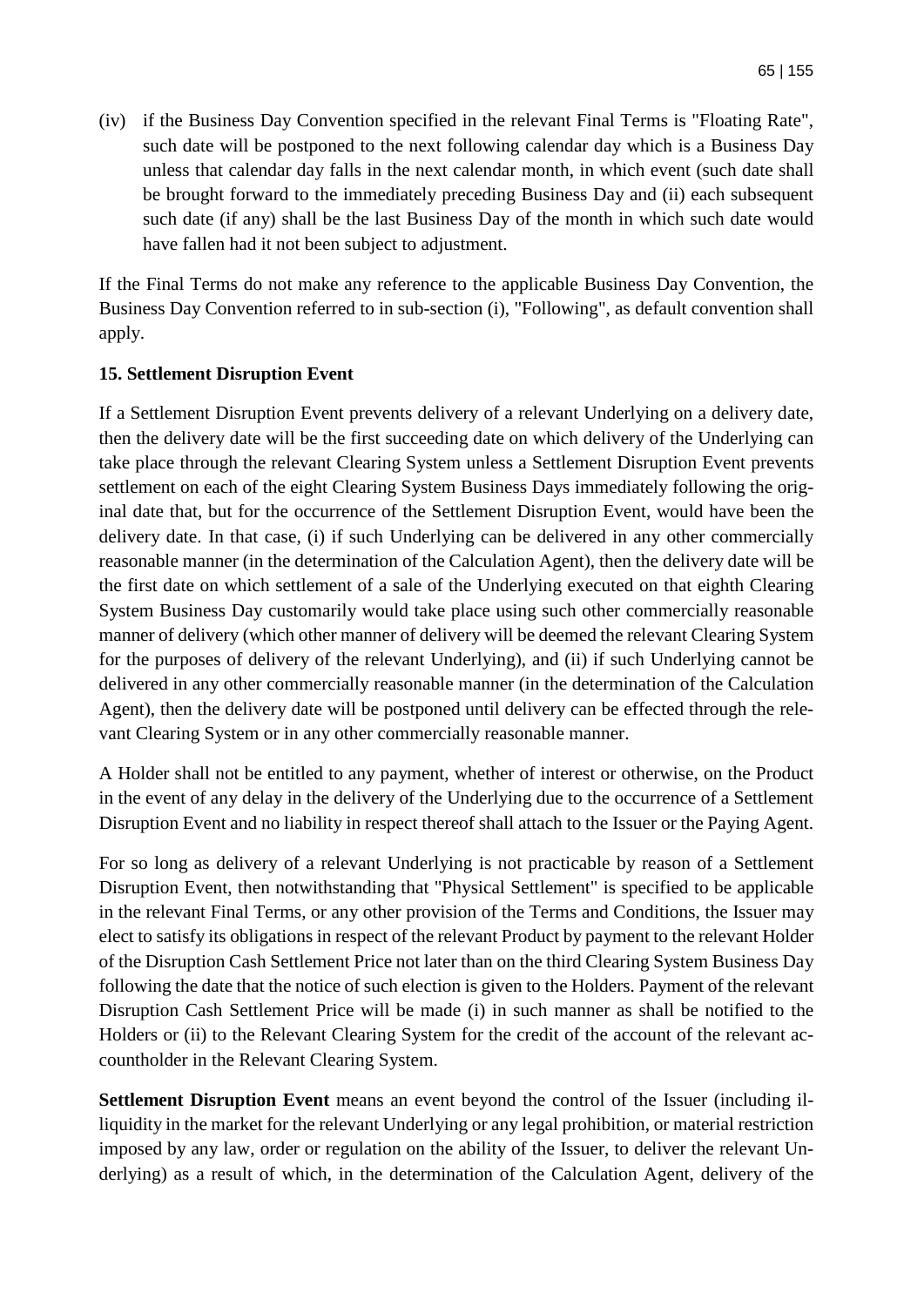(iv) if the Business Day Convention specified in the relevant Final Terms is "Floating Rate", such date will be postponed to the next following calendar day which is a Business Day unless that calendar day falls in the next calendar month, in which event (such date shall be brought forward to the immediately preceding Business Day and (ii) each subsequent such date (if any) shall be the last Business Day of the month in which such date would have fallen had it not been subject to adjustment.

If the Final Terms do not make any reference to the applicable Business Day Convention, the Business Day Convention referred to in sub-section (i), "Following", as default convention shall apply.

**15. Settlement Disruption Event**

If a Settlement Disruption Event prevents delivery of a relevant Underlying on a delivery date, then the delivery date will be the first succeeding date on which delivery of the Underlying can take place through the relevant Clearing System unless a Settlement Disruption Event prevents settlement on each of the eight Clearing System Business Days immediately following the original date that, but for the occurrence of the Settlement Disruption Event, would have been the delivery date. In that case, (i) if such Underlying can be delivered in any other commercially reasonable manner (in the determination of the Calculation Agent), then the delivery date will be the first date on which settlement of a sale of the Underlying executed on that eighth Clearing System Business Day customarily would take place using such other commercially reasonable manner of delivery (which other manner of delivery will be deemed the relevant Clearing System for the purposes of delivery of the relevant Underlying), and (ii) if such Underlying cannot be delivered in any other commercially reasonable manner (in the determination of the Calculation Agent), then the delivery date will be postponed until delivery can be effected through the relevant Clearing System or in any other commercially reasonable manner.

A Holder shall not be entitled to any payment, whether of interest or otherwise, on the Product in the event of any delay in the delivery of the Underlying due to the occurrence of a Settlement Disruption Event and no liability in respect thereof shall attach to the Issuer or the Paying Agent.

For so long as delivery of a relevant Underlying is not practicable by reason of a Settlement Disruption Event, then notwithstanding that "Physical Settlement" is specified to be applicable in the relevant Final Terms, or any other provision of the Terms and Conditions, the Issuer may elect to satisfy its obligations in respect of the relevant Product by payment to the relevant Holder of the Disruption Cash Settlement Price not later than on the third Clearing System Business Day following the date that the notice of such election is given to the Holders. Payment of the relevant Disruption Cash Settlement Price will be made (i) in such manner as shall be notified to the Holders or (ii) to the Relevant Clearing System for the credit of the account of the relevant accountholder in the Relevant Clearing System.

**Settlement Disruption Event** means an event beyond the control of the Issuer (including illiquidity in the market for the relevant Underlying or any legal prohibition, or material restriction imposed by any law, order or regulation on the ability of the Issuer, to deliver the relevant Underlying) as a result of which, in the determination of the Calculation Agent, delivery of the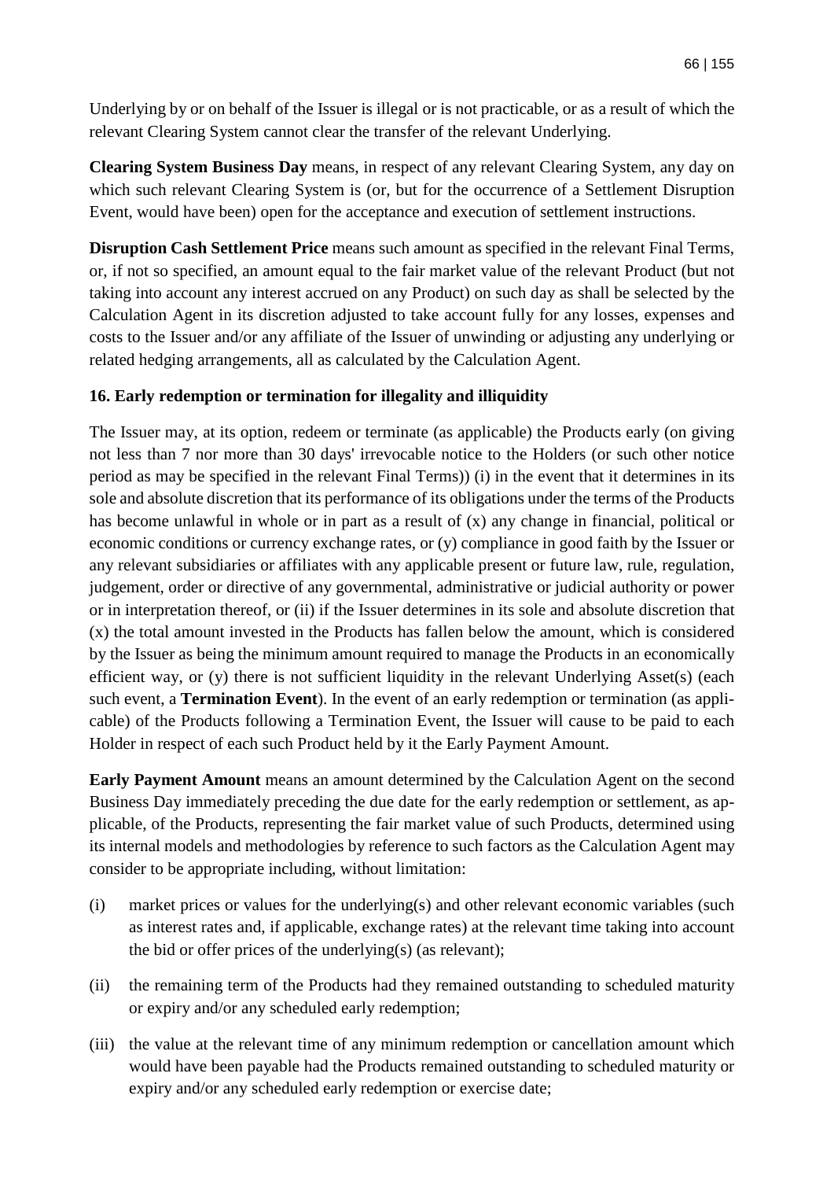Underlying by or on behalf of the Issuer is illegal or is not practicable, or as a result of which the relevant Clearing System cannot clear the transfer of the relevant Underlying.

**Clearing System Business Day** means, in respect of any relevant Clearing System, any day on which such relevant Clearing System is (or, but for the occurrence of a Settlement Disruption Event, would have been) open for the acceptance and execution of settlement instructions.

**Disruption Cash Settlement Price** means such amount as specified in the relevant Final Terms, or, if not so specified, an amount equal to the fair market value of the relevant Product (but not taking into account any interest accrued on any Product) on such day as shall be selected by the Calculation Agent in its discretion adjusted to take account fully for any losses, expenses and costs to the Issuer and/or any affiliate of the Issuer of unwinding or adjusting any underlying or related hedging arrangements, all as calculated by the Calculation Agent.

### 16. Early redemption or termination for illegality and illiquidity

The Issuer may, at its option, redeem or terminate (as applicable) the Products early (on giving not less than 7 nor more than 30 days' irrevocable notice to the Holders (or such other notice period as may be specified in the relevant Final Terms)) (i) in the event that it determines in its sole and absolute discretion that its performance of its obligations under the terms of the Products has become unlawful in whole or in part as a result of (x) any change in financial, political or economic conditions or currency exchange rates, or (y) compliance in good faith by the Issuer or any relevant subsidiaries or affiliates with any applicable present or future law, rule, regulation, judgement, order or directive of any governmental, administrative or judicial authority or power or in interpretation thereof, or (ii) if the Issuer determines in its sole and absolute discretion that (x) the total amount invested in the Products has fallen below the amount, which is considered by the Issuer as being the minimum amount required to manage the Products in an economically efficient way, or (y) there is not sufficient liquidity in the relevant Underlying Asset(s) (each such event, a **Termination Event**). In the event of an early redemption or termination (as applicable) of the Products following a Termination Event, the Issuer will cause to be paid to each Holder in respect of each such Product held by it the Early Payment Amount.

**Early Payment Amount** means an amount determined by the Calculation Agent on the second Business Day immediately preceding the due date for the early redemption or settlement, as applicable, of the Products, representing the fair market value of such Products, determined using its internal models and methodologies by reference to such factors as the Calculation Agent may consider to be appropriate including, without limitation:

(i) market prices or values for the underlying(s) and other relevant economic variables (such as interest rates and, if applicable, exchange rates) at the relevant time taking into account the bid or offer prices of the underlying(s) (as relevant);

(ii) the remaining term of the Products had they remained outstanding to scheduled maturity or expiry and/or any scheduled early redemption;

(iii) the value at the relevant time of any minimum redemption or cancellation amount which would have been payable had the Products remained outstanding to scheduled maturity or expiry and/or any scheduled early redemption or exercise date;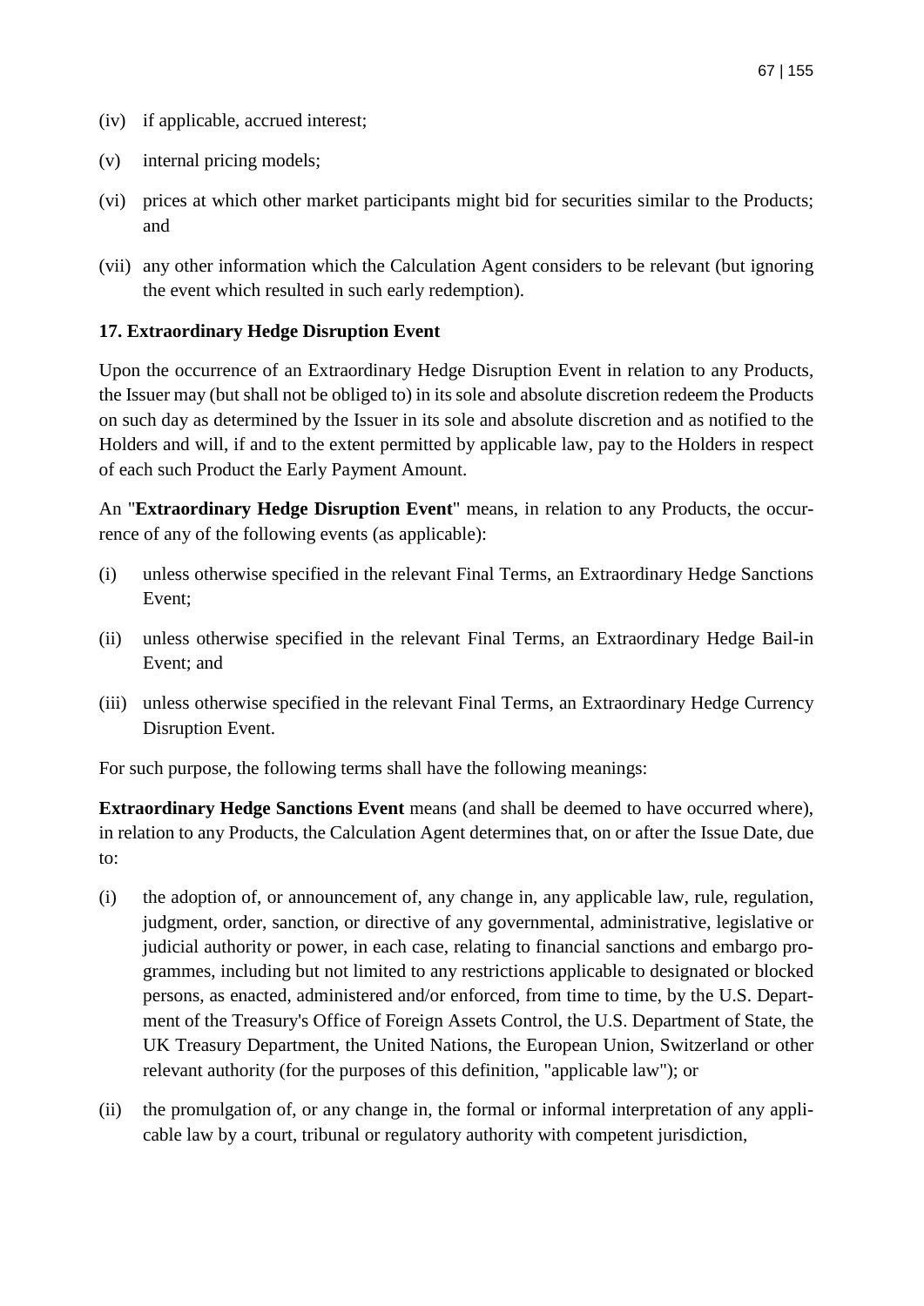(iv) if applicable, accrued interest;

(v) internal pricing models;

(vi) prices at which other market participants might bid for securities similar to the Products; and

(vii) any other information which the Calculation Agent considers to be relevant (but ignoring the event which resulted in such early redemption).

### 17. Extraordinary Hedge Disruption Event

Upon the occurrence of an Extraordinary Hedge Disruption Event in relation to any Products, the Issuer may (but shall not be obliged to) in its sole and absolute discretion redeem the Products on such day as determined by the Issuer in its sole and absolute discretion and as notified to the Holders and will, if and to the extent permitted by applicable law, pay to the Holders in respect of each such Product the Early Payment Amount.

An "**Extraordinary Hedge Disruption Event**" means, in relation to any Products, the occurrence of any of the following events (as applicable):

(i) unless otherwise specified in the relevant Final Terms, an Extraordinary Hedge Sanctions Event;

(ii) unless otherwise specified in the relevant Final Terms, an Extraordinary Hedge Bail-in Event; and

(iii) unless otherwise specified in the relevant Final Terms, an Extraordinary Hedge Currency Disruption Event.

For such purpose, the following terms shall have the following meanings:

**Extraordinary Hedge Sanctions Event** means (and shall be deemed to have occurred where), in relation to any Products, the Calculation Agent determines that, on or after the Issue Date, due to:

(i) the adoption of, or announcement of, any change in, any applicable law, rule, regulation, judgment, order, sanction, or directive of any governmental, administrative, legislative or judicial authority or power, in each case, relating to financial sanctions and embargo programmes, including but not limited to any restrictions applicable to designated or blocked persons, as enacted, administered and/or enforced, from time to time, by the U.S. Department of the Treasury's Office of Foreign Assets Control, the U.S. Department of State, the UK Treasury Department, the United Nations, the European Union, Switzerland or other relevant authority (for the purposes of this definition, "applicable law"); or

(ii) the promulgation of, or any change in, the formal or informal interpretation of any applicable law by a court, tribunal or regulatory authority with competent jurisdiction,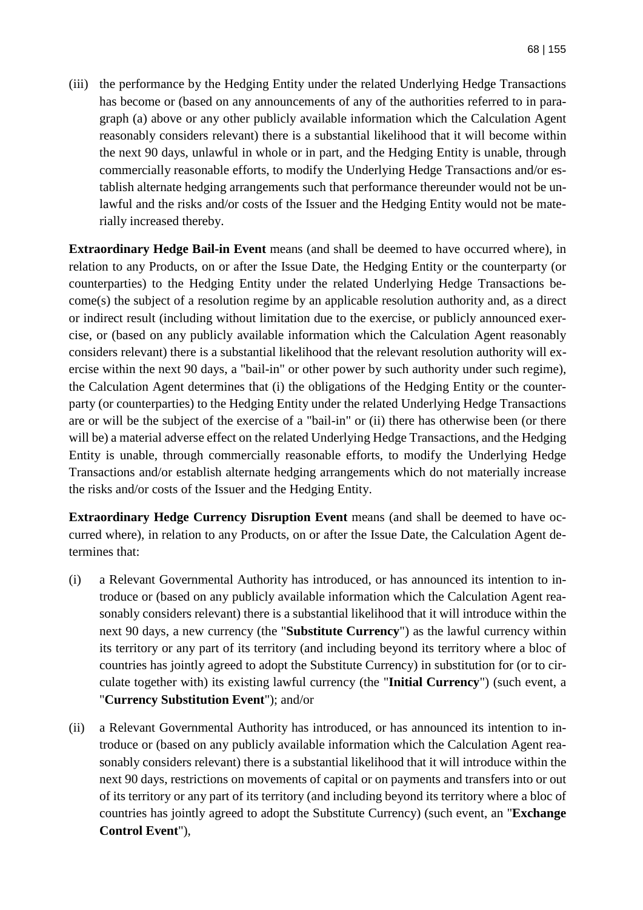(iii) the performance by the Hedging Entity under the related Underlying Hedge Transactions has become or (based on any announcements of any of the authorities referred to in paragraph (a) above or any other publicly available information which the Calculation Agent reasonably considers relevant) there is a substantial likelihood that it will become within the next 90 days, unlawful in whole or in part, and the Hedging Entity is unable, through commercially reasonable efforts, to modify the Underlying Hedge Transactions and/or establish alternate hedging arrangements such that performance thereunder would not be unlawful and the risks and/or costs of the Issuer and the Hedging Entity would not be materially increased thereby.

**Extraordinary Hedge Bail-in Event** means (and shall be deemed to have occurred where), in relation to any Products, on or after the Issue Date, the Hedging Entity or the counterparty (or counterparties) to the Hedging Entity under the related Underlying Hedge Transactions become(s) the subject of a resolution regime by an applicable resolution authority and, as a direct or indirect result (including without limitation due to the exercise, or publicly announced exercise, or (based on any publicly available information which the Calculation Agent reasonably considers relevant) there is a substantial likelihood that the relevant resolution authority will exercise within the next 90 days, a "bail-in" or other power by such authority under such regime), the Calculation Agent determines that (i) the obligations of the Hedging Entity or the counterparty (or counterparties) to the Hedging Entity under the related Underlying Hedge Transactions are or will be the subject of the exercise of a "bail-in" or (ii) there has otherwise been (or there will be) a material adverse effect on the related Underlying Hedge Transactions, and the Hedging Entity is unable, through commercially reasonable efforts, to modify the Underlying Hedge Transactions and/or establish alternate hedging arrangements which do not materially increase the risks and/or costs of the Issuer and the Hedging Entity.

**Extraordinary Hedge Currency Disruption Event** means (and shall be deemed to have occurred where), in relation to any Products, on or after the Issue Date, the Calculation Agent determines that:

(i) a Relevant Governmental Authority has introduced, or has announced its intention to introduce or (based on any publicly available information which the Calculation Agent reasonably considers relevant) there is a substantial likelihood that it will introduce within the next 90 days, a new currency (the "**Substitute Currency**") as the lawful currency within its territory or any part of its territory (and including beyond its territory where a bloc of countries has jointly agreed to adopt the Substitute Currency) in substitution for (or to circulate together with) its existing lawful currency (the "**Initial Currency**") (such event, a "**Currency Substitution Event**"); and/or

(ii) a Relevant Governmental Authority has introduced, or has announced its intention to introduce or (based on any publicly available information which the Calculation Agent reasonably considers relevant) there is a substantial likelihood that it will introduce within the next 90 days, restrictions on movements of capital or on payments and transfers into or out of its territory or any part of its territory (and including beyond its territory where a bloc of countries has jointly agreed to adopt the Substitute Currency) (such event, an "**Exchange Control Event**"),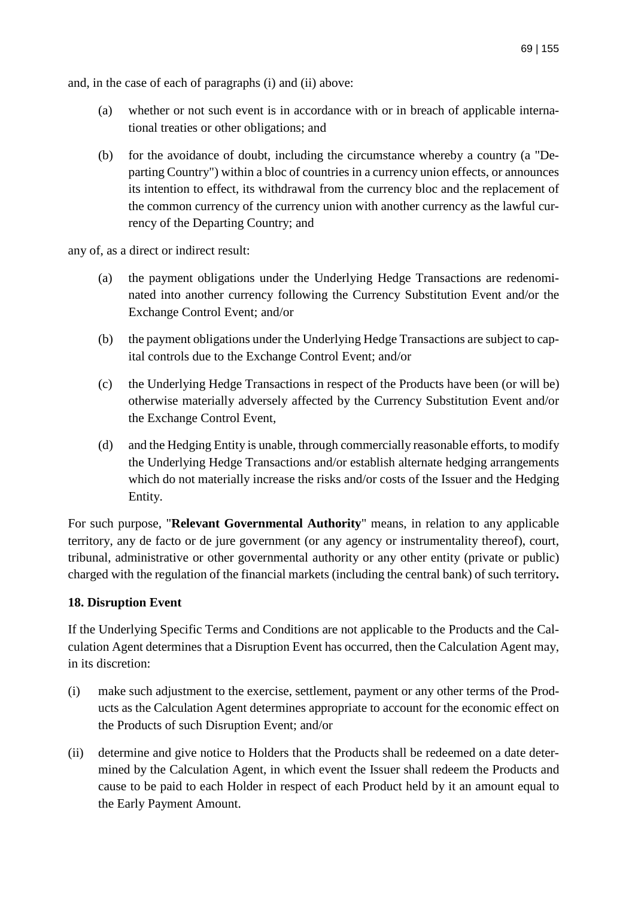and, in the case of each of paragraphs (i) and (ii) above:

(a) whether or not such event is in accordance with or in breach of applicable international treaties or other obligations; and

(b) for the avoidance of doubt, including the circumstance whereby a country (a "Departing Country") within a bloc of countries in a currency union effects, or announces its intention to effect, its withdrawal from the currency bloc and the replacement of the common currency of the currency union with another currency as the lawful currency of the Departing Country; and

any of, as a direct or indirect result:

(a) the payment obligations under the Underlying Hedge Transactions are redenominated into another currency following the Currency Substitution Event and/or the Exchange Control Event; and/or

(b) the payment obligations under the Underlying Hedge Transactions are subject to capital controls due to the Exchange Control Event; and/or

(c) the Underlying Hedge Transactions in respect of the Products have been (or will be) otherwise materially adversely affected by the Currency Substitution Event and/or the Exchange Control Event,

(d) and the Hedging Entity is unable, through commercially reasonable efforts, to modify the Underlying Hedge Transactions and/or establish alternate hedging arrangements which do not materially increase the risks and/or costs of the Issuer and the Hedging Entity.

For such purpose, "**Relevant Governmental Authority**" means, in relation to any applicable territory, any de facto or de jure government (or any agency or instrumentality thereof), court, tribunal, administrative or other governmental authority or any other entity (private or public) charged with the regulation of the financial markets (including the central bank) of such territory**.**

**18. Disruption Event**

If the Underlying Specific Terms and Conditions are not applicable to the Products and the Calculation Agent determines that a Disruption Event has occurred, then the Calculation Agent may, in its discretion:

(i) make such adjustment to the exercise, settlement, payment or any other terms of the Products as the Calculation Agent determines appropriate to account for the economic effect on the Products of such Disruption Event; and/or

(ii) determine and give notice to Holders that the Products shall be redeemed on a date determined by the Calculation Agent, in which event the Issuer shall redeem the Products and cause to be paid to each Holder in respect of each Product held by it an amount equal to the Early Payment Amount.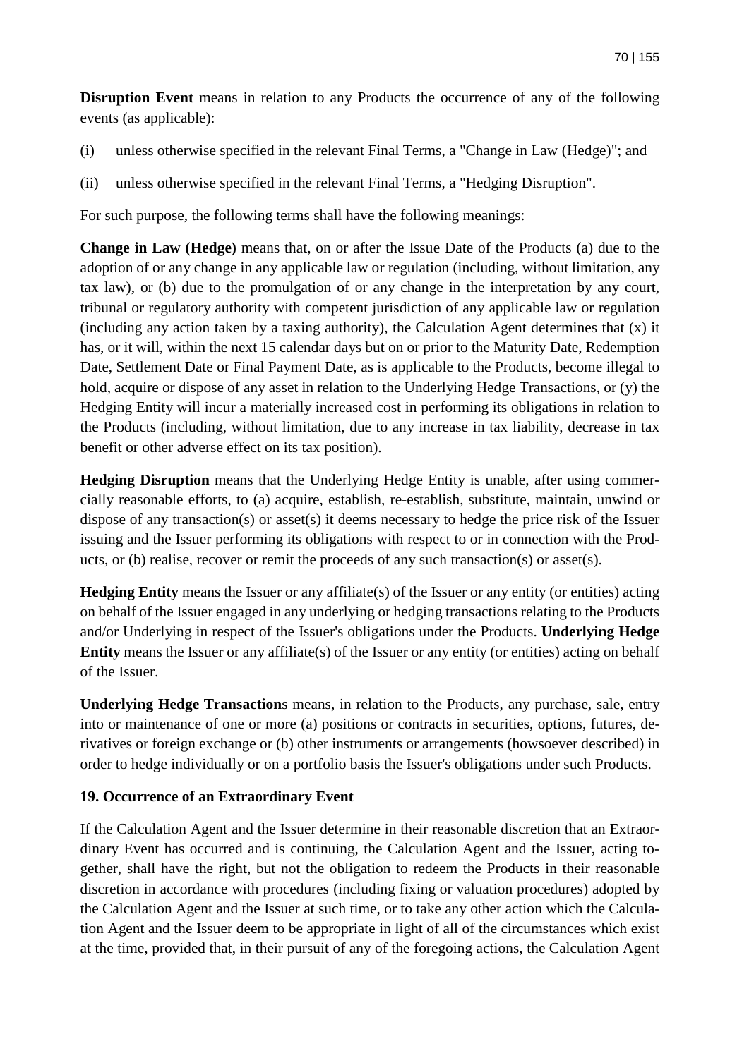**Disruption Event** means in relation to any Products the occurrence of any of the following events (as applicable):

(i) unless otherwise specified in the relevant Final Terms, a "Change in Law (Hedge)"; and

(ii) unless otherwise specified in the relevant Final Terms, a "Hedging Disruption".

For such purpose, the following terms shall have the following meanings:

**Change in Law (Hedge)** means that, on or after the Issue Date of the Products (a) due to the adoption of or any change in any applicable law or regulation (including, without limitation, any tax law), or (b) due to the promulgation of or any change in the interpretation by any court, tribunal or regulatory authority with competent jurisdiction of any applicable law or regulation (including any action taken by a taxing authority), the Calculation Agent determines that (x) it has, or it will, within the next 15 calendar days but on or prior to the Maturity Date, Redemption Date, Settlement Date or Final Payment Date, as is applicable to the Products, become illegal to hold, acquire or dispose of any asset in relation to the Underlying Hedge Transactions, or (y) the Hedging Entity will incur a materially increased cost in performing its obligations in relation to the Products (including, without limitation, due to any increase in tax liability, decrease in tax benefit or other adverse effect on its tax position).

**Hedging Disruption** means that the Underlying Hedge Entity is unable, after using commercially reasonable efforts, to (a) acquire, establish, re-establish, substitute, maintain, unwind or dispose of any transaction(s) or asset(s) it deems necessary to hedge the price risk of the Issuer issuing and the Issuer performing its obligations with respect to or in connection with the Products, or (b) realise, recover or remit the proceeds of any such transaction(s) or asset(s).

**Hedging Entity** means the Issuer or any affiliate(s) of the Issuer or any entity (or entities) acting on behalf of the Issuer engaged in any underlying or hedging transactions relating to the Products and/or Underlying in respect of the Issuer's obligations under the Products. **Underlying Hedge Entity** means the Issuer or any affiliate(s) of the Issuer or any entity (or entities) acting on behalf of the Issuer.

**Underlying Hedge Transaction**s means, in relation to the Products, any purchase, sale, entry into or maintenance of one or more (a) positions or contracts in securities, options, futures, derivatives or foreign exchange or (b) other instruments or arrangements (howsoever described) in order to hedge individually or on a portfolio basis the Issuer's obligations under such Products.

## 19. Occurrence of an Extraordinary Event

If the Calculation Agent and the Issuer determine in their reasonable discretion that an Extraordinary Event has occurred and is continuing, the Calculation Agent and the Issuer, acting together, shall have the right, but not the obligation to redeem the Products in their reasonable discretion in accordance with procedures (including fixing or valuation procedures) adopted by the Calculation Agent and the Issuer at such time, or to take any other action which the Calculation Agent and the Issuer deem to be appropriate in light of all of the circumstances which exist at the time, provided that, in their pursuit of any of the foregoing actions, the Calculation Agent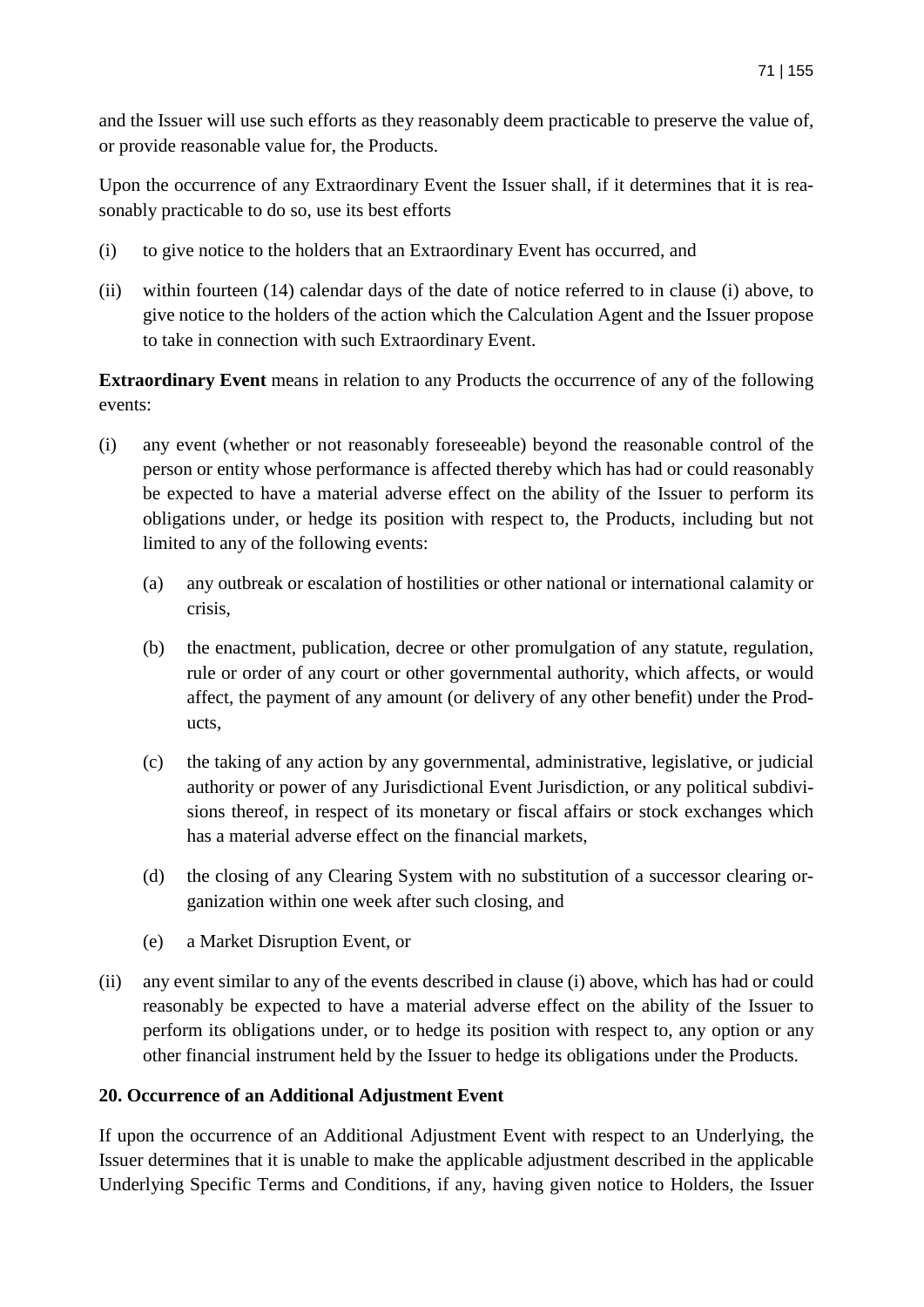and the Issuer will use such efforts as they reasonably deem practicable to preserve the value of, or provide reasonable value for, the Products.

Upon the occurrence of any Extraordinary Event the Issuer shall, if it determines that it is reasonably practicable to do so, use its best efforts

(i) to give notice to the holders that an Extraordinary Event has occurred, and

(ii) within fourteen (14) calendar days of the date of notice referred to in clause (i) above, to give notice to the holders of the action which the Calculation Agent and the Issuer propose to take in connection with such Extraordinary Event.

**Extraordinary Event** means in relation to any Products the occurrence of any of the following events:

(i) any event (whether or not reasonably foreseeable) beyond the reasonable control of the person or entity whose performance is affected thereby which has had or could reasonably be expected to have a material adverse effect on the ability of the Issuer to perform its obligations under, or hedge its position with respect to, the Products, including but not limited to any of the following events:

   (a) any outbreak or escalation of hostilities or other national or international calamity or crisis,

   (b) the enactment, publication, decree or other promulgation of any statute, regulation, rule or order of any court or other governmental authority, which affects, or would affect, the payment of any amount (or delivery of any other benefit) under the Products,

   (c) the taking of any action by any governmental, administrative, legislative, or judicial authority or power of any Jurisdictional Event Jurisdiction, or any political subdivisions thereof, in respect of its monetary or fiscal affairs or stock exchanges which has a material adverse effect on the financial markets,

   (d) the closing of any Clearing System with no substitution of a successor clearing organization within one week after such closing, and

   (e) a Market Disruption Event, or

(ii) any event similar to any of the events described in clause (i) above, which has had or could reasonably be expected to have a material adverse effect on the ability of the Issuer to perform its obligations under, or to hedge its position with respect to, any option or any other financial instrument held by the Issuer to hedge its obligations under the Products.

**20. Occurrence of an Additional Adjustment Event**

If upon the occurrence of an Additional Adjustment Event with respect to an Underlying, the Issuer determines that it is unable to make the applicable adjustment described in the applicable Underlying Specific Terms and Conditions, if any, having given notice to Holders, the Issuer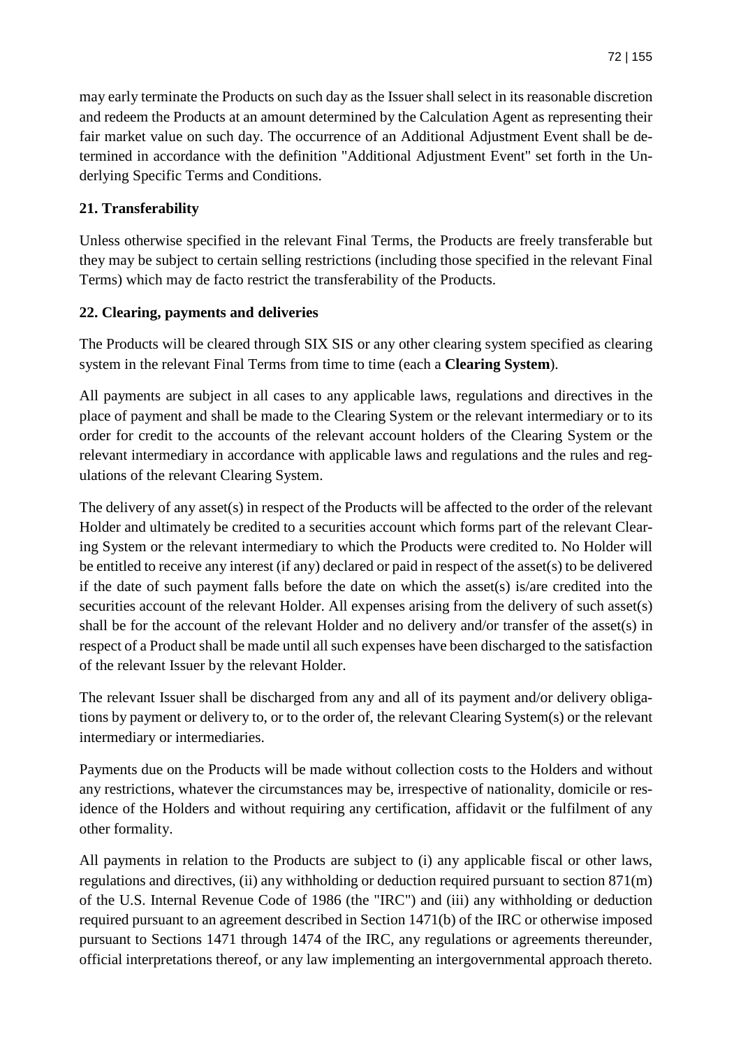may early terminate the Products on such day as the Issuer shall select in its reasonable discretion and redeem the Products at an amount determined by the Calculation Agent as representing their fair market value on such day. The occurrence of an Additional Adjustment Event shall be determined in accordance with the definition "Additional Adjustment Event" set forth in the Underlying Specific Terms and Conditions.

## 21. Transferability

Unless otherwise specified in the relevant Final Terms, the Products are freely transferable but they may be subject to certain selling restrictions (including those specified in the relevant Final Terms) which may de facto restrict the transferability of the Products.

## 22. Clearing, payments and deliveries

The Products will be cleared through SIX SIS or any other clearing system specified as clearing system in the relevant Final Terms from time to time (each a **Clearing System**).

All payments are subject in all cases to any applicable laws, regulations and directives in the place of payment and shall be made to the Clearing System or the relevant intermediary or to its order for credit to the accounts of the relevant account holders of the Clearing System or the relevant intermediary in accordance with applicable laws and regulations and the rules and regulations of the relevant Clearing System.

The delivery of any asset(s) in respect of the Products will be affected to the order of the relevant Holder and ultimately be credited to a securities account which forms part of the relevant Clearing System or the relevant intermediary to which the Products were credited to. No Holder will be entitled to receive any interest (if any) declared or paid in respect of the asset(s) to be delivered if the date of such payment falls before the date on which the asset(s) is/are credited into the securities account of the relevant Holder. All expenses arising from the delivery of such asset(s) shall be for the account of the relevant Holder and no delivery and/or transfer of the asset(s) in respect of a Product shall be made until all such expenses have been discharged to the satisfaction of the relevant Issuer by the relevant Holder.

The relevant Issuer shall be discharged from any and all of its payment and/or delivery obligations by payment or delivery to, or to the order of, the relevant Clearing System(s) or the relevant intermediary or intermediaries.

Payments due on the Products will be made without collection costs to the Holders and without any restrictions, whatever the circumstances may be, irrespective of nationality, domicile or residence of the Holders and without requiring any certification, affidavit or the fulfilment of any other formality.

All payments in relation to the Products are subject to (i) any applicable fiscal or other laws, regulations and directives, (ii) any withholding or deduction required pursuant to section 871(m) of the U.S. Internal Revenue Code of 1986 (the "IRC") and (iii) any withholding or deduction required pursuant to an agreement described in Section 1471(b) of the IRC or otherwise imposed pursuant to Sections 1471 through 1474 of the IRC, any regulations or agreements thereunder, official interpretations thereof, or any law implementing an intergovernmental approach thereto.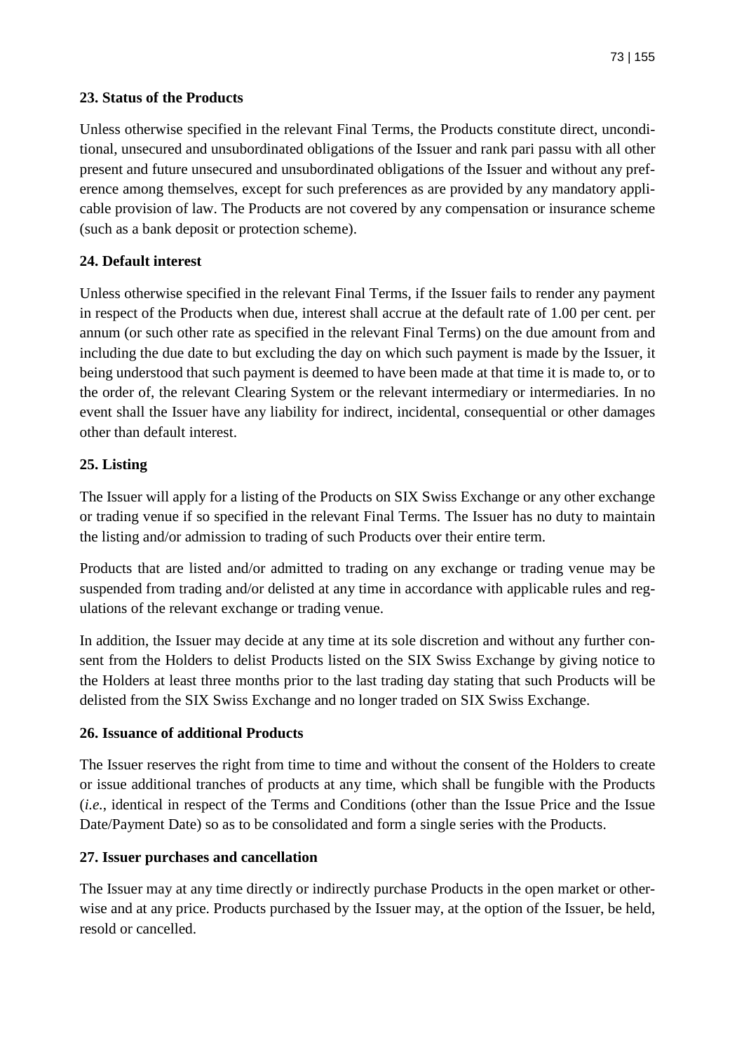### 23. Status of the Products

Unless otherwise specified in the relevant Final Terms, the Products constitute direct, unconditional, unsecured and unsubordinated obligations of the Issuer and rank pari passu with all other present and future unsecured and unsubordinated obligations of the Issuer and without any preference among themselves, except for such preferences as are provided by any mandatory applicable provision of law. The Products are not covered by any compensation or insurance scheme (such as a bank deposit or protection scheme).

### 24. Default interest

Unless otherwise specified in the relevant Final Terms, if the Issuer fails to render any payment in respect of the Products when due, interest shall accrue at the default rate of 1.00 per cent. per annum (or such other rate as specified in the relevant Final Terms) on the due amount from and including the due date to but excluding the day on which such payment is made by the Issuer, it being understood that such payment is deemed to have been made at that time it is made to, or to the order of, the relevant Clearing System or the relevant intermediary or intermediaries. In no event shall the Issuer have any liability for indirect, incidental, consequential or other damages other than default interest.

### 25. Listing

The Issuer will apply for a listing of the Products on SIX Swiss Exchange or any other exchange or trading venue if so specified in the relevant Final Terms. The Issuer has no duty to maintain the listing and/or admission to trading of such Products over their entire term.

Products that are listed and/or admitted to trading on any exchange or trading venue may be suspended from trading and/or delisted at any time in accordance with applicable rules and regulations of the relevant exchange or trading venue.

In addition, the Issuer may decide at any time at its sole discretion and without any further consent from the Holders to delist Products listed on the SIX Swiss Exchange by giving notice to the Holders at least three months prior to the last trading day stating that such Products will be delisted from the SIX Swiss Exchange and no longer traded on SIX Swiss Exchange.

### 26. Issuance of additional Products

The Issuer reserves the right from time to time and without the consent of the Holders to create or issue additional tranches of products at any time, which shall be fungible with the Products (*i.e.*, identical in respect of the Terms and Conditions (other than the Issue Price and the Issue Date/Payment Date) so as to be consolidated and form a single series with the Products.

### 27. Issuer purchases and cancellation

The Issuer may at any time directly or indirectly purchase Products in the open market or otherwise and at any price. Products purchased by the Issuer may, at the option of the Issuer, be held, resold or cancelled.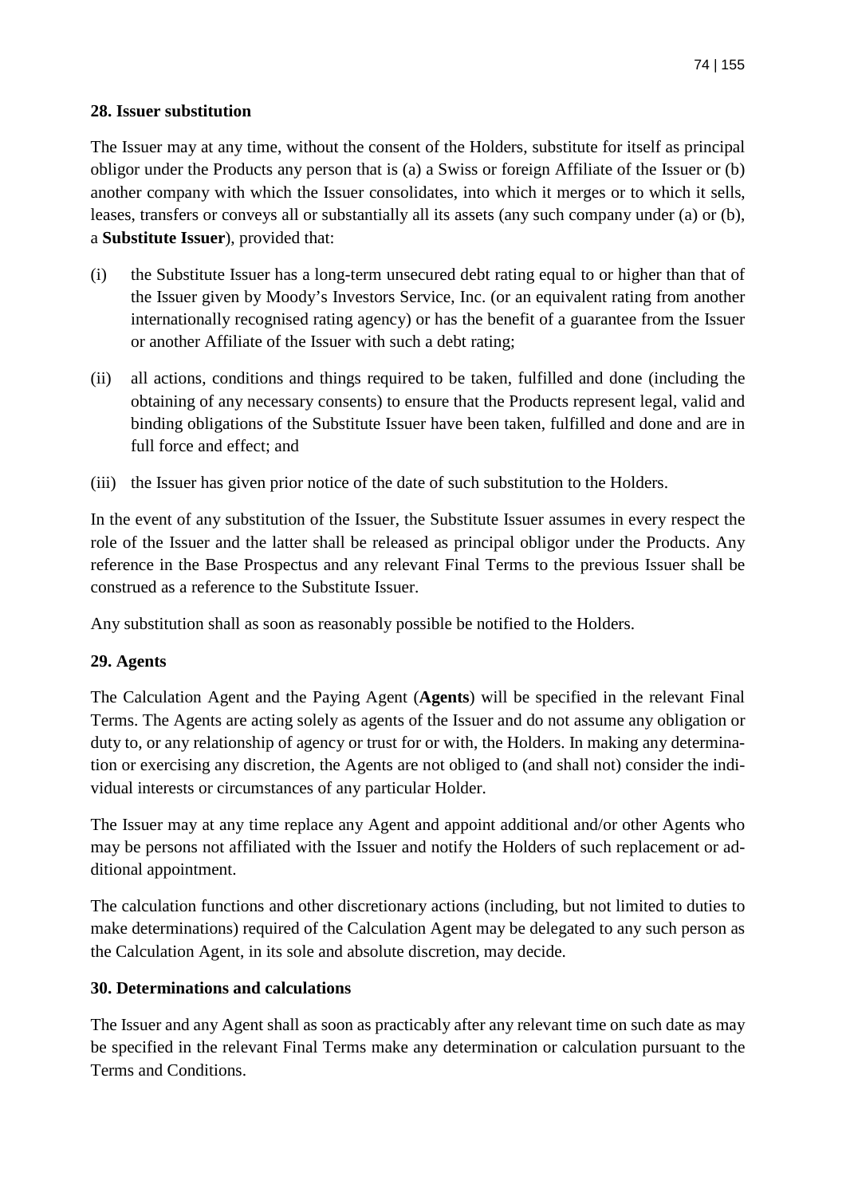## 28. Issuer substitution

The Issuer may at any time, without the consent of the Holders, substitute for itself as principal obligor under the Products any person that is (a) a Swiss or foreign Affiliate of the Issuer or (b) another company with which the Issuer consolidates, into which it merges or to which it sells, leases, transfers or conveys all or substantially all its assets (any such company under (a) or (b), a **Substitute Issuer**), provided that:

(i) the Substitute Issuer has a long-term unsecured debt rating equal to or higher than that of the Issuer given by Moody's Investors Service, Inc. (or an equivalent rating from another internationally recognised rating agency) or has the benefit of a guarantee from the Issuer or another Affiliate of the Issuer with such a debt rating;

(ii) all actions, conditions and things required to be taken, fulfilled and done (including the obtaining of any necessary consents) to ensure that the Products represent legal, valid and binding obligations of the Substitute Issuer have been taken, fulfilled and done and are in full force and effect; and

(iii) the Issuer has given prior notice of the date of such substitution to the Holders.

In the event of any substitution of the Issuer, the Substitute Issuer assumes in every respect the role of the Issuer and the latter shall be released as principal obligor under the Products. Any reference in the Base Prospectus and any relevant Final Terms to the previous Issuer shall be construed as a reference to the Substitute Issuer.

Any substitution shall as soon as reasonably possible be notified to the Holders.

## 29. Agents

The Calculation Agent and the Paying Agent (**Agents**) will be specified in the relevant Final Terms. The Agents are acting solely as agents of the Issuer and do not assume any obligation or duty to, or any relationship of agency or trust for or with, the Holders. In making any determination or exercising any discretion, the Agents are not obliged to (and shall not) consider the individual interests or circumstances of any particular Holder.

The Issuer may at any time replace any Agent and appoint additional and/or other Agents who may be persons not affiliated with the Issuer and notify the Holders of such replacement or additional appointment.

The calculation functions and other discretionary actions (including, but not limited to duties to make determinations) required of the Calculation Agent may be delegated to any such person as the Calculation Agent, in its sole and absolute discretion, may decide.

## 30. Determinations and calculations

The Issuer and any Agent shall as soon as practicably after any relevant time on such date as may be specified in the relevant Final Terms make any determination or calculation pursuant to the Terms and Conditions.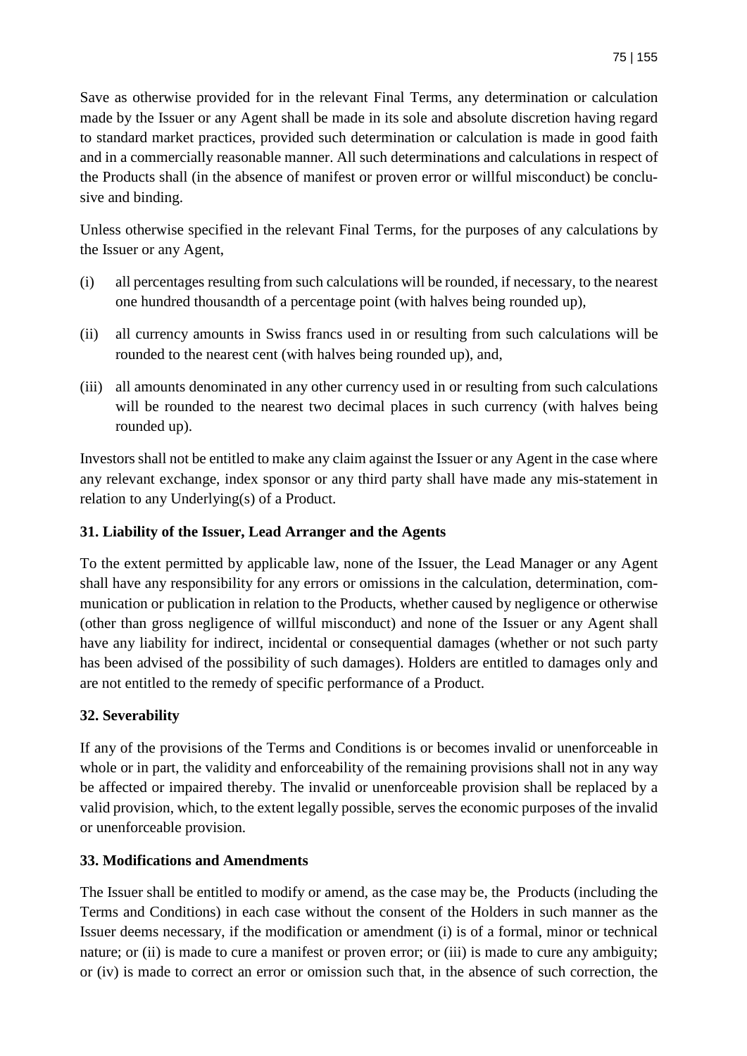Save as otherwise provided for in the relevant Final Terms, any determination or calculation made by the Issuer or any Agent shall be made in its sole and absolute discretion having regard to standard market practices, provided such determination or calculation is made in good faith and in a commercially reasonable manner. All such determinations and calculations in respect of the Products shall (in the absence of manifest or proven error or willful misconduct) be conclusive and binding.

Unless otherwise specified in the relevant Final Terms, for the purposes of any calculations by the Issuer or any Agent,

(i) all percentages resulting from such calculations will be rounded, if necessary, to the nearest one hundred thousandth of a percentage point (with halves being rounded up),

(ii) all currency amounts in Swiss francs used in or resulting from such calculations will be rounded to the nearest cent (with halves being rounded up), and,

(iii) all amounts denominated in any other currency used in or resulting from such calculations will be rounded to the nearest two decimal places in such currency (with halves being rounded up).

Investors shall not be entitled to make any claim against the Issuer or any Agent in the case where any relevant exchange, index sponsor or any third party shall have made any mis-statement in relation to any Underlying(s) of a Product.

**31. Liability of the Issuer, Lead Arranger and the Agents**

To the extent permitted by applicable law, none of the Issuer, the Lead Manager or any Agent shall have any responsibility for any errors or omissions in the calculation, determination, communication or publication in relation to the Products, whether caused by negligence or otherwise (other than gross negligence of willful misconduct) and none of the Issuer or any Agent shall have any liability for indirect, incidental or consequential damages (whether or not such party has been advised of the possibility of such damages). Holders are entitled to damages only and are not entitled to the remedy of specific performance of a Product.

**32. Severability**

If any of the provisions of the Terms and Conditions is or becomes invalid or unenforceable in whole or in part, the validity and enforceability of the remaining provisions shall not in any way be affected or impaired thereby. The invalid or unenforceable provision shall be replaced by a valid provision, which, to the extent legally possible, serves the economic purposes of the invalid or unenforceable provision.

**33. Modifications and Amendments**

The Issuer shall be entitled to modify or amend, as the case may be, the Products (including the Terms and Conditions) in each case without the consent of the Holders in such manner as the Issuer deems necessary, if the modification or amendment (i) is of a formal, minor or technical nature; or (ii) is made to cure a manifest or proven error; or (iii) is made to cure any ambiguity; or (iv) is made to correct an error or omission such that, in the absence of such correction, the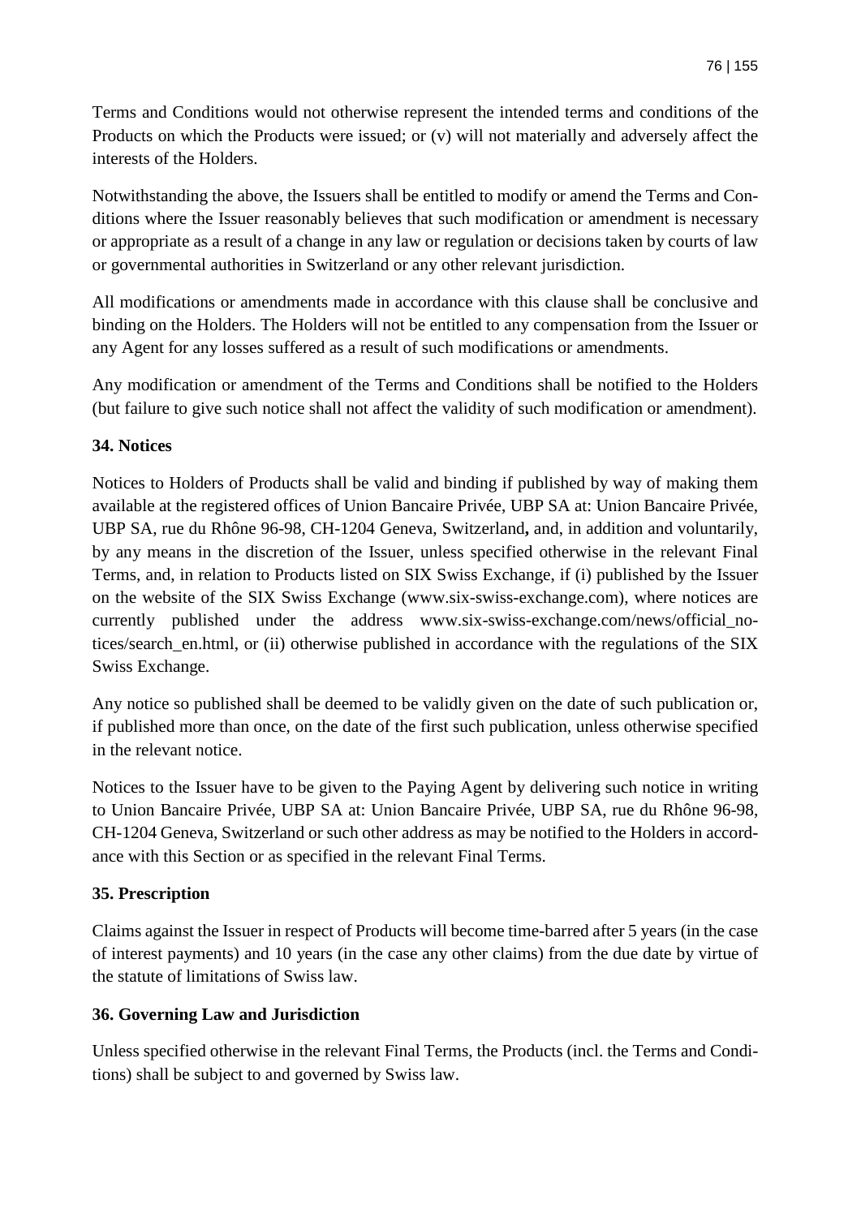Terms and Conditions would not otherwise represent the intended terms and conditions of the Products on which the Products were issued; or (v) will not materially and adversely affect the interests of the Holders.

Notwithstanding the above, the Issuers shall be entitled to modify or amend the Terms and Conditions where the Issuer reasonably believes that such modification or amendment is necessary or appropriate as a result of a change in any law or regulation or decisions taken by courts of law or governmental authorities in Switzerland or any other relevant jurisdiction.

All modifications or amendments made in accordance with this clause shall be conclusive and binding on the Holders. The Holders will not be entitled to any compensation from the Issuer or any Agent for any losses suffered as a result of such modifications or amendments.

Any modification or amendment of the Terms and Conditions shall be notified to the Holders (but failure to give such notice shall not affect the validity of such modification or amendment).

**34. Notices**

Notices to Holders of Products shall be valid and binding if published by way of making them available at the registered offices of Union Bancaire Privée, UBP SA at: Union Bancaire Privée, UBP SA, rue du Rhône 96-98, CH-1204 Geneva, Switzerland**,** and, in addition and voluntarily, by any means in the discretion of the Issuer, unless specified otherwise in the relevant Final Terms, and, in relation to Products listed on SIX Swiss Exchange, if (i) published by the Issuer on the website of the SIX Swiss Exchange (www.six-swiss-exchange.com), where notices are currently published under the address www.six-swiss-exchange.com/news/official_notices/search_en.html, or (ii) otherwise published in accordance with the regulations of the SIX Swiss Exchange.

Any notice so published shall be deemed to be validly given on the date of such publication or, if published more than once, on the date of the first such publication, unless otherwise specified in the relevant notice.

Notices to the Issuer have to be given to the Paying Agent by delivering such notice in writing to Union Bancaire Privée, UBP SA at: Union Bancaire Privée, UBP SA, rue du Rhône 96-98, CH-1204 Geneva, Switzerland or such other address as may be notified to the Holders in accordance with this Section or as specified in the relevant Final Terms.

**35. Prescription**

Claims against the Issuer in respect of Products will become time-barred after 5 years (in the case of interest payments) and 10 years (in the case any other claims) from the due date by virtue of the statute of limitations of Swiss law.

**36. Governing Law and Jurisdiction**

Unless specified otherwise in the relevant Final Terms, the Products (incl. the Terms and Conditions) shall be subject to and governed by Swiss law.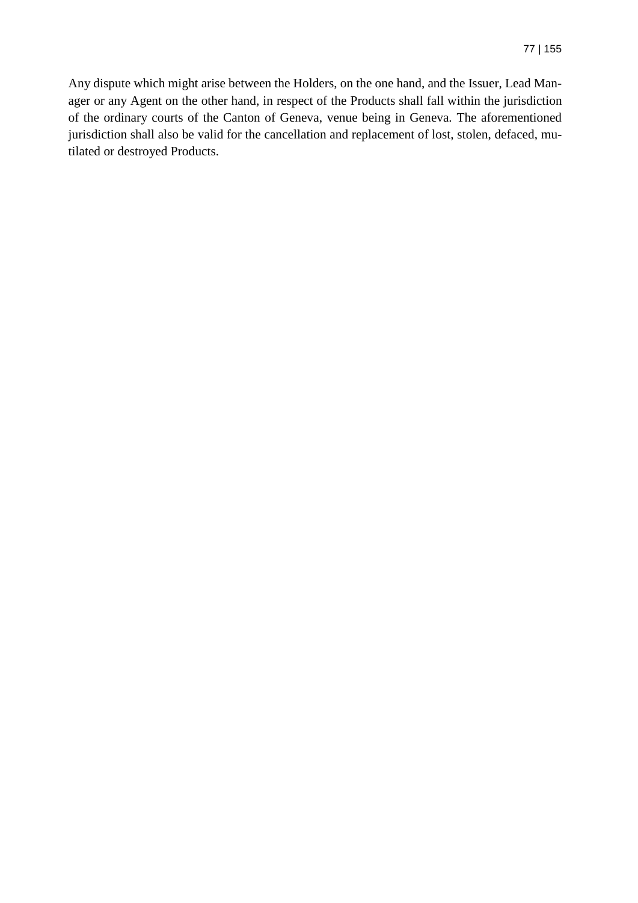Any dispute which might arise between the Holders, on the one hand, and the Issuer, Lead Manager or any Agent on the other hand, in respect of the Products shall fall within the jurisdiction of the ordinary courts of the Canton of Geneva, venue being in Geneva. The aforementioned jurisdiction shall also be valid for the cancellation and replacement of lost, stolen, defaced, mutilated or destroyed Products.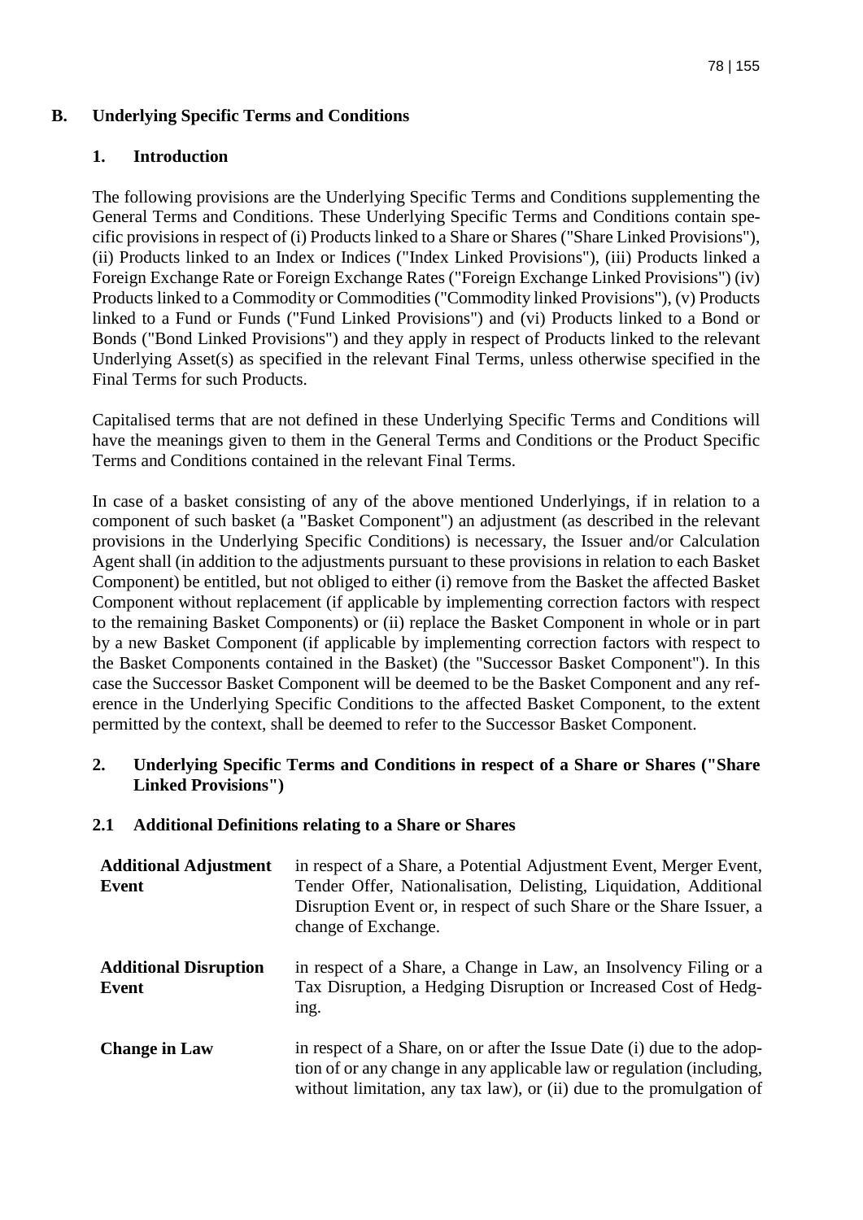## B. Underlying Specific Terms and Conditions

### 1. Introduction

The following provisions are the Underlying Specific Terms and Conditions supplementing the General Terms and Conditions. These Underlying Specific Terms and Conditions contain specific provisions in respect of (i) Products linked to a Share or Shares ("Share Linked Provisions"), (ii) Products linked to an Index or Indices ("Index Linked Provisions"), (iii) Products linked a Foreign Exchange Rate or Foreign Exchange Rates ("Foreign Exchange Linked Provisions") (iv) Products linked to a Commodity or Commodities ("Commodity linked Provisions"), (v) Products linked to a Fund or Funds ("Fund Linked Provisions") and (vi) Products linked to a Bond or Bonds ("Bond Linked Provisions") and they apply in respect of Products linked to the relevant Underlying Asset(s) as specified in the relevant Final Terms, unless otherwise specified in the Final Terms for such Products.

Capitalised terms that are not defined in these Underlying Specific Terms and Conditions will have the meanings given to them in the General Terms and Conditions or the Product Specific Terms and Conditions contained in the relevant Final Terms.

In case of a basket consisting of any of the above mentioned Underlyings, if in relation to a component of such basket (a "Basket Component") an adjustment (as described in the relevant provisions in the Underlying Specific Conditions) is necessary, the Issuer and/or Calculation Agent shall (in addition to the adjustments pursuant to these provisions in relation to each Basket Component) be entitled, but not obliged to either (i) remove from the Basket the affected Basket Component without replacement (if applicable by implementing correction factors with respect to the remaining Basket Components) or (ii) replace the Basket Component in whole or in part by a new Basket Component (if applicable by implementing correction factors with respect to the Basket Components contained in the Basket) (the "Successor Basket Component"). In this case the Successor Basket Component will be deemed to be the Basket Component and any reference in the Underlying Specific Conditions to the affected Basket Component, to the extent permitted by the context, shall be deemed to refer to the Successor Basket Component.

### 2. Underlying Specific Terms and Conditions in respect of a Share or Shares ("Share Linked Provisions")

#### 2.1 Additional Definitions relating to a Share or Shares

| | |
|---|---|
| **Additional Adjustment Event** | in respect of a Share, a Potential Adjustment Event, Merger Event, Tender Offer, Nationalisation, Delisting, Liquidation, Additional Disruption Event or, in respect of such Share or the Share Issuer, a change of Exchange. |
| **Additional Disruption Event** | in respect of a Share, a Change in Law, an Insolvency Filing or a Tax Disruption, a Hedging Disruption or Increased Cost of Hedging. |
| **Change in Law** | in respect of a Share, on or after the Issue Date (i) due to the adoption of or any change in any applicable law or regulation (including, without limitation, any tax law), or (ii) due to the promulgation of |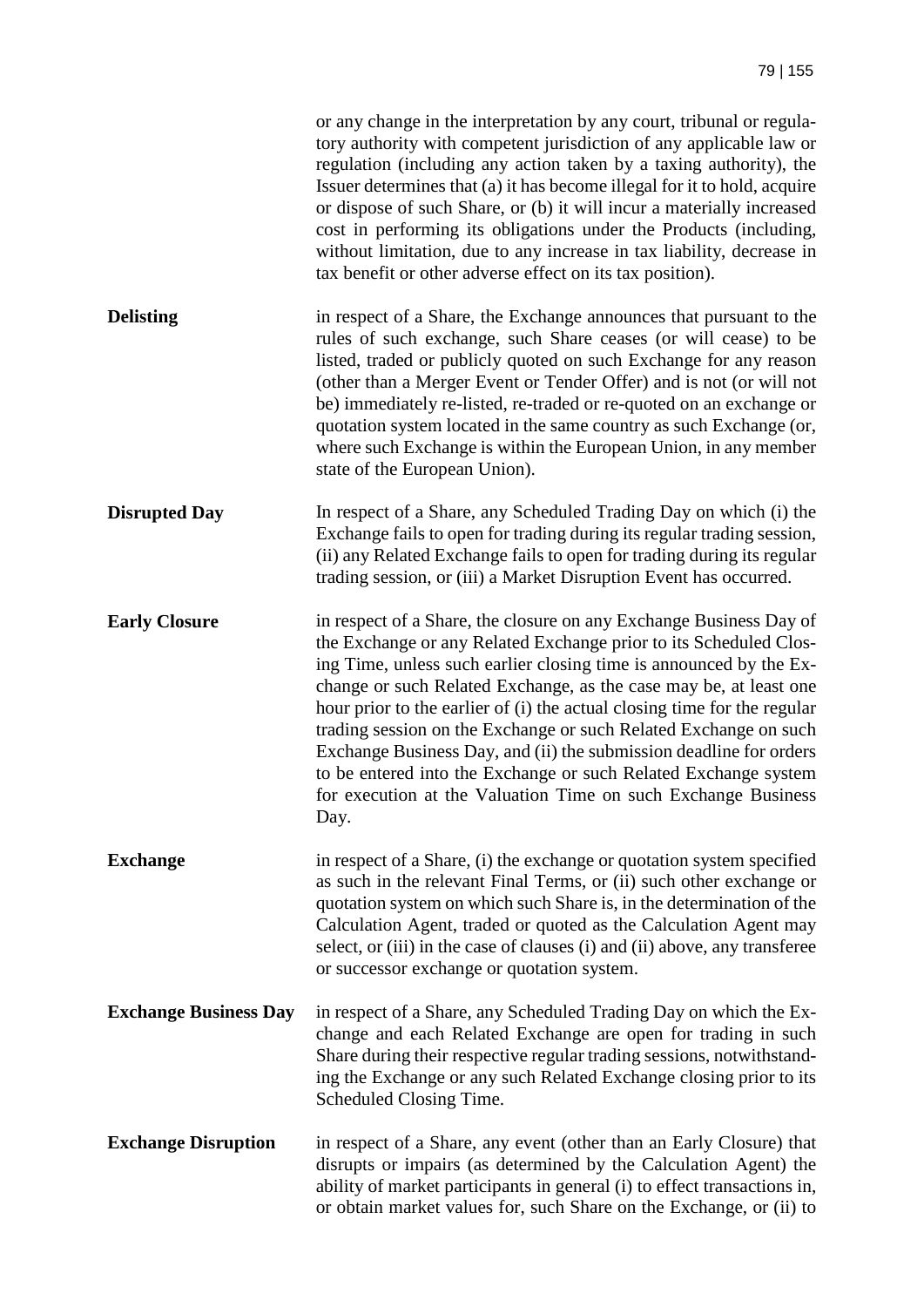or any change in the interpretation by any court, tribunal or regulatory authority with competent jurisdiction of any applicable law or regulation (including any action taken by a taxing authority), the Issuer determines that (a) it has become illegal for it to hold, acquire or dispose of such Share, or (b) it will incur a materially increased cost in performing its obligations under the Products (including, without limitation, due to any increase in tax liability, decrease in tax benefit or other adverse effect on its tax position).

**Delisting**

in respect of a Share, the Exchange announces that pursuant to the rules of such exchange, such Share ceases (or will cease) to be listed, traded or publicly quoted on such Exchange for any reason (other than a Merger Event or Tender Offer) and is not (or will not be) immediately re-listed, re-traded or re-quoted on an exchange or quotation system located in the same country as such Exchange (or, where such Exchange is within the European Union, in any member state of the European Union).

**Disrupted Day**

In respect of a Share, any Scheduled Trading Day on which (i) the Exchange fails to open for trading during its regular trading session, (ii) any Related Exchange fails to open for trading during its regular trading session, or (iii) a Market Disruption Event has occurred.

**Early Closure**

in respect of a Share, the closure on any Exchange Business Day of the Exchange or any Related Exchange prior to its Scheduled Closing Time, unless such earlier closing time is announced by the Exchange or such Related Exchange, as the case may be, at least one hour prior to the earlier of (i) the actual closing time for the regular trading session on the Exchange or such Related Exchange on such Exchange Business Day, and (ii) the submission deadline for orders to be entered into the Exchange or such Related Exchange system for execution at the Valuation Time on such Exchange Business Day.

**Exchange**

in respect of a Share, (i) the exchange or quotation system specified as such in the relevant Final Terms, or (ii) such other exchange or quotation system on which such Share is, in the determination of the Calculation Agent, traded or quoted as the Calculation Agent may select, or (iii) in the case of clauses (i) and (ii) above, any transferee or successor exchange or quotation system.

**Exchange Business Day**

in respect of a Share, any Scheduled Trading Day on which the Exchange and each Related Exchange are open for trading in such Share during their respective regular trading sessions, notwithstanding the Exchange or any such Related Exchange closing prior to its Scheduled Closing Time.

**Exchange Disruption**

in respect of a Share, any event (other than an Early Closure) that disrupts or impairs (as determined by the Calculation Agent) the ability of market participants in general (i) to effect transactions in, or obtain market values for, such Share on the Exchange, or (ii) to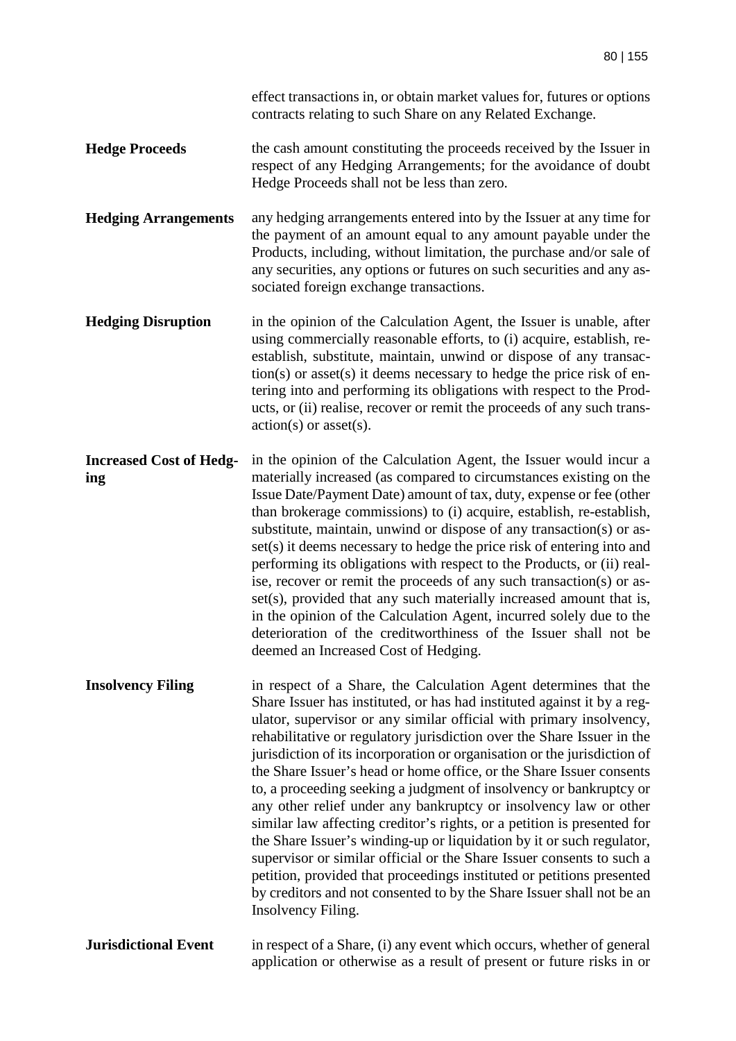effect transactions in, or obtain market values for, futures or options contracts relating to such Share on any Related Exchange.

**Hedge Proceeds**

the cash amount constituting the proceeds received by the Issuer in respect of any Hedging Arrangements; for the avoidance of doubt Hedge Proceeds shall not be less than zero.

**Hedging Arrangements**

any hedging arrangements entered into by the Issuer at any time for the payment of an amount equal to any amount payable under the Products, including, without limitation, the purchase and/or sale of any securities, any options or futures on such securities and any associated foreign exchange transactions.

**Hedging Disruption**

in the opinion of the Calculation Agent, the Issuer is unable, after using commercially reasonable efforts, to (i) acquire, establish, re-establish, substitute, maintain, unwind or dispose of any transaction(s) or asset(s) it deems necessary to hedge the price risk of entering into and performing its obligations with respect to the Products, or (ii) realise, recover or remit the proceeds of any such transaction(s) or asset(s).

**Increased Cost of Hedging**

in the opinion of the Calculation Agent, the Issuer would incur a materially increased (as compared to circumstances existing on the Issue Date/Payment Date) amount of tax, duty, expense or fee (other than brokerage commissions) to (i) acquire, establish, re-establish, substitute, maintain, unwind or dispose of any transaction(s) or asset(s) it deems necessary to hedge the price risk of entering into and performing its obligations with respect to the Products, or (ii) realise, recover or remit the proceeds of any such transaction(s) or asset(s), provided that any such materially increased amount that is, in the opinion of the Calculation Agent, incurred solely due to the deterioration of the creditworthiness of the Issuer shall not be deemed an Increased Cost of Hedging.

**Insolvency Filing**

in respect of a Share, the Calculation Agent determines that the Share Issuer has instituted, or has had instituted against it by a regulator, supervisor or any similar official with primary insolvency, rehabilitative or regulatory jurisdiction over the Share Issuer in the jurisdiction of its incorporation or organisation or the jurisdiction of the Share Issuer's head or home office, or the Share Issuer consents to, a proceeding seeking a judgment of insolvency or bankruptcy or any other relief under any bankruptcy or insolvency law or other similar law affecting creditor's rights, or a petition is presented for the Share Issuer's winding-up or liquidation by it or such regulator, supervisor or similar official or the Share Issuer consents to such a petition, provided that proceedings instituted or petitions presented by creditors and not consented to by the Share Issuer shall not be an Insolvency Filing.

**Jurisdictional Event**

in respect of a Share, (i) any event which occurs, whether of general application or otherwise as a result of present or future risks in or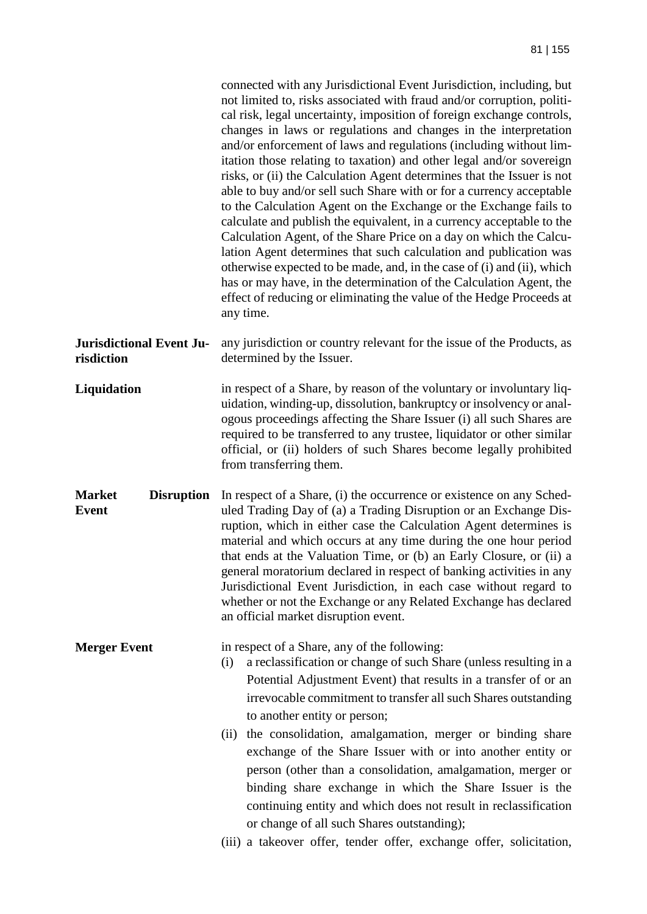connected with any Jurisdictional Event Jurisdiction, including, but not limited to, risks associated with fraud and/or corruption, political risk, legal uncertainty, imposition of foreign exchange controls, changes in laws or regulations and changes in the interpretation and/or enforcement of laws and regulations (including without limitation those relating to taxation) and other legal and/or sovereign risks, or (ii) the Calculation Agent determines that the Issuer is not able to buy and/or sell such Share with or for a currency acceptable to the Calculation Agent on the Exchange or the Exchange fails to calculate and publish the equivalent, in a currency acceptable to the Calculation Agent, of the Share Price on a day on which the Calculation Agent determines that such calculation and publication was otherwise expected to be made, and, in the case of (i) and (ii), which has or may have, in the determination of the Calculation Agent, the effect of reducing or eliminating the value of the Hedge Proceeds at any time.

**Jurisdictional Event Jurisdiction**

any jurisdiction or country relevant for the issue of the Products, as determined by the Issuer.

**Liquidation**

in respect of a Share, by reason of the voluntary or involuntary liquidation, winding-up, dissolution, bankruptcy or insolvency or analogous proceedings affecting the Share Issuer (i) all such Shares are required to be transferred to any trustee, liquidator or other similar official, or (ii) holders of such Shares become legally prohibited from transferring them.

**Market Disruption Event**

In respect of a Share, (i) the occurrence or existence on any Scheduled Trading Day of (a) a Trading Disruption or an Exchange Disruption, which in either case the Calculation Agent determines is material and which occurs at any time during the one hour period that ends at the Valuation Time, or (b) an Early Closure, or (ii) a general moratorium declared in respect of banking activities in any Jurisdictional Event Jurisdiction, in each case without regard to whether or not the Exchange or any Related Exchange has declared an official market disruption event.

**Merger Event**

in respect of a Share, any of the following:

(i) a reclassification or change of such Share (unless resulting in a Potential Adjustment Event) that results in a transfer of or an irrevocable commitment to transfer all such Shares outstanding to another entity or person;

(ii) the consolidation, amalgamation, merger or binding share exchange of the Share Issuer with or into another entity or person (other than a consolidation, amalgamation, merger or binding share exchange in which the Share Issuer is the continuing entity and which does not result in reclassification or change of all such Shares outstanding);

(iii) a takeover offer, tender offer, exchange offer, solicitation,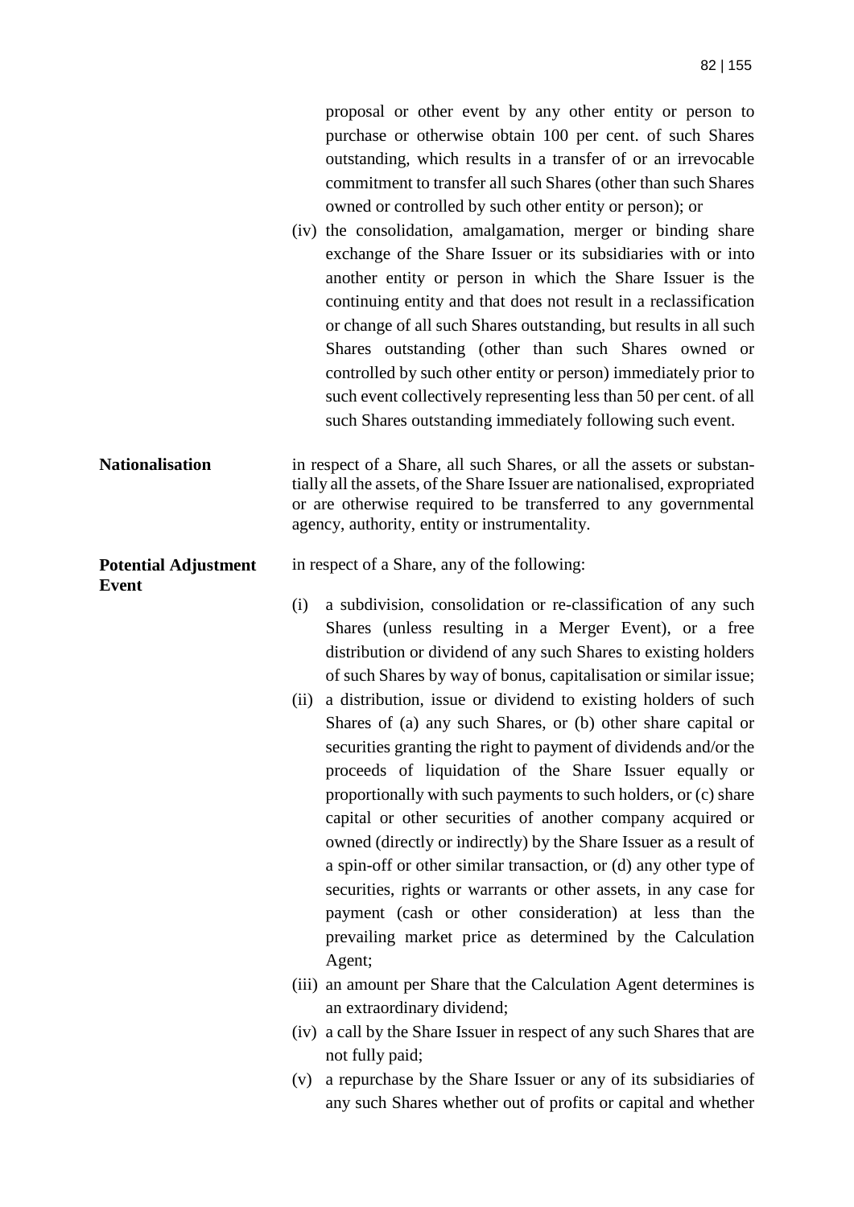proposal or other event by any other entity or person to purchase or otherwise obtain 100 per cent. of such Shares outstanding, which results in a transfer of or an irrevocable commitment to transfer all such Shares (other than such Shares owned or controlled by such other entity or person); or

(iv) the consolidation, amalgamation, merger or binding share exchange of the Share Issuer or its subsidiaries with or into another entity or person in which the Share Issuer is the continuing entity and that does not result in a reclassification or change of all such Shares outstanding, but results in all such Shares outstanding (other than such Shares owned or controlled by such other entity or person) immediately prior to such event collectively representing less than 50 per cent. of all such Shares outstanding immediately following such event.

**Nationalisation**

in respect of a Share, all such Shares, or all the assets or substantially all the assets, of the Share Issuer are nationalised, expropriated or are otherwise required to be transferred to any governmental agency, authority, entity or instrumentality.

**Potential Adjustment Event**

in respect of a Share, any of the following:

(i) a subdivision, consolidation or re-classification of any such Shares (unless resulting in a Merger Event), or a free distribution or dividend of any such Shares to existing holders of such Shares by way of bonus, capitalisation or similar issue;

(ii) a distribution, issue or dividend to existing holders of such Shares of (a) any such Shares, or (b) other share capital or securities granting the right to payment of dividends and/or the proceeds of liquidation of the Share Issuer equally or proportionally with such payments to such holders, or (c) share capital or other securities of another company acquired or owned (directly or indirectly) by the Share Issuer as a result of a spin-off or other similar transaction, or (d) any other type of securities, rights or warrants or other assets, in any case for payment (cash or other consideration) at less than the prevailing market price as determined by the Calculation Agent;

(iii) an amount per Share that the Calculation Agent determines is an extraordinary dividend;

(iv) a call by the Share Issuer in respect of any such Shares that are not fully paid;

(v) a repurchase by the Share Issuer or any of its subsidiaries of any such Shares whether out of profits or capital and whether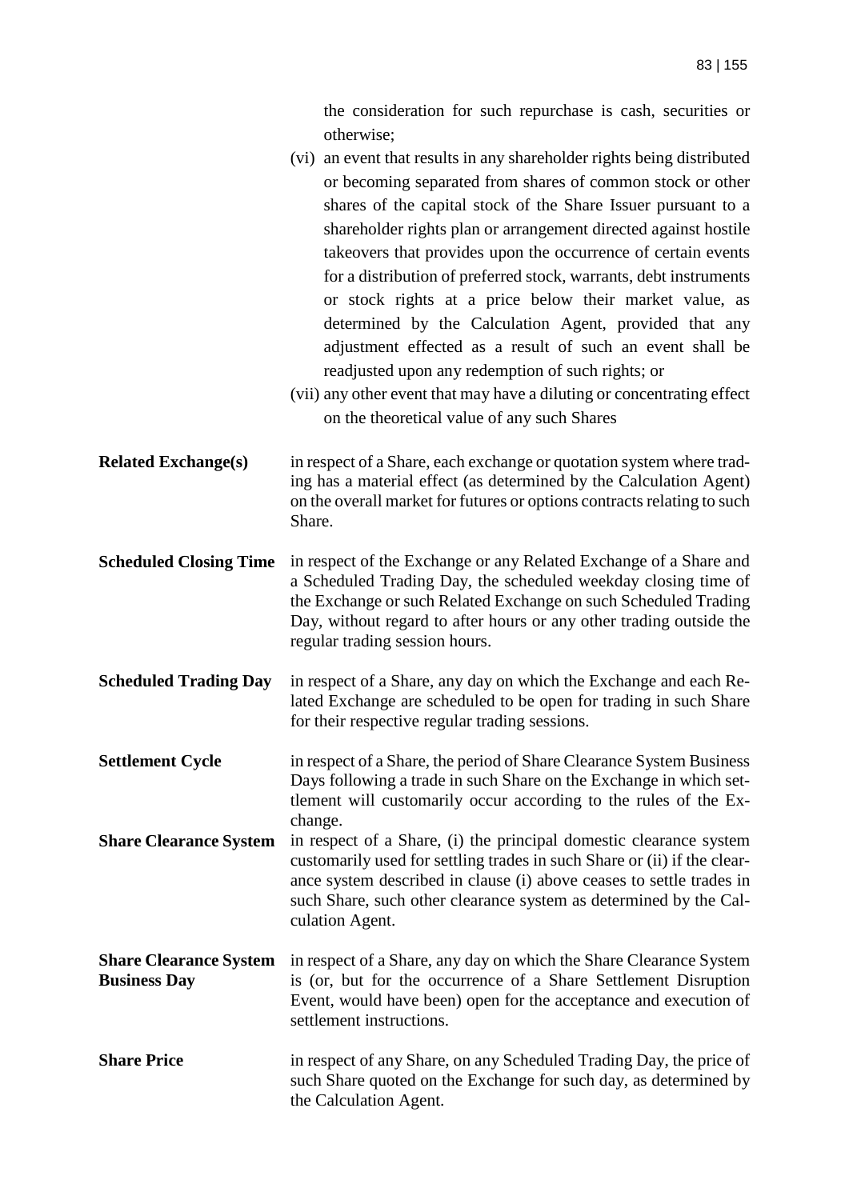the consideration for such repurchase is cash, securities or otherwise;

(vi) an event that results in any shareholder rights being distributed or becoming separated from shares of common stock or other shares of the capital stock of the Share Issuer pursuant to a shareholder rights plan or arrangement directed against hostile takeovers that provides upon the occurrence of certain events for a distribution of preferred stock, warrants, debt instruments or stock rights at a price below their market value, as determined by the Calculation Agent, provided that any adjustment effected as a result of such an event shall be readjusted upon any redemption of such rights; or

(vii) any other event that may have a diluting or concentrating effect on the theoretical value of any such Shares

**Related Exchange(s)** in respect of a Share, each exchange or quotation system where trading has a material effect (as determined by the Calculation Agent) on the overall market for futures or options contracts relating to such Share.

**Scheduled Closing Time** in respect of the Exchange or any Related Exchange of a Share and a Scheduled Trading Day, the scheduled weekday closing time of the Exchange or such Related Exchange on such Scheduled Trading Day, without regard to after hours or any other trading outside the regular trading session hours.

**Scheduled Trading Day** in respect of a Share, any day on which the Exchange and each Related Exchange are scheduled to be open for trading in such Share for their respective regular trading sessions.

**Settlement Cycle** in respect of a Share, the period of Share Clearance System Business Days following a trade in such Share on the Exchange in which settlement will customarily occur according to the rules of the Exchange.

**Share Clearance System** in respect of a Share, (i) the principal domestic clearance system customarily used for settling trades in such Share or (ii) if the clearance system described in clause (i) above ceases to settle trades in such Share, such other clearance system as determined by the Calculation Agent.

**Share Clearance System Business Day** in respect of a Share, any day on which the Share Clearance System is (or, but for the occurrence of a Share Settlement Disruption Event, would have been) open for the acceptance and execution of settlement instructions.

**Share Price** in respect of any Share, on any Scheduled Trading Day, the price of such Share quoted on the Exchange for such day, as determined by the Calculation Agent.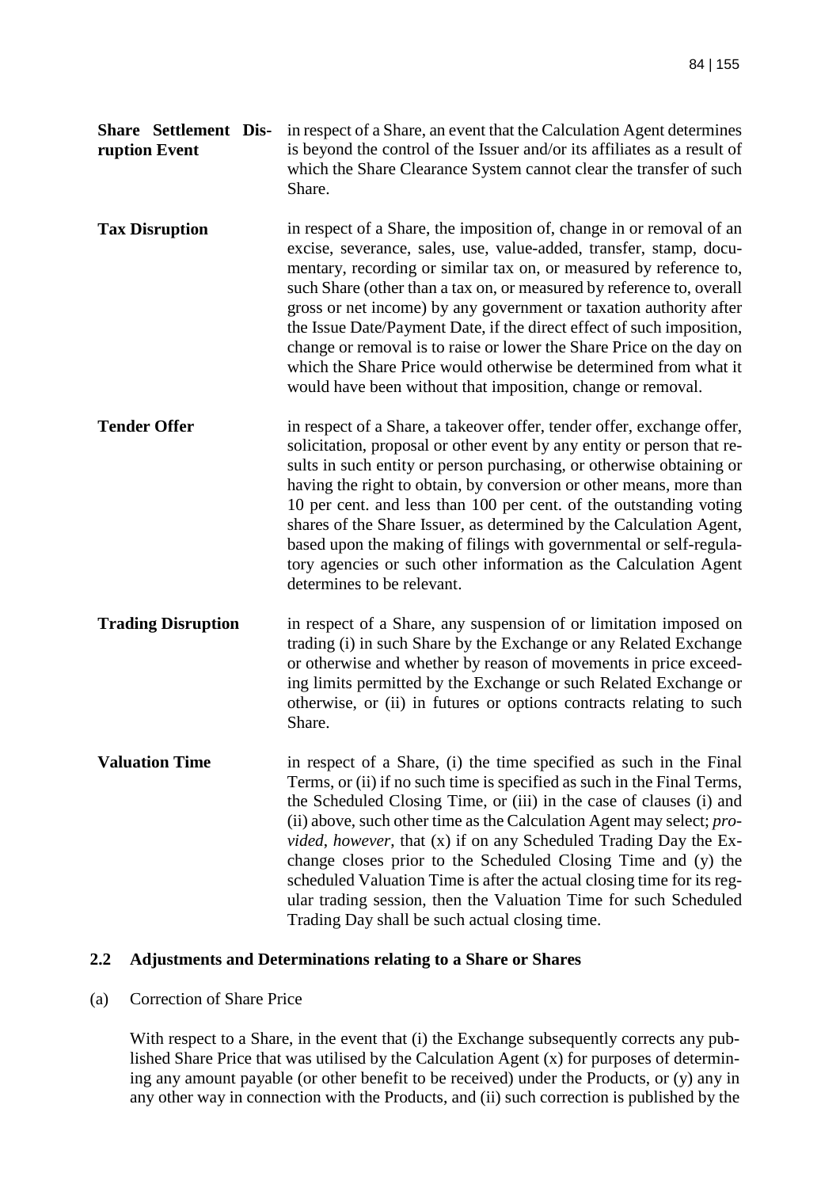| | |
|---|---|
| **Share Settlement Disruption Event** | in respect of a Share, an event that the Calculation Agent determines is beyond the control of the Issuer and/or its affiliates as a result of which the Share Clearance System cannot clear the transfer of such Share. |
| **Tax Disruption** | in respect of a Share, the imposition of, change in or removal of an excise, severance, sales, use, value-added, transfer, stamp, documentary, recording or similar tax on, or measured by reference to, such Share (other than a tax on, or measured by reference to, overall gross or net income) by any government or taxation authority after the Issue Date/Payment Date, if the direct effect of such imposition, change or removal is to raise or lower the Share Price on the day on which the Share Price would otherwise be determined from what it would have been without that imposition, change or removal. |
| **Tender Offer** | in respect of a Share, a takeover offer, tender offer, exchange offer, solicitation, proposal or other event by any entity or person that results in such entity or person purchasing, or otherwise obtaining or having the right to obtain, by conversion or other means, more than 10 per cent. and less than 100 per cent. of the outstanding voting shares of the Share Issuer, as determined by the Calculation Agent, based upon the making of filings with governmental or self-regulatory agencies or such other information as the Calculation Agent determines to be relevant. |
| **Trading Disruption** | in respect of a Share, any suspension of or limitation imposed on trading (i) in such Share by the Exchange or any Related Exchange or otherwise and whether by reason of movements in price exceeding limits permitted by the Exchange or such Related Exchange or otherwise, or (ii) in futures or options contracts relating to such Share. |
| **Valuation Time** | in respect of a Share, (i) the time specified as such in the Final Terms, or (ii) if no such time is specified as such in the Final Terms, the Scheduled Closing Time, or (iii) in the case of clauses (i) and (ii) above, such other time as the Calculation Agent may select; *provided*, *however*, that (x) if on any Scheduled Trading Day the Exchange closes prior to the Scheduled Closing Time and (y) the scheduled Valuation Time is after the actual closing time for its regular trading session, then the Valuation Time for such Scheduled Trading Day shall be such actual closing time. |

## 2.2 Adjustments and Determinations relating to a Share or Shares

(a) Correction of Share Price

With respect to a Share, in the event that (i) the Exchange subsequently corrects any published Share Price that was utilised by the Calculation Agent (x) for purposes of determining any amount payable (or other benefit to be received) under the Products, or (y) any in any other way in connection with the Products, and (ii) such correction is published by the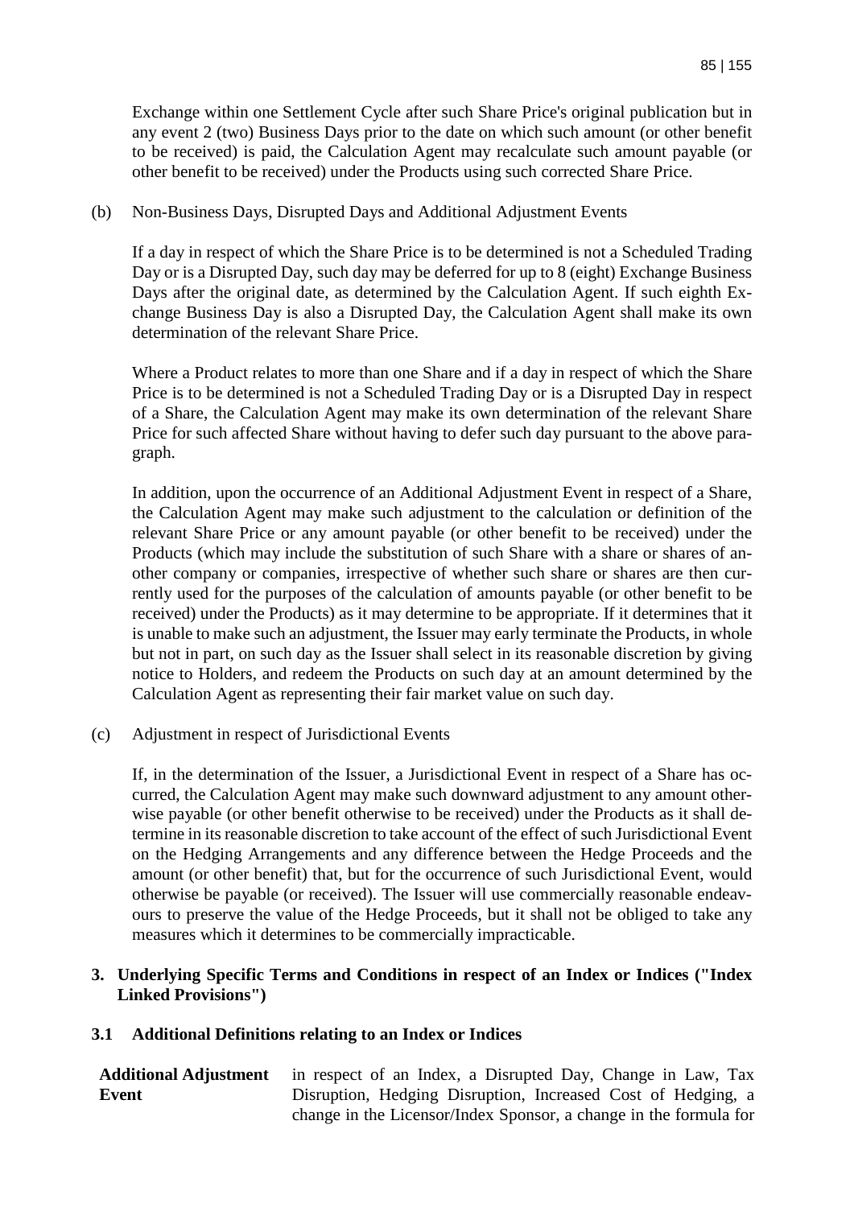Exchange within one Settlement Cycle after such Share Price's original publication but in any event 2 (two) Business Days prior to the date on which such amount (or other benefit to be received) is paid, the Calculation Agent may recalculate such amount payable (or other benefit to be received) under the Products using such corrected Share Price.

(b) Non-Business Days, Disrupted Days and Additional Adjustment Events

If a day in respect of which the Share Price is to be determined is not a Scheduled Trading Day or is a Disrupted Day, such day may be deferred for up to 8 (eight) Exchange Business Days after the original date, as determined by the Calculation Agent. If such eighth Exchange Business Day is also a Disrupted Day, the Calculation Agent shall make its own determination of the relevant Share Price.

Where a Product relates to more than one Share and if a day in respect of which the Share Price is to be determined is not a Scheduled Trading Day or is a Disrupted Day in respect of a Share, the Calculation Agent may make its own determination of the relevant Share Price for such affected Share without having to defer such day pursuant to the above paragraph.

In addition, upon the occurrence of an Additional Adjustment Event in respect of a Share, the Calculation Agent may make such adjustment to the calculation or definition of the relevant Share Price or any amount payable (or other benefit to be received) under the Products (which may include the substitution of such Share with a share or shares of another company or companies, irrespective of whether such share or shares are then currently used for the purposes of the calculation of amounts payable (or other benefit to be received) under the Products) as it may determine to be appropriate. If it determines that it is unable to make such an adjustment, the Issuer may early terminate the Products, in whole but not in part, on such day as the Issuer shall select in its reasonable discretion by giving notice to Holders, and redeem the Products on such day at an amount determined by the Calculation Agent as representing their fair market value on such day.

(c) Adjustment in respect of Jurisdictional Events

If, in the determination of the Issuer, a Jurisdictional Event in respect of a Share has occurred, the Calculation Agent may make such downward adjustment to any amount otherwise payable (or other benefit otherwise to be received) under the Products as it shall determine in its reasonable discretion to take account of the effect of such Jurisdictional Event on the Hedging Arrangements and any difference between the Hedge Proceeds and the amount (or other benefit) that, but for the occurrence of such Jurisdictional Event, would otherwise be payable (or received). The Issuer will use commercially reasonable endeavours to preserve the value of the Hedge Proceeds, but it shall not be obliged to take any measures which it determines to be commercially impracticable.

## 3. Underlying Specific Terms and Conditions in respect of an Index or Indices ("Index Linked Provisions")

### 3.1 Additional Definitions relating to an Index or Indices

| | |
|---|---|
| **Additional Adjustment Event** | in respect of an Index, a Disrupted Day, Change in Law, Tax Disruption, Hedging Disruption, Increased Cost of Hedging, a change in the Licensor/Index Sponsor, a change in the formula for |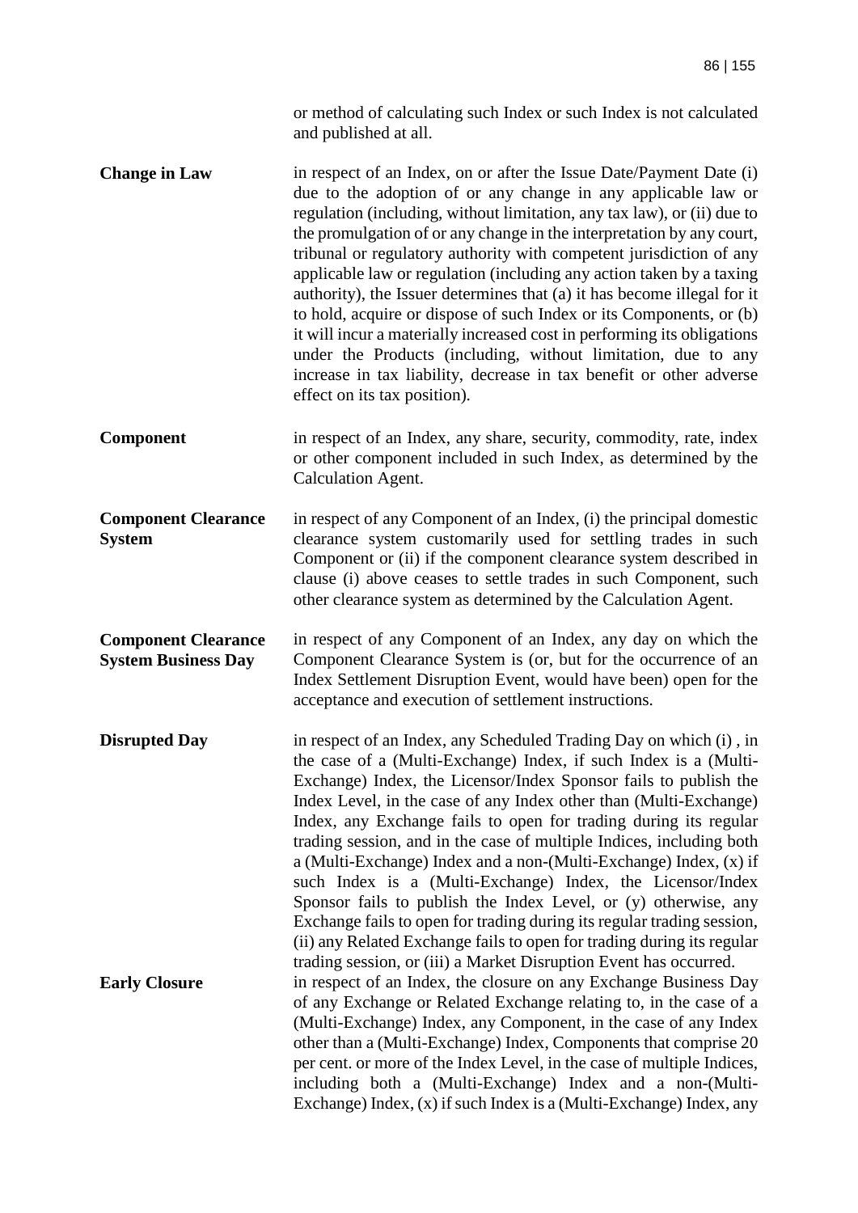or method of calculating such Index or such Index is not calculated and published at all.

**Change in Law** in respect of an Index, on or after the Issue Date/Payment Date (i) due to the adoption of or any change in any applicable law or regulation (including, without limitation, any tax law), or (ii) due to the promulgation of or any change in the interpretation by any court, tribunal or regulatory authority with competent jurisdiction of any applicable law or regulation (including any action taken by a taxing authority), the Issuer determines that (a) it has become illegal for it to hold, acquire or dispose of such Index or its Components, or (b) it will incur a materially increased cost in performing its obligations under the Products (including, without limitation, due to any increase in tax liability, decrease in tax benefit or other adverse effect on its tax position).

**Component** in respect of an Index, any share, security, commodity, rate, index or other component included in such Index, as determined by the Calculation Agent.

**Component Clearance System** in respect of any Component of an Index, (i) the principal domestic clearance system customarily used for settling trades in such Component or (ii) if the component clearance system described in clause (i) above ceases to settle trades in such Component, such other clearance system as determined by the Calculation Agent.

**Component Clearance System Business Day** in respect of any Component of an Index, any day on which the Component Clearance System is (or, but for the occurrence of an Index Settlement Disruption Event, would have been) open for the acceptance and execution of settlement instructions.

**Disrupted Day** in respect of an Index, any Scheduled Trading Day on which (i) , in the case of a (Multi-Exchange) Index, if such Index is a (Multi-Exchange) Index, the Licensor/Index Sponsor fails to publish the Index Level, in the case of any Index other than (Multi-Exchange) Index, any Exchange fails to open for trading during its regular trading session, and in the case of multiple Indices, including both a (Multi-Exchange) Index and a non-(Multi-Exchange) Index, (x) if such Index is a (Multi-Exchange) Index, the Licensor/Index Sponsor fails to publish the Index Level, or (y) otherwise, any Exchange fails to open for trading during its regular trading session, (ii) any Related Exchange fails to open for trading during its regular trading session, or (iii) a Market Disruption Event has occurred.

**Early Closure** in respect of an Index, the closure on any Exchange Business Day of any Exchange or Related Exchange relating to, in the case of a (Multi-Exchange) Index, any Component, in the case of any Index other than a (Multi-Exchange) Index, Components that comprise 20 per cent. or more of the Index Level, in the case of multiple Indices, including both a (Multi-Exchange) Index and a non-(Multi-Exchange) Index, (x) if such Index is a (Multi-Exchange) Index, any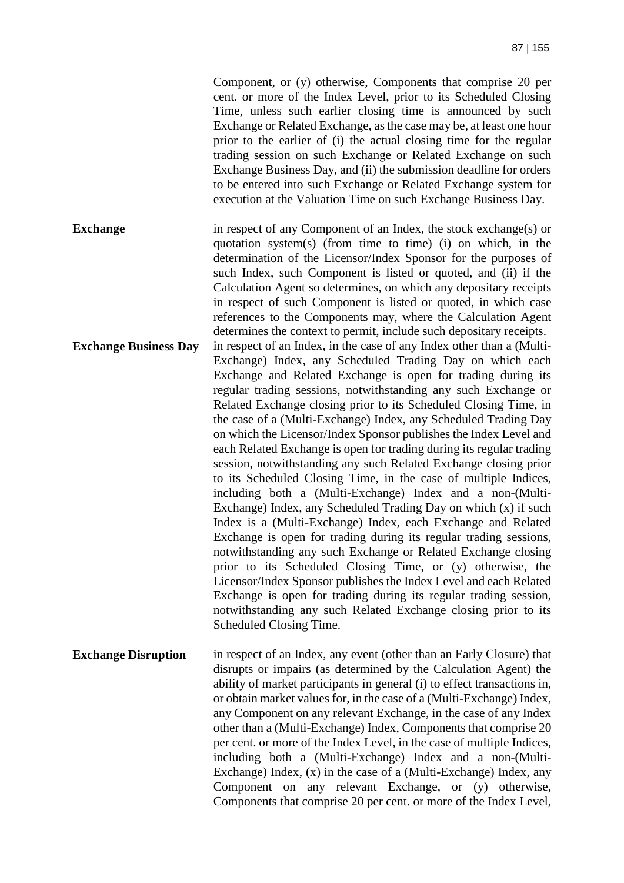Component, or (y) otherwise, Components that comprise 20 per cent. or more of the Index Level, prior to its Scheduled Closing Time, unless such earlier closing time is announced by such Exchange or Related Exchange, as the case may be, at least one hour prior to the earlier of (i) the actual closing time for the regular trading session on such Exchange or Related Exchange on such Exchange Business Day, and (ii) the submission deadline for orders to be entered into such Exchange or Related Exchange system for execution at the Valuation Time on such Exchange Business Day.

**Exchange** in respect of any Component of an Index, the stock exchange(s) or quotation system(s) (from time to time) (i) on which, in the determination of the Licensor/Index Sponsor for the purposes of such Index, such Component is listed or quoted, and (ii) if the Calculation Agent so determines, on which any depositary receipts in respect of such Component is listed or quoted, in which case references to the Components may, where the Calculation Agent determines the context to permit, include such depositary receipts.

**Exchange Business Day** in respect of an Index, in the case of any Index other than a (Multi-Exchange) Index, any Scheduled Trading Day on which each Exchange and Related Exchange is open for trading during its regular trading sessions, notwithstanding any such Exchange or Related Exchange closing prior to its Scheduled Closing Time, in the case of a (Multi-Exchange) Index, any Scheduled Trading Day on which the Licensor/Index Sponsor publishes the Index Level and each Related Exchange is open for trading during its regular trading session, notwithstanding any such Related Exchange closing prior to its Scheduled Closing Time, in the case of multiple Indices, including both a (Multi-Exchange) Index and a non-(Multi-Exchange) Index, any Scheduled Trading Day on which (x) if such Index is a (Multi-Exchange) Index, each Exchange and Related Exchange is open for trading during its regular trading sessions, notwithstanding any such Exchange or Related Exchange closing prior to its Scheduled Closing Time, or (y) otherwise, the Licensor/Index Sponsor publishes the Index Level and each Related Exchange is open for trading during its regular trading session, notwithstanding any such Related Exchange closing prior to its Scheduled Closing Time.

**Exchange Disruption** in respect of an Index, any event (other than an Early Closure) that disrupts or impairs (as determined by the Calculation Agent) the ability of market participants in general (i) to effect transactions in, or obtain market values for, in the case of a (Multi-Exchange) Index, any Component on any relevant Exchange, in the case of any Index other than a (Multi-Exchange) Index, Components that comprise 20 per cent. or more of the Index Level, in the case of multiple Indices, including both a (Multi-Exchange) Index and a non-(Multi-Exchange) Index, (x) in the case of a (Multi-Exchange) Index, any Component on any relevant Exchange, or (y) otherwise, Components that comprise 20 per cent. or more of the Index Level,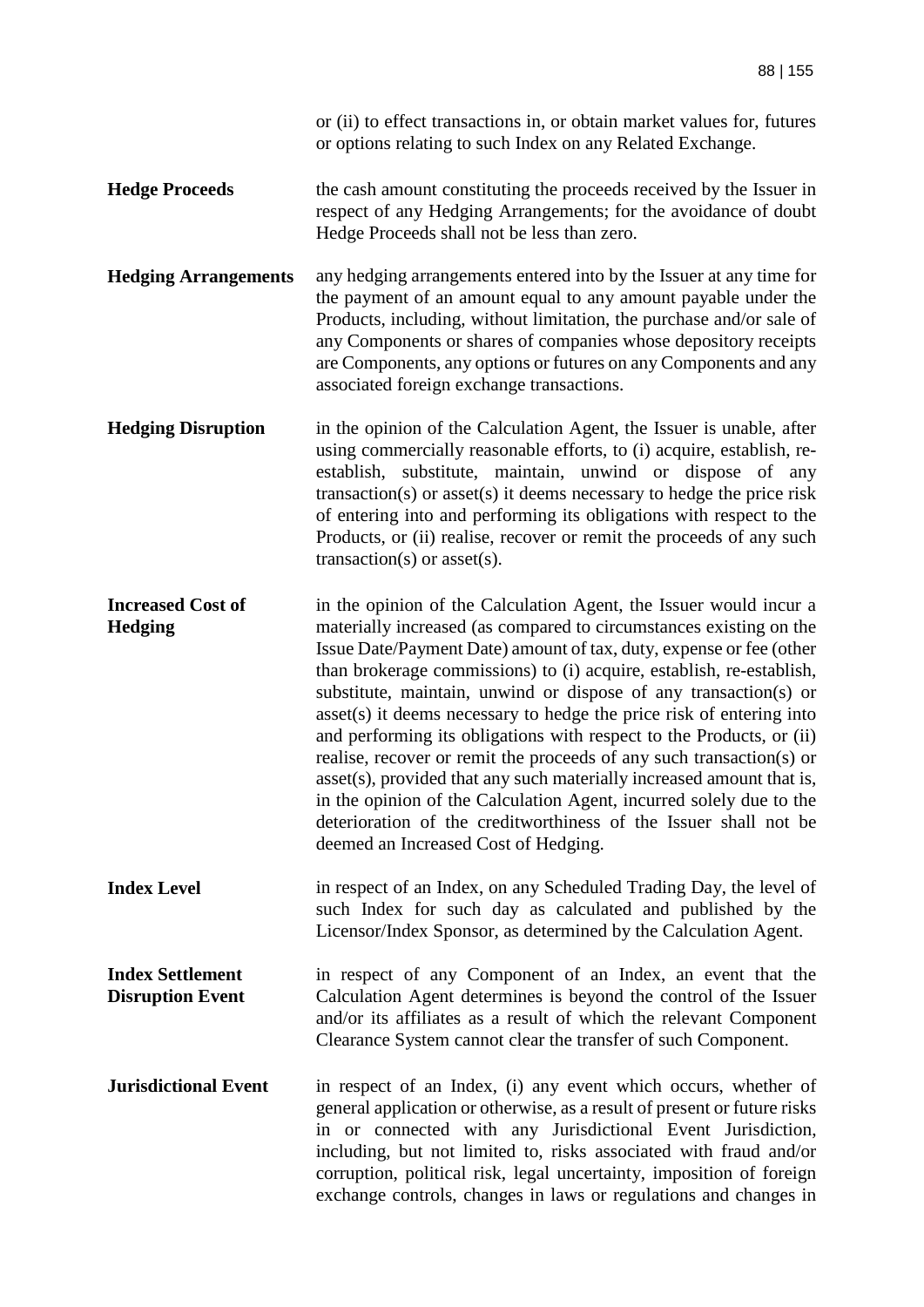or (ii) to effect transactions in, or obtain market values for, futures or options relating to such Index on any Related Exchange.

**Hedge Proceeds** the cash amount constituting the proceeds received by the Issuer in respect of any Hedging Arrangements; for the avoidance of doubt Hedge Proceeds shall not be less than zero.

**Hedging Arrangements** any hedging arrangements entered into by the Issuer at any time for the payment of an amount equal to any amount payable under the Products, including, without limitation, the purchase and/or sale of any Components or shares of companies whose depository receipts are Components, any options or futures on any Components and any associated foreign exchange transactions.

**Hedging Disruption** in the opinion of the Calculation Agent, the Issuer is unable, after using commercially reasonable efforts, to (i) acquire, establish, re-establish, substitute, maintain, unwind or dispose of any transaction(s) or asset(s) it deems necessary to hedge the price risk of entering into and performing its obligations with respect to the Products, or (ii) realise, recover or remit the proceeds of any such transaction(s) or asset(s).

**Increased Cost of Hedging** in the opinion of the Calculation Agent, the Issuer would incur a materially increased (as compared to circumstances existing on the Issue Date/Payment Date) amount of tax, duty, expense or fee (other than brokerage commissions) to (i) acquire, establish, re-establish, substitute, maintain, unwind or dispose of any transaction(s) or asset(s) it deems necessary to hedge the price risk of entering into and performing its obligations with respect to the Products, or (ii) realise, recover or remit the proceeds of any such transaction(s) or asset(s), provided that any such materially increased amount that is, in the opinion of the Calculation Agent, incurred solely due to the deterioration of the creditworthiness of the Issuer shall not be deemed an Increased Cost of Hedging.

**Index Level** in respect of an Index, on any Scheduled Trading Day, the level of such Index for such day as calculated and published by the Licensor/Index Sponsor, as determined by the Calculation Agent.

**Index Settlement Disruption Event** in respect of any Component of an Index, an event that the Calculation Agent determines is beyond the control of the Issuer and/or its affiliates as a result of which the relevant Component Clearance System cannot clear the transfer of such Component.

**Jurisdictional Event** in respect of an Index, (i) any event which occurs, whether of general application or otherwise, as a result of present or future risks in or connected with any Jurisdictional Event Jurisdiction, including, but not limited to, risks associated with fraud and/or corruption, political risk, legal uncertainty, imposition of foreign exchange controls, changes in laws or regulations and changes in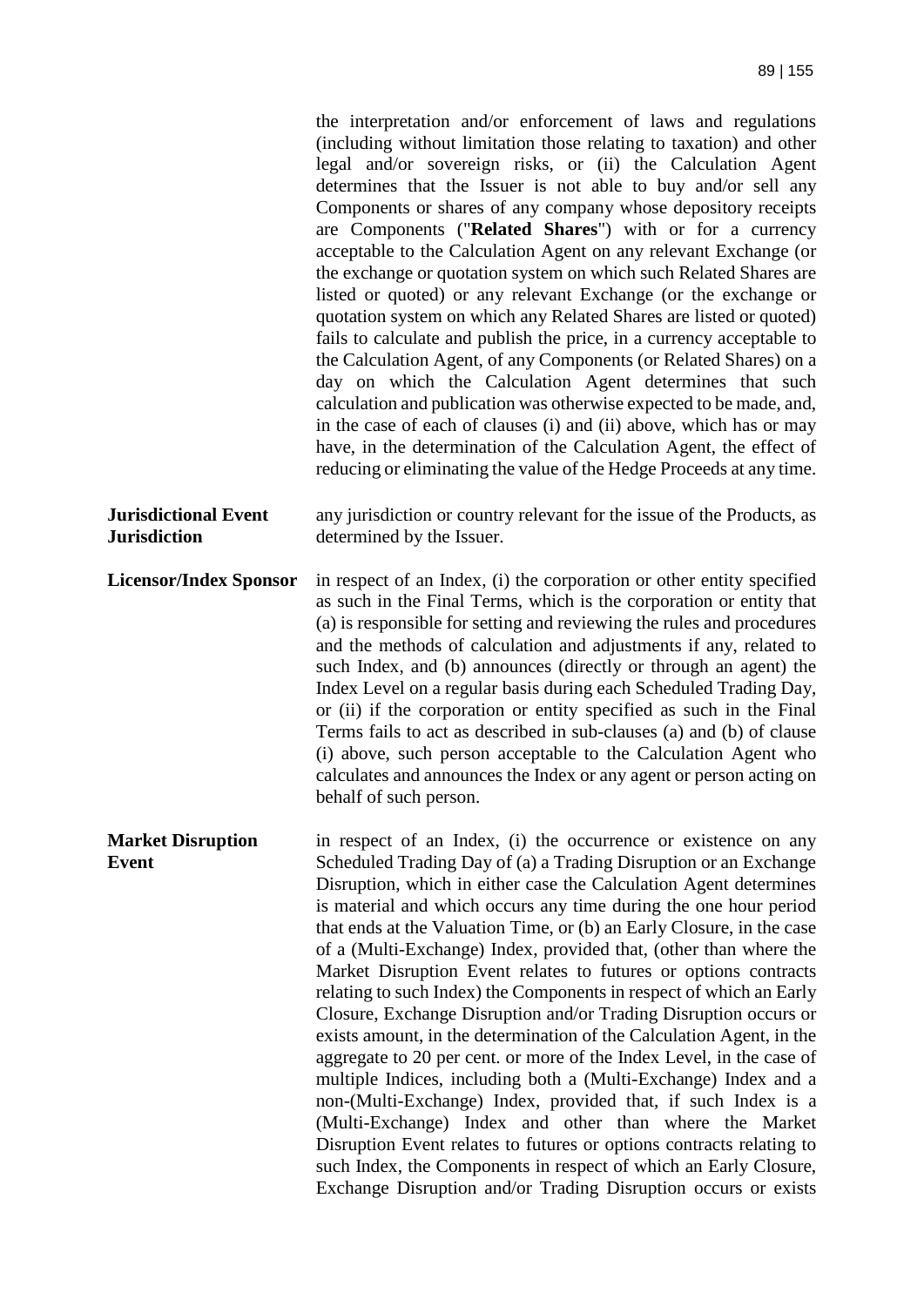the interpretation and/or enforcement of laws and regulations (including without limitation those relating to taxation) and other legal and/or sovereign risks, or (ii) the Calculation Agent determines that the Issuer is not able to buy and/or sell any Components or shares of any company whose depository receipts are Components ("**Related Shares**") with or for a currency acceptable to the Calculation Agent on any relevant Exchange (or the exchange or quotation system on which such Related Shares are listed or quoted) or any relevant Exchange (or the exchange or quotation system on which any Related Shares are listed or quoted) fails to calculate and publish the price, in a currency acceptable to the Calculation Agent, of any Components (or Related Shares) on a day on which the Calculation Agent determines that such calculation and publication was otherwise expected to be made, and, in the case of each of clauses (i) and (ii) above, which has or may have, in the determination of the Calculation Agent, the effect of reducing or eliminating the value of the Hedge Proceeds at any time.

**Jurisdictional Event Jurisdiction**

any jurisdiction or country relevant for the issue of the Products, as determined by the Issuer.

**Licensor/Index Sponsor**

in respect of an Index, (i) the corporation or other entity specified as such in the Final Terms, which is the corporation or entity that (a) is responsible for setting and reviewing the rules and procedures and the methods of calculation and adjustments if any, related to such Index, and (b) announces (directly or through an agent) the Index Level on a regular basis during each Scheduled Trading Day, or (ii) if the corporation or entity specified as such in the Final Terms fails to act as described in sub-clauses (a) and (b) of clause (i) above, such person acceptable to the Calculation Agent who calculates and announces the Index or any agent or person acting on behalf of such person.

**Market Disruption Event**

in respect of an Index, (i) the occurrence or existence on any Scheduled Trading Day of (a) a Trading Disruption or an Exchange Disruption, which in either case the Calculation Agent determines is material and which occurs any time during the one hour period that ends at the Valuation Time, or (b) an Early Closure, in the case of a (Multi-Exchange) Index, provided that, (other than where the Market Disruption Event relates to futures or options contracts relating to such Index) the Components in respect of which an Early Closure, Exchange Disruption and/or Trading Disruption occurs or exists amount, in the determination of the Calculation Agent, in the aggregate to 20 per cent. or more of the Index Level, in the case of multiple Indices, including both a (Multi-Exchange) Index and a non-(Multi-Exchange) Index, provided that, if such Index is a (Multi-Exchange) Index and other than where the Market Disruption Event relates to futures or options contracts relating to such Index, the Components in respect of which an Early Closure, Exchange Disruption and/or Trading Disruption occurs or exists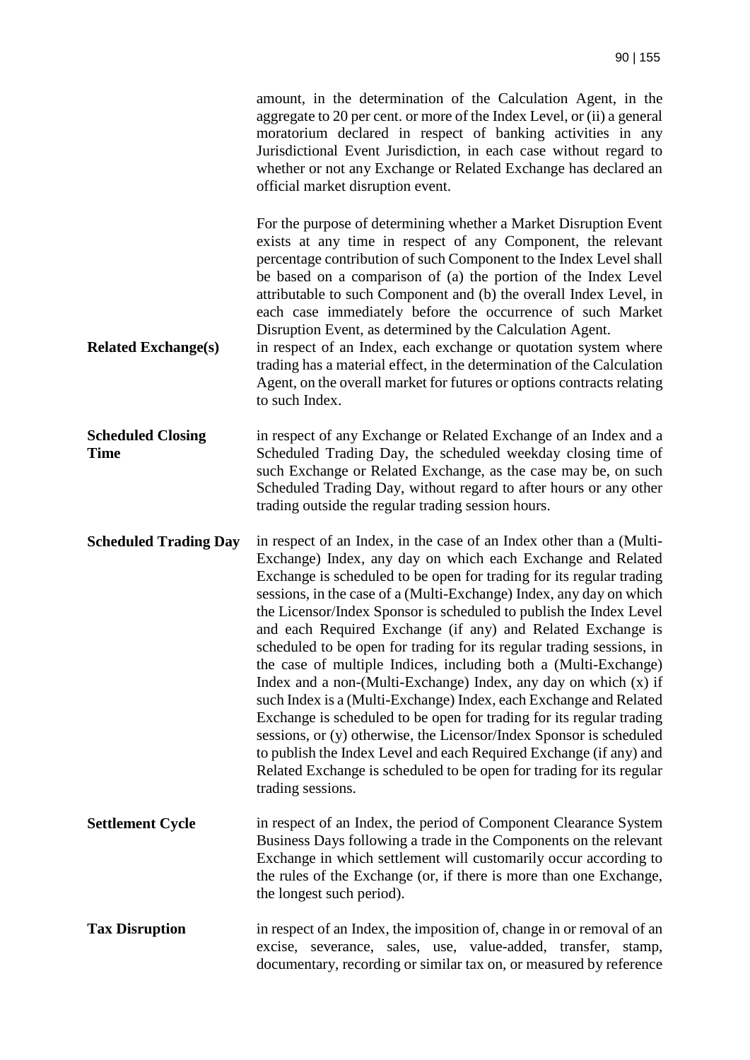amount, in the determination of the Calculation Agent, in the aggregate to 20 per cent. or more of the Index Level, or (ii) a general moratorium declared in respect of banking activities in any Jurisdictional Event Jurisdiction, in each case without regard to whether or not any Exchange or Related Exchange has declared an official market disruption event.

For the purpose of determining whether a Market Disruption Event exists at any time in respect of any Component, the relevant percentage contribution of such Component to the Index Level shall be based on a comparison of (a) the portion of the Index Level attributable to such Component and (b) the overall Index Level, in each case immediately before the occurrence of such Market Disruption Event, as determined by the Calculation Agent.

**Related Exchange(s)** in respect of an Index, each exchange or quotation system where trading has a material effect, in the determination of the Calculation Agent, on the overall market for futures or options contracts relating to such Index.

**Scheduled Closing Time** in respect of any Exchange or Related Exchange of an Index and a Scheduled Trading Day, the scheduled weekday closing time of such Exchange or Related Exchange, as the case may be, on such Scheduled Trading Day, without regard to after hours or any other trading outside the regular trading session hours.

**Scheduled Trading Day** in respect of an Index, in the case of an Index other than a (Multi-Exchange) Index, any day on which each Exchange and Related Exchange is scheduled to be open for trading for its regular trading sessions, in the case of a (Multi-Exchange) Index, any day on which the Licensor/Index Sponsor is scheduled to publish the Index Level and each Required Exchange (if any) and Related Exchange is scheduled to be open for trading for its regular trading sessions, in the case of multiple Indices, including both a (Multi-Exchange) Index and a non-(Multi-Exchange) Index, any day on which (x) if such Index is a (Multi-Exchange) Index, each Exchange and Related Exchange is scheduled to be open for trading for its regular trading sessions, or (y) otherwise, the Licensor/Index Sponsor is scheduled to publish the Index Level and each Required Exchange (if any) and Related Exchange is scheduled to be open for trading for its regular trading sessions.

**Settlement Cycle** in respect of an Index, the period of Component Clearance System Business Days following a trade in the Components on the relevant Exchange in which settlement will customarily occur according to the rules of the Exchange (or, if there is more than one Exchange, the longest such period).

**Tax Disruption** in respect of an Index, the imposition of, change in or removal of an excise, severance, sales, use, value-added, transfer, stamp, documentary, recording or similar tax on, or measured by reference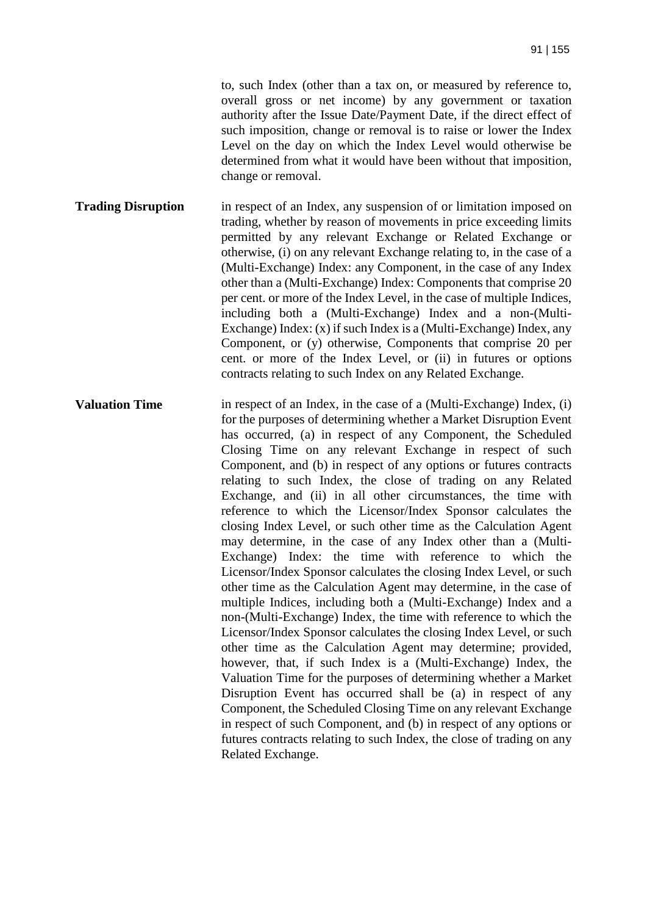to, such Index (other than a tax on, or measured by reference to, overall gross or net income) by any government or taxation authority after the Issue Date/Payment Date, if the direct effect of such imposition, change or removal is to raise or lower the Index Level on the day on which the Index Level would otherwise be determined from what it would have been without that imposition, change or removal.

**Trading Disruption**

in respect of an Index, any suspension of or limitation imposed on trading, whether by reason of movements in price exceeding limits permitted by any relevant Exchange or Related Exchange or otherwise, (i) on any relevant Exchange relating to, in the case of a (Multi-Exchange) Index: any Component, in the case of any Index other than a (Multi-Exchange) Index: Components that comprise 20 per cent. or more of the Index Level, in the case of multiple Indices, including both a (Multi-Exchange) Index and a non-(Multi-Exchange) Index: (x) if such Index is a (Multi-Exchange) Index, any Component, or (y) otherwise, Components that comprise 20 per cent. or more of the Index Level, or (ii) in futures or options contracts relating to such Index on any Related Exchange.

**Valuation Time**

in respect of an Index, in the case of a (Multi-Exchange) Index, (i) for the purposes of determining whether a Market Disruption Event has occurred, (a) in respect of any Component, the Scheduled Closing Time on any relevant Exchange in respect of such Component, and (b) in respect of any options or futures contracts relating to such Index, the close of trading on any Related Exchange, and (ii) in all other circumstances, the time with reference to which the Licensor/Index Sponsor calculates the closing Index Level, or such other time as the Calculation Agent may determine, in the case of any Index other than a (Multi-Exchange) Index: the time with reference to which the Licensor/Index Sponsor calculates the closing Index Level, or such other time as the Calculation Agent may determine, in the case of multiple Indices, including both a (Multi-Exchange) Index and a non-(Multi-Exchange) Index, the time with reference to which the Licensor/Index Sponsor calculates the closing Index Level, or such other time as the Calculation Agent may determine; provided, however, that, if such Index is a (Multi-Exchange) Index, the Valuation Time for the purposes of determining whether a Market Disruption Event has occurred shall be (a) in respect of any Component, the Scheduled Closing Time on any relevant Exchange in respect of such Component, and (b) in respect of any options or futures contracts relating to such Index, the close of trading on any Related Exchange.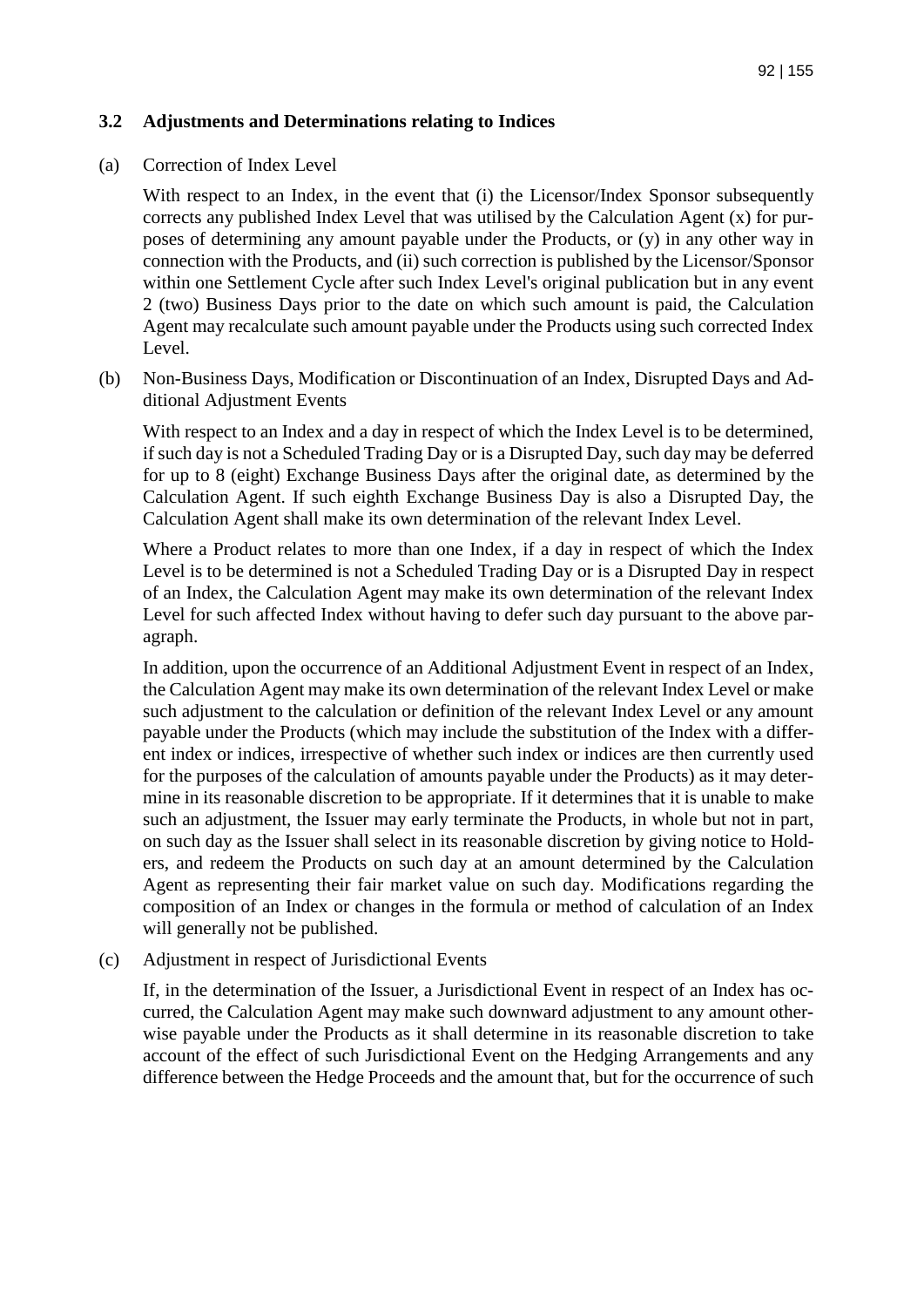### 3.2 Adjustments and Determinations relating to Indices

(a) Correction of Index Level

With respect to an Index, in the event that (i) the Licensor/Index Sponsor subsequently corrects any published Index Level that was utilised by the Calculation Agent (x) for purposes of determining any amount payable under the Products, or (y) in any other way in connection with the Products, and (ii) such correction is published by the Licensor/Sponsor within one Settlement Cycle after such Index Level's original publication but in any event 2 (two) Business Days prior to the date on which such amount is paid, the Calculation Agent may recalculate such amount payable under the Products using such corrected Index Level.

(b) Non-Business Days, Modification or Discontinuation of an Index, Disrupted Days and Additional Adjustment Events

With respect to an Index and a day in respect of which the Index Level is to be determined, if such day is not a Scheduled Trading Day or is a Disrupted Day, such day may be deferred for up to 8 (eight) Exchange Business Days after the original date, as determined by the Calculation Agent. If such eighth Exchange Business Day is also a Disrupted Day, the Calculation Agent shall make its own determination of the relevant Index Level.

Where a Product relates to more than one Index, if a day in respect of which the Index Level is to be determined is not a Scheduled Trading Day or is a Disrupted Day in respect of an Index, the Calculation Agent may make its own determination of the relevant Index Level for such affected Index without having to defer such day pursuant to the above paragraph.

In addition, upon the occurrence of an Additional Adjustment Event in respect of an Index, the Calculation Agent may make its own determination of the relevant Index Level or make such adjustment to the calculation or definition of the relevant Index Level or any amount payable under the Products (which may include the substitution of the Index with a different index or indices, irrespective of whether such index or indices are then currently used for the purposes of the calculation of amounts payable under the Products) as it may determine in its reasonable discretion to be appropriate. If it determines that it is unable to make such an adjustment, the Issuer may early terminate the Products, in whole but not in part, on such day as the Issuer shall select in its reasonable discretion by giving notice to Holders, and redeem the Products on such day at an amount determined by the Calculation Agent as representing their fair market value on such day. Modifications regarding the composition of an Index or changes in the formula or method of calculation of an Index will generally not be published.

(c) Adjustment in respect of Jurisdictional Events

If, in the determination of the Issuer, a Jurisdictional Event in respect of an Index has occurred, the Calculation Agent may make such downward adjustment to any amount otherwise payable under the Products as it shall determine in its reasonable discretion to take account of the effect of such Jurisdictional Event on the Hedging Arrangements and any difference between the Hedge Proceeds and the amount that, but for the occurrence of such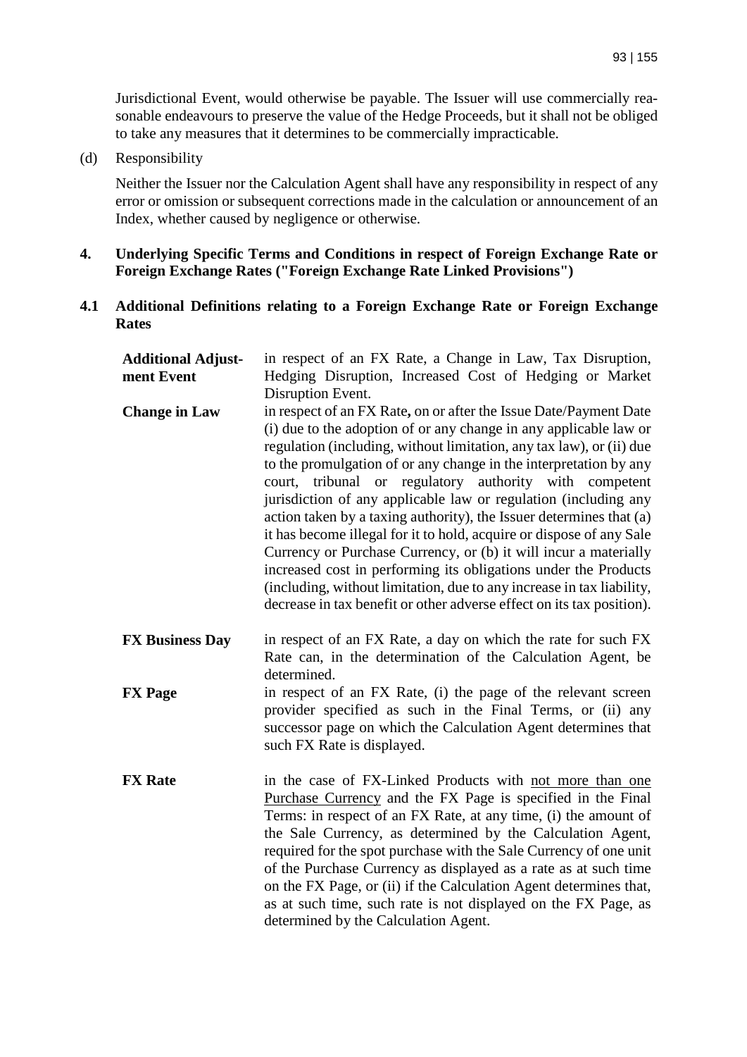Jurisdictional Event, would otherwise be payable. The Issuer will use commercially reasonable endeavours to preserve the value of the Hedge Proceeds, but it shall not be obliged to take any measures that it determines to be commercially impracticable.

(d) Responsibility

Neither the Issuer nor the Calculation Agent shall have any responsibility in respect of any error or omission or subsequent corrections made in the calculation or announcement of an Index, whether caused by negligence or otherwise.

## 4. Underlying Specific Terms and Conditions in respect of Foreign Exchange Rate or Foreign Exchange Rates ("Foreign Exchange Rate Linked Provisions")

### 4.1 Additional Definitions relating to a Foreign Exchange Rate or Foreign Exchange Rates

**Additional Adjustment Event** in respect of an FX Rate, a Change in Law, Tax Disruption, Hedging Disruption, Increased Cost of Hedging or Market Disruption Event.

**Change in Law** in respect of an FX Rate**,** on or after the Issue Date/Payment Date (i) due to the adoption of or any change in any applicable law or regulation (including, without limitation, any tax law), or (ii) due to the promulgation of or any change in the interpretation by any court, tribunal or regulatory authority with competent jurisdiction of any applicable law or regulation (including any action taken by a taxing authority), the Issuer determines that (a) it has become illegal for it to hold, acquire or dispose of any Sale Currency or Purchase Currency, or (b) it will incur a materially increased cost in performing its obligations under the Products (including, without limitation, due to any increase in tax liability, decrease in tax benefit or other adverse effect on its tax position).

**FX Business Day** in respect of an FX Rate, a day on which the rate for such FX Rate can, in the determination of the Calculation Agent, be determined.

**FX Page** in respect of an FX Rate, (i) the page of the relevant screen provider specified as such in the Final Terms, or (ii) any successor page on which the Calculation Agent determines that such FX Rate is displayed.

**FX Rate** in the case of FX-Linked Products with not more than one Purchase Currency and the FX Page is specified in the Final Terms: in respect of an FX Rate, at any time, (i) the amount of the Sale Currency, as determined by the Calculation Agent, required for the spot purchase with the Sale Currency of one unit of the Purchase Currency as displayed as a rate as at such time on the FX Page, or (ii) if the Calculation Agent determines that, as at such time, such rate is not displayed on the FX Page, as determined by the Calculation Agent.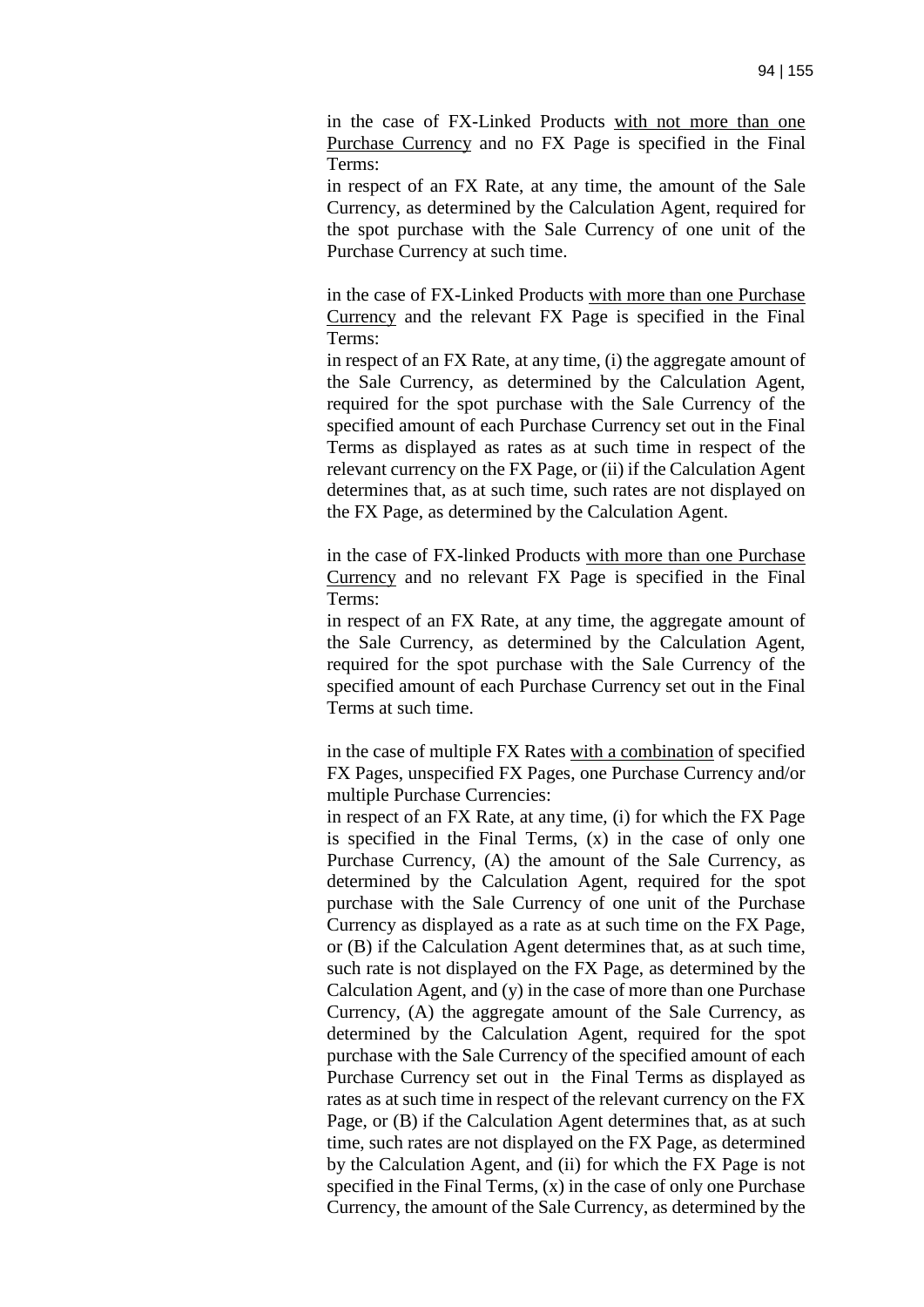in the case of FX-Linked Products <u>with not more than one Purchase Currency</u> and no FX Page is specified in the Final Terms:

in respect of an FX Rate, at any time, the amount of the Sale Currency, as determined by the Calculation Agent, required for the spot purchase with the Sale Currency of one unit of the Purchase Currency at such time.

in the case of FX-Linked Products <u>with more than one Purchase Currency</u> and the relevant FX Page is specified in the Final Terms:

in respect of an FX Rate, at any time, (i) the aggregate amount of the Sale Currency, as determined by the Calculation Agent, required for the spot purchase with the Sale Currency of the specified amount of each Purchase Currency set out in the Final Terms as displayed as rates as at such time in respect of the relevant currency on the FX Page, or (ii) if the Calculation Agent determines that, as at such time, such rates are not displayed on the FX Page, as determined by the Calculation Agent.

in the case of FX-linked Products <u>with more than one Purchase Currency</u> and no relevant FX Page is specified in the Final Terms:

in respect of an FX Rate, at any time, the aggregate amount of the Sale Currency, as determined by the Calculation Agent, required for the spot purchase with the Sale Currency of the specified amount of each Purchase Currency set out in the Final Terms at such time.

in the case of multiple FX Rates <u>with a combination</u> of specified FX Pages, unspecified FX Pages, one Purchase Currency and/or multiple Purchase Currencies:

in respect of an FX Rate, at any time, (i) for which the FX Page is specified in the Final Terms, (x) in the case of only one Purchase Currency, (A) the amount of the Sale Currency, as determined by the Calculation Agent, required for the spot purchase with the Sale Currency of one unit of the Purchase Currency as displayed as a rate as at such time on the FX Page, or (B) if the Calculation Agent determines that, as at such time, such rate is not displayed on the FX Page, as determined by the Calculation Agent, and (y) in the case of more than one Purchase Currency, (A) the aggregate amount of the Sale Currency, as determined by the Calculation Agent, required for the spot purchase with the Sale Currency of the specified amount of each Purchase Currency set out in the Final Terms as displayed as rates as at such time in respect of the relevant currency on the FX Page, or (B) if the Calculation Agent determines that, as at such time, such rates are not displayed on the FX Page, as determined by the Calculation Agent, and (ii) for which the FX Page is not specified in the Final Terms, (x) in the case of only one Purchase Currency, the amount of the Sale Currency, as determined by the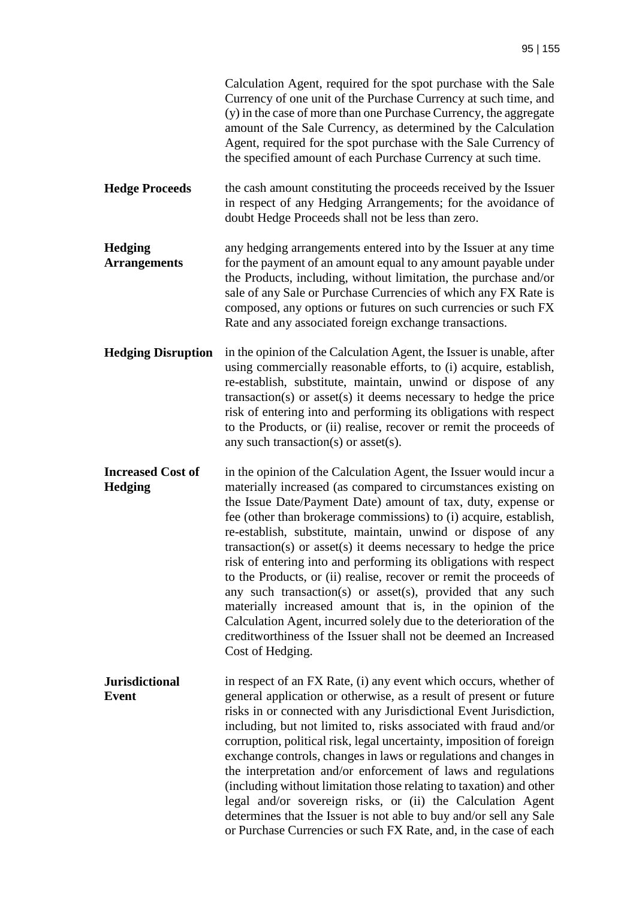Calculation Agent, required for the spot purchase with the Sale Currency of one unit of the Purchase Currency at such time, and (y) in the case of more than one Purchase Currency, the aggregate amount of the Sale Currency, as determined by the Calculation Agent, required for the spot purchase with the Sale Currency of the specified amount of each Purchase Currency at such time.

| | |
|---|---|
| **Hedge Proceeds** | the cash amount constituting the proceeds received by the Issuer in respect of any Hedging Arrangements; for the avoidance of doubt Hedge Proceeds shall not be less than zero. |
| **Hedging Arrangements** | any hedging arrangements entered into by the Issuer at any time for the payment of an amount equal to any amount payable under the Products, including, without limitation, the purchase and/or sale of any Sale or Purchase Currencies of which any FX Rate is composed, any options or futures on such currencies or such FX Rate and any associated foreign exchange transactions. |
| **Hedging Disruption** | in the opinion of the Calculation Agent, the Issuer is unable, after using commercially reasonable efforts, to (i) acquire, establish, re-establish, substitute, maintain, unwind or dispose of any transaction(s) or asset(s) it deems necessary to hedge the price risk of entering into and performing its obligations with respect to the Products, or (ii) realise, recover or remit the proceeds of any such transaction(s) or asset(s). |
| **Increased Cost of Hedging** | in the opinion of the Calculation Agent, the Issuer would incur a materially increased (as compared to circumstances existing on the Issue Date/Payment Date) amount of tax, duty, expense or fee (other than brokerage commissions) to (i) acquire, establish, re-establish, substitute, maintain, unwind or dispose of any transaction(s) or asset(s) it deems necessary to hedge the price risk of entering into and performing its obligations with respect to the Products, or (ii) realise, recover or remit the proceeds of any such transaction(s) or asset(s), provided that any such materially increased amount that is, in the opinion of the Calculation Agent, incurred solely due to the deterioration of the creditworthiness of the Issuer shall not be deemed an Increased Cost of Hedging. |
| **Jurisdictional Event** | in respect of an FX Rate, (i) any event which occurs, whether of general application or otherwise, as a result of present or future risks in or connected with any Jurisdictional Event Jurisdiction, including, but not limited to, risks associated with fraud and/or corruption, political risk, legal uncertainty, imposition of foreign exchange controls, changes in laws or regulations and changes in the interpretation and/or enforcement of laws and regulations (including without limitation those relating to taxation) and other legal and/or sovereign risks, or (ii) the Calculation Agent determines that the Issuer is not able to buy and/or sell any Sale or Purchase Currencies or such FX Rate, and, in the case of each |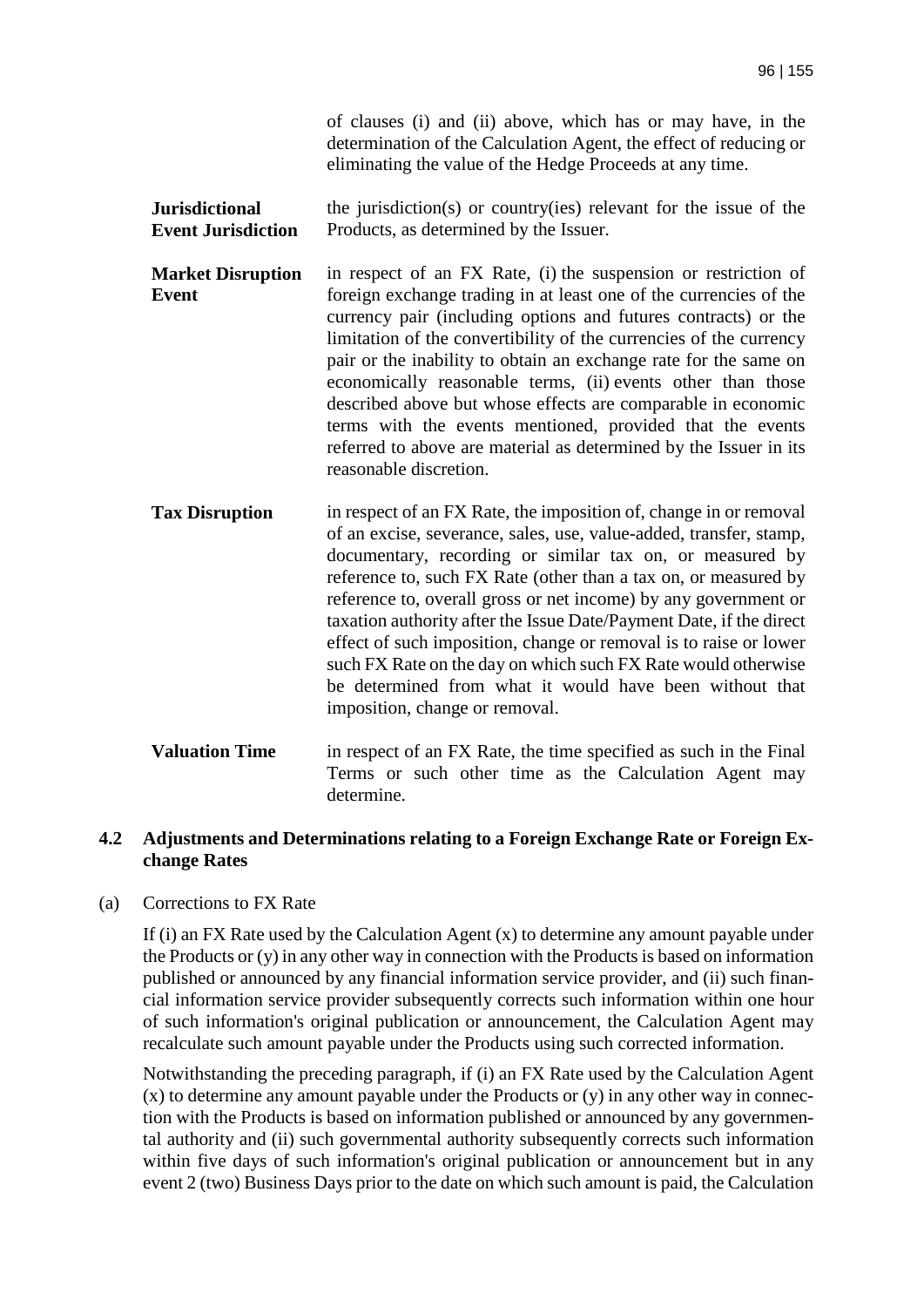of clauses (i) and (ii) above, which has or may have, in the determination of the Calculation Agent, the effect of reducing or eliminating the value of the Hedge Proceeds at any time.

**Jurisdictional Event Jurisdiction** — the jurisdiction(s) or country(ies) relevant for the issue of the Products, as determined by the Issuer.

**Market Disruption Event** — in respect of an FX Rate, (i) the suspension or restriction of foreign exchange trading in at least one of the currencies of the currency pair (including options and futures contracts) or the limitation of the convertibility of the currencies of the currency pair or the inability to obtain an exchange rate for the same on economically reasonable terms, (ii) events other than those described above but whose effects are comparable in economic terms with the events mentioned, provided that the events referred to above are material as determined by the Issuer in its reasonable discretion.

**Tax Disruption** — in respect of an FX Rate, the imposition of, change in or removal of an excise, severance, sales, use, value-added, transfer, stamp, documentary, recording or similar tax on, or measured by reference to, such FX Rate (other than a tax on, or measured by reference to, overall gross or net income) by any government or taxation authority after the Issue Date/Payment Date, if the direct effect of such imposition, change or removal is to raise or lower such FX Rate on the day on which such FX Rate would otherwise be determined from what it would have been without that imposition, change or removal.

**Valuation Time** — in respect of an FX Rate, the time specified as such in the Final Terms or such other time as the Calculation Agent may determine.

## 4.2 Adjustments and Determinations relating to a Foreign Exchange Rate or Foreign Exchange Rates

(a) Corrections to FX Rate

If (i) an FX Rate used by the Calculation Agent (x) to determine any amount payable under the Products or (y) in any other way in connection with the Products is based on information published or announced by any financial information service provider, and (ii) such financial information service provider subsequently corrects such information within one hour of such information's original publication or announcement, the Calculation Agent may recalculate such amount payable under the Products using such corrected information.

Notwithstanding the preceding paragraph, if (i) an FX Rate used by the Calculation Agent (x) to determine any amount payable under the Products or (y) in any other way in connection with the Products is based on information published or announced by any governmental authority and (ii) such governmental authority subsequently corrects such information within five days of such information's original publication or announcement but in any event 2 (two) Business Days prior to the date on which such amount is paid, the Calculation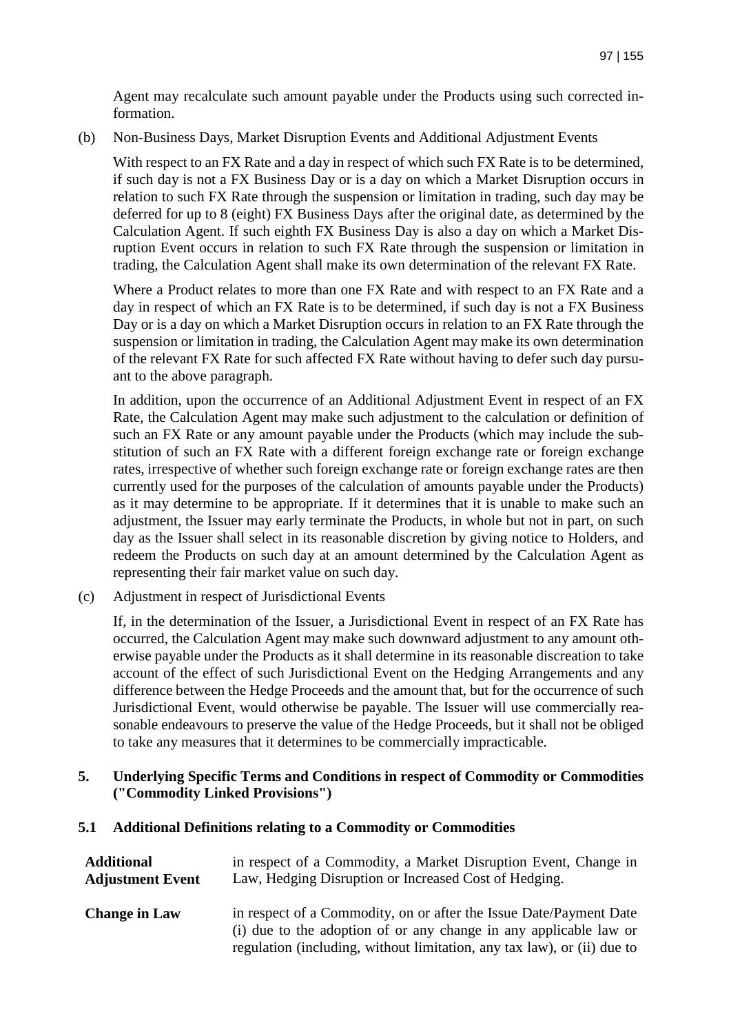Agent may recalculate such amount payable under the Products using such corrected information.

(b) Non-Business Days, Market Disruption Events and Additional Adjustment Events

With respect to an FX Rate and a day in respect of which such FX Rate is to be determined, if such day is not a FX Business Day or is a day on which a Market Disruption occurs in relation to such FX Rate through the suspension or limitation in trading, such day may be deferred for up to 8 (eight) FX Business Days after the original date, as determined by the Calculation Agent. If such eighth FX Business Day is also a day on which a Market Disruption Event occurs in relation to such FX Rate through the suspension or limitation in trading, the Calculation Agent shall make its own determination of the relevant FX Rate.

Where a Product relates to more than one FX Rate and with respect to an FX Rate and a day in respect of which an FX Rate is to be determined, if such day is not a FX Business Day or is a day on which a Market Disruption occurs in relation to an FX Rate through the suspension or limitation in trading, the Calculation Agent may make its own determination of the relevant FX Rate for such affected FX Rate without having to defer such day pursuant to the above paragraph.

In addition, upon the occurrence of an Additional Adjustment Event in respect of an FX Rate, the Calculation Agent may make such adjustment to the calculation or definition of such an FX Rate or any amount payable under the Products (which may include the substitution of such an FX Rate with a different foreign exchange rate or foreign exchange rates, irrespective of whether such foreign exchange rate or foreign exchange rates are then currently used for the purposes of the calculation of amounts payable under the Products) as it may determine to be appropriate. If it determines that it is unable to make such an adjustment, the Issuer may early terminate the Products, in whole but not in part, on such day as the Issuer shall select in its reasonable discretion by giving notice to Holders, and redeem the Products on such day at an amount determined by the Calculation Agent as representing their fair market value on such day.

(c) Adjustment in respect of Jurisdictional Events

If, in the determination of the Issuer, a Jurisdictional Event in respect of an FX Rate has occurred, the Calculation Agent may make such downward adjustment to any amount otherwise payable under the Products as it shall determine in its reasonable discreation to take account of the effect of such Jurisdictional Event on the Hedging Arrangements and any difference between the Hedge Proceeds and the amount that, but for the occurrence of such Jurisdictional Event, would otherwise be payable. The Issuer will use commercially reasonable endeavours to preserve the value of the Hedge Proceeds, but it shall not be obliged to take any measures that it determines to be commercially impracticable.

## 5. Underlying Specific Terms and Conditions in respect of Commodity or Commodities ("Commodity Linked Provisions")

### 5.1 Additional Definitions relating to a Commodity or Commodities

| | |
|---|---|
| **Additional Adjustment Event** | in respect of a Commodity, a Market Disruption Event, Change in Law, Hedging Disruption or Increased Cost of Hedging. |
| **Change in Law** | in respect of a Commodity, on or after the Issue Date/Payment Date (i) due to the adoption of or any change in any applicable law or regulation (including, without limitation, any tax law), or (ii) due to |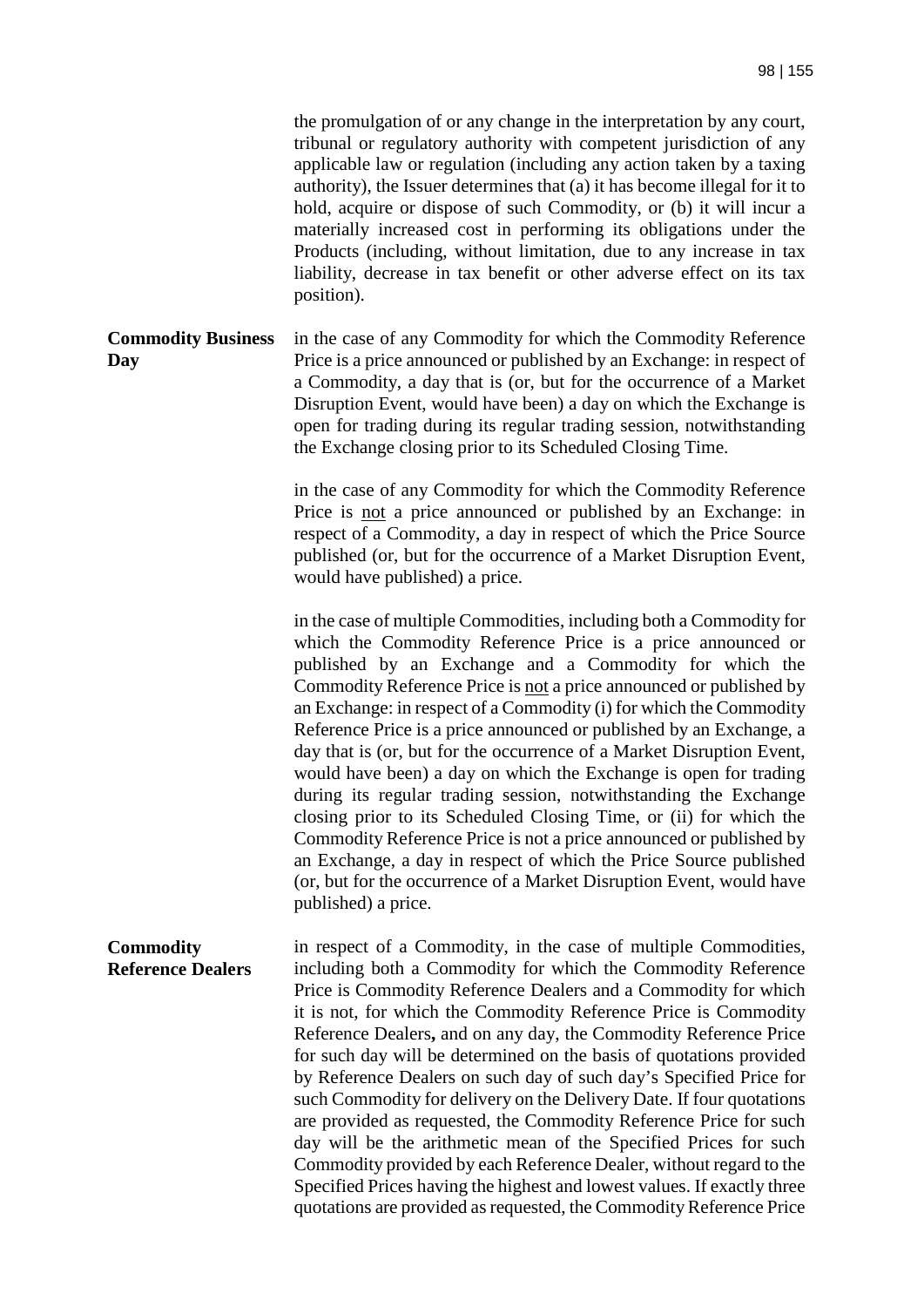the promulgation of or any change in the interpretation by any court, tribunal or regulatory authority with competent jurisdiction of any applicable law or regulation (including any action taken by a taxing authority), the Issuer determines that (a) it has become illegal for it to hold, acquire or dispose of such Commodity, or (b) it will incur a materially increased cost in performing its obligations under the Products (including, without limitation, due to any increase in tax liability, decrease in tax benefit or other adverse effect on its tax position).

**Commodity Business Day**

in the case of any Commodity for which the Commodity Reference Price is a price announced or published by an Exchange: in respect of a Commodity, a day that is (or, but for the occurrence of a Market Disruption Event, would have been) a day on which the Exchange is open for trading during its regular trading session, notwithstanding the Exchange closing prior to its Scheduled Closing Time.

in the case of any Commodity for which the Commodity Reference Price is not a price announced or published by an Exchange: in respect of a Commodity, a day in respect of which the Price Source published (or, but for the occurrence of a Market Disruption Event, would have published) a price.

in the case of multiple Commodities, including both a Commodity for which the Commodity Reference Price is a price announced or published by an Exchange and a Commodity for which the Commodity Reference Price is not a price announced or published by an Exchange: in respect of a Commodity (i) for which the Commodity Reference Price is a price announced or published by an Exchange, a day that is (or, but for the occurrence of a Market Disruption Event, would have been) a day on which the Exchange is open for trading during its regular trading session, notwithstanding the Exchange closing prior to its Scheduled Closing Time, or (ii) for which the Commodity Reference Price is not a price announced or published by an Exchange, a day in respect of which the Price Source published (or, but for the occurrence of a Market Disruption Event, would have published) a price.

**Commodity Reference Dealers**

in respect of a Commodity, in the case of multiple Commodities, including both a Commodity for which the Commodity Reference Price is Commodity Reference Dealers and a Commodity for which it is not, for which the Commodity Reference Price is Commodity Reference Dealers**,** and on any day, the Commodity Reference Price for such day will be determined on the basis of quotations provided by Reference Dealers on such day of such day's Specified Price for such Commodity for delivery on the Delivery Date. If four quotations are provided as requested, the Commodity Reference Price for such day will be the arithmetic mean of the Specified Prices for such Commodity provided by each Reference Dealer, without regard to the Specified Prices having the highest and lowest values. If exactly three quotations are provided as requested, the Commodity Reference Price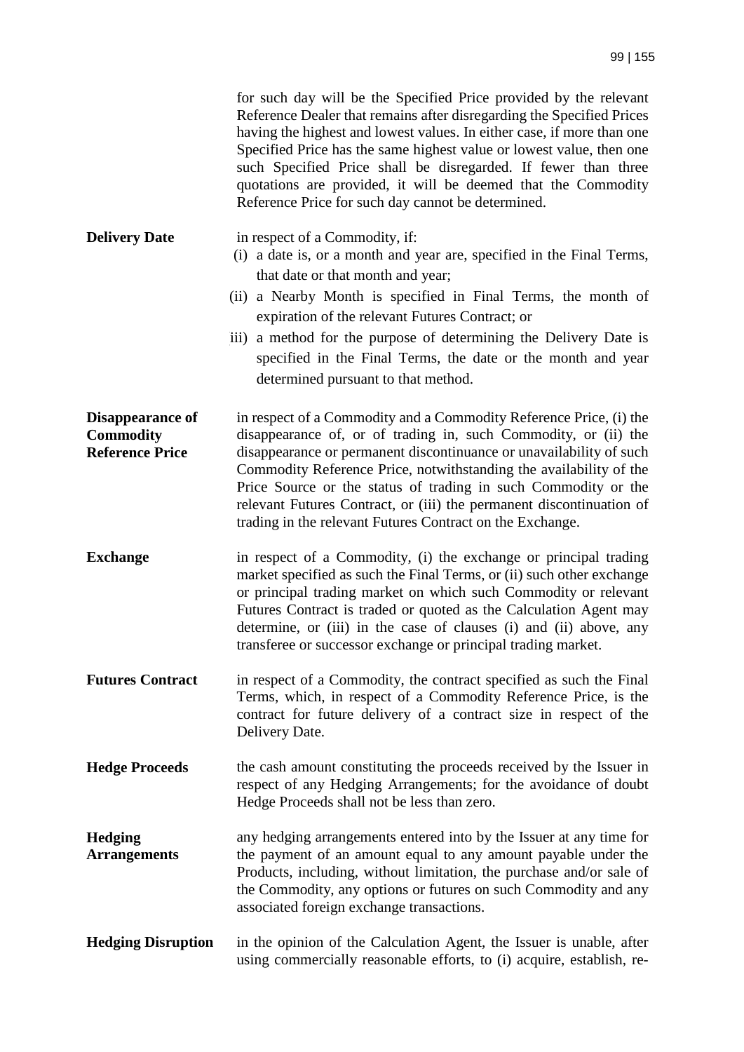for such day will be the Specified Price provided by the relevant Reference Dealer that remains after disregarding the Specified Prices having the highest and lowest values. In either case, if more than one Specified Price has the same highest value or lowest value, then one such Specified Price shall be disregarded. If fewer than three quotations are provided, it will be deemed that the Commodity Reference Price for such day cannot be determined.

**Delivery Date** in respect of a Commodity, if:

(i) a date is, or a month and year are, specified in the Final Terms, that date or that month and year;

(ii) a Nearby Month is specified in Final Terms, the month of expiration of the relevant Futures Contract; or

iii) a method for the purpose of determining the Delivery Date is specified in the Final Terms, the date or the month and year determined pursuant to that method.

**Disappearance of Commodity Reference Price** in respect of a Commodity and a Commodity Reference Price, (i) the disappearance of, or of trading in, such Commodity, or (ii) the disappearance or permanent discontinuance or unavailability of such Commodity Reference Price, notwithstanding the availability of the Price Source or the status of trading in such Commodity or the relevant Futures Contract, or (iii) the permanent discontinuation of trading in the relevant Futures Contract on the Exchange.

**Exchange** in respect of a Commodity, (i) the exchange or principal trading market specified as such the Final Terms, or (ii) such other exchange or principal trading market on which such Commodity or relevant Futures Contract is traded or quoted as the Calculation Agent may determine, or (iii) in the case of clauses (i) and (ii) above, any transferee or successor exchange or principal trading market.

**Futures Contract** in respect of a Commodity, the contract specified as such the Final Terms, which, in respect of a Commodity Reference Price, is the contract for future delivery of a contract size in respect of the Delivery Date.

**Hedge Proceeds** the cash amount constituting the proceeds received by the Issuer in respect of any Hedging Arrangements; for the avoidance of doubt Hedge Proceeds shall not be less than zero.

**Hedging Arrangements** any hedging arrangements entered into by the Issuer at any time for the payment of an amount equal to any amount payable under the Products, including, without limitation, the purchase and/or sale of the Commodity, any options or futures on such Commodity and any associated foreign exchange transactions.

**Hedging Disruption** in the opinion of the Calculation Agent, the Issuer is unable, after using commercially reasonable efforts, to (i) acquire, establish, re-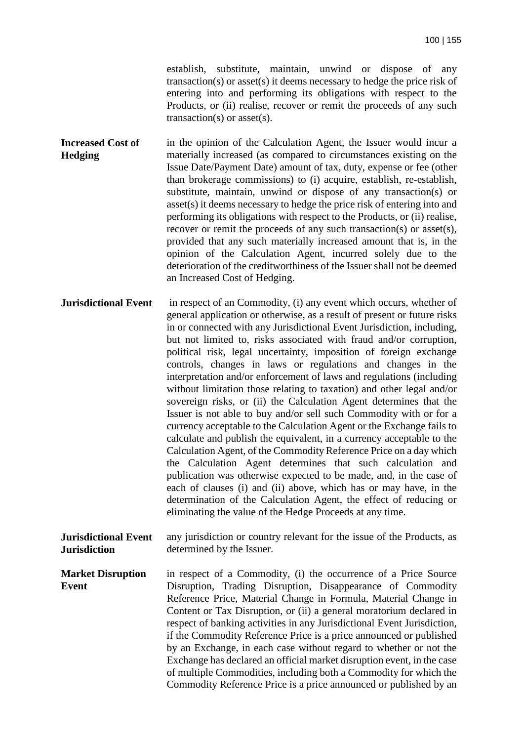establish, substitute, maintain, unwind or dispose of any transaction(s) or asset(s) it deems necessary to hedge the price risk of entering into and performing its obligations with respect to the Products, or (ii) realise, recover or remit the proceeds of any such transaction(s) or asset(s).

| | |
|---|---|
| **Increased Cost of Hedging** | in the opinion of the Calculation Agent, the Issuer would incur a materially increased (as compared to circumstances existing on the Issue Date/Payment Date) amount of tax, duty, expense or fee (other than brokerage commissions) to (i) acquire, establish, re-establish, substitute, maintain, unwind or dispose of any transaction(s) or asset(s) it deems necessary to hedge the price risk of entering into and performing its obligations with respect to the Products, or (ii) realise, recover or remit the proceeds of any such transaction(s) or asset(s), provided that any such materially increased amount that is, in the opinion of the Calculation Agent, incurred solely due to the deterioration of the creditworthiness of the Issuer shall not be deemed an Increased Cost of Hedging. |
| **Jurisdictional Event** | in respect of an Commodity, (i) any event which occurs, whether of general application or otherwise, as a result of present or future risks in or connected with any Jurisdictional Event Jurisdiction, including, but not limited to, risks associated with fraud and/or corruption, political risk, legal uncertainty, imposition of foreign exchange controls, changes in laws or regulations and changes in the interpretation and/or enforcement of laws and regulations (including without limitation those relating to taxation) and other legal and/or sovereign risks, or (ii) the Calculation Agent determines that the Issuer is not able to buy and/or sell such Commodity with or for a currency acceptable to the Calculation Agent or the Exchange fails to calculate and publish the equivalent, in a currency acceptable to the Calculation Agent, of the Commodity Reference Price on a day which the Calculation Agent determines that such calculation and publication was otherwise expected to be made, and, in the case of each of clauses (i) and (ii) above, which has or may have, in the determination of the Calculation Agent, the effect of reducing or eliminating the value of the Hedge Proceeds at any time. |
| **Jurisdictional Event Jurisdiction** | any jurisdiction or country relevant for the issue of the Products, as determined by the Issuer. |
| **Market Disruption Event** | in respect of a Commodity, (i) the occurrence of a Price Source Disruption, Trading Disruption, Disappearance of Commodity Reference Price, Material Change in Formula, Material Change in Content or Tax Disruption, or (ii) a general moratorium declared in respect of banking activities in any Jurisdictional Event Jurisdiction, if the Commodity Reference Price is a price announced or published by an Exchange, in each case without regard to whether or not the Exchange has declared an official market disruption event, in the case of multiple Commodities, including both a Commodity for which the Commodity Reference Price is a price announced or published by an |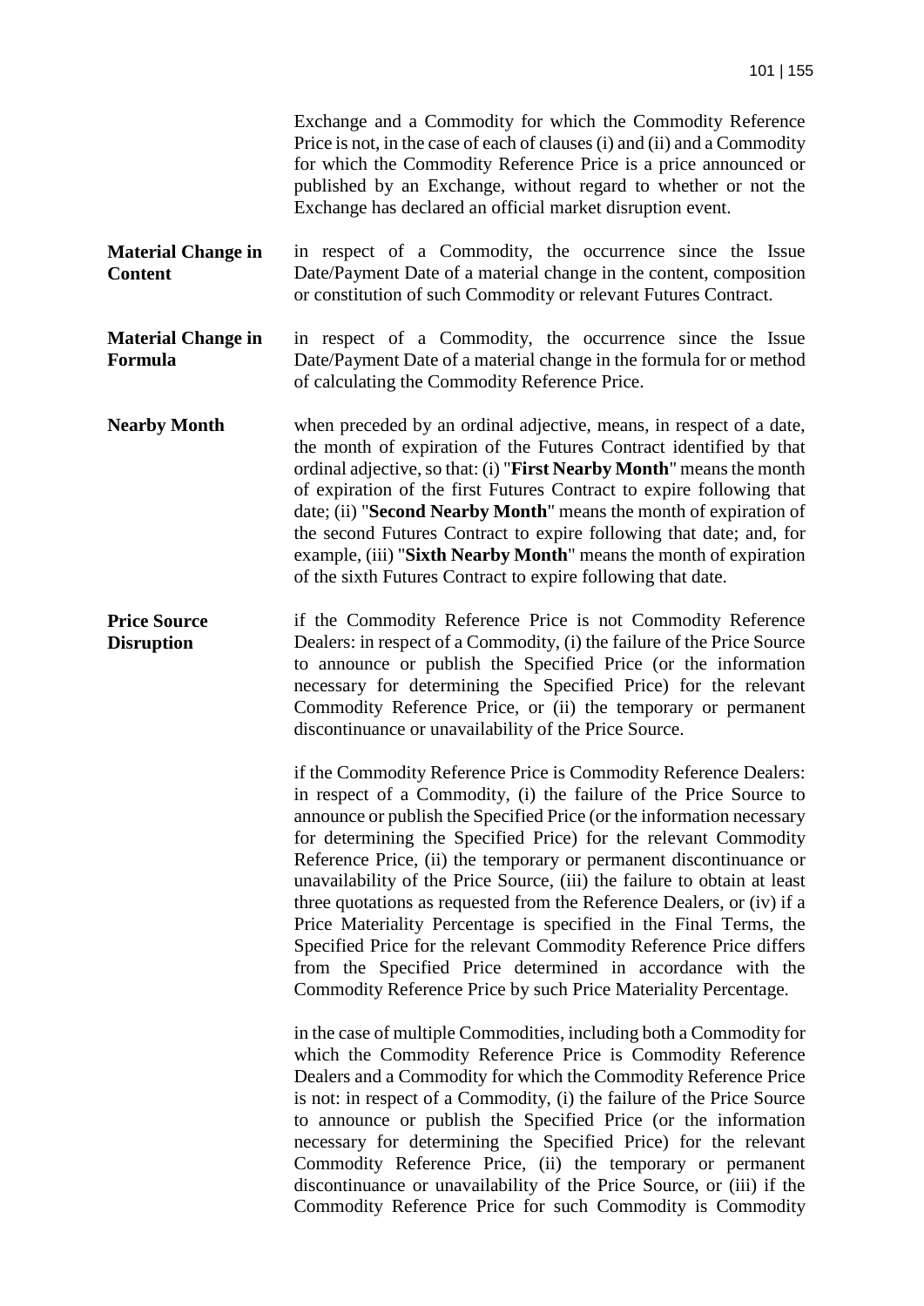Exchange and a Commodity for which the Commodity Reference Price is not, in the case of each of clauses (i) and (ii) and a Commodity for which the Commodity Reference Price is a price announced or published by an Exchange, without regard to whether or not the Exchange has declared an official market disruption event.

**Material Change in Content**

in respect of a Commodity, the occurrence since the Issue Date/Payment Date of a material change in the content, composition or constitution of such Commodity or relevant Futures Contract.

**Material Change in Formula**

in respect of a Commodity, the occurrence since the Issue Date/Payment Date of a material change in the formula for or method of calculating the Commodity Reference Price.

**Nearby Month**

when preceded by an ordinal adjective, means, in respect of a date, the month of expiration of the Futures Contract identified by that ordinal adjective, so that: (i) "**First Nearby Month**" means the month of expiration of the first Futures Contract to expire following that date; (ii) "**Second Nearby Month**" means the month of expiration of the second Futures Contract to expire following that date; and, for example, (iii) "**Sixth Nearby Month**" means the month of expiration of the sixth Futures Contract to expire following that date.

**Price Source Disruption**

if the Commodity Reference Price is not Commodity Reference Dealers: in respect of a Commodity, (i) the failure of the Price Source to announce or publish the Specified Price (or the information necessary for determining the Specified Price) for the relevant Commodity Reference Price, or (ii) the temporary or permanent discontinuance or unavailability of the Price Source.

if the Commodity Reference Price is Commodity Reference Dealers: in respect of a Commodity, (i) the failure of the Price Source to announce or publish the Specified Price (or the information necessary for determining the Specified Price) for the relevant Commodity Reference Price, (ii) the temporary or permanent discontinuance or unavailability of the Price Source, (iii) the failure to obtain at least three quotations as requested from the Reference Dealers, or (iv) if a Price Materiality Percentage is specified in the Final Terms, the Specified Price for the relevant Commodity Reference Price differs from the Specified Price determined in accordance with the Commodity Reference Price by such Price Materiality Percentage.

in the case of multiple Commodities, including both a Commodity for which the Commodity Reference Price is Commodity Reference Dealers and a Commodity for which the Commodity Reference Price is not: in respect of a Commodity, (i) the failure of the Price Source to announce or publish the Specified Price (or the information necessary for determining the Specified Price) for the relevant Commodity Reference Price, (ii) the temporary or permanent discontinuance or unavailability of the Price Source, or (iii) if the Commodity Reference Price for such Commodity is Commodity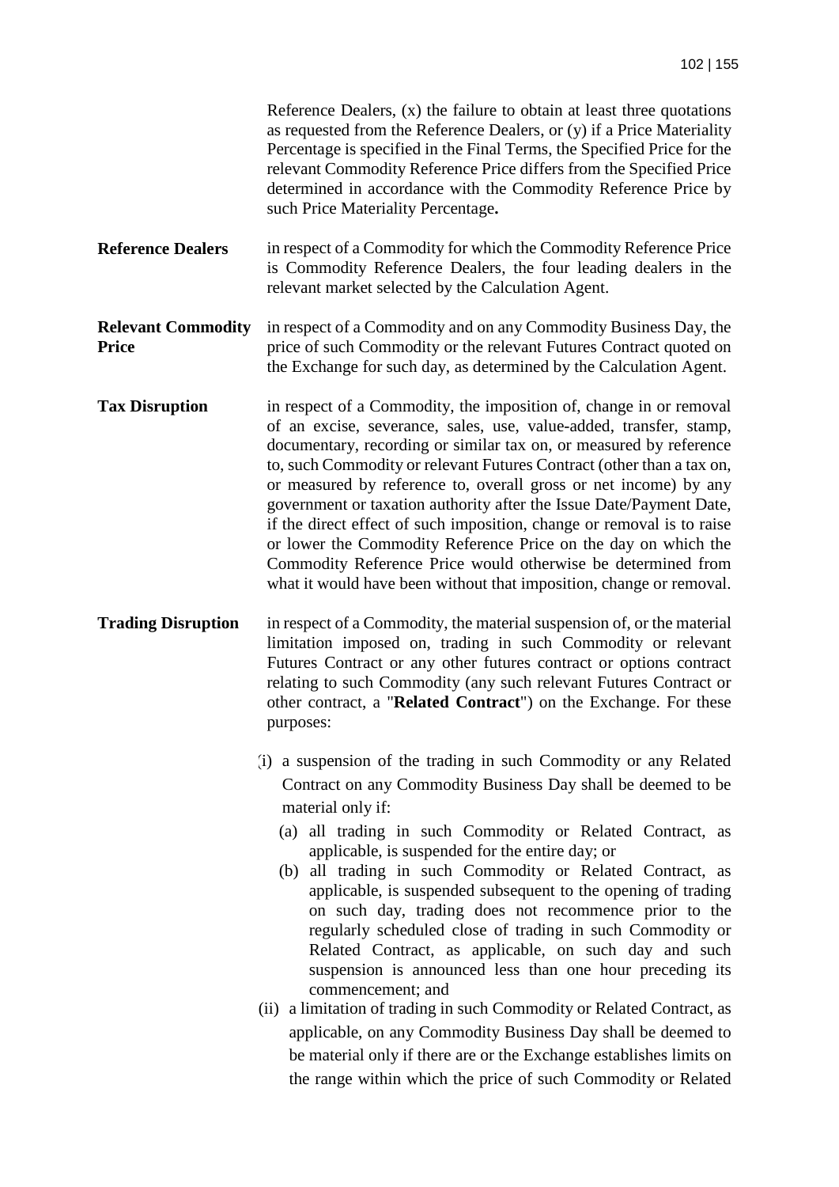Reference Dealers, (x) the failure to obtain at least three quotations as requested from the Reference Dealers, or (y) if a Price Materiality Percentage is specified in the Final Terms, the Specified Price for the relevant Commodity Reference Price differs from the Specified Price determined in accordance with the Commodity Reference Price by such Price Materiality Percentage.

**Reference Dealers** in respect of a Commodity for which the Commodity Reference Price is Commodity Reference Dealers, the four leading dealers in the relevant market selected by the Calculation Agent.

**Relevant Commodity Price** in respect of a Commodity and on any Commodity Business Day, the price of such Commodity or the relevant Futures Contract quoted on the Exchange for such day, as determined by the Calculation Agent.

**Tax Disruption** in respect of a Commodity, the imposition of, change in or removal of an excise, severance, sales, use, value-added, transfer, stamp, documentary, recording or similar tax on, or measured by reference to, such Commodity or relevant Futures Contract (other than a tax on, or measured by reference to, overall gross or net income) by any government or taxation authority after the Issue Date/Payment Date, if the direct effect of such imposition, change or removal is to raise or lower the Commodity Reference Price on the day on which the Commodity Reference Price would otherwise be determined from what it would have been without that imposition, change or removal.

**Trading Disruption** in respect of a Commodity, the material suspension of, or the material limitation imposed on, trading in such Commodity or relevant Futures Contract or any other futures contract or options contract relating to such Commodity (any such relevant Futures Contract or other contract, a "**Related Contract**") on the Exchange. For these purposes:

(i) a suspension of the trading in such Commodity or any Related Contract on any Commodity Business Day shall be deemed to be material only if:

  (a) all trading in such Commodity or Related Contract, as applicable, is suspended for the entire day; or

  (b) all trading in such Commodity or Related Contract, as applicable, is suspended subsequent to the opening of trading on such day, trading does not recommence prior to the regularly scheduled close of trading in such Commodity or Related Contract, as applicable, on such day and such suspension is announced less than one hour preceding its commencement; and

(ii) a limitation of trading in such Commodity or Related Contract, as applicable, on any Commodity Business Day shall be deemed to be material only if there are or the Exchange establishes limits on the range within which the price of such Commodity or Related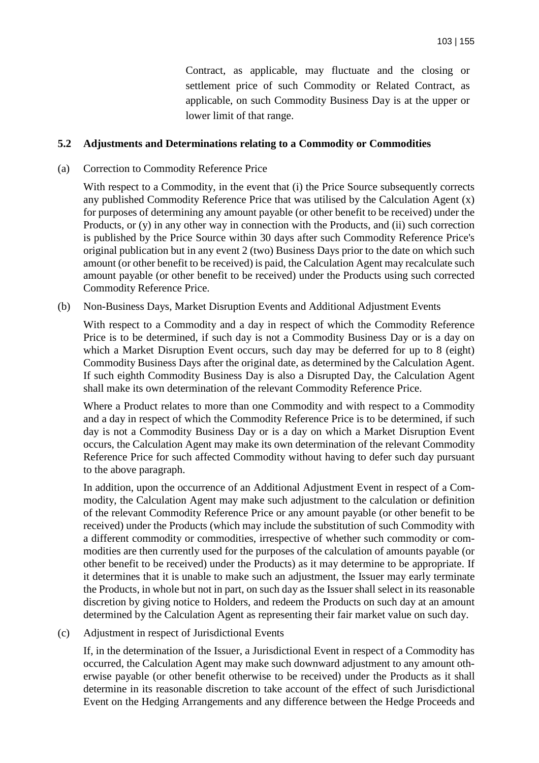Contract, as applicable, may fluctuate and the closing or settlement price of such Commodity or Related Contract, as applicable, on such Commodity Business Day is at the upper or lower limit of that range.

### 5.2 Adjustments and Determinations relating to a Commodity or Commodities

(a) Correction to Commodity Reference Price

With respect to a Commodity, in the event that (i) the Price Source subsequently corrects any published Commodity Reference Price that was utilised by the Calculation Agent (x) for purposes of determining any amount payable (or other benefit to be received) under the Products, or (y) in any other way in connection with the Products, and (ii) such correction is published by the Price Source within 30 days after such Commodity Reference Price's original publication but in any event 2 (two) Business Days prior to the date on which such amount (or other benefit to be received) is paid, the Calculation Agent may recalculate such amount payable (or other benefit to be received) under the Products using such corrected Commodity Reference Price.

(b) Non-Business Days, Market Disruption Events and Additional Adjustment Events

With respect to a Commodity and a day in respect of which the Commodity Reference Price is to be determined, if such day is not a Commodity Business Day or is a day on which a Market Disruption Event occurs, such day may be deferred for up to 8 (eight) Commodity Business Days after the original date, as determined by the Calculation Agent. If such eighth Commodity Business Day is also a Disrupted Day, the Calculation Agent shall make its own determination of the relevant Commodity Reference Price.

Where a Product relates to more than one Commodity and with respect to a Commodity and a day in respect of which the Commodity Reference Price is to be determined, if such day is not a Commodity Business Day or is a day on which a Market Disruption Event occurs, the Calculation Agent may make its own determination of the relevant Commodity Reference Price for such affected Commodity without having to defer such day pursuant to the above paragraph.

In addition, upon the occurrence of an Additional Adjustment Event in respect of a Commodity, the Calculation Agent may make such adjustment to the calculation or definition of the relevant Commodity Reference Price or any amount payable (or other benefit to be received) under the Products (which may include the substitution of such Commodity with a different commodity or commodities, irrespective of whether such commodity or commodities are then currently used for the purposes of the calculation of amounts payable (or other benefit to be received) under the Products) as it may determine to be appropriate. If it determines that it is unable to make such an adjustment, the Issuer may early terminate the Products, in whole but not in part, on such day as the Issuer shall select in its reasonable discretion by giving notice to Holders, and redeem the Products on such day at an amount determined by the Calculation Agent as representing their fair market value on such day.

(c) Adjustment in respect of Jurisdictional Events

If, in the determination of the Issuer, a Jurisdictional Event in respect of a Commodity has occurred, the Calculation Agent may make such downward adjustment to any amount otherwise payable (or other benefit otherwise to be received) under the Products as it shall determine in its reasonable discretion to take account of the effect of such Jurisdictional Event on the Hedging Arrangements and any difference between the Hedge Proceeds and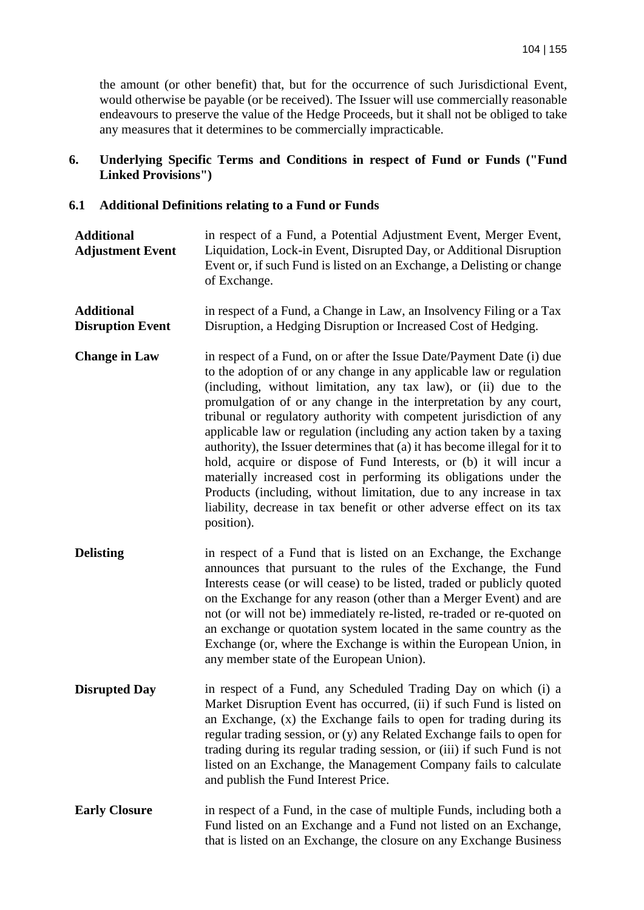the amount (or other benefit) that, but for the occurrence of such Jurisdictional Event, would otherwise be payable (or be received). The Issuer will use commercially reasonable endeavours to preserve the value of the Hedge Proceeds, but it shall not be obliged to take any measures that it determines to be commercially impracticable.

## 6. Underlying Specific Terms and Conditions in respect of Fund or Funds ("Fund Linked Provisions")

### 6.1 Additional Definitions relating to a Fund or Funds

| | |
|---|---|
| **Additional Adjustment Event** | in respect of a Fund, a Potential Adjustment Event, Merger Event, Liquidation, Lock-in Event, Disrupted Day, or Additional Disruption Event or, if such Fund is listed on an Exchange, a Delisting or change of Exchange. |
| **Additional Disruption Event** | in respect of a Fund, a Change in Law, an Insolvency Filing or a Tax Disruption, a Hedging Disruption or Increased Cost of Hedging. |
| **Change in Law** | in respect of a Fund, on or after the Issue Date/Payment Date (i) due to the adoption of or any change in any applicable law or regulation (including, without limitation, any tax law), or (ii) due to the promulgation of or any change in the interpretation by any court, tribunal or regulatory authority with competent jurisdiction of any applicable law or regulation (including any action taken by a taxing authority), the Issuer determines that (a) it has become illegal for it to hold, acquire or dispose of Fund Interests, or (b) it will incur a materially increased cost in performing its obligations under the Products (including, without limitation, due to any increase in tax liability, decrease in tax benefit or other adverse effect on its tax position). |
| **Delisting** | in respect of a Fund that is listed on an Exchange, the Exchange announces that pursuant to the rules of the Exchange, the Fund Interests cease (or will cease) to be listed, traded or publicly quoted on the Exchange for any reason (other than a Merger Event) and are not (or will not be) immediately re-listed, re-traded or re-quoted on an exchange or quotation system located in the same country as the Exchange (or, where the Exchange is within the European Union, in any member state of the European Union). |
| **Disrupted Day** | in respect of a Fund, any Scheduled Trading Day on which (i) a Market Disruption Event has occurred, (ii) if such Fund is listed on an Exchange, (x) the Exchange fails to open for trading during its regular trading session, or (y) any Related Exchange fails to open for trading during its regular trading session, or (iii) if such Fund is not listed on an Exchange, the Management Company fails to calculate and publish the Fund Interest Price. |
| **Early Closure** | in respect of a Fund, in the case of multiple Funds, including both a Fund listed on an Exchange and a Fund not listed on an Exchange, that is listed on an Exchange, the closure on any Exchange Business |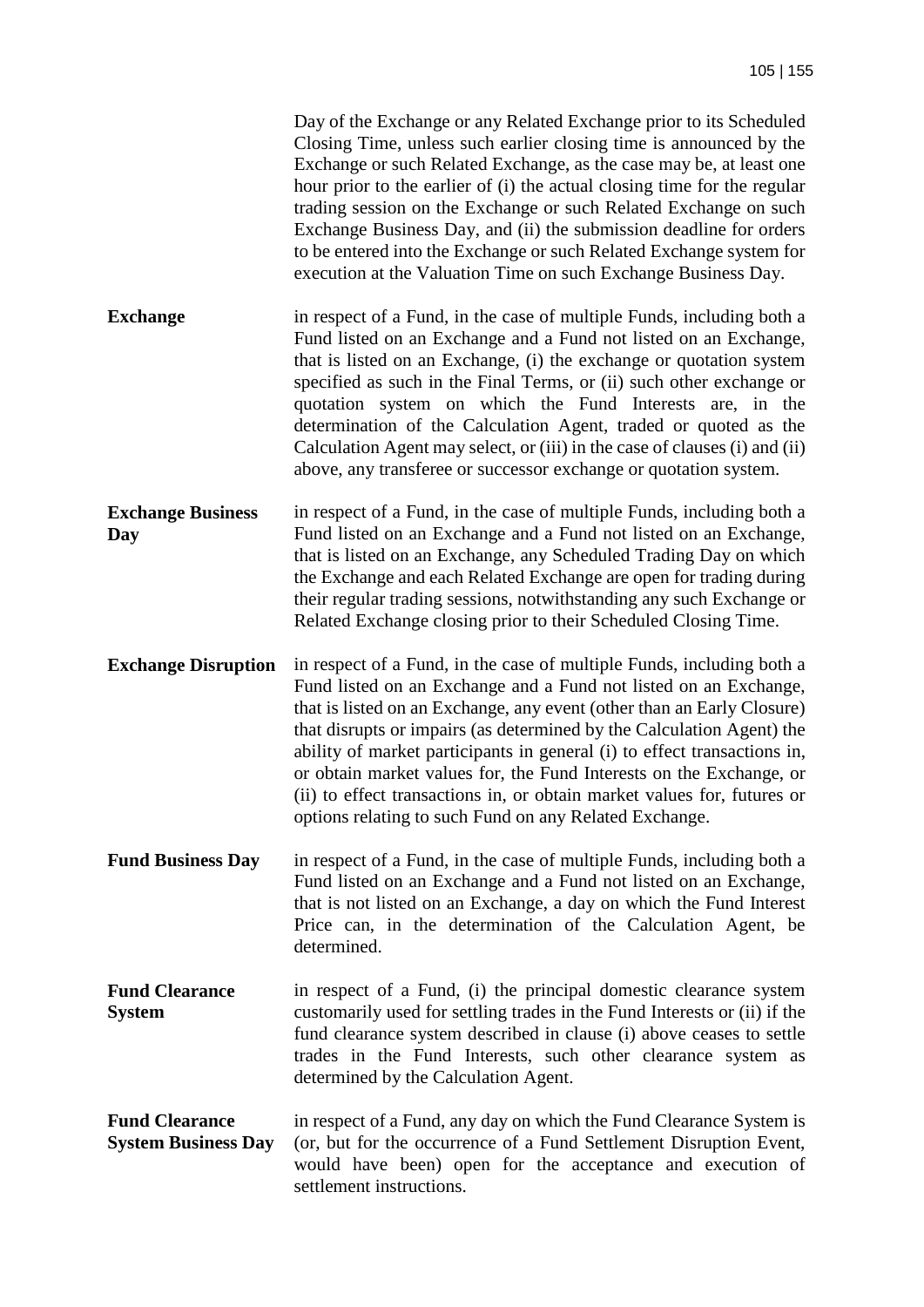Day of the Exchange or any Related Exchange prior to its Scheduled Closing Time, unless such earlier closing time is announced by the Exchange or such Related Exchange, as the case may be, at least one hour prior to the earlier of (i) the actual closing time for the regular trading session on the Exchange or such Related Exchange on such Exchange Business Day, and (ii) the submission deadline for orders to be entered into the Exchange or such Related Exchange system for execution at the Valuation Time on such Exchange Business Day.

**Exchange** in respect of a Fund, in the case of multiple Funds, including both a Fund listed on an Exchange and a Fund not listed on an Exchange, that is listed on an Exchange, (i) the exchange or quotation system specified as such in the Final Terms, or (ii) such other exchange or quotation system on which the Fund Interests are, in the determination of the Calculation Agent, traded or quoted as the Calculation Agent may select, or (iii) in the case of clauses (i) and (ii) above, any transferee or successor exchange or quotation system.

**Exchange Business Day** in respect of a Fund, in the case of multiple Funds, including both a Fund listed on an Exchange and a Fund not listed on an Exchange, that is listed on an Exchange, any Scheduled Trading Day on which the Exchange and each Related Exchange are open for trading during their regular trading sessions, notwithstanding any such Exchange or Related Exchange closing prior to their Scheduled Closing Time.

**Exchange Disruption** in respect of a Fund, in the case of multiple Funds, including both a Fund listed on an Exchange and a Fund not listed on an Exchange, that is listed on an Exchange, any event (other than an Early Closure) that disrupts or impairs (as determined by the Calculation Agent) the ability of market participants in general (i) to effect transactions in, or obtain market values for, the Fund Interests on the Exchange, or (ii) to effect transactions in, or obtain market values for, futures or options relating to such Fund on any Related Exchange.

**Fund Business Day** in respect of a Fund, in the case of multiple Funds, including both a Fund listed on an Exchange and a Fund not listed on an Exchange, that is not listed on an Exchange, a day on which the Fund Interest Price can, in the determination of the Calculation Agent, be determined.

**Fund Clearance System** in respect of a Fund, (i) the principal domestic clearance system customarily used for settling trades in the Fund Interests or (ii) if the fund clearance system described in clause (i) above ceases to settle trades in the Fund Interests, such other clearance system as determined by the Calculation Agent.

**Fund Clearance System Business Day** in respect of a Fund, any day on which the Fund Clearance System is (or, but for the occurrence of a Fund Settlement Disruption Event, would have been) open for the acceptance and execution of settlement instructions.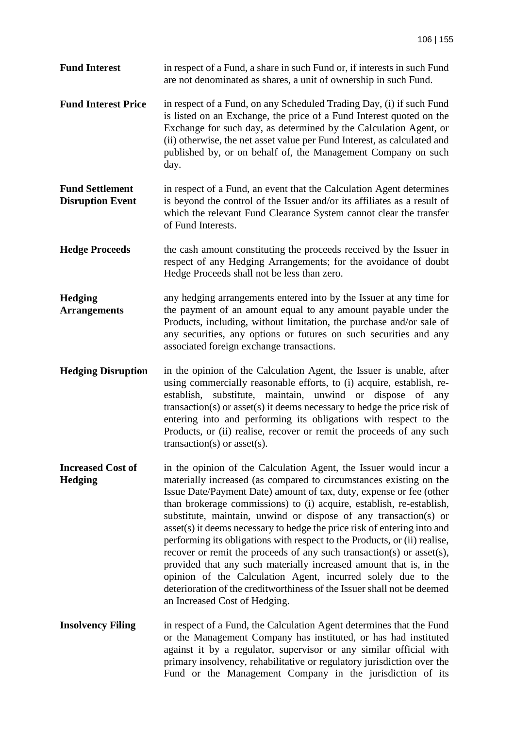| | |
|---|---|
| **Fund Interest** | in respect of a Fund, a share in such Fund or, if interests in such Fund are not denominated as shares, a unit of ownership in such Fund. |
| **Fund Interest Price** | in respect of a Fund, on any Scheduled Trading Day, (i) if such Fund is listed on an Exchange, the price of a Fund Interest quoted on the Exchange for such day, as determined by the Calculation Agent, or (ii) otherwise, the net asset value per Fund Interest, as calculated and published by, or on behalf of, the Management Company on such day. |
| **Fund Settlement Disruption Event** | in respect of a Fund, an event that the Calculation Agent determines is beyond the control of the Issuer and/or its affiliates as a result of which the relevant Fund Clearance System cannot clear the transfer of Fund Interests. |
| **Hedge Proceeds** | the cash amount constituting the proceeds received by the Issuer in respect of any Hedging Arrangements; for the avoidance of doubt Hedge Proceeds shall not be less than zero. |
| **Hedging Arrangements** | any hedging arrangements entered into by the Issuer at any time for the payment of an amount equal to any amount payable under the Products, including, without limitation, the purchase and/or sale of any securities, any options or futures on such securities and any associated foreign exchange transactions. |
| **Hedging Disruption** | in the opinion of the Calculation Agent, the Issuer is unable, after using commercially reasonable efforts, to (i) acquire, establish, re-establish, substitute, maintain, unwind or dispose of any transaction(s) or asset(s) it deems necessary to hedge the price risk of entering into and performing its obligations with respect to the Products, or (ii) realise, recover or remit the proceeds of any such transaction(s) or asset(s). |
| **Increased Cost of Hedging** | in the opinion of the Calculation Agent, the Issuer would incur a materially increased (as compared to circumstances existing on the Issue Date/Payment Date) amount of tax, duty, expense or fee (other than brokerage commissions) to (i) acquire, establish, re-establish, substitute, maintain, unwind or dispose of any transaction(s) or asset(s) it deems necessary to hedge the price risk of entering into and performing its obligations with respect to the Products, or (ii) realise, recover or remit the proceeds of any such transaction(s) or asset(s), provided that any such materially increased amount that is, in the opinion of the Calculation Agent, incurred solely due to the deterioration of the creditworthiness of the Issuer shall not be deemed an Increased Cost of Hedging. |
| **Insolvency Filing** | in respect of a Fund, the Calculation Agent determines that the Fund or the Management Company has instituted, or has had instituted against it by a regulator, supervisor or any similar official with primary insolvency, rehabilitative or regulatory jurisdiction over the Fund or the Management Company in the jurisdiction of its |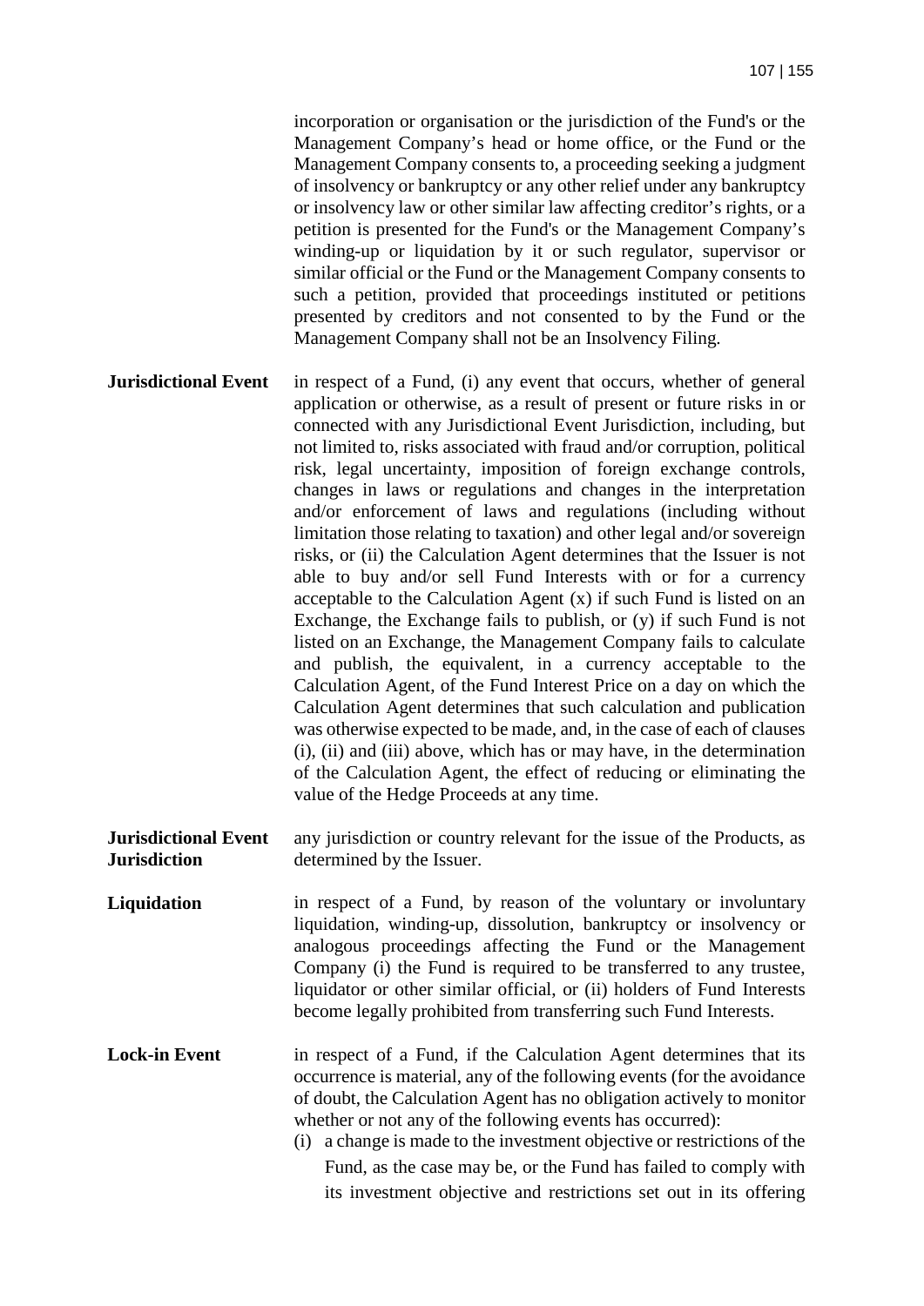incorporation or organisation or the jurisdiction of the Fund's or the Management Company's head or home office, or the Fund or the Management Company consents to, a proceeding seeking a judgment of insolvency or bankruptcy or any other relief under any bankruptcy or insolvency law or other similar law affecting creditor's rights, or a petition is presented for the Fund's or the Management Company's winding-up or liquidation by it or such regulator, supervisor or similar official or the Fund or the Management Company consents to such a petition, provided that proceedings instituted or petitions presented by creditors and not consented to by the Fund or the Management Company shall not be an Insolvency Filing.

**Jurisdictional Event** in respect of a Fund, (i) any event that occurs, whether of general application or otherwise, as a result of present or future risks in or connected with any Jurisdictional Event Jurisdiction, including, but not limited to, risks associated with fraud and/or corruption, political risk, legal uncertainty, imposition of foreign exchange controls, changes in laws or regulations and changes in the interpretation and/or enforcement of laws and regulations (including without limitation those relating to taxation) and other legal and/or sovereign risks, or (ii) the Calculation Agent determines that the Issuer is not able to buy and/or sell Fund Interests with or for a currency acceptable to the Calculation Agent (x) if such Fund is listed on an Exchange, the Exchange fails to publish, or (y) if such Fund is not listed on an Exchange, the Management Company fails to calculate and publish, the equivalent, in a currency acceptable to the Calculation Agent, of the Fund Interest Price on a day on which the Calculation Agent determines that such calculation and publication was otherwise expected to be made, and, in the case of each of clauses (i), (ii) and (iii) above, which has or may have, in the determination of the Calculation Agent, the effect of reducing or eliminating the value of the Hedge Proceeds at any time.

**Jurisdictional Event Jurisdiction** any jurisdiction or country relevant for the issue of the Products, as determined by the Issuer.

**Liquidation** in respect of a Fund, by reason of the voluntary or involuntary liquidation, winding-up, dissolution, bankruptcy or insolvency or analogous proceedings affecting the Fund or the Management Company (i) the Fund is required to be transferred to any trustee, liquidator or other similar official, or (ii) holders of Fund Interests become legally prohibited from transferring such Fund Interests.

**Lock-in Event** in respect of a Fund, if the Calculation Agent determines that its occurrence is material, any of the following events (for the avoidance of doubt, the Calculation Agent has no obligation actively to monitor whether or not any of the following events has occurred):

(i) a change is made to the investment objective or restrictions of the Fund, as the case may be, or the Fund has failed to comply with its investment objective and restrictions set out in its offering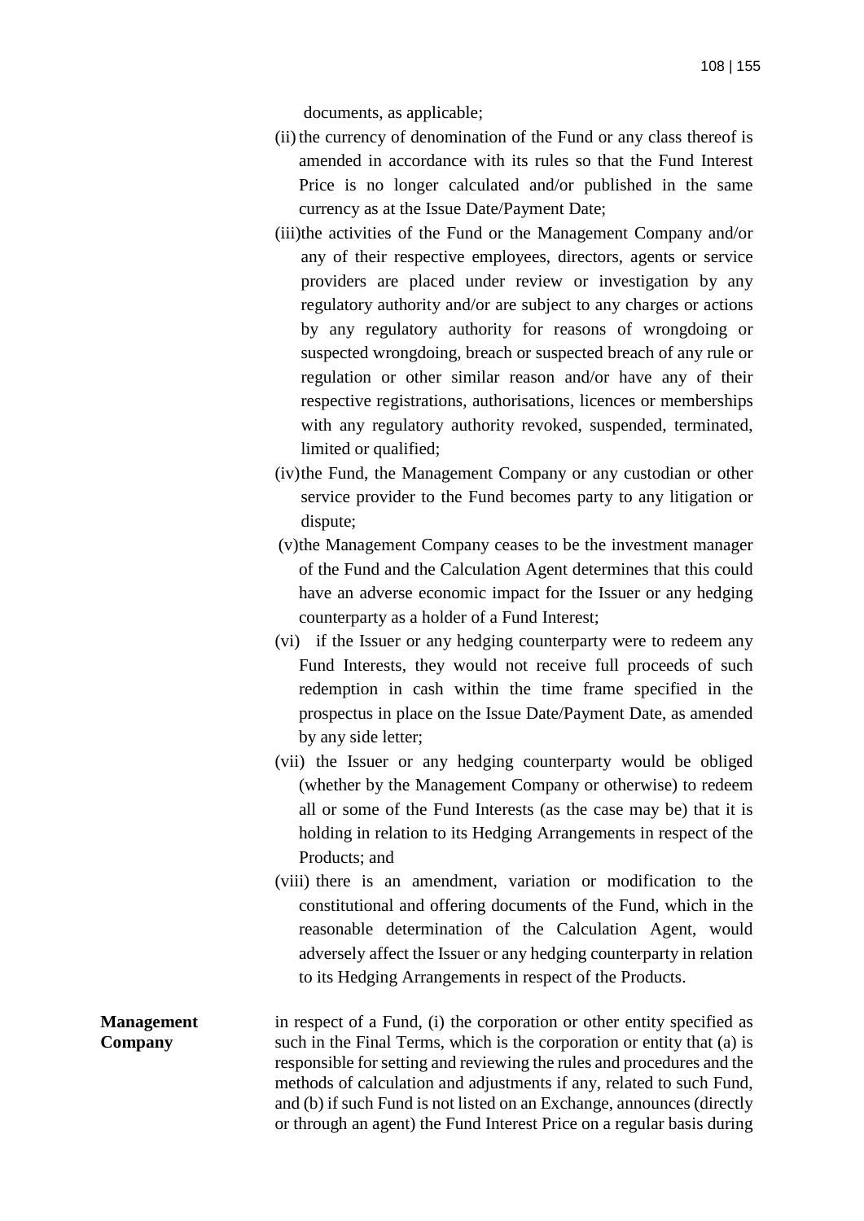documents, as applicable;

(ii) the currency of denomination of the Fund or any class thereof is amended in accordance with its rules so that the Fund Interest Price is no longer calculated and/or published in the same currency as at the Issue Date/Payment Date;

(iii) the activities of the Fund or the Management Company and/or any of their respective employees, directors, agents or service providers are placed under review or investigation by any regulatory authority and/or are subject to any charges or actions by any regulatory authority for reasons of wrongdoing or suspected wrongdoing, breach or suspected breach of any rule or regulation or other similar reason and/or have any of their respective registrations, authorisations, licences or memberships with any regulatory authority revoked, suspended, terminated, limited or qualified;

(iv) the Fund, the Management Company or any custodian or other service provider to the Fund becomes party to any litigation or dispute;

(v) the Management Company ceases to be the investment manager of the Fund and the Calculation Agent determines that this could have an adverse economic impact for the Issuer or any hedging counterparty as a holder of a Fund Interest;

(vi) if the Issuer or any hedging counterparty were to redeem any Fund Interests, they would not receive full proceeds of such redemption in cash within the time frame specified in the prospectus in place on the Issue Date/Payment Date, as amended by any side letter;

(vii) the Issuer or any hedging counterparty would be obliged (whether by the Management Company or otherwise) to redeem all or some of the Fund Interests (as the case may be) that it is holding in relation to its Hedging Arrangements in respect of the Products; and

(viii) there is an amendment, variation or modification to the constitutional and offering documents of the Fund, which in the reasonable determination of the Calculation Agent, would adversely affect the Issuer or any hedging counterparty in relation to its Hedging Arrangements in respect of the Products.

**Management Company**

in respect of a Fund, (i) the corporation or other entity specified as such in the Final Terms, which is the corporation or entity that (a) is responsible for setting and reviewing the rules and procedures and the methods of calculation and adjustments if any, related to such Fund, and (b) if such Fund is not listed on an Exchange, announces (directly or through an agent) the Fund Interest Price on a regular basis during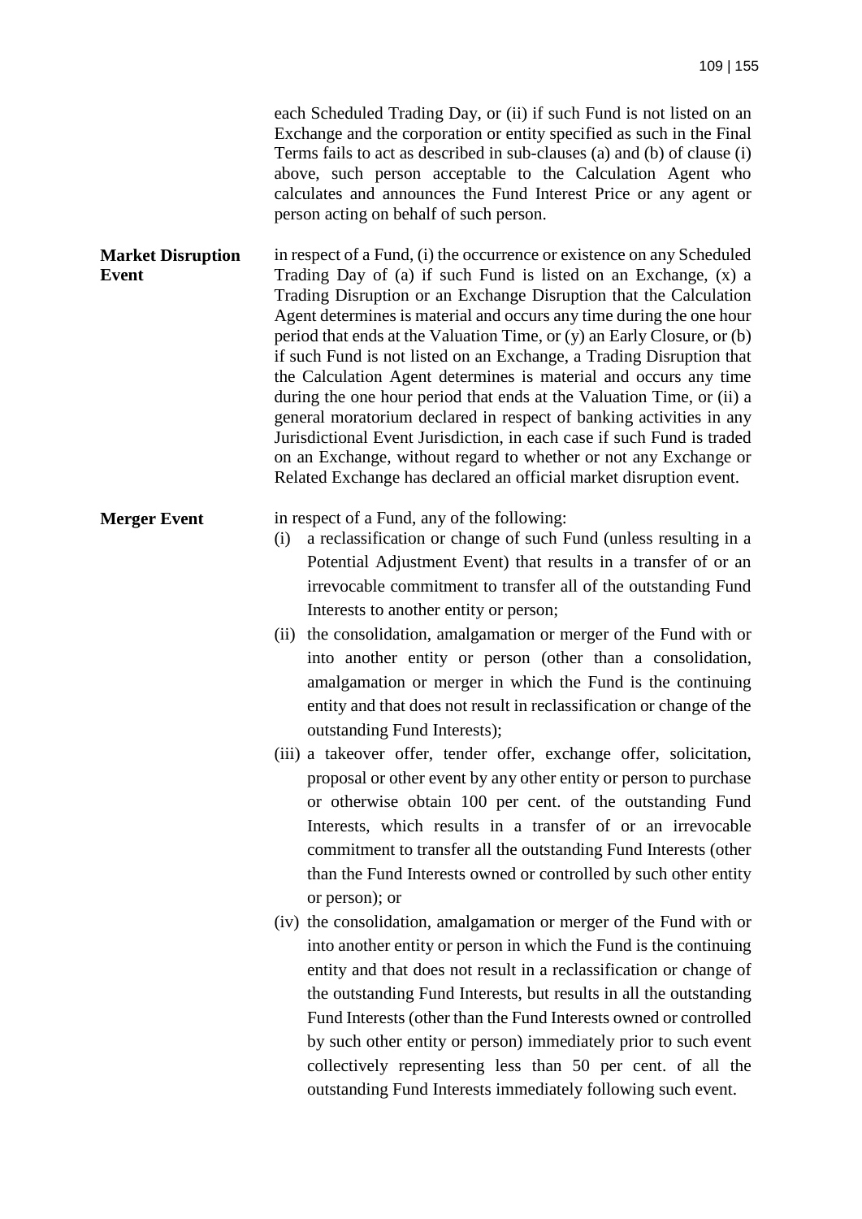each Scheduled Trading Day, or (ii) if such Fund is not listed on an Exchange and the corporation or entity specified as such in the Final Terms fails to act as described in sub-clauses (a) and (b) of clause (i) above, such person acceptable to the Calculation Agent who calculates and announces the Fund Interest Price or any agent or person acting on behalf of such person.

**Market Disruption Event**

in respect of a Fund, (i) the occurrence or existence on any Scheduled Trading Day of (a) if such Fund is listed on an Exchange, (x) a Trading Disruption or an Exchange Disruption that the Calculation Agent determines is material and occurs any time during the one hour period that ends at the Valuation Time, or (y) an Early Closure, or (b) if such Fund is not listed on an Exchange, a Trading Disruption that the Calculation Agent determines is material and occurs any time during the one hour period that ends at the Valuation Time, or (ii) a general moratorium declared in respect of banking activities in any Jurisdictional Event Jurisdiction, in each case if such Fund is traded on an Exchange, without regard to whether or not any Exchange or Related Exchange has declared an official market disruption event.

**Merger Event**

in respect of a Fund, any of the following:

(i) a reclassification or change of such Fund (unless resulting in a Potential Adjustment Event) that results in a transfer of or an irrevocable commitment to transfer all of the outstanding Fund Interests to another entity or person;

(ii) the consolidation, amalgamation or merger of the Fund with or into another entity or person (other than a consolidation, amalgamation or merger in which the Fund is the continuing entity and that does not result in reclassification or change of the outstanding Fund Interests);

(iii) a takeover offer, tender offer, exchange offer, solicitation, proposal or other event by any other entity or person to purchase or otherwise obtain 100 per cent. of the outstanding Fund Interests, which results in a transfer of or an irrevocable commitment to transfer all the outstanding Fund Interests (other than the Fund Interests owned or controlled by such other entity or person); or

(iv) the consolidation, amalgamation or merger of the Fund with or into another entity or person in which the Fund is the continuing entity and that does not result in a reclassification or change of the outstanding Fund Interests, but results in all the outstanding Fund Interests (other than the Fund Interests owned or controlled by such other entity or person) immediately prior to such event collectively representing less than 50 per cent. of all the outstanding Fund Interests immediately following such event.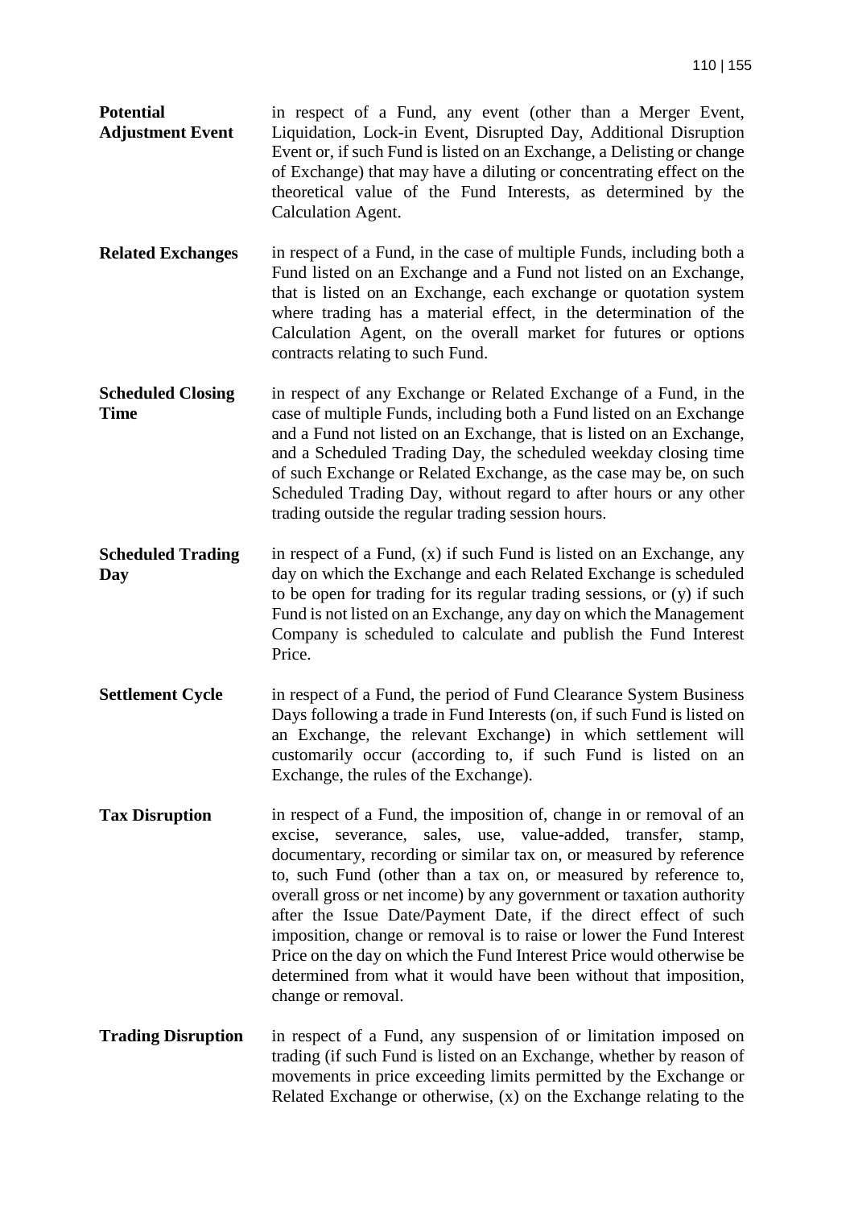**Potential Adjustment Event** in respect of a Fund, any event (other than a Merger Event, Liquidation, Lock-in Event, Disrupted Day, Additional Disruption Event or, if such Fund is listed on an Exchange, a Delisting or change of Exchange) that may have a diluting or concentrating effect on the theoretical value of the Fund Interests, as determined by the Calculation Agent.

**Related Exchanges** in respect of a Fund, in the case of multiple Funds, including both a Fund listed on an Exchange and a Fund not listed on an Exchange, that is listed on an Exchange, each exchange or quotation system where trading has a material effect, in the determination of the Calculation Agent, on the overall market for futures or options contracts relating to such Fund.

**Scheduled Closing Time** in respect of any Exchange or Related Exchange of a Fund, in the case of multiple Funds, including both a Fund listed on an Exchange and a Fund not listed on an Exchange, that is listed on an Exchange, and a Scheduled Trading Day, the scheduled weekday closing time of such Exchange or Related Exchange, as the case may be, on such Scheduled Trading Day, without regard to after hours or any other trading outside the regular trading session hours.

**Scheduled Trading Day** in respect of a Fund, (x) if such Fund is listed on an Exchange, any day on which the Exchange and each Related Exchange is scheduled to be open for trading for its regular trading sessions, or (y) if such Fund is not listed on an Exchange, any day on which the Management Company is scheduled to calculate and publish the Fund Interest Price.

**Settlement Cycle** in respect of a Fund, the period of Fund Clearance System Business Days following a trade in Fund Interests (on, if such Fund is listed on an Exchange, the relevant Exchange) in which settlement will customarily occur (according to, if such Fund is listed on an Exchange, the rules of the Exchange).

**Tax Disruption** in respect of a Fund, the imposition of, change in or removal of an excise, severance, sales, use, value-added, transfer, stamp, documentary, recording or similar tax on, or measured by reference to, such Fund (other than a tax on, or measured by reference to, overall gross or net income) by any government or taxation authority after the Issue Date/Payment Date, if the direct effect of such imposition, change or removal is to raise or lower the Fund Interest Price on the day on which the Fund Interest Price would otherwise be determined from what it would have been without that imposition, change or removal.

**Trading Disruption** in respect of a Fund, any suspension of or limitation imposed on trading (if such Fund is listed on an Exchange, whether by reason of movements in price exceeding limits permitted by the Exchange or Related Exchange or otherwise, (x) on the Exchange relating to the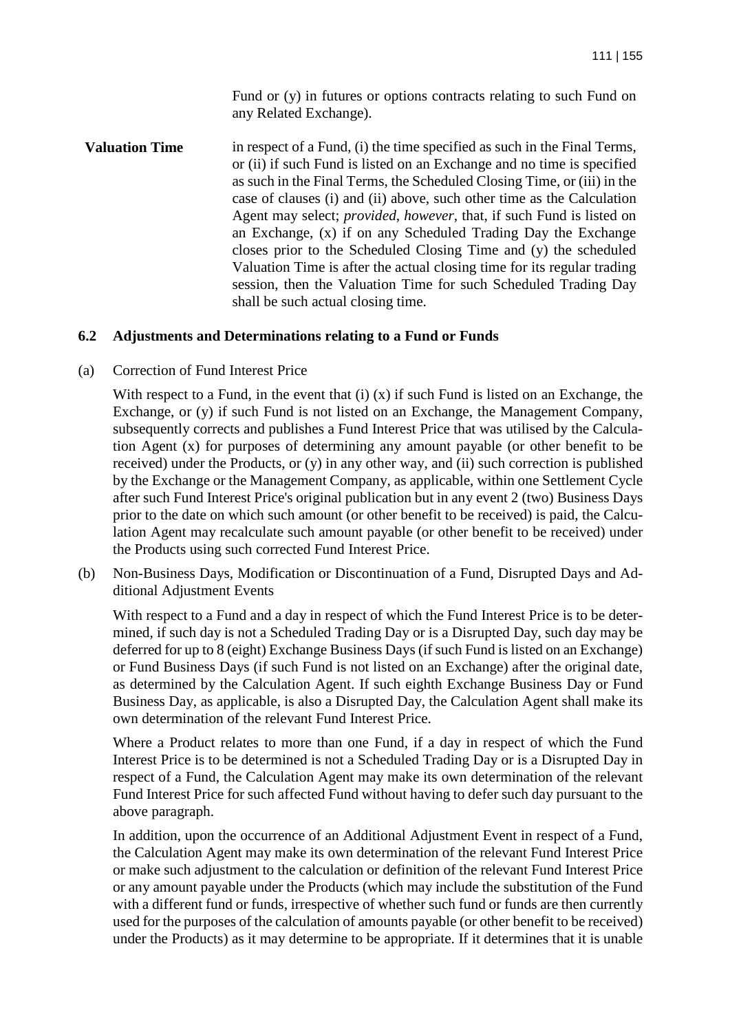Fund or (y) in futures or options contracts relating to such Fund on any Related Exchange).

**Valuation Time** in respect of a Fund, (i) the time specified as such in the Final Terms, or (ii) if such Fund is listed on an Exchange and no time is specified as such in the Final Terms, the Scheduled Closing Time, or (iii) in the case of clauses (i) and (ii) above, such other time as the Calculation Agent may select; *provided, however*, that, if such Fund is listed on an Exchange, (x) if on any Scheduled Trading Day the Exchange closes prior to the Scheduled Closing Time and (y) the scheduled Valuation Time is after the actual closing time for its regular trading session, then the Valuation Time for such Scheduled Trading Day shall be such actual closing time.

### 6.2 Adjustments and Determinations relating to a Fund or Funds

(a) Correction of Fund Interest Price

With respect to a Fund, in the event that (i) (x) if such Fund is listed on an Exchange, the Exchange, or (y) if such Fund is not listed on an Exchange, the Management Company, subsequently corrects and publishes a Fund Interest Price that was utilised by the Calculation Agent (x) for purposes of determining any amount payable (or other benefit to be received) under the Products, or (y) in any other way, and (ii) such correction is published by the Exchange or the Management Company, as applicable, within one Settlement Cycle after such Fund Interest Price's original publication but in any event 2 (two) Business Days prior to the date on which such amount (or other benefit to be received) is paid, the Calculation Agent may recalculate such amount payable (or other benefit to be received) under the Products using such corrected Fund Interest Price.

(b) Non-Business Days, Modification or Discontinuation of a Fund, Disrupted Days and Additional Adjustment Events

With respect to a Fund and a day in respect of which the Fund Interest Price is to be determined, if such day is not a Scheduled Trading Day or is a Disrupted Day, such day may be deferred for up to 8 (eight) Exchange Business Days (if such Fund is listed on an Exchange) or Fund Business Days (if such Fund is not listed on an Exchange) after the original date, as determined by the Calculation Agent. If such eighth Exchange Business Day or Fund Business Day, as applicable, is also a Disrupted Day, the Calculation Agent shall make its own determination of the relevant Fund Interest Price.

Where a Product relates to more than one Fund, if a day in respect of which the Fund Interest Price is to be determined is not a Scheduled Trading Day or is a Disrupted Day in respect of a Fund, the Calculation Agent may make its own determination of the relevant Fund Interest Price for such affected Fund without having to defer such day pursuant to the above paragraph.

In addition, upon the occurrence of an Additional Adjustment Event in respect of a Fund, the Calculation Agent may make its own determination of the relevant Fund Interest Price or make such adjustment to the calculation or definition of the relevant Fund Interest Price or any amount payable under the Products (which may include the substitution of the Fund with a different fund or funds, irrespective of whether such fund or funds are then currently used for the purposes of the calculation of amounts payable (or other benefit to be received) under the Products) as it may determine to be appropriate. If it determines that it is unable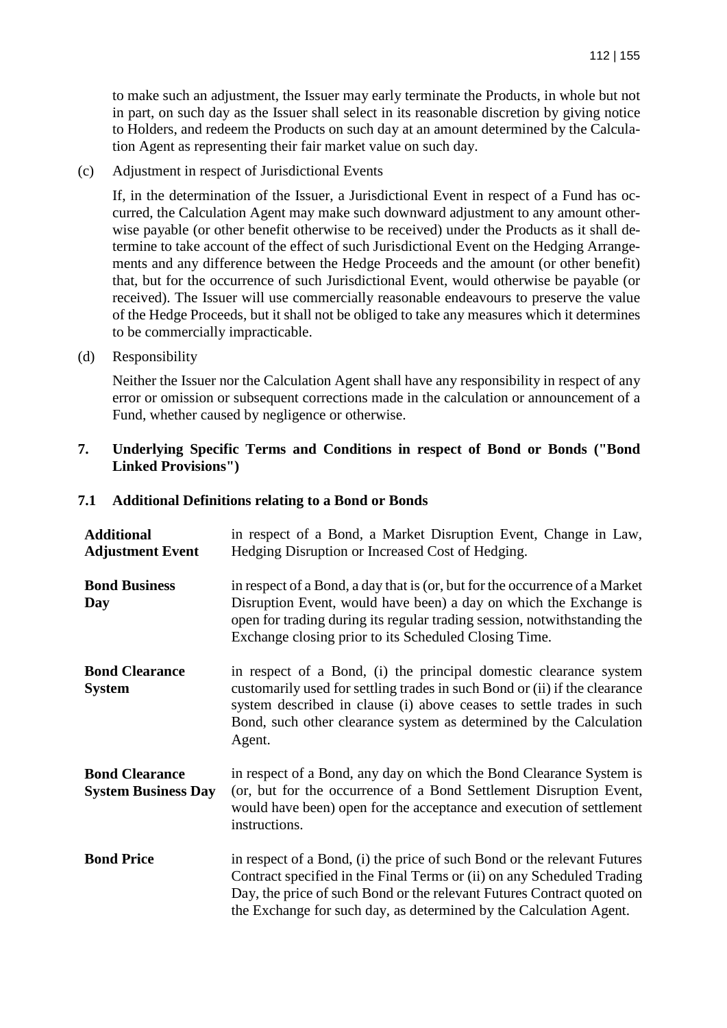to make such an adjustment, the Issuer may early terminate the Products, in whole but not in part, on such day as the Issuer shall select in its reasonable discretion by giving notice to Holders, and redeem the Products on such day at an amount determined by the Calculation Agent as representing their fair market value on such day.

(c) Adjustment in respect of Jurisdictional Events

If, in the determination of the Issuer, a Jurisdictional Event in respect of a Fund has occurred, the Calculation Agent may make such downward adjustment to any amount otherwise payable (or other benefit otherwise to be received) under the Products as it shall determine to take account of the effect of such Jurisdictional Event on the Hedging Arrangements and any difference between the Hedge Proceeds and the amount (or other benefit) that, but for the occurrence of such Jurisdictional Event, would otherwise be payable (or received). The Issuer will use commercially reasonable endeavours to preserve the value of the Hedge Proceeds, but it shall not be obliged to take any measures which it determines to be commercially impracticable.

(d) Responsibility

Neither the Issuer nor the Calculation Agent shall have any responsibility in respect of any error or omission or subsequent corrections made in the calculation or announcement of a Fund, whether caused by negligence or otherwise.

## 7. Underlying Specific Terms and Conditions in respect of Bond or Bonds ("Bond Linked Provisions")

### 7.1 Additional Definitions relating to a Bond or Bonds

| | |
|---|---|
| **Additional Adjustment Event** | in respect of a Bond, a Market Disruption Event, Change in Law, Hedging Disruption or Increased Cost of Hedging. |
| **Bond Business Day** | in respect of a Bond, a day that is (or, but for the occurrence of a Market Disruption Event, would have been) a day on which the Exchange is open for trading during its regular trading session, notwithstanding the Exchange closing prior to its Scheduled Closing Time. |
| **Bond Clearance System** | in respect of a Bond, (i) the principal domestic clearance system customarily used for settling trades in such Bond or (ii) if the clearance system described in clause (i) above ceases to settle trades in such Bond, such other clearance system as determined by the Calculation Agent. |
| **Bond Clearance System Business Day** | in respect of a Bond, any day on which the Bond Clearance System is (or, but for the occurrence of a Bond Settlement Disruption Event, would have been) open for the acceptance and execution of settlement instructions. |
| **Bond Price** | in respect of a Bond, (i) the price of such Bond or the relevant Futures Contract specified in the Final Terms or (ii) on any Scheduled Trading Day, the price of such Bond or the relevant Futures Contract quoted on the Exchange for such day, as determined by the Calculation Agent. |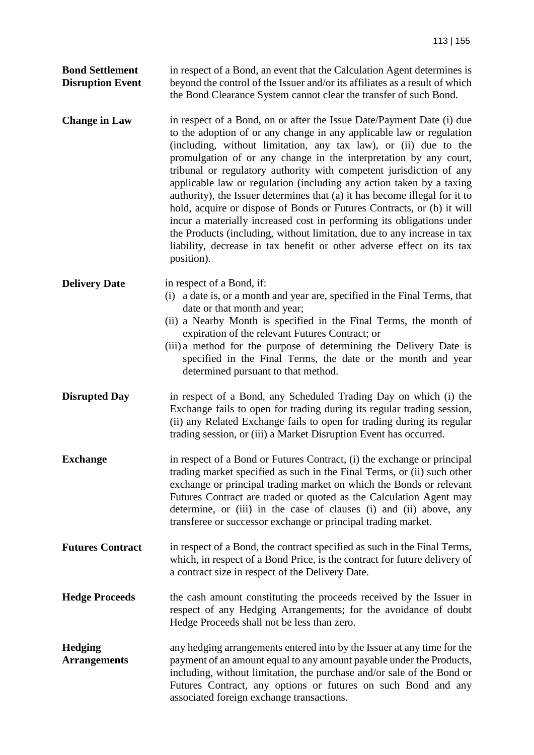**Bond Settlement Disruption Event** in respect of a Bond, an event that the Calculation Agent determines is beyond the control of the Issuer and/or its affiliates as a result of which the Bond Clearance System cannot clear the transfer of such Bond.

**Change in Law** in respect of a Bond, on or after the Issue Date/Payment Date (i) due to the adoption of or any change in any applicable law or regulation (including, without limitation, any tax law), or (ii) due to the promulgation of or any change in the interpretation by any court, tribunal or regulatory authority with competent jurisdiction of any applicable law or regulation (including any action taken by a taxing authority), the Issuer determines that (a) it has become illegal for it to hold, acquire or dispose of Bonds or Futures Contracts, or (b) it will incur a materially increased cost in performing its obligations under the Products (including, without limitation, due to any increase in tax liability, decrease in tax benefit or other adverse effect on its tax position).

**Delivery Date** in respect of a Bond, if:

(i) a date is, or a month and year are, specified in the Final Terms, that date or that month and year;

(ii) a Nearby Month is specified in the Final Terms, the month of expiration of the relevant Futures Contract; or

(iii) a method for the purpose of determining the Delivery Date is specified in the Final Terms, the date or the month and year determined pursuant to that method.

**Disrupted Day** in respect of a Bond, any Scheduled Trading Day on which (i) the Exchange fails to open for trading during its regular trading session, (ii) any Related Exchange fails to open for trading during its regular trading session, or (iii) a Market Disruption Event has occurred.

**Exchange** in respect of a Bond or Futures Contract, (i) the exchange or principal trading market specified as such in the Final Terms, or (ii) such other exchange or principal trading market on which the Bonds or relevant Futures Contract are traded or quoted as the Calculation Agent may determine, or (iii) in the case of clauses (i) and (ii) above, any transferee or successor exchange or principal trading market.

**Futures Contract** in respect of a Bond, the contract specified as such in the Final Terms, which, in respect of a Bond Price, is the contract for future delivery of a contract size in respect of the Delivery Date.

**Hedge Proceeds** the cash amount constituting the proceeds received by the Issuer in respect of any Hedging Arrangements; for the avoidance of doubt Hedge Proceeds shall not be less than zero.

**Hedging Arrangements** any hedging arrangements entered into by the Issuer at any time for the payment of an amount equal to any amount payable under the Products, including, without limitation, the purchase and/or sale of the Bond or Futures Contract, any options or futures on such Bond and any associated foreign exchange transactions.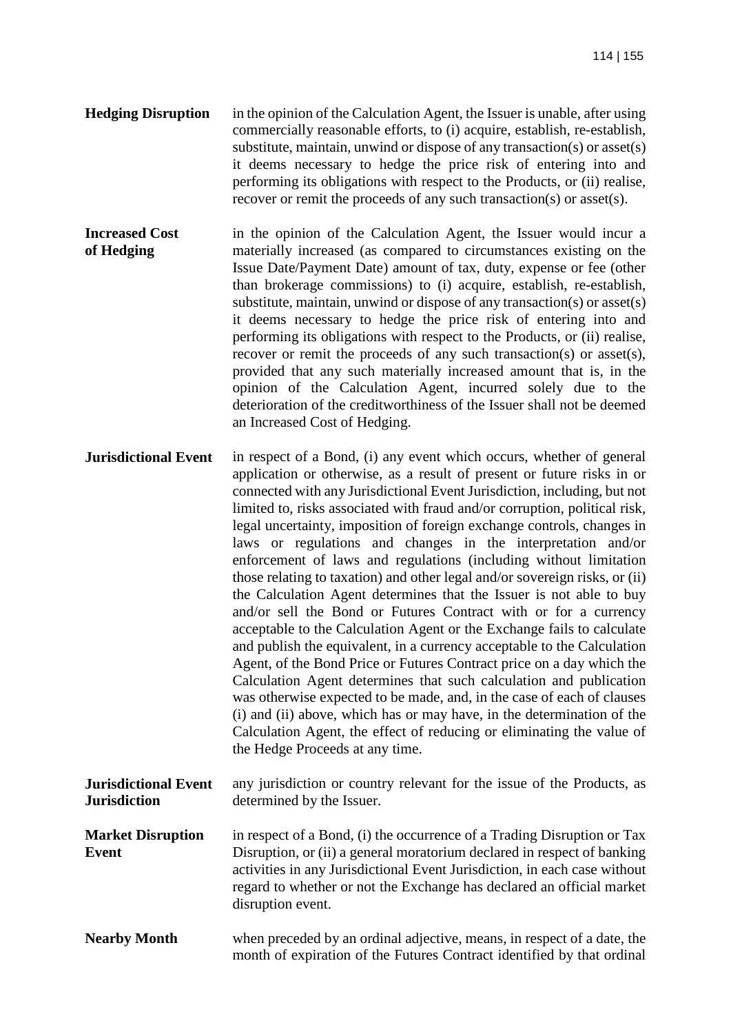**Hedging Disruption** in the opinion of the Calculation Agent, the Issuer is unable, after using commercially reasonable efforts, to (i) acquire, establish, re-establish, substitute, maintain, unwind or dispose of any transaction(s) or asset(s) it deems necessary to hedge the price risk of entering into and performing its obligations with respect to the Products, or (ii) realise, recover or remit the proceeds of any such transaction(s) or asset(s).

**Increased Cost of Hedging** in the opinion of the Calculation Agent, the Issuer would incur a materially increased (as compared to circumstances existing on the Issue Date/Payment Date) amount of tax, duty, expense or fee (other than brokerage commissions) to (i) acquire, establish, re-establish, substitute, maintain, unwind or dispose of any transaction(s) or asset(s) it deems necessary to hedge the price risk of entering into and performing its obligations with respect to the Products, or (ii) realise, recover or remit the proceeds of any such transaction(s) or asset(s), provided that any such materially increased amount that is, in the opinion of the Calculation Agent, incurred solely due to the deterioration of the creditworthiness of the Issuer shall not be deemed an Increased Cost of Hedging.

**Jurisdictional Event** in respect of a Bond, (i) any event which occurs, whether of general application or otherwise, as a result of present or future risks in or connected with any Jurisdictional Event Jurisdiction, including, but not limited to, risks associated with fraud and/or corruption, political risk, legal uncertainty, imposition of foreign exchange controls, changes in laws or regulations and changes in the interpretation and/or enforcement of laws and regulations (including without limitation those relating to taxation) and other legal and/or sovereign risks, or (ii) the Calculation Agent determines that the Issuer is not able to buy and/or sell the Bond or Futures Contract with or for a currency acceptable to the Calculation Agent or the Exchange fails to calculate and publish the equivalent, in a currency acceptable to the Calculation Agent, of the Bond Price or Futures Contract price on a day which the Calculation Agent determines that such calculation and publication was otherwise expected to be made, and, in the case of each of clauses (i) and (ii) above, which has or may have, in the determination of the Calculation Agent, the effect of reducing or eliminating the value of the Hedge Proceeds at any time.

**Jurisdictional Event Jurisdiction** any jurisdiction or country relevant for the issue of the Products, as determined by the Issuer.

**Market Disruption Event** in respect of a Bond, (i) the occurrence of a Trading Disruption or Tax Disruption, or (ii) a general moratorium declared in respect of banking activities in any Jurisdictional Event Jurisdiction, in each case without regard to whether or not the Exchange has declared an official market disruption event.

**Nearby Month** when preceded by an ordinal adjective, means, in respect of a date, the month of expiration of the Futures Contract identified by that ordinal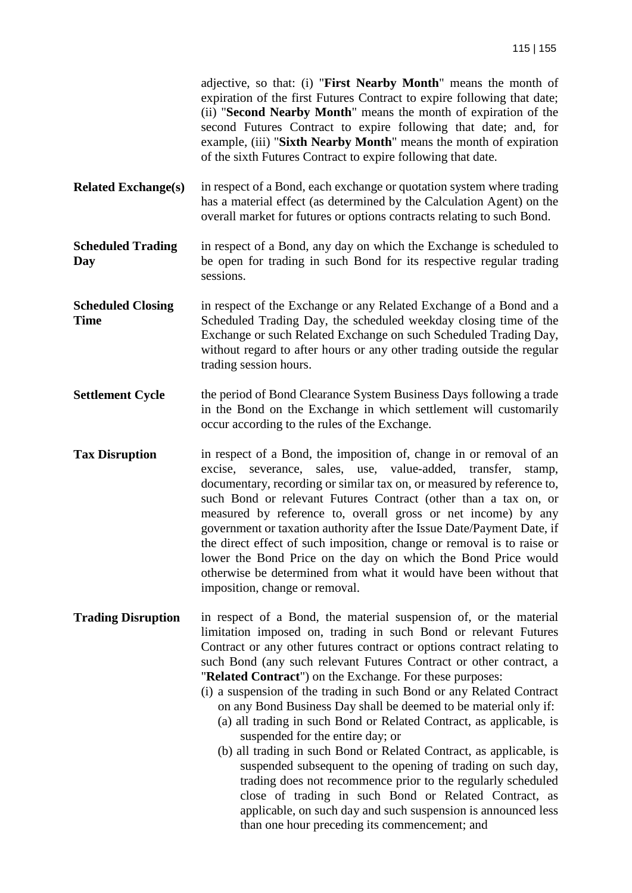adjective, so that: (i) "**First Nearby Month**" means the month of expiration of the first Futures Contract to expire following that date; (ii) "**Second Nearby Month**" means the month of expiration of the second Futures Contract to expire following that date; and, for example, (iii) "**Sixth Nearby Month**" means the month of expiration of the sixth Futures Contract to expire following that date.

**Related Exchange(s)** in respect of a Bond, each exchange or quotation system where trading has a material effect (as determined by the Calculation Agent) on the overall market for futures or options contracts relating to such Bond.

**Scheduled Trading Day** in respect of a Bond, any day on which the Exchange is scheduled to be open for trading in such Bond for its respective regular trading sessions.

**Scheduled Closing Time** in respect of the Exchange or any Related Exchange of a Bond and a Scheduled Trading Day, the scheduled weekday closing time of the Exchange or such Related Exchange on such Scheduled Trading Day, without regard to after hours or any other trading outside the regular trading session hours.

**Settlement Cycle** the period of Bond Clearance System Business Days following a trade in the Bond on the Exchange in which settlement will customarily occur according to the rules of the Exchange.

**Tax Disruption** in respect of a Bond, the imposition of, change in or removal of an excise, severance, sales, use, value-added, transfer, stamp, documentary, recording or similar tax on, or measured by reference to, such Bond or relevant Futures Contract (other than a tax on, or measured by reference to, overall gross or net income) by any government or taxation authority after the Issue Date/Payment Date, if the direct effect of such imposition, change or removal is to raise or lower the Bond Price on the day on which the Bond Price would otherwise be determined from what it would have been without that imposition, change or removal.

**Trading Disruption** in respect of a Bond, the material suspension of, or the material limitation imposed on, trading in such Bond or relevant Futures Contract or any other futures contract or options contract relating to such Bond (any such relevant Futures Contract or other contract, a "**Related Contract**") on the Exchange. For these purposes:

(i) a suspension of the trading in such Bond or any Related Contract on any Bond Business Day shall be deemed to be material only if:
   (a) all trading in such Bond or Related Contract, as applicable, is suspended for the entire day; or
   (b) all trading in such Bond or Related Contract, as applicable, is suspended subsequent to the opening of trading on such day, trading does not recommence prior to the regularly scheduled close of trading in such Bond or Related Contract, as applicable, on such day and such suspension is announced less than one hour preceding its commencement; and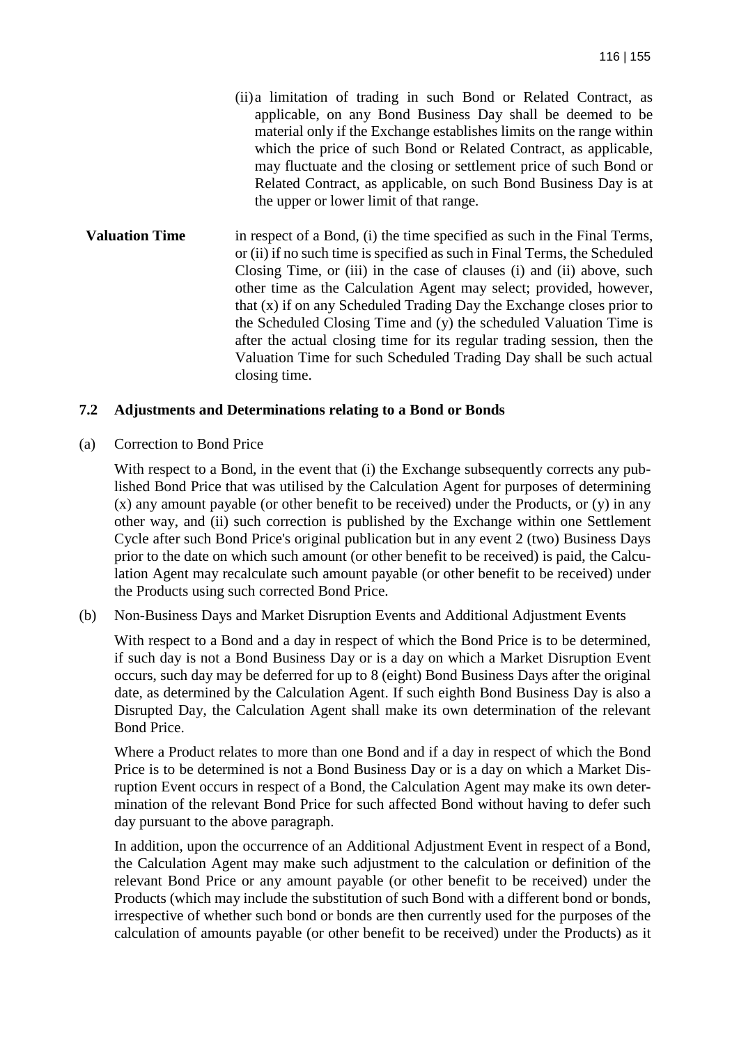(ii) a limitation of trading in such Bond or Related Contract, as applicable, on any Bond Business Day shall be deemed to be material only if the Exchange establishes limits on the range within which the price of such Bond or Related Contract, as applicable, may fluctuate and the closing or settlement price of such Bond or Related Contract, as applicable, on such Bond Business Day is at the upper or lower limit of that range.

**Valuation Time** in respect of a Bond, (i) the time specified as such in the Final Terms, or (ii) if no such time is specified as such in Final Terms, the Scheduled Closing Time, or (iii) in the case of clauses (i) and (ii) above, such other time as the Calculation Agent may select; provided, however, that (x) if on any Scheduled Trading Day the Exchange closes prior to the Scheduled Closing Time and (y) the scheduled Valuation Time is after the actual closing time for its regular trading session, then the Valuation Time for such Scheduled Trading Day shall be such actual closing time.

### 7.2 Adjustments and Determinations relating to a Bond or Bonds

(a) Correction to Bond Price

With respect to a Bond, in the event that (i) the Exchange subsequently corrects any published Bond Price that was utilised by the Calculation Agent for purposes of determining (x) any amount payable (or other benefit to be received) under the Products, or (y) in any other way, and (ii) such correction is published by the Exchange within one Settlement Cycle after such Bond Price's original publication but in any event 2 (two) Business Days prior to the date on which such amount (or other benefit to be received) is paid, the Calculation Agent may recalculate such amount payable (or other benefit to be received) under the Products using such corrected Bond Price.

(b) Non-Business Days and Market Disruption Events and Additional Adjustment Events

With respect to a Bond and a day in respect of which the Bond Price is to be determined, if such day is not a Bond Business Day or is a day on which a Market Disruption Event occurs, such day may be deferred for up to 8 (eight) Bond Business Days after the original date, as determined by the Calculation Agent. If such eighth Bond Business Day is also a Disrupted Day, the Calculation Agent shall make its own determination of the relevant Bond Price.

Where a Product relates to more than one Bond and if a day in respect of which the Bond Price is to be determined is not a Bond Business Day or is a day on which a Market Disruption Event occurs in respect of a Bond, the Calculation Agent may make its own determination of the relevant Bond Price for such affected Bond without having to defer such day pursuant to the above paragraph.

In addition, upon the occurrence of an Additional Adjustment Event in respect of a Bond, the Calculation Agent may make such adjustment to the calculation or definition of the relevant Bond Price or any amount payable (or other benefit to be received) under the Products (which may include the substitution of such Bond with a different bond or bonds, irrespective of whether such bond or bonds are then currently used for the purposes of the calculation of amounts payable (or other benefit to be received) under the Products) as it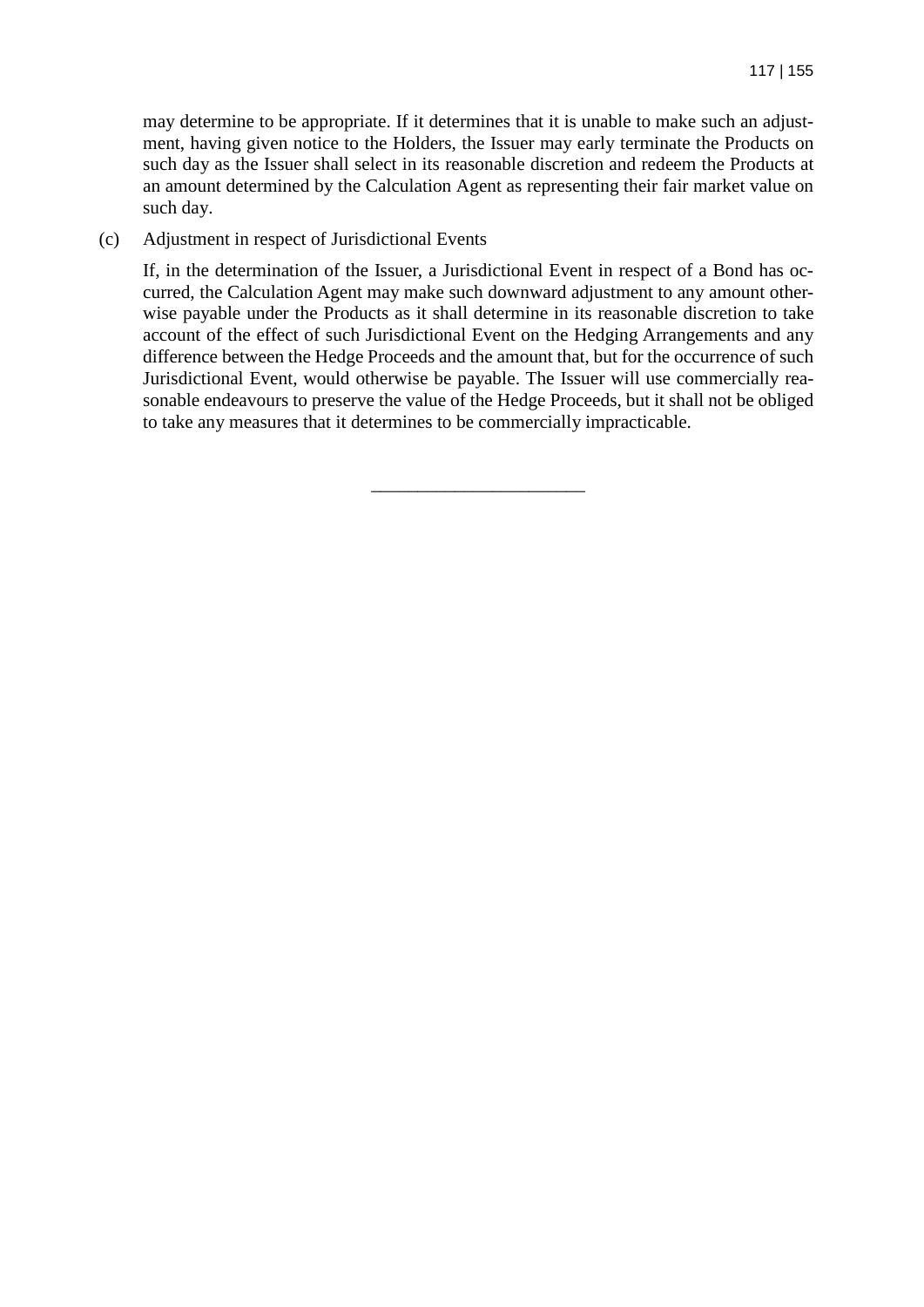may determine to be appropriate. If it determines that it is unable to make such an adjustment, having given notice to the Holders, the Issuer may early terminate the Products on such day as the Issuer shall select in its reasonable discretion and redeem the Products at an amount determined by the Calculation Agent as representing their fair market value on such day.

(c) Adjustment in respect of Jurisdictional Events

If, in the determination of the Issuer, a Jurisdictional Event in respect of a Bond has occurred, the Calculation Agent may make such downward adjustment to any amount otherwise payable under the Products as it shall determine in its reasonable discretion to take account of the effect of such Jurisdictional Event on the Hedging Arrangements and any difference between the Hedge Proceeds and the amount that, but for the occurrence of such Jurisdictional Event, would otherwise be payable. The Issuer will use commercially reasonable endeavours to preserve the value of the Hedge Proceeds, but it shall not be obliged to take any measures that it determines to be commercially impracticable.

\_\_\_\_\_\_\_\_\_\_\_\_\_\_\_\_\_\_\_\_\_\_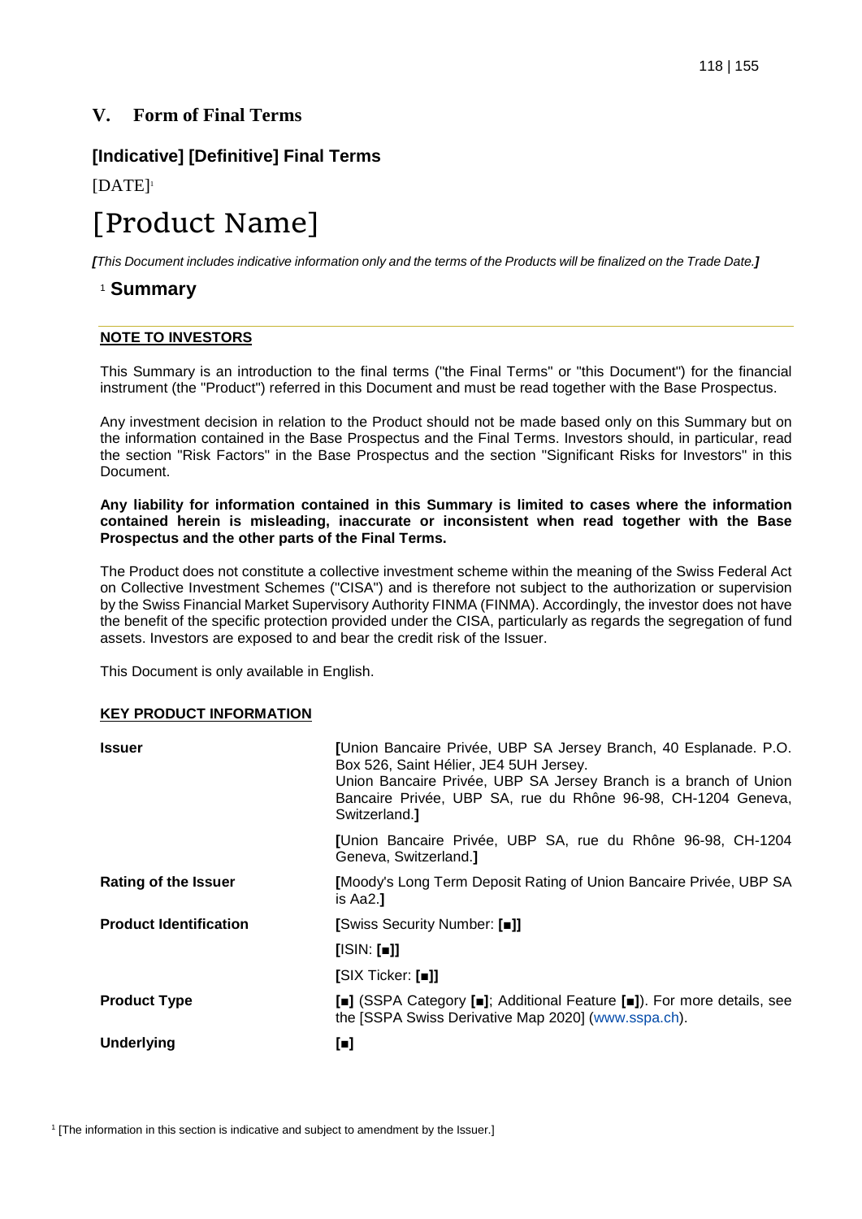# V. Form of Final Terms

## [Indicative] [Definitive] Final Terms

[DATE][1]

# [Product Name]

*[This Document includes indicative information only and the terms of the Products will be finalized on the Trade Date.]*

## 1 Summary

**NOTE TO INVESTORS**

This Summary is an introduction to the final terms ("the Final Terms" or "this Document") for the financial instrument (the "Product") referred in this Document and must be read together with the Base Prospectus.

Any investment decision in relation to the Product should not be made based only on this Summary but on the information contained in the Base Prospectus and the Final Terms. Investors should, in particular, read the section "Risk Factors" in the Base Prospectus and the section "Significant Risks for Investors" in this Document.

**Any liability for information contained in this Summary is limited to cases where the information contained herein is misleading, inaccurate or inconsistent when read together with the Base Prospectus and the other parts of the Final Terms.**

The Product does not constitute a collective investment scheme within the meaning of the Swiss Federal Act on Collective Investment Schemes ("CISA") and is therefore not subject to the authorization or supervision by the Swiss Financial Market Supervisory Authority FINMA (FINMA). Accordingly, the investor does not have the benefit of the specific protection provided under the CISA, particularly as regards the segregation of fund assets. Investors are exposed to and bear the credit risk of the Issuer.

This Document is only available in English.

**KEY PRODUCT INFORMATION**

| | |
|---|---|
| **Issuer** | [Union Bancaire Privée, UBP SA Jersey Branch, 40 Esplanade. P.O. Box 526, Saint Hélier, JE4 5UH Jersey. Union Bancaire Privée, UBP SA Jersey Branch is a branch of Union Bancaire Privée, UBP SA, rue du Rhône 96-98, CH-1204 Geneva, Switzerland.] |
| | [Union Bancaire Privée, UBP SA, rue du Rhône 96-98, CH-1204 Geneva, Switzerland.] |
| **Rating of the Issuer** | [Moody's Long Term Deposit Rating of Union Bancaire Privée, UBP SA is Aa2.] |
| **Product Identification** | [Swiss Security Number: **[■]**] |
| | [ISIN: **[■]**] |
| | [SIX Ticker: **[■]**] |
| **Product Type** | **[■]** (SSPA Category **[■]**; Additional Feature **[■]**). For more details, see the [SSPA Swiss Derivative Map 2020] (www.sspa.ch). |
| **Underlying** | **[■]** |

[1] [The information in this section is indicative and subject to amendment by the Issuer.]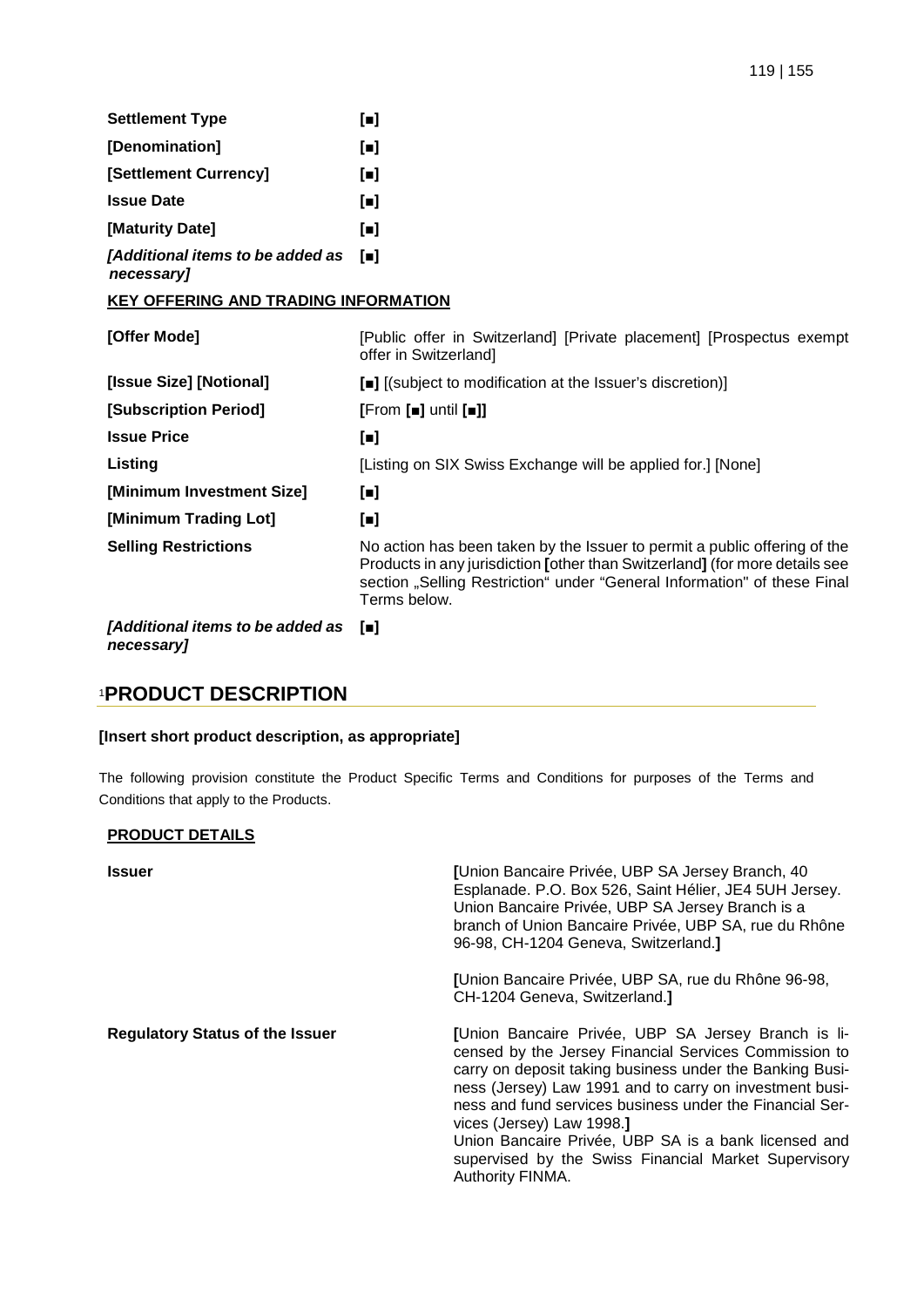| | |
|---|---|
| **Settlement Type** | **[■]** |
| **[Denomination]** | **[■]** |
| **[Settlement Currency]** | **[■]** |
| **Issue Date** | **[■]** |
| **[Maturity Date]** | **[■]** |
| ***[Additional items to be added as necessary]*** | **[■]** |

**KEY OFFERING AND TRADING INFORMATION**

| | |
|---|---|
| **[Offer Mode]** | [Public offer in Switzerland] [Private placement] [Prospectus exempt offer in Switzerland] |
| **[Issue Size] [Notional]** | **[■]** [(subject to modification at the Issuer's discretion)] |
| **[Subscription Period]** | **[**From **[■]** until **[■]]** |
| **Issue Price** | **[■]** |
| **Listing** | [Listing on SIX Swiss Exchange will be applied for.] [None] |
| **[Minimum Investment Size]** | **[■]** |
| **[Minimum Trading Lot]** | **[■]** |
| **Selling Restrictions** | No action has been taken by the Issuer to permit a public offering of the Products in any jurisdiction **[**other than Switzerland**]** (for more details see section „Selling Restriction" under "General Information" of these Final Terms below. |
| ***[Additional items to be added as necessary]*** | **[■]** |

## [1]PRODUCT DESCRIPTION

**[Insert short product description, as appropriate]**

The following provision constitute the Product Specific Terms and Conditions for purposes of the Terms and Conditions that apply to the Products.

**PRODUCT DETAILS**

| | |
|---|---|
| **Issuer** | **[**Union Bancaire Privée, UBP SA Jersey Branch, 40 Esplanade. P.O. Box 526, Saint Hélier, JE4 5UH Jersey. Union Bancaire Privée, UBP SA Jersey Branch is a branch of Union Bancaire Privée, UBP SA, rue du Rhône 96-98, CH-1204 Geneva, Switzerland.**]**<br><br>**[**Union Bancaire Privée, UBP SA, rue du Rhône 96-98, CH-1204 Geneva, Switzerland.**]** |
| **Regulatory Status of the Issuer** | **[**Union Bancaire Privée, UBP SA Jersey Branch is licensed by the Jersey Financial Services Commission to carry on deposit taking business under the Banking Business (Jersey) Law 1991 and to carry on investment business and fund services business under the Financial Services (Jersey) Law 1998.**]**<br>Union Bancaire Privée, UBP SA is a bank licensed and supervised by the Swiss Financial Market Supervisory Authority FINMA. |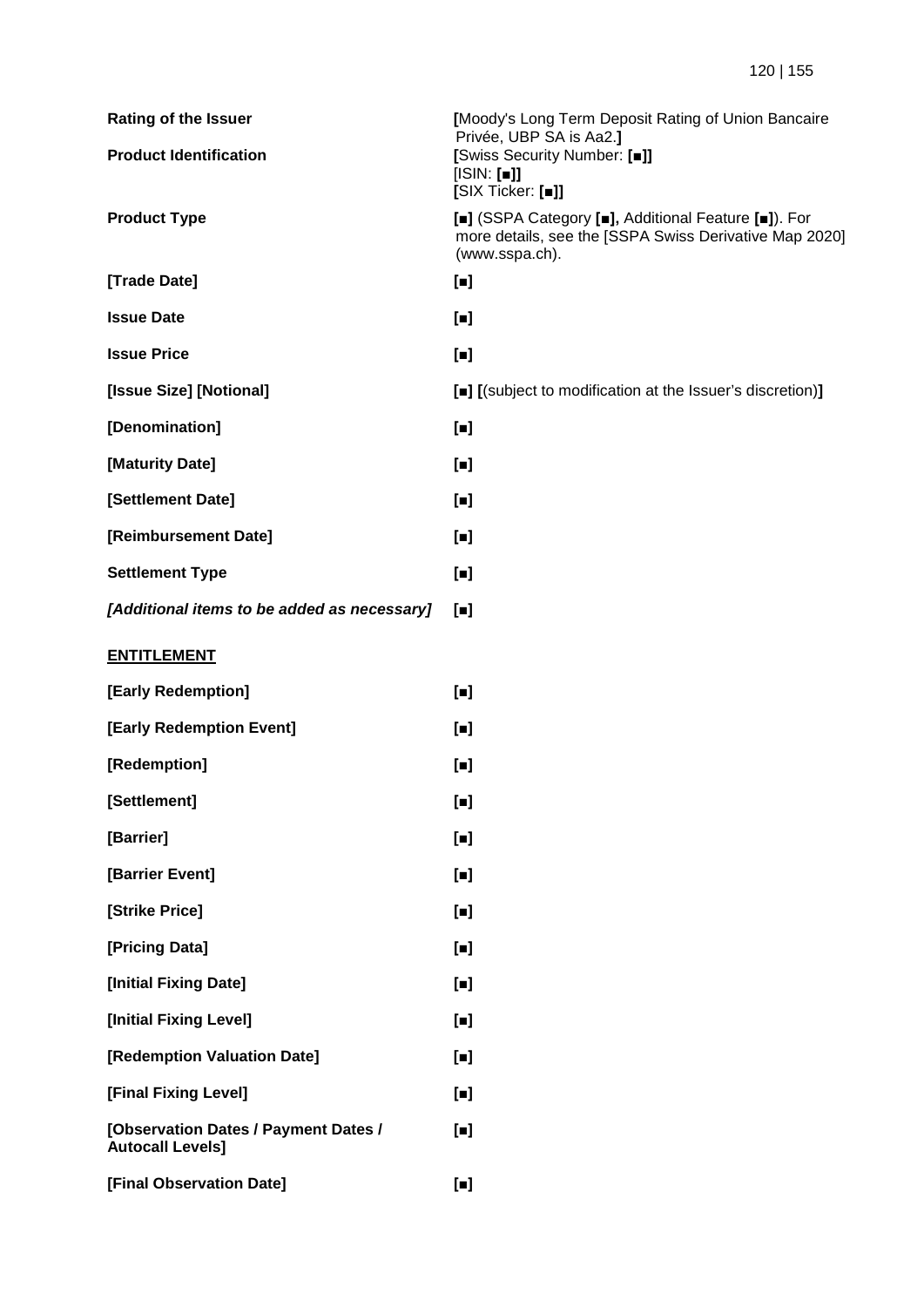| | |
|---|---|
| **Rating of the Issuer** | **[**Moody's Long Term Deposit Rating of Union Bancaire Privée, UBP SA is Aa2.**]** |
| **Product Identification** | **[**Swiss Security Number: **[■]]**<br>[ISIN: **[■]]**<br>**[**SIX Ticker: **[■]]** |
| **Product Type** | **[■]** (SSPA Category **[■]**, Additional Feature **[■]**). For more details, see the [SSPA Swiss Derivative Map 2020] (www.sspa.ch). |
| **[Trade Date]** | **[■]** |
| **Issue Date** | **[■]** |
| **Issue Price** | **[■]** |
| **[Issue Size] [Notional]** | **[■] [**(subject to modification at the Issuer's discretion)**]** |
| **[Denomination]** | **[■]** |
| **[Maturity Date]** | **[■]** |
| **[Settlement Date]** | **[■]** |
| **[Reimbursement Date]** | **[■]** |
| **Settlement Type** | **[■]** |
| ***[Additional items to be added as necessary]*** | **[■]** |

**ENTITLEMENT**

| | |
|---|---|
| **[Early Redemption]** | **[■]** |
| **[Early Redemption Event]** | **[■]** |
| **[Redemption]** | **[■]** |
| **[Settlement]** | **[■]** |
| **[Barrier]** | **[■]** |
| **[Barrier Event]** | **[■]** |
| **[Strike Price]** | **[■]** |
| **[Pricing Data]** | **[■]** |
| **[Initial Fixing Date]** | **[■]** |
| **[Initial Fixing Level]** | **[■]** |
| **[Redemption Valuation Date]** | **[■]** |
| **[Final Fixing Level]** | **[■]** |
| **[Observation Dates / Payment Dates / Autocall Levels]** | **[■]** |
| **[Final Observation Date]** | **[■]** |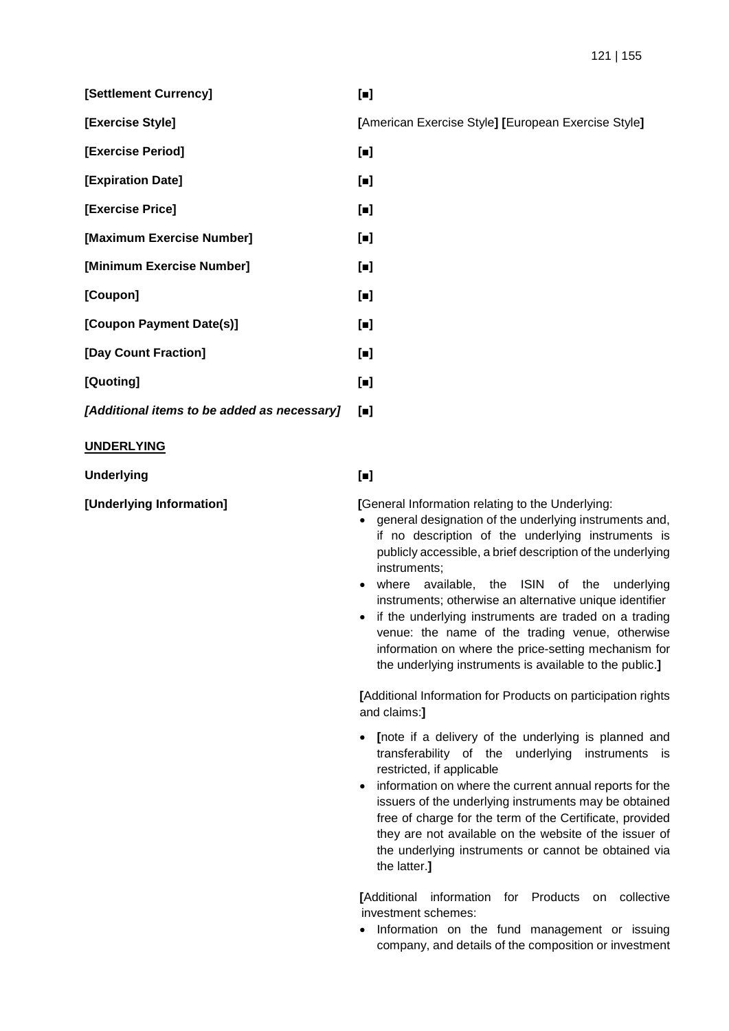| | |
|---|---|
| **[Settlement Currency]** | **[■]** |
| **[Exercise Style]** | **[**American Exercise Style**] [**European Exercise Style**]** |
| **[Exercise Period]** | **[■]** |
| **[Expiration Date]** | **[■]** |
| **[Exercise Price]** | **[■]** |
| **[Maximum Exercise Number]** | **[■]** |
| **[Minimum Exercise Number]** | **[■]** |
| **[Coupon]** | **[■]** |
| **[Coupon Payment Date(s)]** | **[■]** |
| **[Day Count Fraction]** | **[■]** |
| **[Quoting]** | **[■]** |
| ***[Additional items to be added as necessary]*** | **[■]** |

**<u>UNDERLYING</u>**

| | |
|---|---|
| **Underlying** | **[■]** |
| **[Underlying Information]** | **[**General Information relating to the Underlying:<br>• general designation of the underlying instruments and, if no description of the underlying instruments is publicly accessible, a brief description of the underlying instruments;<br>• where available, the ISIN of the underlying instruments; otherwise an alternative unique identifier<br>• if the underlying instruments are traded on a trading venue: the name of the trading venue, otherwise information on where the price-setting mechanism for the underlying instruments is available to the public.**]**<br><br>**[**Additional Information for Products on participation rights and claims:**]**<br>• **[**note if a delivery of the underlying is planned and transferability of the underlying instruments is restricted, if applicable<br>• information on where the current annual reports for the issuers of the underlying instruments may be obtained free of charge for the term of the Certificate, provided they are not available on the website of the issuer of the underlying instruments or cannot be obtained via the latter.**]**<br><br>**[**Additional information for Products on collective investment schemes:<br>• Information on the fund management or issuing company, and details of the composition or investment |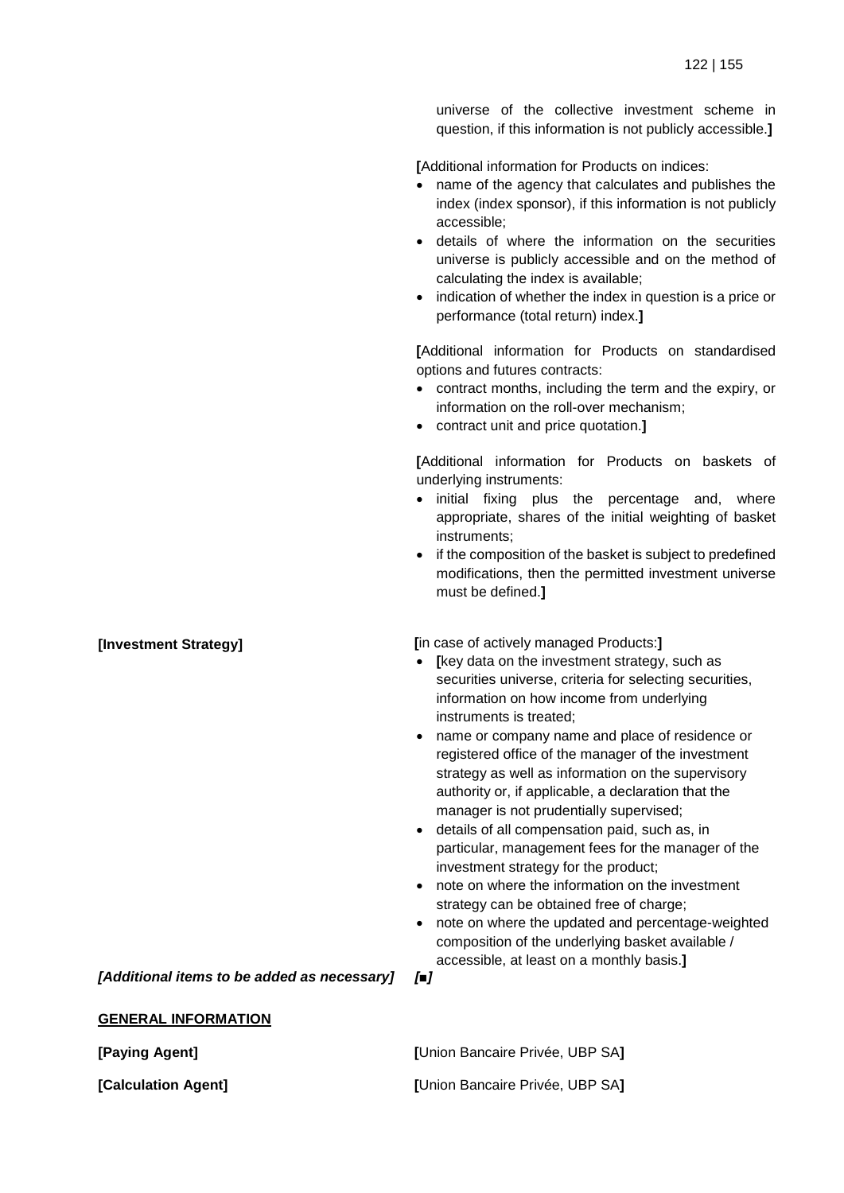universe of the collective investment scheme in question, if this information is not publicly accessible.]

[Additional information for Products on indices:

- name of the agency that calculates and publishes the index (index sponsor), if this information is not publicly accessible;
- details of where the information on the securities universe is publicly accessible and on the method of calculating the index is available;
- indication of whether the index in question is a price or performance (total return) index.]

[Additional information for Products on standardised options and futures contracts:

- contract months, including the term and the expiry, or information on the roll-over mechanism;
- contract unit and price quotation.]

[Additional information for Products on baskets of underlying instruments:

- initial fixing plus the percentage and, where appropriate, shares of the initial weighting of basket instruments;
- if the composition of the basket is subject to predefined modifications, then the permitted investment universe must be defined.]

**[Investment Strategy]**

[in case of actively managed Products:]

- [key data on the investment strategy, such as securities universe, criteria for selecting securities, information on how income from underlying instruments is treated;
- name or company name and place of residence or registered office of the manager of the investment strategy as well as information on the supervisory authority or, if applicable, a declaration that the manager is not prudentially supervised;
- details of all compensation paid, such as, in particular, management fees for the manager of the investment strategy for the product;
- note on where the information on the investment strategy can be obtained free of charge;
- note on where the updated and percentage-weighted composition of the underlying basket available / accessible, at least on a monthly basis.]

***[Additional items to be added as necessary]*** *[■]*

**GENERAL INFORMATION**

**[Paying Agent]** [Union Bancaire Privée, UBP SA]

**[Calculation Agent]** [Union Bancaire Privée, UBP SA]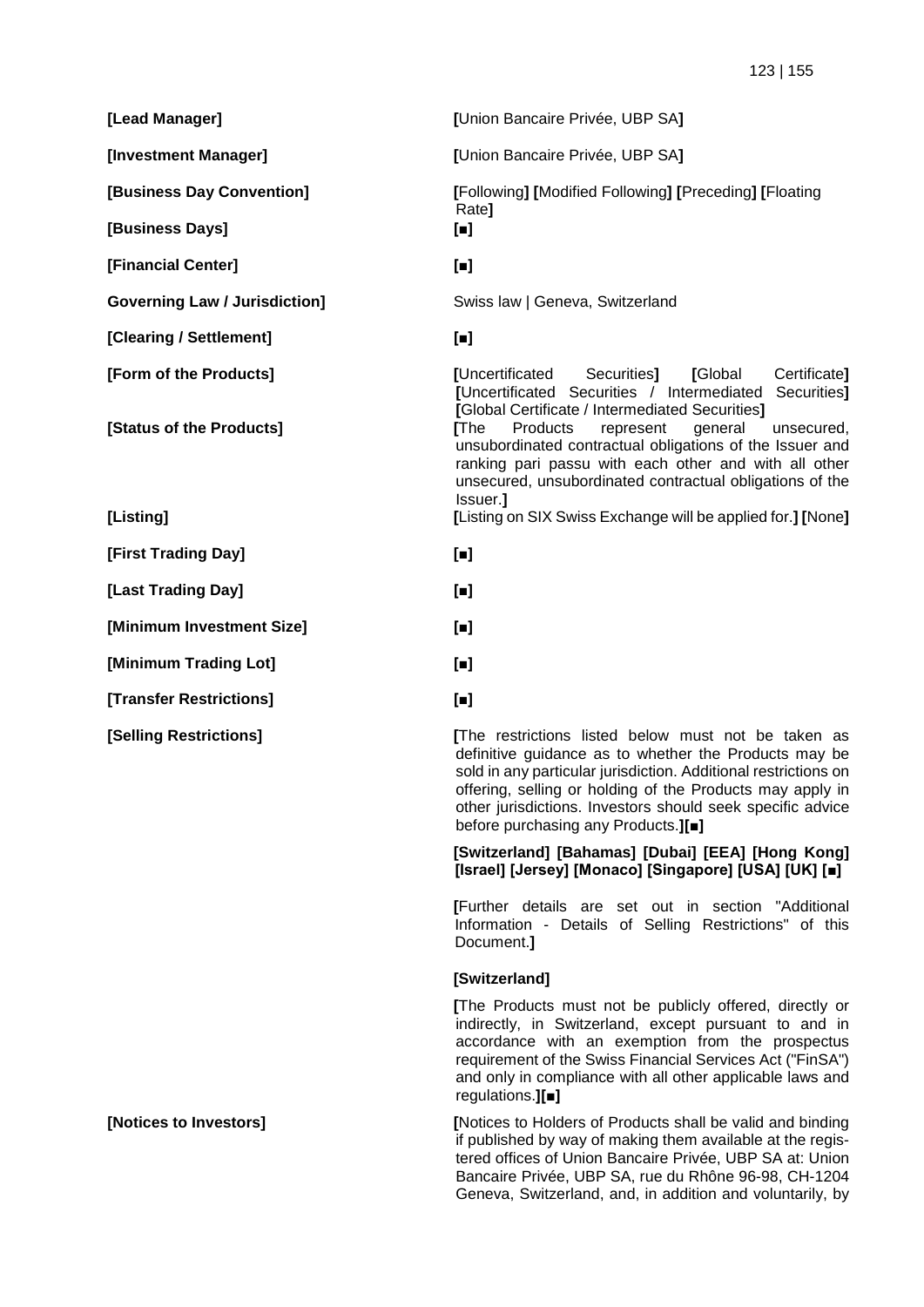| | |
|---|---|
| **[Lead Manager]** | [Union Bancaire Privée, UBP SA] |
| **[Investment Manager]** | [Union Bancaire Privée, UBP SA] |
| **[Business Day Convention]** | [Following] [Modified Following] [Preceding] [Floating Rate] |
| **[Business Days]** | [■] |
| **[Financial Center]** | [■] |
| **Governing Law / Jurisdiction]** | Swiss law \| Geneva, Switzerland |
| **[Clearing / Settlement]** | [■] |
| **[Form of the Products]** | [Uncertificated Securities] [Global Certificate] [Uncertificated Securities / Intermediated Securities] [Global Certificate / Intermediated Securities] |
| **[Status of the Products]** | [The Products represent general unsecured, unsubordinated contractual obligations of the Issuer and ranking pari passu with each other and with all other unsecured, unsubordinated contractual obligations of the Issuer.] |
| **[Listing]** | [Listing on SIX Swiss Exchange will be applied for.] [None] |
| **[First Trading Day]** | [■] |
| **[Last Trading Day]** | [■] |
| **[Minimum Investment Size]** | [■] |
| **[Minimum Trading Lot]** | [■] |
| **[Transfer Restrictions]** | [■] |
| **[Selling Restrictions]** | [The restrictions listed below must not be taken as definitive guidance as to whether the Products may be sold in any particular jurisdiction. Additional restrictions on offering, selling or holding of the Products may apply in other jurisdictions. Investors should seek specific advice before purchasing any Products.][■]<br><br>**[Switzerland] [Bahamas] [Dubai] [EEA] [Hong Kong] [Israel] [Jersey] [Monaco] [Singapore] [USA] [UK] [■]**<br><br>[Further details are set out in section "Additional Information - Details of Selling Restrictions" of this Document.]<br><br>**[Switzerland]**<br><br>[The Products must not be publicly offered, directly or indirectly, in Switzerland, except pursuant to and in accordance with an exemption from the prospectus requirement of the Swiss Financial Services Act ("FinSA") and only in compliance with all other applicable laws and regulations.][■] |
| **[Notices to Investors]** | [Notices to Holders of Products shall be valid and binding if published by way of making them available at the registered offices of Union Bancaire Privée, UBP SA at: Union Bancaire Privée, UBP SA, rue du Rhône 96-98, CH-1204 Geneva, Switzerland, and, in addition and voluntarily, by |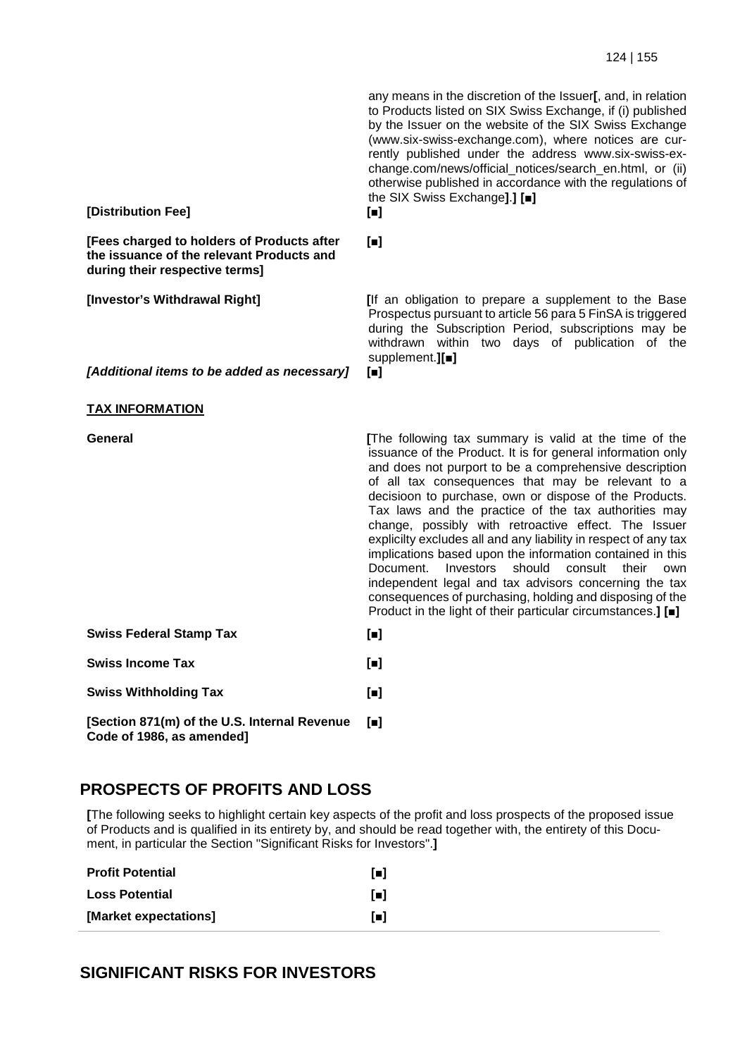| | |
|---|---|
| | any means in the discretion of the Issuer**[**, and, in relation to Products listed on SIX Swiss Exchange, if (i) published by the Issuer on the website of the SIX Swiss Exchange (www.six-swiss-exchange.com), where notices are currently published under the address www.six-swiss-exchange.com/news/official_notices/search_en.html, or (ii) otherwise published in accordance with the regulations of the SIX Swiss Exchange**]**.**]** **[■]** |
| **[Distribution Fee]** | **[■]** |
| **[Fees charged to holders of Products after the issuance of the relevant Products and during their respective terms]** | **[■]** |
| **[Investor's Withdrawal Right]** | **[**If an obligation to prepare a supplement to the Base Prospectus pursuant to article 56 para 5 FinSA is triggered during the Subscription Period, subscriptions may be withdrawn within two days of publication of the supplement.**][■]** |
| ***[Additional items to be added as necessary]*** | **[■]** |

**TAX INFORMATION**

| | |
|---|---|
| **General** | **[**The following tax summary is valid at the time of the issuance of the Product. It is for general information only and does not purport to be a comprehensive description of all tax consequences that may be relevant to a decisioon to purchase, own or dispose of the Products. Tax laws and the practice of the tax authorities may change, possibly with retroactive effect. The Issuer explicilty excludes all and any liability in respect of any tax implications based upon the information contained in this Document. Investors should consult their own independent legal and tax advisors concerning the tax consequences of purchasing, holding and disposing of the Product in the light of their particular circumstances.**]** **[■]** |
| **Swiss Federal Stamp Tax** | **[■]** |
| **Swiss Income Tax** | **[■]** |
| **Swiss Withholding Tax** | **[■]** |
| **[Section 871(m) of the U.S. Internal Revenue Code of 1986, as amended]** | **[■]** |

## PROSPECTS OF PROFITS AND LOSS

**[**The following seeks to highlight certain key aspects of the profit and loss prospects of the proposed issue of Products and is qualified in its entirety by, and should be read together with, the entirety of this Document, in particular the Section "Significant Risks for Investors".**]**

| | |
|---|---|
| **Profit Potential** | **[■]** |
| **Loss Potential** | **[■]** |
| **[Market expectations]** | **[■]** |

## SIGNIFICANT RISKS FOR INVESTORS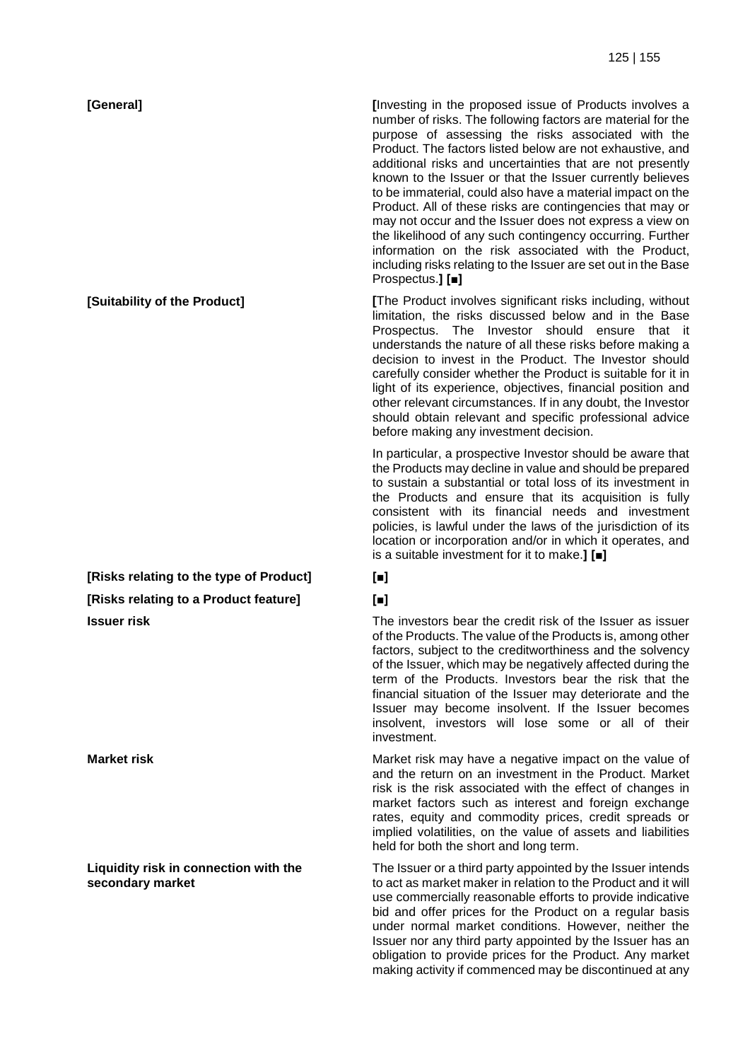| | |
|---|---|
| **[General]** | **[**Investing in the proposed issue of Products involves a number of risks. The following factors are material for the purpose of assessing the risks associated with the Product. The factors listed below are not exhaustive, and additional risks and uncertainties that are not presently known to the Issuer or that the Issuer currently believes to be immaterial, could also have a material impact on the Product. All of these risks are contingencies that may or may not occur and the Issuer does not express a view on the likelihood of any such contingency occurring. Further information on the risk associated with the Product, including risks relating to the Issuer are set out in the Base Prospectus.**] [■]** |
| **[Suitability of the Product]** | **[**The Product involves significant risks including, without limitation, the risks discussed below and in the Base Prospectus. The Investor should ensure that it understands the nature of all these risks before making a decision to invest in the Product. The Investor should carefully consider whether the Product is suitable for it in light of its experience, objectives, financial position and other relevant circumstances. If in any doubt, the Investor should obtain relevant and specific professional advice before making any investment decision.<br><br>In particular, a prospective Investor should be aware that the Products may decline in value and should be prepared to sustain a substantial or total loss of its investment in the Products and ensure that its acquisition is fully consistent with its financial needs and investment policies, is lawful under the laws of the jurisdiction of its location or incorporation and/or in which it operates, and is a suitable investment for it to make.**] [■]** |
| **[Risks relating to the type of Product]** | **[■]** |
| **[Risks relating to a Product feature]** | **[■]** |
| **Issuer risk** | The investors bear the credit risk of the Issuer as issuer of the Products. The value of the Products is, among other factors, subject to the creditworthiness and the solvency of the Issuer, which may be negatively affected during the term of the Products. Investors bear the risk that the financial situation of the Issuer may deteriorate and the Issuer may become insolvent. If the Issuer becomes insolvent, investors will lose some or all of their investment. |
| **Market risk** | Market risk may have a negative impact on the value of and the return on an investment in the Product. Market risk is the risk associated with the effect of changes in market factors such as interest and foreign exchange rates, equity and commodity prices, credit spreads or implied volatilities, on the value of assets and liabilities held for both the short and long term. |
| **Liquidity risk in connection with the secondary market** | The Issuer or a third party appointed by the Issuer intends to act as market maker in relation to the Product and it will use commercially reasonable efforts to provide indicative bid and offer prices for the Product on a regular basis under normal market conditions. However, neither the Issuer nor any third party appointed by the Issuer has an obligation to provide prices for the Product. Any market making activity if commenced may be discontinued at any |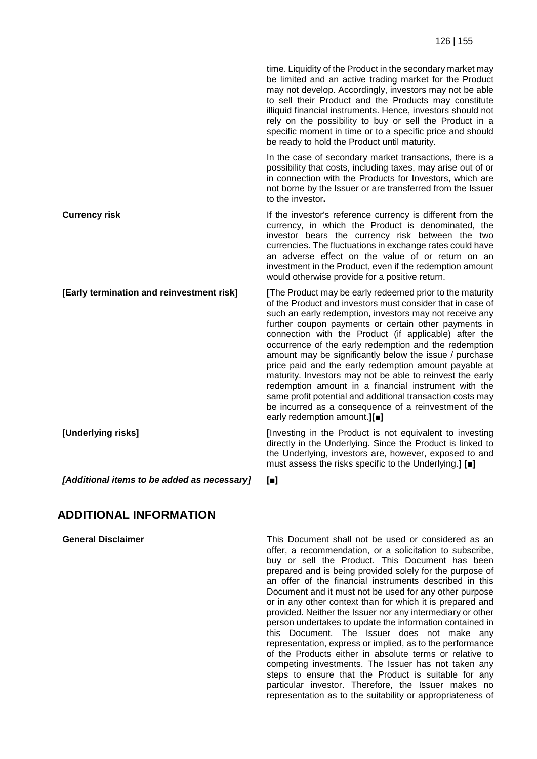time. Liquidity of the Product in the secondary market may be limited and an active trading market for the Product may not develop. Accordingly, investors may not be able to sell their Product and the Products may constitute illiquid financial instruments. Hence, investors should not rely on the possibility to buy or sell the Product in a specific moment in time or to a specific price and should be ready to hold the Product until maturity.

In the case of secondary market transactions, there is a possibility that costs, including taxes, may arise out of or in connection with the Products for Investors, which are not borne by the Issuer or are transferred from the Issuer to the investor**.**

| | |
|---|---|
| **Currency risk** | If the investor's reference currency is different from the currency, in which the Product is denominated, the investor bears the currency risk between the two currencies. The fluctuations in exchange rates could have an adverse effect on the value of or return on an investment in the Product, even if the redemption amount would otherwise provide for a positive return. |
| **[Early termination and reinvestment risk]** | **[**The Product may be early redeemed prior to the maturity of the Product and investors must consider that in case of such an early redemption, investors may not receive any further coupon payments or certain other payments in connection with the Product (if applicable) after the occurrence of the early redemption and the redemption amount may be significantly below the issue / purchase price paid and the early redemption amount payable at maturity. Investors may not be able to reinvest the early redemption amount in a financial instrument with the same profit potential and additional transaction costs may be incurred as a consequence of a reinvestment of the early redemption amount.**][■]** |
| **[Underlying risks]** | **[**Investing in the Product is not equivalent to investing directly in the Underlying. Since the Product is linked to the Underlying, investors are, however, exposed to and must assess the risks specific to the Underlying.**] [■]** |
| ***[Additional items to be added as necessary]*** | **[■]** |

## ADDITIONAL INFORMATION

| | |
|---|---|
| **General Disclaimer** | This Document shall not be used or considered as an offer, a recommendation, or a solicitation to subscribe, buy or sell the Product. This Document has been prepared and is being provided solely for the purpose of an offer of the financial instruments described in this Document and it must not be used for any other purpose or in any other context than for which it is prepared and provided. Neither the Issuer nor any intermediary or other person undertakes to update the information contained in this Document. The Issuer does not make any representation, express or implied, as to the performance of the Products either in absolute terms or relative to competing investments. The Issuer has not taken any steps to ensure that the Product is suitable for any particular investor. Therefore, the Issuer makes no representation as to the suitability or appropriateness of |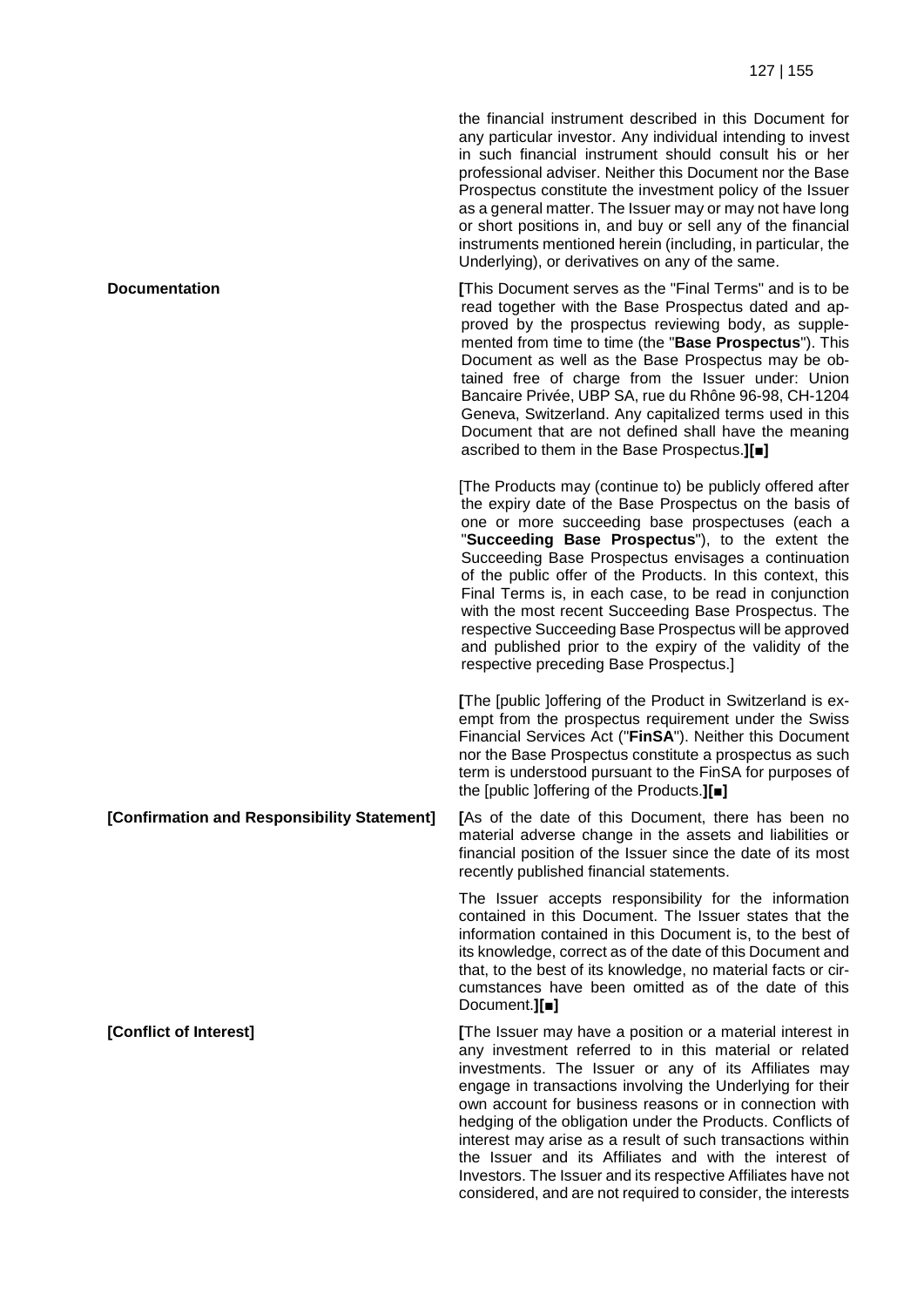the financial instrument described in this Document for any particular investor. Any individual intending to invest in such financial instrument should consult his or her professional adviser. Neither this Document nor the Base Prospectus constitute the investment policy of the Issuer as a general matter. The Issuer may or may not have long or short positions in, and buy or sell any of the financial instruments mentioned herein (including, in particular, the Underlying), or derivatives on any of the same.

| | |
|---|---|
| **Documentation** | **[**This Document serves as the "Final Terms" and is to be read together with the Base Prospectus dated and approved by the prospectus reviewing body, as supplemented from time to time (the "**Base Prospectus**"). This Document as well as the Base Prospectus may be obtained free of charge from the Issuer under: Union Bancaire Privée, UBP SA, rue du Rhône 96-98, CH-1204 Geneva, Switzerland. Any capitalized terms used in this Document that are not defined shall have the meaning ascribed to them in the Base Prospectus.**][■]**<br><br>[The Products may (continue to) be publicly offered after the expiry date of the Base Prospectus on the basis of one or more succeeding base prospectuses (each a "**Succeeding Base Prospectus**"), to the extent the Succeeding Base Prospectus envisages a continuation of the public offer of the Products. In this context, this Final Terms is, in each case, to be read in conjunction with the most recent Succeeding Base Prospectus. The respective Succeeding Base Prospectus will be approved and published prior to the expiry of the validity of the respective preceding Base Prospectus.]<br><br>**[**The [public ]offering of the Product in Switzerland is exempt from the prospectus requirement under the Swiss Financial Services Act ("**FinSA**"). Neither this Document nor the Base Prospectus constitute a prospectus as such term is understood pursuant to the FinSA for purposes of the [public ]offering of the Products.**][■]** |
| **[Confirmation and Responsibility Statement]** | **[**As of the date of this Document, there has been no material adverse change in the assets and liabilities or financial position of the Issuer since the date of its most recently published financial statements.<br><br>The Issuer accepts responsibility for the information contained in this Document. The Issuer states that the information contained in this Document is, to the best of its knowledge, correct as of the date of this Document and that, to the best of its knowledge, no material facts or circumstances have been omitted as of the date of this Document.**][■]** |
| **[Conflict of Interest]** | **[**The Issuer may have a position or a material interest in any investment referred to in this material or related investments. The Issuer or any of its Affiliates may engage in transactions involving the Underlying for their own account for business reasons or in connection with hedging of the obligation under the Products. Conflicts of interest may arise as a result of such transactions within the Issuer and its Affiliates and with the interest of Investors. The Issuer and its respective Affiliates have not considered, and are not required to consider, the interests |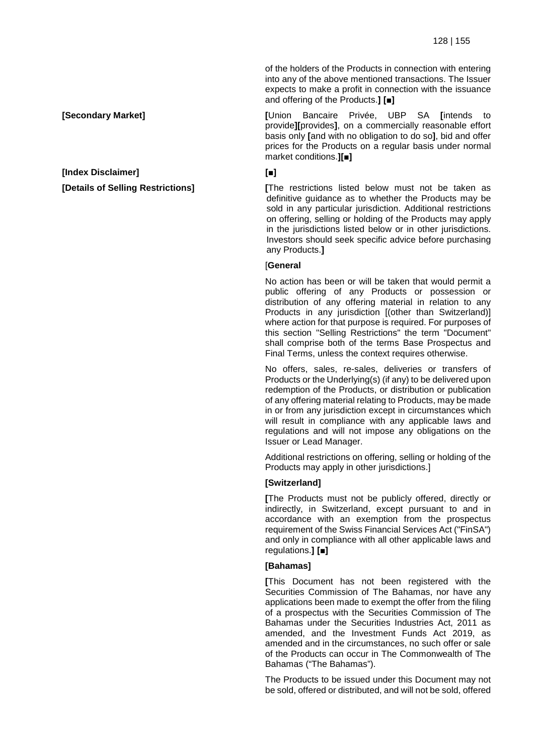of the holders of the Products in connection with entering into any of the above mentioned transactions. The Issuer expects to make a profit in connection with the issuance and offering of the Products.**]** **[■]**

| | |
|---|---|
| **[Secondary Market]** | **[**Union Bancaire Privée, UBP SA **[**intends to provide**][**provides**]**, on a commercially reasonable effort basis only **[**and with no obligation to do so**]**, bid and offer prices for the Products on a regular basis under normal market conditions.**][■]** |
| **[Index Disclaimer]** | **[■]** |
| **[Details of Selling Restrictions]** | **[**The restrictions listed below must not be taken as definitive guidance as to whether the Products may be sold in any particular jurisdiction. Additional restrictions on offering, selling or holding of the Products may apply in the jurisdictions listed below or in other jurisdictions. Investors should seek specific advice before purchasing any Products.**]** |

[**General**

No action has been or will be taken that would permit a public offering of any Products or possession or distribution of any offering material in relation to any Products in any jurisdiction [(other than Switzerland)] where action for that purpose is required. For purposes of this section "Selling Restrictions" the term "Document" shall comprise both of the terms Base Prospectus and Final Terms, unless the context requires otherwise.

No offers, sales, re-sales, deliveries or transfers of Products or the Underlying(s) (if any) to be delivered upon redemption of the Products, or distribution or publication of any offering material relating to Products, may be made in or from any jurisdiction except in circumstances which will result in compliance with any applicable laws and regulations and will not impose any obligations on the Issuer or Lead Manager.

Additional restrictions on offering, selling or holding of the Products may apply in other jurisdictions.]

**[Switzerland]**

**[**The Products must not be publicly offered, directly or indirectly, in Switzerland, except pursuant to and in accordance with an exemption from the prospectus requirement of the Swiss Financial Services Act ("FinSA") and only in compliance with all other applicable laws and regulations.**]** **[■]**

**[Bahamas]**

**[**This Document has not been registered with the Securities Commission of The Bahamas, nor have any applications been made to exempt the offer from the filing of a prospectus with the Securities Commission of The Bahamas under the Securities Industries Act, 2011 as amended, and the Investment Funds Act 2019, as amended and in the circumstances, no such offer or sale of the Products can occur in The Commonwealth of The Bahamas ("The Bahamas").

The Products to be issued under this Document may not be sold, offered or distributed, and will not be sold, offered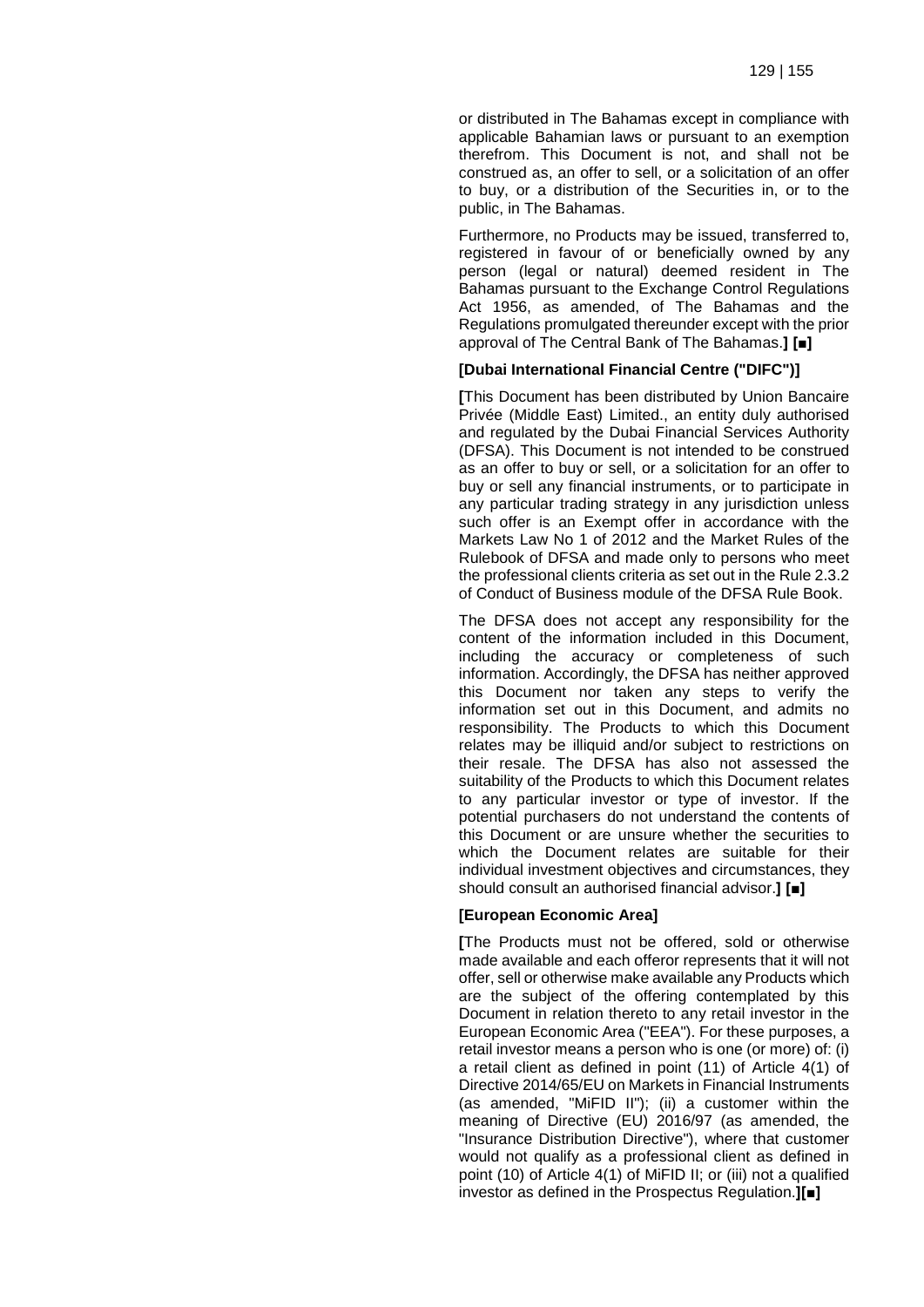or distributed in The Bahamas except in compliance with applicable Bahamian laws or pursuant to an exemption therefrom. This Document is not, and shall not be construed as, an offer to sell, or a solicitation of an offer to buy, or a distribution of the Securities in, or to the public, in The Bahamas.

Furthermore, no Products may be issued, transferred to, registered in favour of or beneficially owned by any person (legal or natural) deemed resident in The Bahamas pursuant to the Exchange Control Regulations Act 1956, as amended, of The Bahamas and the Regulations promulgated thereunder except with the prior approval of The Central Bank of The Bahamas.**]** **[■]**

**[Dubai International Financial Centre ("DIFC")]**

**[**This Document has been distributed by Union Bancaire Privée (Middle East) Limited., an entity duly authorised and regulated by the Dubai Financial Services Authority (DFSA). This Document is not intended to be construed as an offer to buy or sell, or a solicitation for an offer to buy or sell any financial instruments, or to participate in any particular trading strategy in any jurisdiction unless such offer is an Exempt offer in accordance with the Markets Law No 1 of 2012 and the Market Rules of the Rulebook of DFSA and made only to persons who meet the professional clients criteria as set out in the Rule 2.3.2 of Conduct of Business module of the DFSA Rule Book.

The DFSA does not accept any responsibility for the content of the information included in this Document, including the accuracy or completeness of such information. Accordingly, the DFSA has neither approved this Document nor taken any steps to verify the information set out in this Document, and admits no responsibility. The Products to which this Document relates may be illiquid and/or subject to restrictions on their resale. The DFSA has also not assessed the suitability of the Products to which this Document relates to any particular investor or type of investor. If the potential purchasers do not understand the contents of this Document or are unsure whether the securities to which the Document relates are suitable for their individual investment objectives and circumstances, they should consult an authorised financial advisor.**]** **[■]**

**[European Economic Area]**

**[**The Products must not be offered, sold or otherwise made available and each offeror represents that it will not offer, sell or otherwise make available any Products which are the subject of the offering contemplated by this Document in relation thereto to any retail investor in the European Economic Area ("EEA"). For these purposes, a retail investor means a person who is one (or more) of: (i) a retail client as defined in point (11) of Article 4(1) of Directive 2014/65/EU on Markets in Financial Instruments (as amended, "MiFID II"); (ii) a customer within the meaning of Directive (EU) 2016/97 (as amended, the "Insurance Distribution Directive"), where that customer would not qualify as a professional client as defined in point (10) of Article 4(1) of MiFID II; or (iii) not a qualified investor as defined in the Prospectus Regulation.**][■]**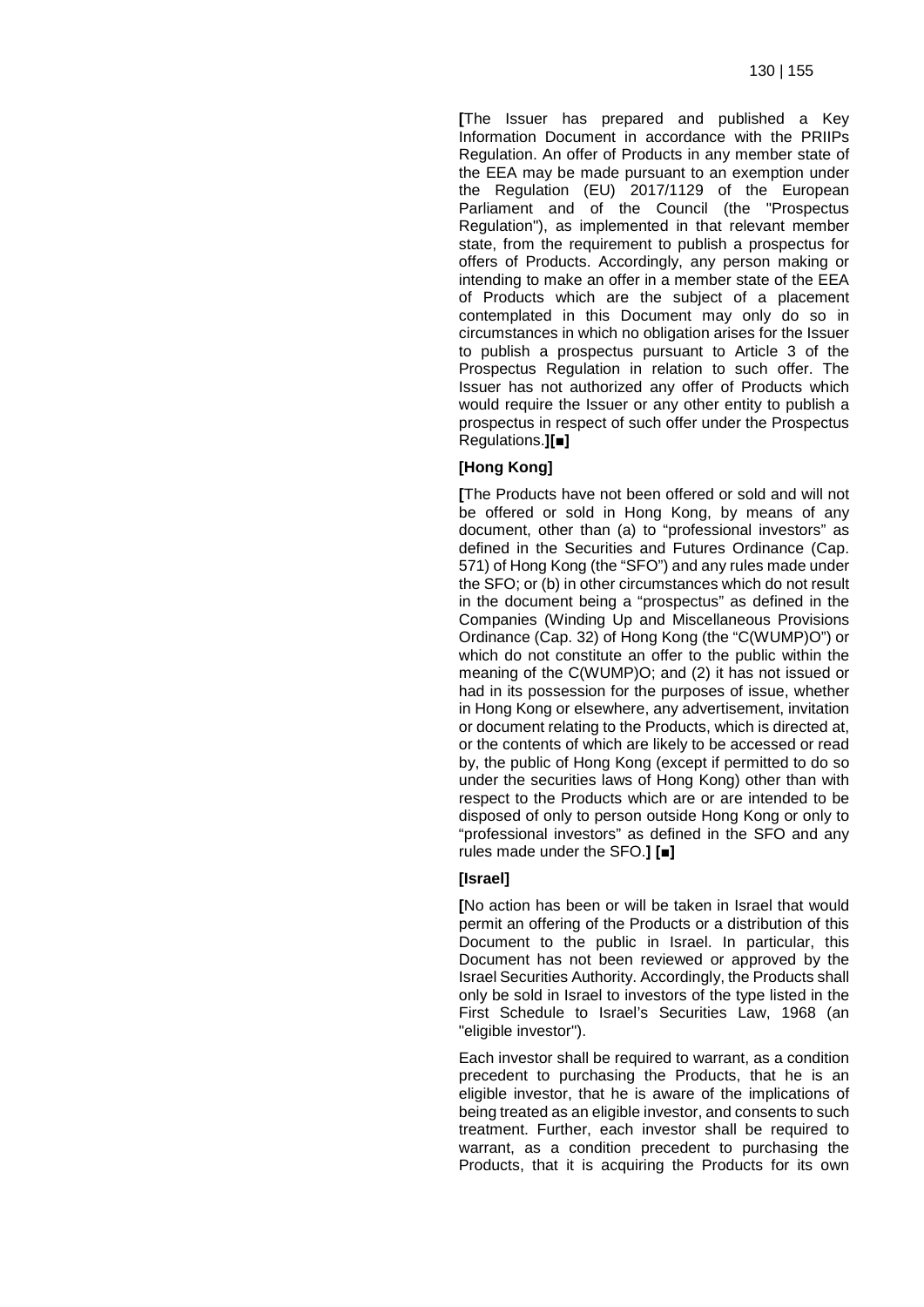**[**The Issuer has prepared and published a Key Information Document in accordance with the PRIIPs Regulation. An offer of Products in any member state of the EEA may be made pursuant to an exemption under the Regulation (EU) 2017/1129 of the European Parliament and of the Council (the "Prospectus Regulation"), as implemented in that relevant member state, from the requirement to publish a prospectus for offers of Products. Accordingly, any person making or intending to make an offer in a member state of the EEA of Products which are the subject of a placement contemplated in this Document may only do so in circumstances in which no obligation arises for the Issuer to publish a prospectus pursuant to Article 3 of the Prospectus Regulation in relation to such offer. The Issuer has not authorized any offer of Products which would require the Issuer or any other entity to publish a prospectus in respect of such offer under the Prospectus Regulations.**][■]**

**[Hong Kong]**

**[**The Products have not been offered or sold and will not be offered or sold in Hong Kong, by means of any document, other than (a) to "professional investors" as defined in the Securities and Futures Ordinance (Cap. 571) of Hong Kong (the "SFO") and any rules made under the SFO; or (b) in other circumstances which do not result in the document being a "prospectus" as defined in the Companies (Winding Up and Miscellaneous Provisions Ordinance (Cap. 32) of Hong Kong (the "C(WUMP)O") or which do not constitute an offer to the public within the meaning of the C(WUMP)O; and (2) it has not issued or had in its possession for the purposes of issue, whether in Hong Kong or elsewhere, any advertisement, invitation or document relating to the Products, which is directed at, or the contents of which are likely to be accessed or read by, the public of Hong Kong (except if permitted to do so under the securities laws of Hong Kong) other than with respect to the Products which are or are intended to be disposed of only to person outside Hong Kong or only to "professional investors" as defined in the SFO and any rules made under the SFO.**] [■]**

**[Israel]**

**[**No action has been or will be taken in Israel that would permit an offering of the Products or a distribution of this Document to the public in Israel. In particular, this Document has not been reviewed or approved by the Israel Securities Authority. Accordingly, the Products shall only be sold in Israel to investors of the type listed in the First Schedule to Israel's Securities Law, 1968 (an "eligible investor").

Each investor shall be required to warrant, as a condition precedent to purchasing the Products, that he is an eligible investor, that he is aware of the implications of being treated as an eligible investor, and consents to such treatment. Further, each investor shall be required to warrant, as a condition precedent to purchasing the Products, that it is acquiring the Products for its own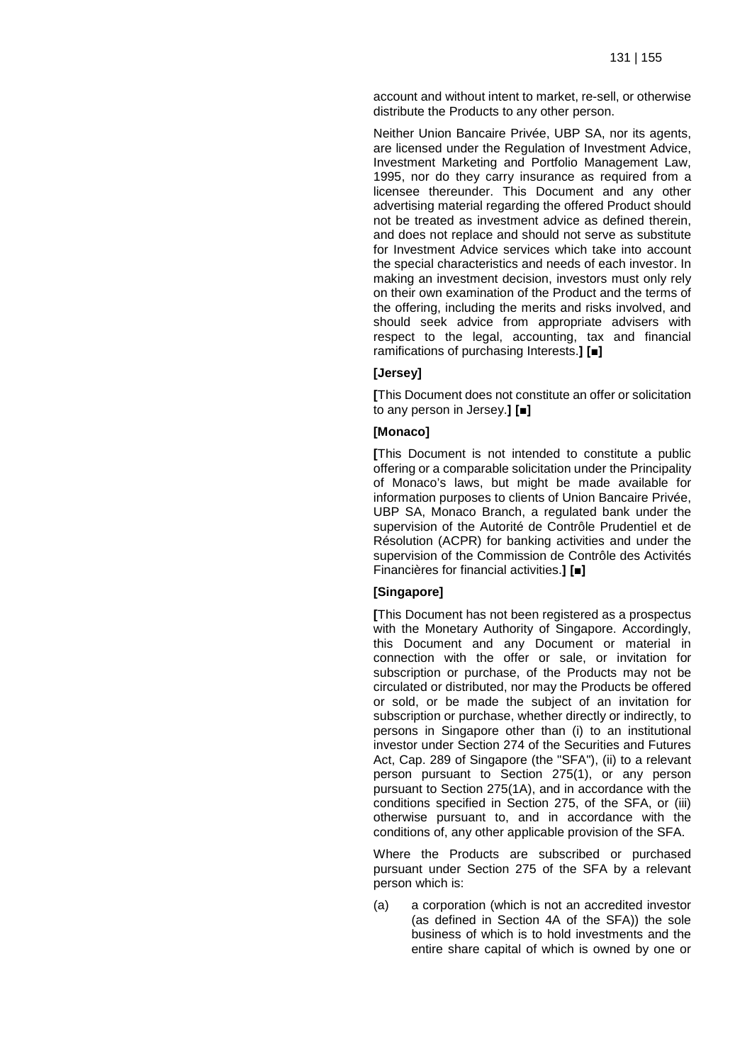account and without intent to market, re-sell, or otherwise distribute the Products to any other person.

Neither Union Bancaire Privée, UBP SA, nor its agents, are licensed under the Regulation of Investment Advice, Investment Marketing and Portfolio Management Law, 1995, nor do they carry insurance as required from a licensee thereunder. This Document and any other advertising material regarding the offered Product should not be treated as investment advice as defined therein, and does not replace and should not serve as substitute for Investment Advice services which take into account the special characteristics and needs of each investor. In making an investment decision, investors must only rely on their own examination of the Product and the terms of the offering, including the merits and risks involved, and should seek advice from appropriate advisers with respect to the legal, accounting, tax and financial ramifications of purchasing Interests.**]** **[■]**

**[Jersey]**

**[**This Document does not constitute an offer or solicitation to any person in Jersey.**]** **[■]**

**[Monaco]**

**[**This Document is not intended to constitute a public offering or a comparable solicitation under the Principality of Monaco's laws, but might be made available for information purposes to clients of Union Bancaire Privée, UBP SA, Monaco Branch, a regulated bank under the supervision of the Autorité de Contrôle Prudentiel et de Résolution (ACPR) for banking activities and under the supervision of the Commission de Contrôle des Activités Financières for financial activities.**]** **[■]**

**[Singapore]**

**[**This Document has not been registered as a prospectus with the Monetary Authority of Singapore. Accordingly, this Document and any Document or material in connection with the offer or sale, or invitation for subscription or purchase, of the Products may not be circulated or distributed, nor may the Products be offered or sold, or be made the subject of an invitation for subscription or purchase, whether directly or indirectly, to persons in Singapore other than (i) to an institutional investor under Section 274 of the Securities and Futures Act, Cap. 289 of Singapore (the "SFA"), (ii) to a relevant person pursuant to Section 275(1), or any person pursuant to Section 275(1A), and in accordance with the conditions specified in Section 275, of the SFA, or (iii) otherwise pursuant to, and in accordance with the conditions of, any other applicable provision of the SFA.

Where the Products are subscribed or purchased pursuant under Section 275 of the SFA by a relevant person which is:

(a) a corporation (which is not an accredited investor (as defined in Section 4A of the SFA)) the sole business of which is to hold investments and the entire share capital of which is owned by one or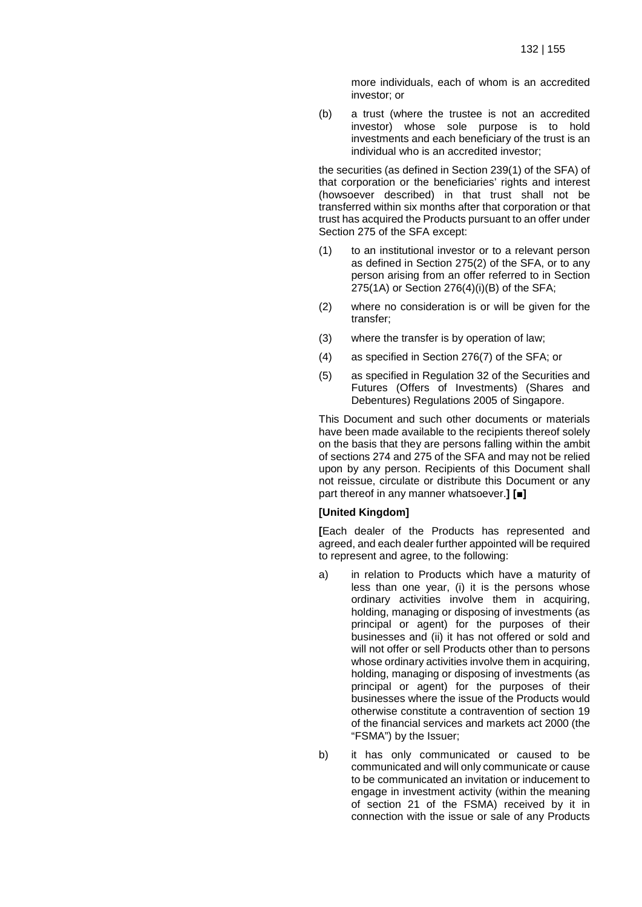more individuals, each of whom is an accredited investor; or

(b) a trust (where the trustee is not an accredited investor) whose sole purpose is to hold investments and each beneficiary of the trust is an individual who is an accredited investor;

the securities (as defined in Section 239(1) of the SFA) of that corporation or the beneficiaries' rights and interest (howsoever described) in that trust shall not be transferred within six months after that corporation or that trust has acquired the Products pursuant to an offer under Section 275 of the SFA except:

(1) to an institutional investor or to a relevant person as defined in Section 275(2) of the SFA, or to any person arising from an offer referred to in Section 275(1A) or Section 276(4)(i)(B) of the SFA;

(2) where no consideration is or will be given for the transfer;

(3) where the transfer is by operation of law;

(4) as specified in Section 276(7) of the SFA; or

(5) as specified in Regulation 32 of the Securities and Futures (Offers of Investments) (Shares and Debentures) Regulations 2005 of Singapore.

This Document and such other documents or materials have been made available to the recipients thereof solely on the basis that they are persons falling within the ambit of sections 274 and 275 of the SFA and may not be relied upon by any person. Recipients of this Document shall not reissue, circulate or distribute this Document or any part thereof in any manner whatsoever.**]** **[■]**

**[United Kingdom]**

**[**Each dealer of the Products has represented and agreed, and each dealer further appointed will be required to represent and agree, to the following:

a) in relation to Products which have a maturity of less than one year, (i) it is the persons whose ordinary activities involve them in acquiring, holding, managing or disposing of investments (as principal or agent) for the purposes of their businesses and (ii) it has not offered or sold and will not offer or sell Products other than to persons whose ordinary activities involve them in acquiring, holding, managing or disposing of investments (as principal or agent) for the purposes of their businesses where the issue of the Products would otherwise constitute a contravention of section 19 of the financial services and markets act 2000 (the "FSMA") by the Issuer;

b) it has only communicated or caused to be communicated and will only communicate or cause to be communicated an invitation or inducement to engage in investment activity (within the meaning of section 21 of the FSMA) received by it in connection with the issue or sale of any Products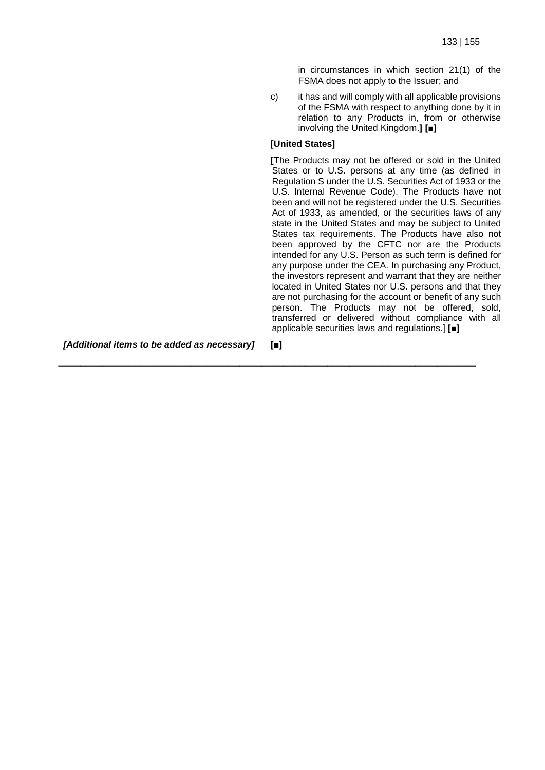in circumstances in which section 21(1) of the FSMA does not apply to the Issuer; and

c) it has and will comply with all applicable provisions of the FSMA with respect to anything done by it in relation to any Products in, from or otherwise involving the United Kingdom.**]** **[■]**

**[United States]**

**[**The Products may not be offered or sold in the United States or to U.S. persons at any time (as defined in Regulation S under the U.S. Securities Act of 1933 or the U.S. Internal Revenue Code). The Products have not been and will not be registered under the U.S. Securities Act of 1933, as amended, or the securities laws of any state in the United States and may be subject to United States tax requirements. The Products have also not been approved by the CFTC nor are the Products intended for any U.S. Person as such term is defined for any purpose under the CEA. In purchasing any Product, the investors represent and warrant that they are neither located in United States nor U.S. persons and that they are not purchasing for the account or benefit of any such person. The Products may not be offered, sold, transferred or delivered without compliance with all applicable securities laws and regulations.] **[■]**

***[Additional items to be added as necessary]*** **[■]**

---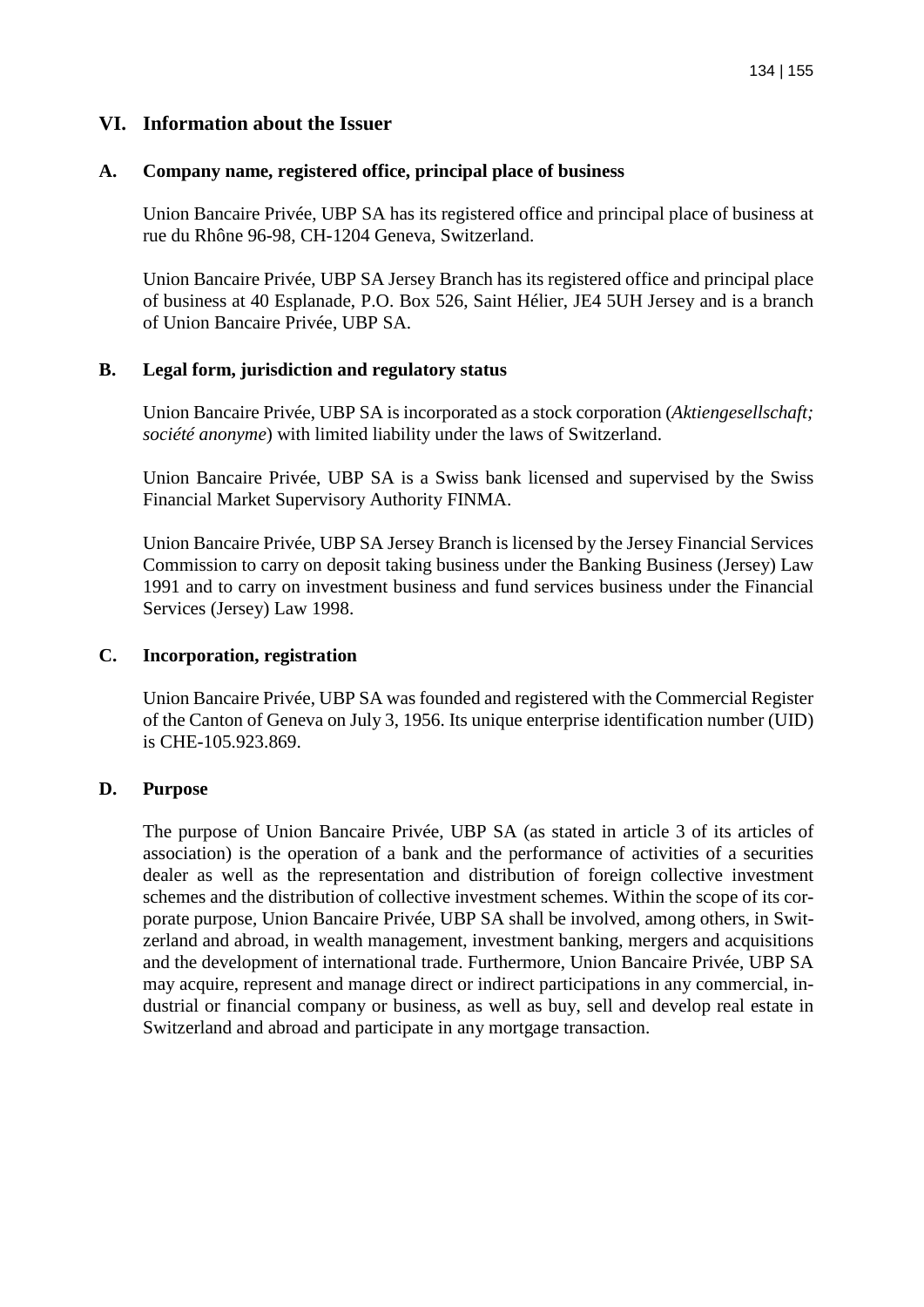## VI. Information about the Issuer

### A. Company name, registered office, principal place of business

Union Bancaire Privée, UBP SA has its registered office and principal place of business at rue du Rhône 96-98, CH-1204 Geneva, Switzerland.

Union Bancaire Privée, UBP SA Jersey Branch has its registered office and principal place of business at 40 Esplanade, P.O. Box 526, Saint Hélier, JE4 5UH Jersey and is a branch of Union Bancaire Privée, UBP SA.

### B. Legal form, jurisdiction and regulatory status

Union Bancaire Privée, UBP SA is incorporated as a stock corporation (*Aktiengesellschaft; société anonyme*) with limited liability under the laws of Switzerland.

Union Bancaire Privée, UBP SA is a Swiss bank licensed and supervised by the Swiss Financial Market Supervisory Authority FINMA.

Union Bancaire Privée, UBP SA Jersey Branch is licensed by the Jersey Financial Services Commission to carry on deposit taking business under the Banking Business (Jersey) Law 1991 and to carry on investment business and fund services business under the Financial Services (Jersey) Law 1998.

### C. Incorporation, registration

Union Bancaire Privée, UBP SA was founded and registered with the Commercial Register of the Canton of Geneva on July 3, 1956. Its unique enterprise identification number (UID) is CHE-105.923.869.

### D. Purpose

The purpose of Union Bancaire Privée, UBP SA (as stated in article 3 of its articles of association) is the operation of a bank and the performance of activities of a securities dealer as well as the representation and distribution of foreign collective investment schemes and the distribution of collective investment schemes. Within the scope of its corporate purpose, Union Bancaire Privée, UBP SA shall be involved, among others, in Switzerland and abroad, in wealth management, investment banking, mergers and acquisitions and the development of international trade. Furthermore, Union Bancaire Privée, UBP SA may acquire, represent and manage direct or indirect participations in any commercial, industrial or financial company or business, as well as buy, sell and develop real estate in Switzerland and abroad and participate in any mortgage transaction.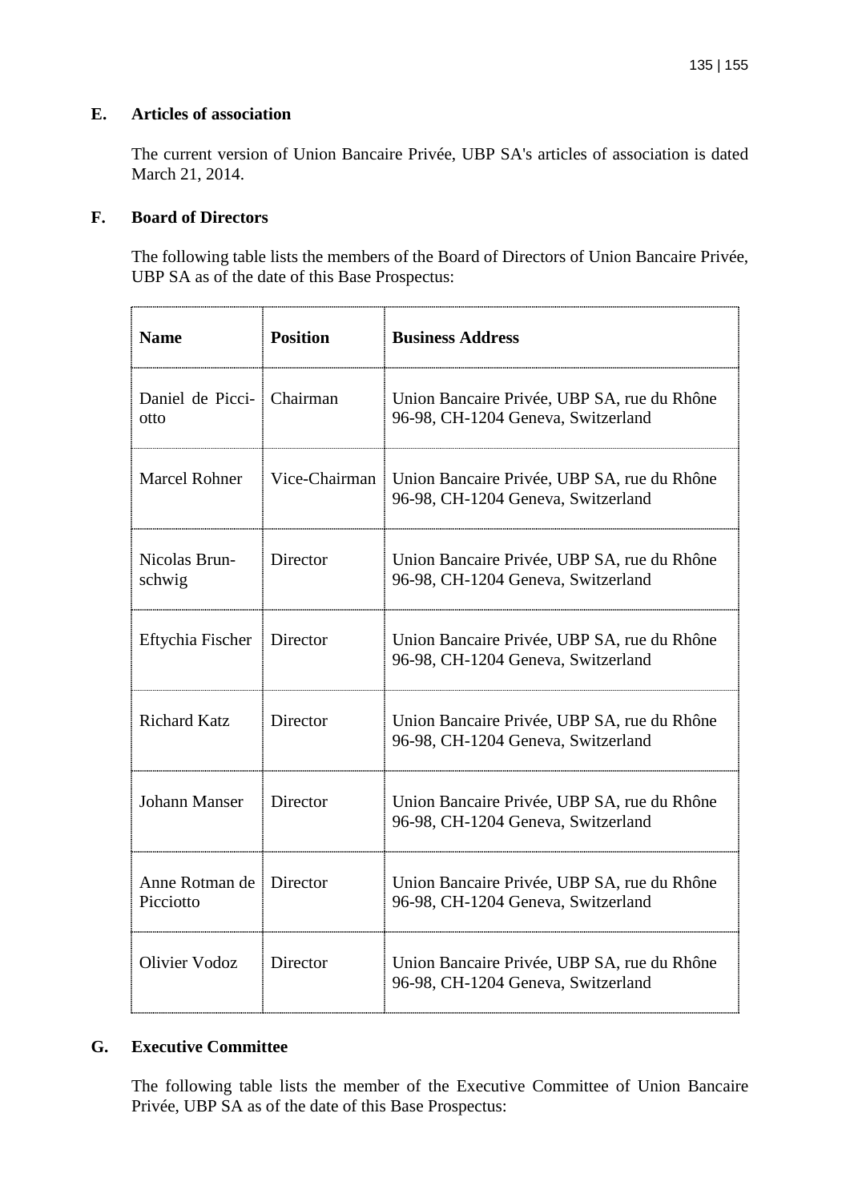## E. Articles of association

The current version of Union Bancaire Privée, UBP SA's articles of association is dated March 21, 2014.

## F. Board of Directors

The following table lists the members of the Board of Directors of Union Bancaire Privée, UBP SA as of the date of this Base Prospectus:

| Name | Position | Business Address |
|---|---|---|
| Daniel de Picciotto | Chairman | Union Bancaire Privée, UBP SA, rue du Rhône 96-98, CH-1204 Geneva, Switzerland |
| Marcel Rohner | Vice-Chairman | Union Bancaire Privée, UBP SA, rue du Rhône 96-98, CH-1204 Geneva, Switzerland |
| Nicolas Brunschwig | Director | Union Bancaire Privée, UBP SA, rue du Rhône 96-98, CH-1204 Geneva, Switzerland |
| Eftychia Fischer | Director | Union Bancaire Privée, UBP SA, rue du Rhône 96-98, CH-1204 Geneva, Switzerland |
| Richard Katz | Director | Union Bancaire Privée, UBP SA, rue du Rhône 96-98, CH-1204 Geneva, Switzerland |
| Johann Manser | Director | Union Bancaire Privée, UBP SA, rue du Rhône 96-98, CH-1204 Geneva, Switzerland |
| Anne Rotman de Picciotto | Director | Union Bancaire Privée, UBP SA, rue du Rhône 96-98, CH-1204 Geneva, Switzerland |
| Olivier Vodoz | Director | Union Bancaire Privée, UBP SA, rue du Rhône 96-98, CH-1204 Geneva, Switzerland |

## G. Executive Committee

The following table lists the member of the Executive Committee of Union Bancaire Privée, UBP SA as of the date of this Base Prospectus: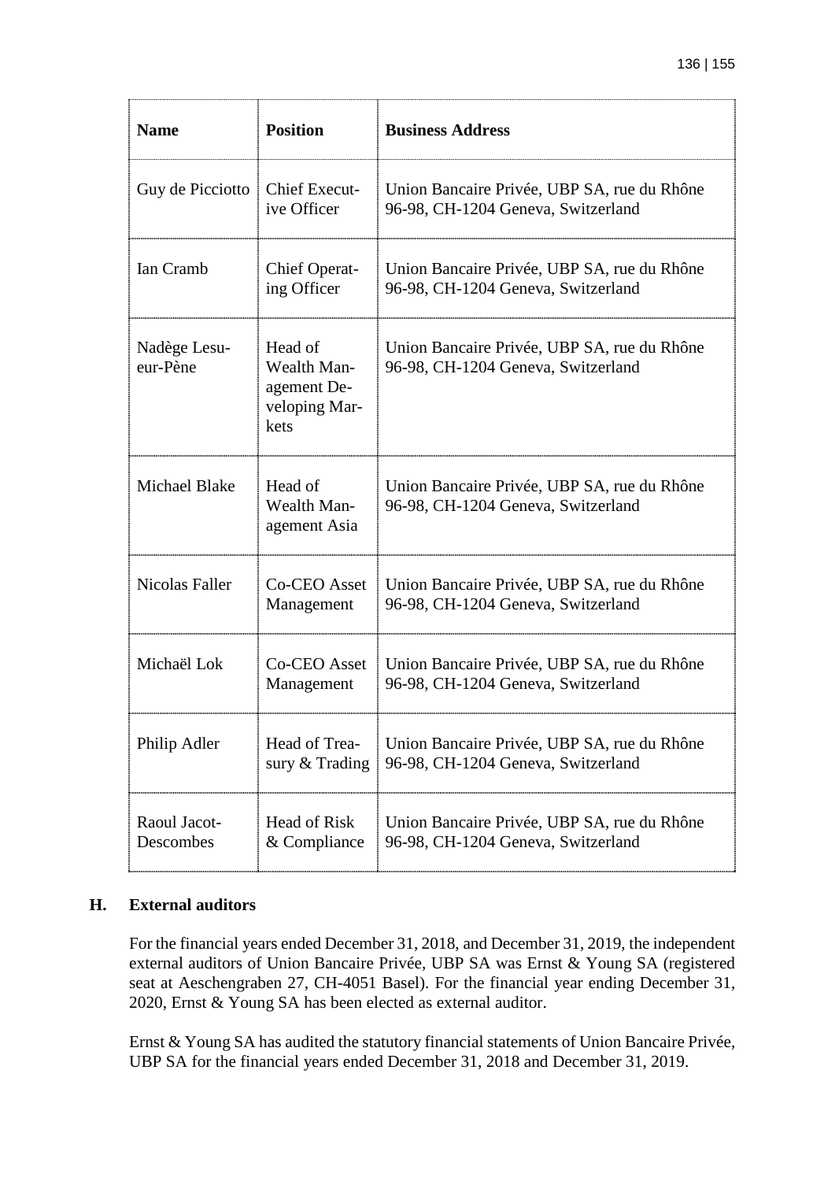| Name | Position | Business Address |
| --- | --- | --- |
| Guy de Picciotto | Chief Executive Officer | Union Bancaire Privée, UBP SA, rue du Rhône 96-98, CH-1204 Geneva, Switzerland |
| Ian Cramb | Chief Operating Officer | Union Bancaire Privée, UBP SA, rue du Rhône 96-98, CH-1204 Geneva, Switzerland |
| Nadège Lesueur-Pène | Head of Wealth Management Developing Markets | Union Bancaire Privée, UBP SA, rue du Rhône 96-98, CH-1204 Geneva, Switzerland |
| Michael Blake | Head of Wealth Management Asia | Union Bancaire Privée, UBP SA, rue du Rhône 96-98, CH-1204 Geneva, Switzerland |
| Nicolas Faller | Co-CEO Asset Management | Union Bancaire Privée, UBP SA, rue du Rhône 96-98, CH-1204 Geneva, Switzerland |
| Michaël Lok | Co-CEO Asset Management | Union Bancaire Privée, UBP SA, rue du Rhône 96-98, CH-1204 Geneva, Switzerland |
| Philip Adler | Head of Treasury & Trading | Union Bancaire Privée, UBP SA, rue du Rhône 96-98, CH-1204 Geneva, Switzerland |
| Raoul Jacot-Descombes | Head of Risk & Compliance | Union Bancaire Privée, UBP SA, rue du Rhône 96-98, CH-1204 Geneva, Switzerland |

## H. External auditors

For the financial years ended December 31, 2018, and December 31, 2019, the independent external auditors of Union Bancaire Privée, UBP SA was Ernst & Young SA (registered seat at Aeschengraben 27, CH-4051 Basel). For the financial year ending December 31, 2020, Ernst & Young SA has been elected as external auditor.

Ernst & Young SA has audited the statutory financial statements of Union Bancaire Privée, UBP SA for the financial years ended December 31, 2018 and December 31, 2019.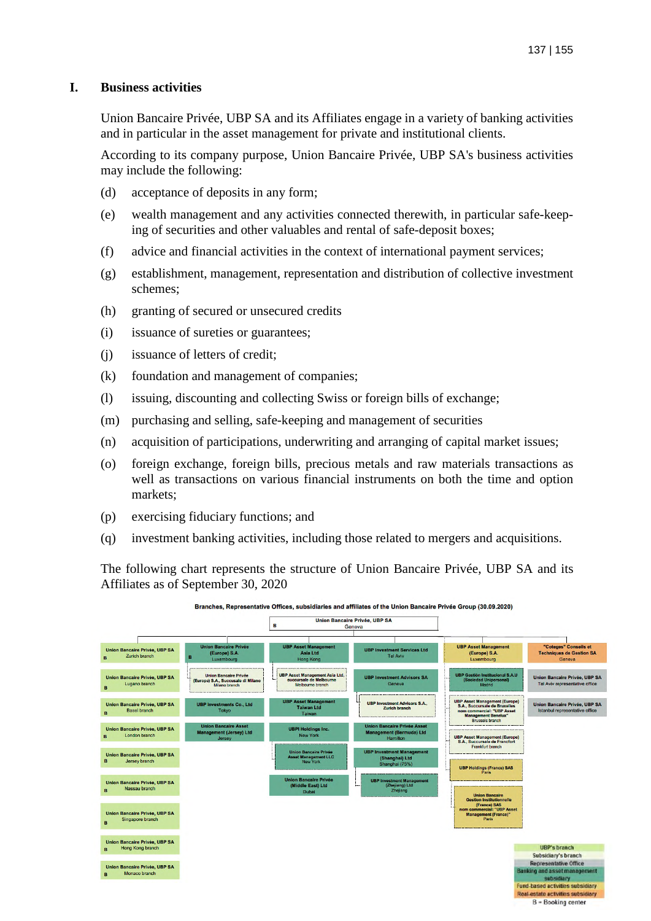# I. Business activities

Union Bancaire Privée, UBP SA and its Affiliates engage in a variety of banking activities and in particular in the asset management for private and institutional clients.

According to its company purpose, Union Bancaire Privée, UBP SA's business activities may include the following:

(d) acceptance of deposits in any form;

(e) wealth management and any activities connected therewith, in particular safe-keeping of securities and other valuables and rental of safe-deposit boxes;

(f) advice and financial activities in the context of international payment services;

(g) establishment, management, representation and distribution of collective investment schemes;

(h) granting of secured or unsecured credits

(i) issuance of sureties or guarantees;

(j) issuance of letters of credit;

(k) foundation and management of companies;

(l) issuing, discounting and collecting Swiss or foreign bills of exchange;

(m) purchasing and selling, safe-keeping and management of securities

(n) acquisition of participations, underwriting and arranging of capital market issues;

(o) foreign exchange, foreign bills, precious metals and raw materials transactions as well as transactions on various financial instruments on both the time and option markets;

(p) exercising fiduciary functions; and

(q) investment banking activities, including those related to mergers and acquisitions.

The following chart represents the structure of Union Bancaire Privée, UBP SA and its Affiliates as of September 30, 2020

**Branches, Representative Offices, subsidiaries and affiliates of the Union Bancaire Privée Group (30.09.2020)**

**Union Bancaire Privée, UBP SA** – Geneva (B)

- Union Bancaire Privée, UBP SA – Zurich branch (B)
- Union Bancaire Privée, UBP SA – Lugano branch (B)
- Union Bancaire Privée, UBP SA – Basel branch (B)
- Union Bancaire Privée, UBP SA – London branch (B)
- Union Bancaire Privée, UBP SA – Jersey branch (B)
- Union Bancaire Privée, UBP SA – Nassau branch (B)
- Union Bancaire Privée, UBP SA – Singapore branch (B)
- Union Bancaire Privée, UBP SA – Hong Kong branch (B)
- Union Bancaire Privée, UBP SA – Monaco branch (B)

- Union Bancaire Privée (Europe) S.A. – Luxembourg (B)
  - Union Bancaire Privée (Europe) S.A., Succursale di Milano – Milano branch
- UBP Investments Co., Ltd – Tokyo
- Union Bancaire Asset Management (Jersey) Ltd – Jersey

- UBP Asset Management Asia Ltd – Hong Kong
  - UBP Asset Management Asia Ltd, succursale de Melbourne – Melbourne branch
- UBP Asset Management Taiwan Ltd – Taiwan
- UBPI Holdings Inc. – New York
  - Union Bancaire Privée Asset Management LLC – New York
- Union Bancaire Privée (Middle East) Ltd – Dubai

- UBP Investment Services Ltd – Tel Aviv
- UBP Investment Advisors SA – Geneva
  - UBP Investment Advisors S.A., Zurich branch
- Union Bancaire Privée Asset Management (Bermuda) Ltd – Hamilton
- UBP Investment Management (Shanghai) Ltd – Shanghai (75%)
  - UBP Investment Management (Zhejiang) Ltd – Zhejiang

- UBP Asset Management (Europe) S.A. – Luxembourg
  - UBP Gestión Institucional S.A.U (Sociedad Unipersonal) – Madrid
  - UBP Asset Management (Europe) S.A., Succursale de Bruxelles nom commercial: "UBP Asset Management Benelux" – Brussels branch
  - UBP Asset Management (Europe) S.A., Succursale de Francfort – Frankfurt branch
- UBP Holdings (France) SAS – Paris
  - Union Bancaire Gestion Institutionnelle (France) SAS nom commercial: "UBP Asset Management (France)" – Paris

- "Coteges" Conseils et Techniques de Gestion SA – Geneva
- Union Bancaire Privée, UBP SA – Tel Aviv representative office
- Union Bancaire Privée, UBP SA – Istanbul representative office

Legend: UBP's branch; Subsidiary's branch; Representative Office; Banking and asset management subsidiary; Fund-based activities subsidiary; Real-estate activities subsidiary; B = Booking center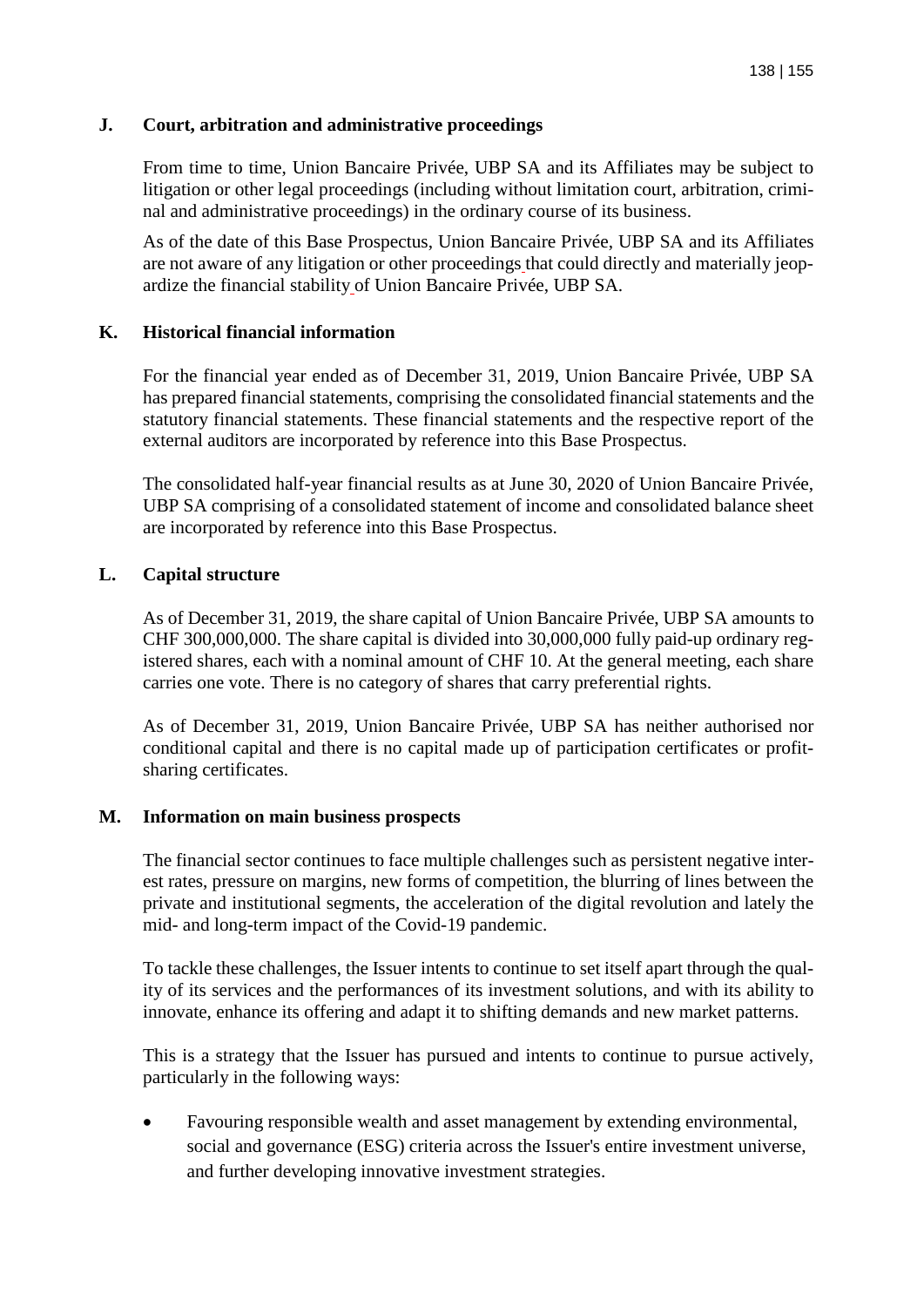## J. Court, arbitration and administrative proceedings

From time to time, Union Bancaire Privée, UBP SA and its Affiliates may be subject to litigation or other legal proceedings (including without limitation court, arbitration, criminal and administrative proceedings) in the ordinary course of its business.

As of the date of this Base Prospectus, Union Bancaire Privée, UBP SA and its Affiliates are not aware of any litigation or other proceedings that could directly and materially jeopardize the financial stability of Union Bancaire Privée, UBP SA.

## K. Historical financial information

For the financial year ended as of December 31, 2019, Union Bancaire Privée, UBP SA has prepared financial statements, comprising the consolidated financial statements and the statutory financial statements. These financial statements and the respective report of the external auditors are incorporated by reference into this Base Prospectus.

The consolidated half-year financial results as at June 30, 2020 of Union Bancaire Privée, UBP SA comprising of a consolidated statement of income and consolidated balance sheet are incorporated by reference into this Base Prospectus.

## L. Capital structure

As of December 31, 2019, the share capital of Union Bancaire Privée, UBP SA amounts to CHF 300,000,000. The share capital is divided into 30,000,000 fully paid-up ordinary registered shares, each with a nominal amount of CHF 10. At the general meeting, each share carries one vote. There is no category of shares that carry preferential rights.

As of December 31, 2019, Union Bancaire Privée, UBP SA has neither authorised nor conditional capital and there is no capital made up of participation certificates or profit-sharing certificates.

## M. Information on main business prospects

The financial sector continues to face multiple challenges such as persistent negative interest rates, pressure on margins, new forms of competition, the blurring of lines between the private and institutional segments, the acceleration of the digital revolution and lately the mid- and long-term impact of the Covid-19 pandemic.

To tackle these challenges, the Issuer intents to continue to set itself apart through the quality of its services and the performances of its investment solutions, and with its ability to innovate, enhance its offering and adapt it to shifting demands and new market patterns.

This is a strategy that the Issuer has pursued and intents to continue to pursue actively, particularly in the following ways:

- Favouring responsible wealth and asset management by extending environmental, social and governance (ESG) criteria across the Issuer's entire investment universe, and further developing innovative investment strategies.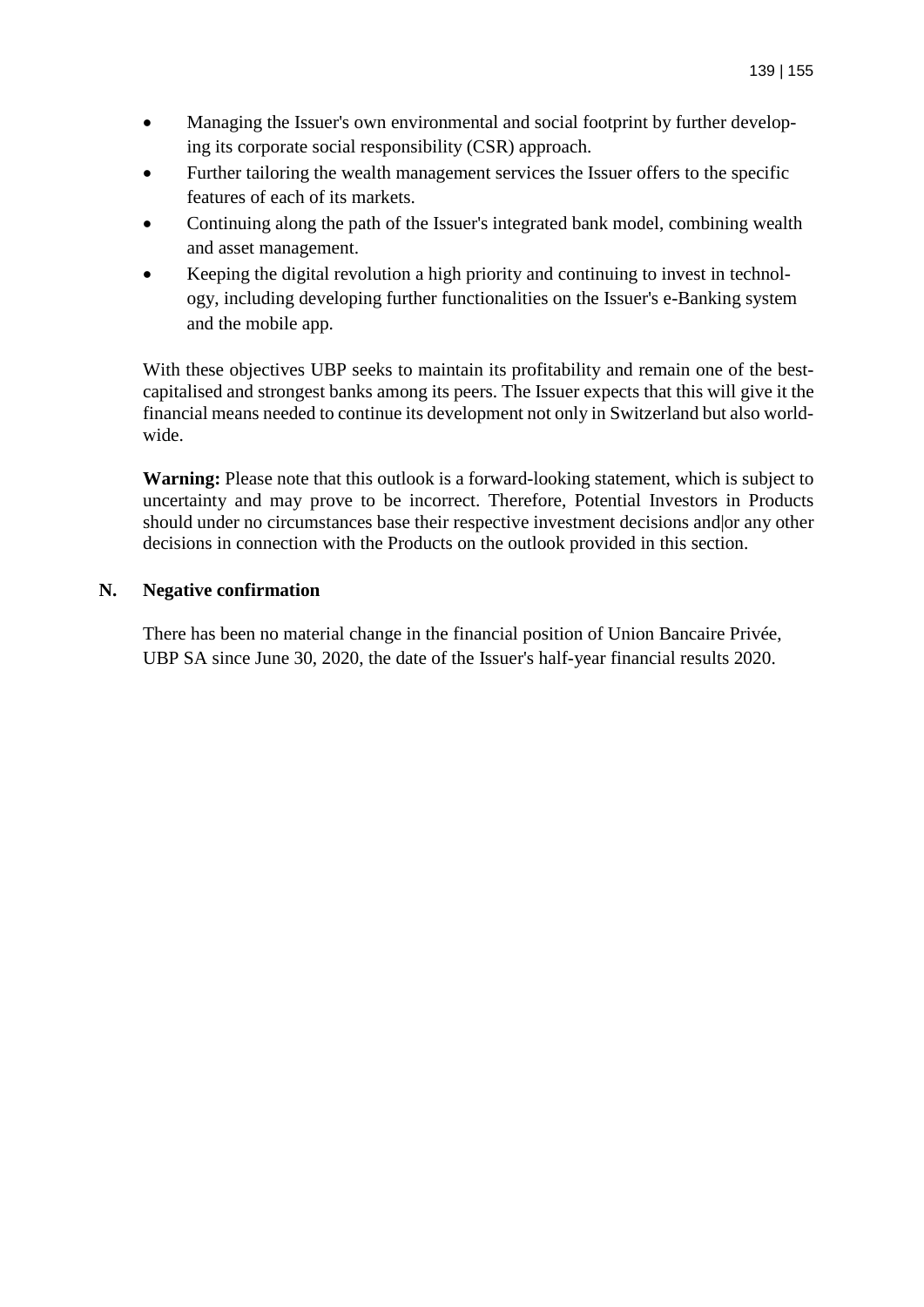- Managing the Issuer's own environmental and social footprint by further developing its corporate social responsibility (CSR) approach.
- Further tailoring the wealth management services the Issuer offers to the specific features of each of its markets.
- Continuing along the path of the Issuer's integrated bank model, combining wealth and asset management.
- Keeping the digital revolution a high priority and continuing to invest in technology, including developing further functionalities on the Issuer's e-Banking system and the mobile app.

With these objectives UBP seeks to maintain its profitability and remain one of the best-capitalised and strongest banks among its peers. The Issuer expects that this will give it the financial means needed to continue its development not only in Switzerland but also worldwide.

**Warning:** Please note that this outlook is a forward-looking statement, which is subject to uncertainty and may prove to be incorrect. Therefore, Potential Investors in Products should under no circumstances base their respective investment decisions and|or any other decisions in connection with the Products on the outlook provided in this section.

## N. Negative confirmation

There has been no material change in the financial position of Union Bancaire Privée, UBP SA since June 30, 2020, the date of the Issuer's half-year financial results 2020.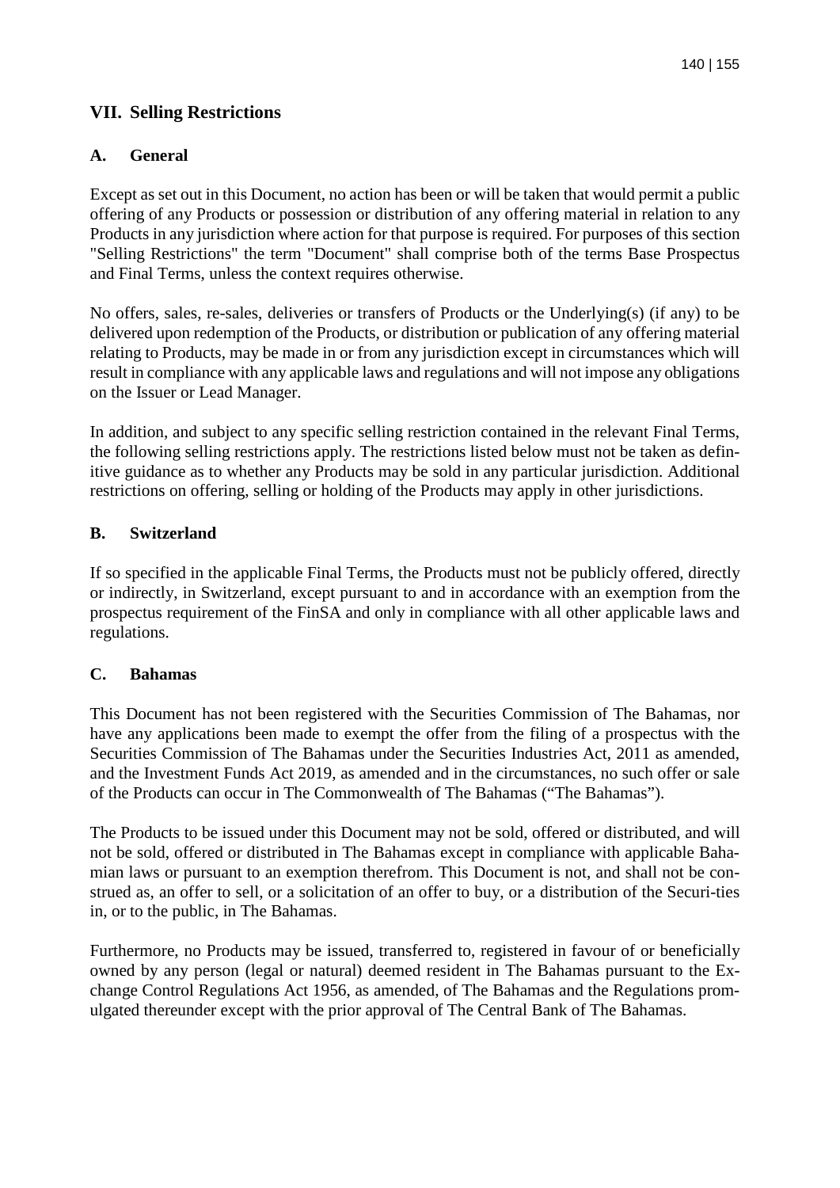## VII. Selling Restrictions

### A. General

Except as set out in this Document, no action has been or will be taken that would permit a public offering of any Products or possession or distribution of any offering material in relation to any Products in any jurisdiction where action for that purpose is required. For purposes of this section "Selling Restrictions" the term "Document" shall comprise both of the terms Base Prospectus and Final Terms, unless the context requires otherwise.

No offers, sales, re-sales, deliveries or transfers of Products or the Underlying(s) (if any) to be delivered upon redemption of the Products, or distribution or publication of any offering material relating to Products, may be made in or from any jurisdiction except in circumstances which will result in compliance with any applicable laws and regulations and will not impose any obligations on the Issuer or Lead Manager.

In addition, and subject to any specific selling restriction contained in the relevant Final Terms, the following selling restrictions apply. The restrictions listed below must not be taken as definitive guidance as to whether any Products may be sold in any particular jurisdiction. Additional restrictions on offering, selling or holding of the Products may apply in other jurisdictions.

### B. Switzerland

If so specified in the applicable Final Terms, the Products must not be publicly offered, directly or indirectly, in Switzerland, except pursuant to and in accordance with an exemption from the prospectus requirement of the FinSA and only in compliance with all other applicable laws and regulations.

### C. Bahamas

This Document has not been registered with the Securities Commission of The Bahamas, nor have any applications been made to exempt the offer from the filing of a prospectus with the Securities Commission of The Bahamas under the Securities Industries Act, 2011 as amended, and the Investment Funds Act 2019, as amended and in the circumstances, no such offer or sale of the Products can occur in The Commonwealth of The Bahamas ("The Bahamas").

The Products to be issued under this Document may not be sold, offered or distributed, and will not be sold, offered or distributed in The Bahamas except in compliance with applicable Bahamian laws or pursuant to an exemption therefrom. This Document is not, and shall not be construed as, an offer to sell, or a solicitation of an offer to buy, or a distribution of the Securi-ties in, or to the public, in The Bahamas.

Furthermore, no Products may be issued, transferred to, registered in favour of or beneficially owned by any person (legal or natural) deemed resident in The Bahamas pursuant to the Exchange Control Regulations Act 1956, as amended, of The Bahamas and the Regulations promulgated thereunder except with the prior approval of The Central Bank of The Bahamas.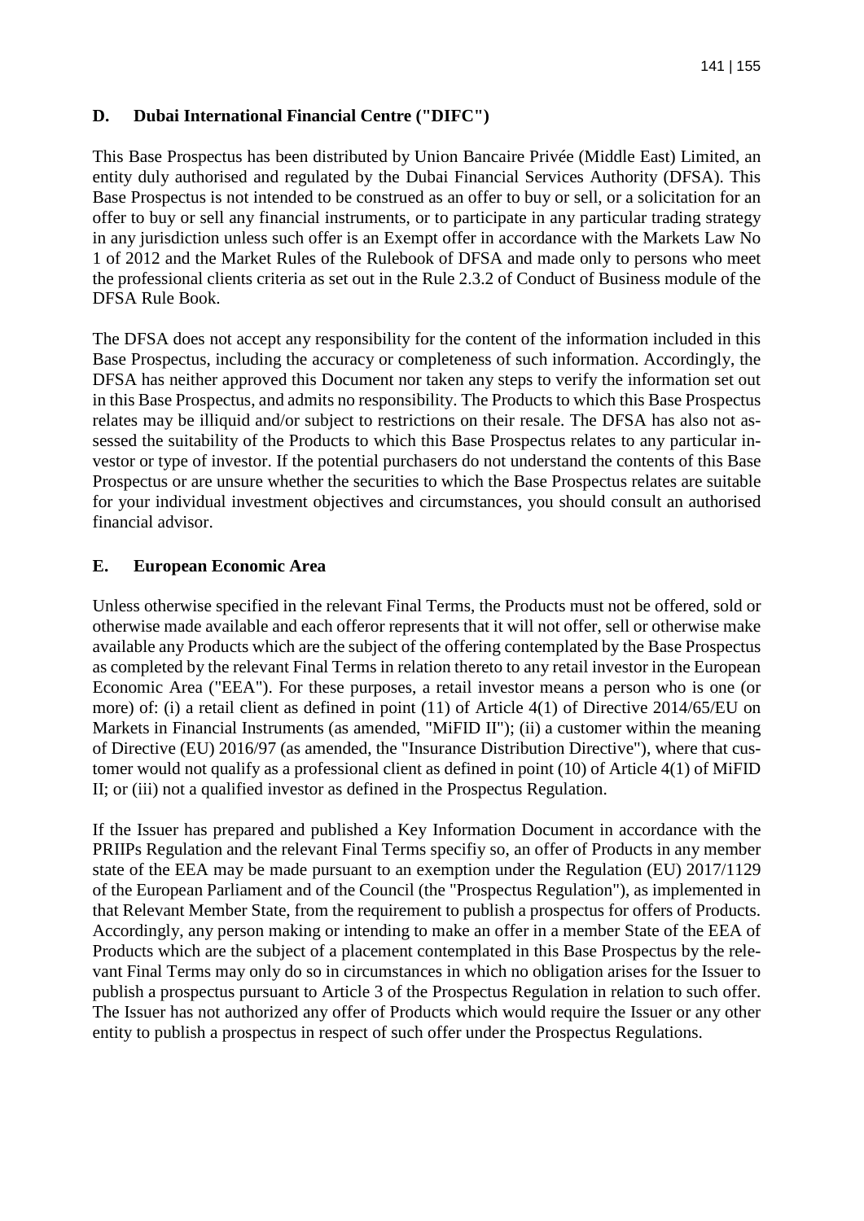## D. Dubai International Financial Centre ("DIFC")

This Base Prospectus has been distributed by Union Bancaire Privée (Middle East) Limited, an entity duly authorised and regulated by the Dubai Financial Services Authority (DFSA). This Base Prospectus is not intended to be construed as an offer to buy or sell, or a solicitation for an offer to buy or sell any financial instruments, or to participate in any particular trading strategy in any jurisdiction unless such offer is an Exempt offer in accordance with the Markets Law No 1 of 2012 and the Market Rules of the Rulebook of DFSA and made only to persons who meet the professional clients criteria as set out in the Rule 2.3.2 of Conduct of Business module of the DFSA Rule Book.

The DFSA does not accept any responsibility for the content of the information included in this Base Prospectus, including the accuracy or completeness of such information. Accordingly, the DFSA has neither approved this Document nor taken any steps to verify the information set out in this Base Prospectus, and admits no responsibility. The Products to which this Base Prospectus relates may be illiquid and/or subject to restrictions on their resale. The DFSA has also not assessed the suitability of the Products to which this Base Prospectus relates to any particular investor or type of investor. If the potential purchasers do not understand the contents of this Base Prospectus or are unsure whether the securities to which the Base Prospectus relates are suitable for your individual investment objectives and circumstances, you should consult an authorised financial advisor.

## E. European Economic Area

Unless otherwise specified in the relevant Final Terms, the Products must not be offered, sold or otherwise made available and each offeror represents that it will not offer, sell or otherwise make available any Products which are the subject of the offering contemplated by the Base Prospectus as completed by the relevant Final Terms in relation thereto to any retail investor in the European Economic Area ("EEA"). For these purposes, a retail investor means a person who is one (or more) of: (i) a retail client as defined in point (11) of Article 4(1) of Directive 2014/65/EU on Markets in Financial Instruments (as amended, "MiFID II"); (ii) a customer within the meaning of Directive (EU) 2016/97 (as amended, the "Insurance Distribution Directive"), where that customer would not qualify as a professional client as defined in point (10) of Article 4(1) of MiFID II; or (iii) not a qualified investor as defined in the Prospectus Regulation.

If the Issuer has prepared and published a Key Information Document in accordance with the PRIIPs Regulation and the relevant Final Terms specifiy so, an offer of Products in any member state of the EEA may be made pursuant to an exemption under the Regulation (EU) 2017/1129 of the European Parliament and of the Council (the "Prospectus Regulation"), as implemented in that Relevant Member State, from the requirement to publish a prospectus for offers of Products. Accordingly, any person making or intending to make an offer in a member State of the EEA of Products which are the subject of a placement contemplated in this Base Prospectus by the relevant Final Terms may only do so in circumstances in which no obligation arises for the Issuer to publish a prospectus pursuant to Article 3 of the Prospectus Regulation in relation to such offer. The Issuer has not authorized any offer of Products which would require the Issuer or any other entity to publish a prospectus in respect of such offer under the Prospectus Regulations.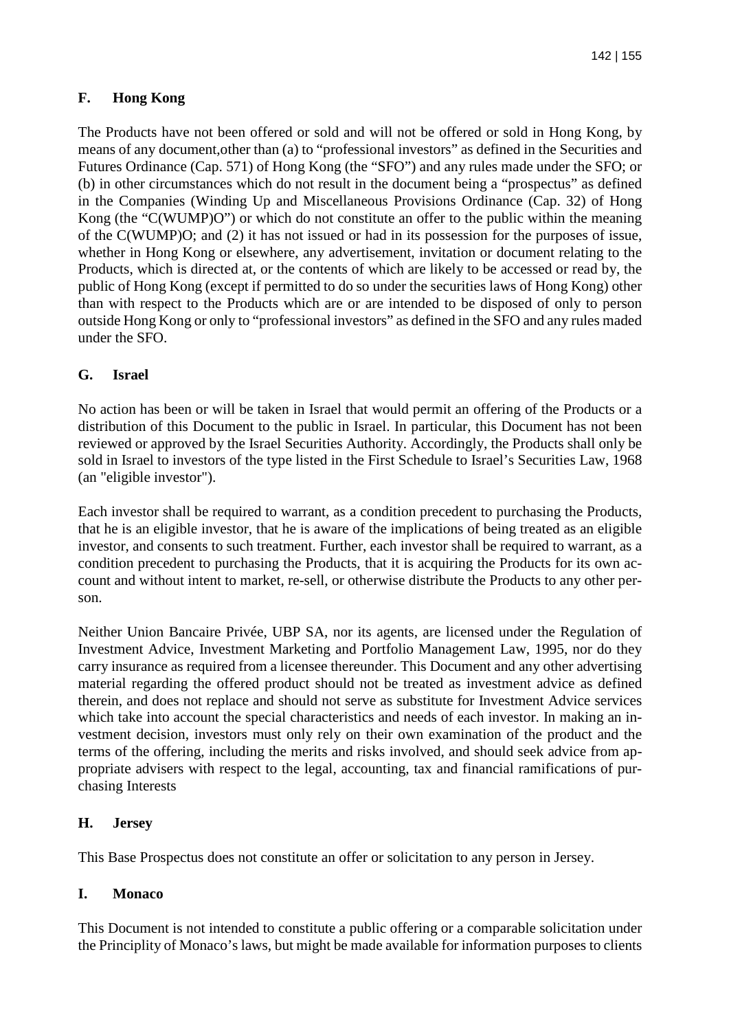## F. Hong Kong

The Products have not been offered or sold and will not be offered or sold in Hong Kong, by means of any document,other than (a) to "professional investors" as defined in the Securities and Futures Ordinance (Cap. 571) of Hong Kong (the "SFO") and any rules made under the SFO; or (b) in other circumstances which do not result in the document being a "prospectus" as defined in the Companies (Winding Up and Miscellaneous Provisions Ordinance (Cap. 32) of Hong Kong (the "C(WUMP)O") or which do not constitute an offer to the public within the meaning of the C(WUMP)O; and (2) it has not issued or had in its possession for the purposes of issue, whether in Hong Kong or elsewhere, any advertisement, invitation or document relating to the Products, which is directed at, or the contents of which are likely to be accessed or read by, the public of Hong Kong (except if permitted to do so under the securities laws of Hong Kong) other than with respect to the Products which are or are intended to be disposed of only to person outside Hong Kong or only to "professional investors" as defined in the SFO and any rules maded under the SFO.

## G. Israel

No action has been or will be taken in Israel that would permit an offering of the Products or a distribution of this Document to the public in Israel. In particular, this Document has not been reviewed or approved by the Israel Securities Authority. Accordingly, the Products shall only be sold in Israel to investors of the type listed in the First Schedule to Israel's Securities Law, 1968 (an "eligible investor").

Each investor shall be required to warrant, as a condition precedent to purchasing the Products, that he is an eligible investor, that he is aware of the implications of being treated as an eligible investor, and consents to such treatment. Further, each investor shall be required to warrant, as a condition precedent to purchasing the Products, that it is acquiring the Products for its own account and without intent to market, re-sell, or otherwise distribute the Products to any other person.

Neither Union Bancaire Privée, UBP SA, nor its agents, are licensed under the Regulation of Investment Advice, Investment Marketing and Portfolio Management Law, 1995, nor do they carry insurance as required from a licensee thereunder. This Document and any other advertising material regarding the offered product should not be treated as investment advice as defined therein, and does not replace and should not serve as substitute for Investment Advice services which take into account the special characteristics and needs of each investor. In making an investment decision, investors must only rely on their own examination of the product and the terms of the offering, including the merits and risks involved, and should seek advice from appropriate advisers with respect to the legal, accounting, tax and financial ramifications of purchasing Interests

## H. Jersey

This Base Prospectus does not constitute an offer or solicitation to any person in Jersey.

## I. Monaco

This Document is not intended to constitute a public offering or a comparable solicitation under the Principlity of Monaco's laws, but might be made available for information purposes to clients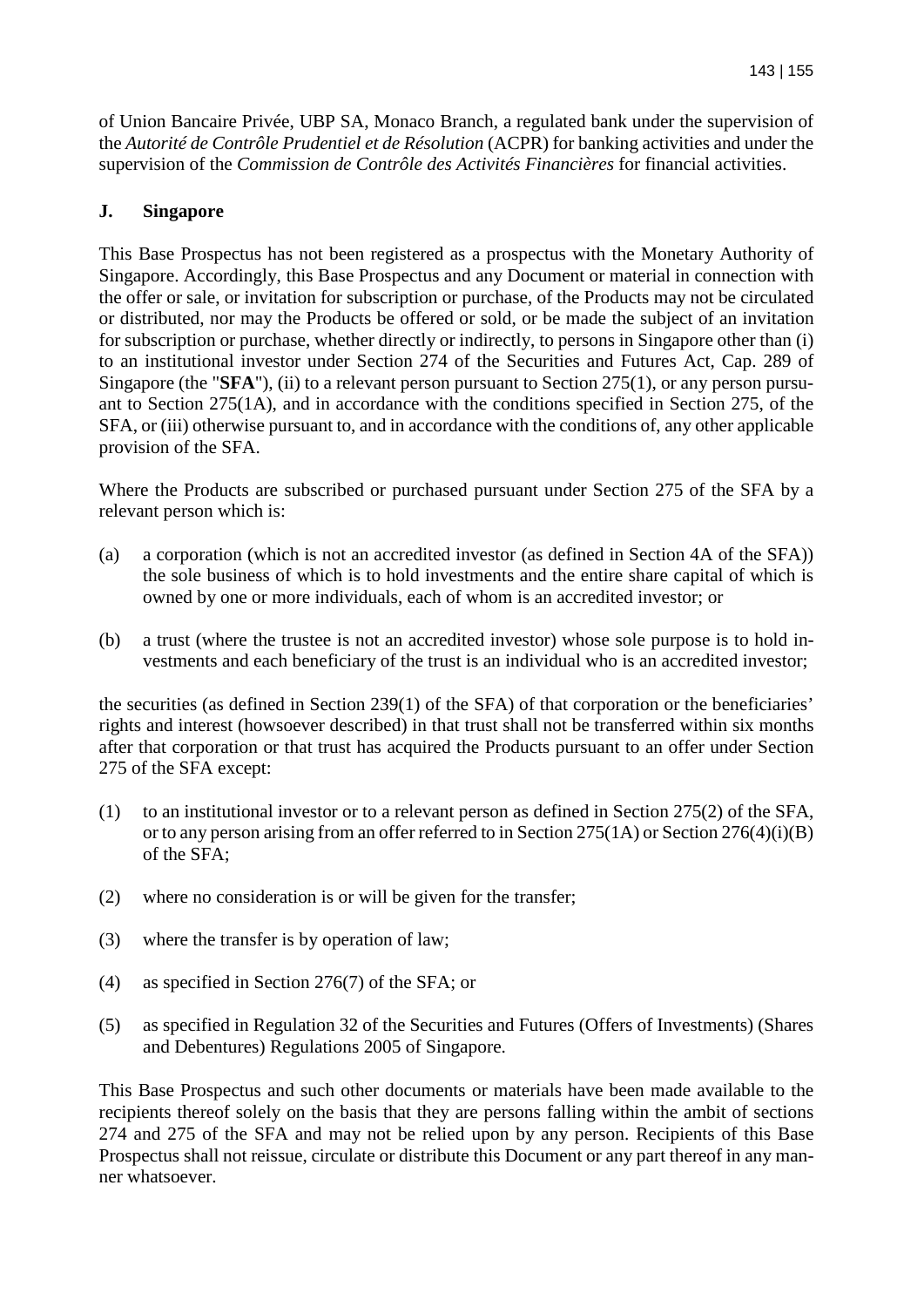of Union Bancaire Privée, UBP SA, Monaco Branch, a regulated bank under the supervision of the *Autorité de Contrôle Prudentiel et de Résolution* (ACPR) for banking activities and under the supervision of the *Commission de Contrôle des Activités Financières* for financial activities.

## J. Singapore

This Base Prospectus has not been registered as a prospectus with the Monetary Authority of Singapore. Accordingly, this Base Prospectus and any Document or material in connection with the offer or sale, or invitation for subscription or purchase, of the Products may not be circulated or distributed, nor may the Products be offered or sold, or be made the subject of an invitation for subscription or purchase, whether directly or indirectly, to persons in Singapore other than (i) to an institutional investor under Section 274 of the Securities and Futures Act, Cap. 289 of Singapore (the "**SFA**"), (ii) to a relevant person pursuant to Section 275(1), or any person pursuant to Section 275(1A), and in accordance with the conditions specified in Section 275, of the SFA, or (iii) otherwise pursuant to, and in accordance with the conditions of, any other applicable provision of the SFA.

Where the Products are subscribed or purchased pursuant under Section 275 of the SFA by a relevant person which is:

(a) a corporation (which is not an accredited investor (as defined in Section 4A of the SFA)) the sole business of which is to hold investments and the entire share capital of which is owned by one or more individuals, each of whom is an accredited investor; or

(b) a trust (where the trustee is not an accredited investor) whose sole purpose is to hold investments and each beneficiary of the trust is an individual who is an accredited investor;

the securities (as defined in Section 239(1) of the SFA) of that corporation or the beneficiaries' rights and interest (howsoever described) in that trust shall not be transferred within six months after that corporation or that trust has acquired the Products pursuant to an offer under Section 275 of the SFA except:

(1) to an institutional investor or to a relevant person as defined in Section 275(2) of the SFA, or to any person arising from an offer referred to in Section 275(1A) or Section 276(4)(i)(B) of the SFA;

(2) where no consideration is or will be given for the transfer;

(3) where the transfer is by operation of law;

(4) as specified in Section 276(7) of the SFA; or

(5) as specified in Regulation 32 of the Securities and Futures (Offers of Investments) (Shares and Debentures) Regulations 2005 of Singapore.

This Base Prospectus and such other documents or materials have been made available to the recipients thereof solely on the basis that they are persons falling within the ambit of sections 274 and 275 of the SFA and may not be relied upon by any person. Recipients of this Base Prospectus shall not reissue, circulate or distribute this Document or any part thereof in any manner whatsoever.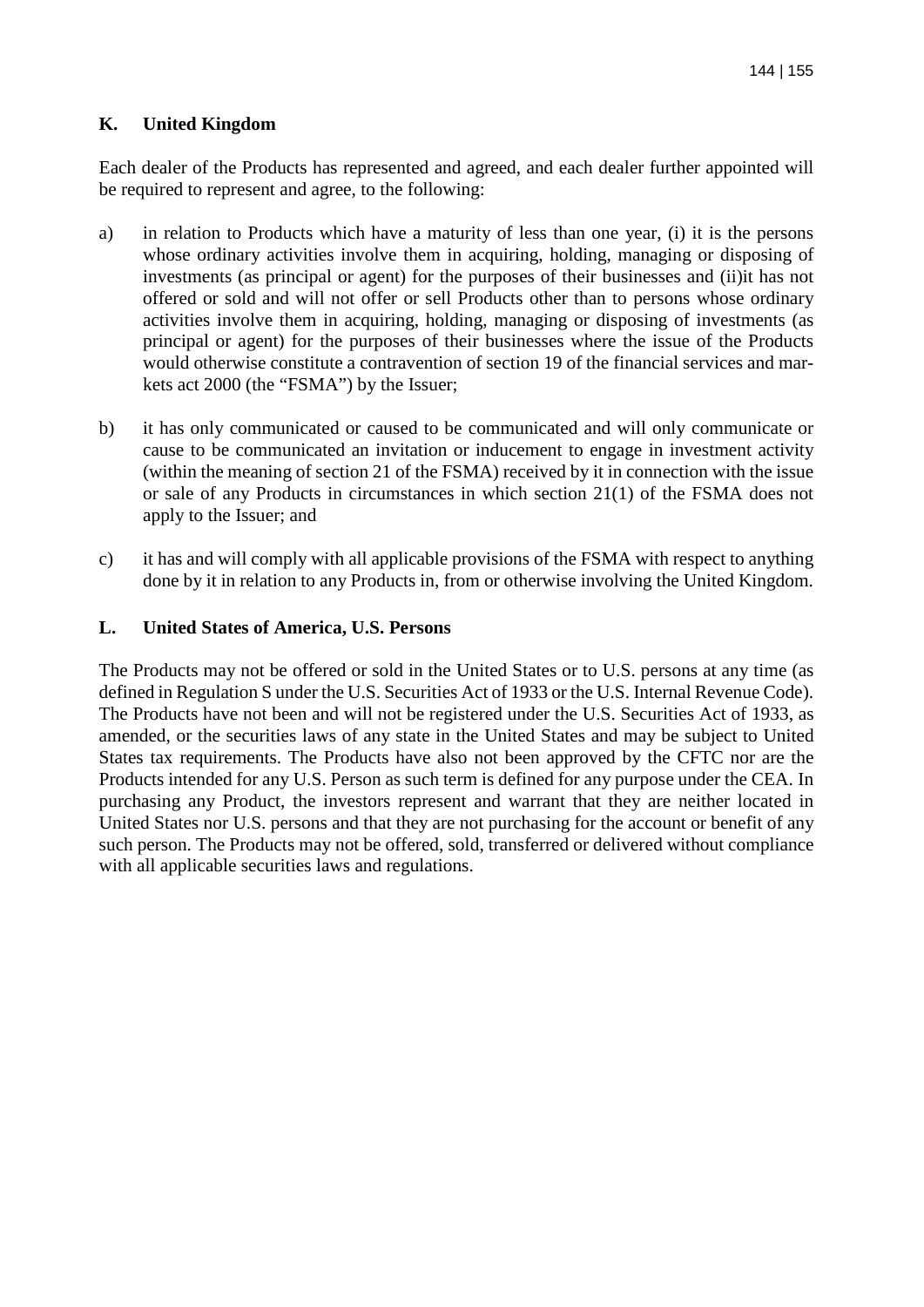## K. United Kingdom

Each dealer of the Products has represented and agreed, and each dealer further appointed will be required to represent and agree, to the following:

a) in relation to Products which have a maturity of less than one year, (i) it is the persons whose ordinary activities involve them in acquiring, holding, managing or disposing of investments (as principal or agent) for the purposes of their businesses and (ii)it has not offered or sold and will not offer or sell Products other than to persons whose ordinary activities involve them in acquiring, holding, managing or disposing of investments (as principal or agent) for the purposes of their businesses where the issue of the Products would otherwise constitute a contravention of section 19 of the financial services and markets act 2000 (the "FSMA") by the Issuer;

b) it has only communicated or caused to be communicated and will only communicate or cause to be communicated an invitation or inducement to engage in investment activity (within the meaning of section 21 of the FSMA) received by it in connection with the issue or sale of any Products in circumstances in which section 21(1) of the FSMA does not apply to the Issuer; and

c) it has and will comply with all applicable provisions of the FSMA with respect to anything done by it in relation to any Products in, from or otherwise involving the United Kingdom.

## L. United States of America, U.S. Persons

The Products may not be offered or sold in the United States or to U.S. persons at any time (as defined in Regulation S under the U.S. Securities Act of 1933 or the U.S. Internal Revenue Code). The Products have not been and will not be registered under the U.S. Securities Act of 1933, as amended, or the securities laws of any state in the United States and may be subject to United States tax requirements. The Products have also not been approved by the CFTC nor are the Products intended for any U.S. Person as such term is defined for any purpose under the CEA. In purchasing any Product, the investors represent and warrant that they are neither located in United States nor U.S. persons and that they are not purchasing for the account or benefit of any such person. The Products may not be offered, sold, transferred or delivered without compliance with all applicable securities laws and regulations.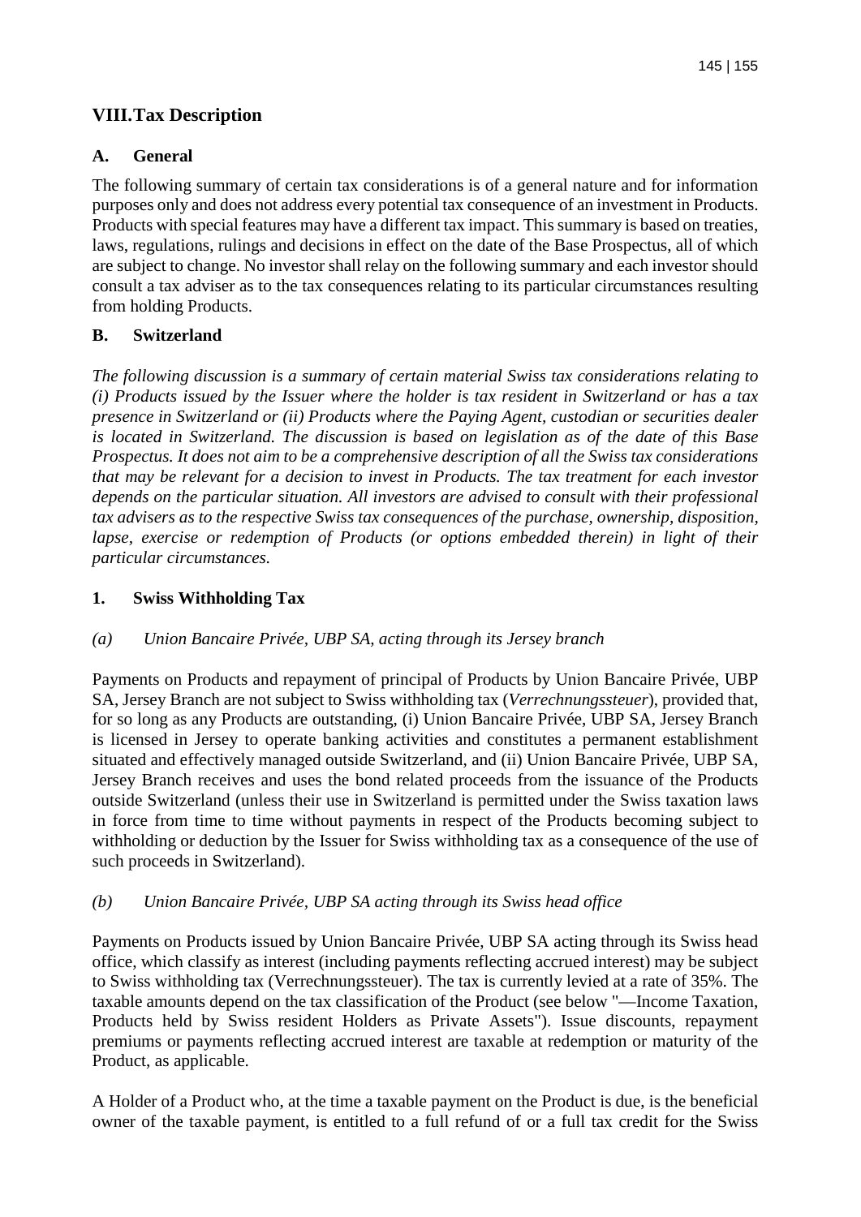# VIII. Tax Description

## A. General

The following summary of certain tax considerations is of a general nature and for information purposes only and does not address every potential tax consequence of an investment in Products. Products with special features may have a different tax impact. This summary is based on treaties, laws, regulations, rulings and decisions in effect on the date of the Base Prospectus, all of which are subject to change. No investor shall relay on the following summary and each investor should consult a tax adviser as to the tax consequences relating to its particular circumstances resulting from holding Products.

## B. Switzerland

*The following discussion is a summary of certain material Swiss tax considerations relating to (i) Products issued by the Issuer where the holder is tax resident in Switzerland or has a tax presence in Switzerland or (ii) Products where the Paying Agent, custodian or securities dealer is located in Switzerland. The discussion is based on legislation as of the date of this Base Prospectus. It does not aim to be a comprehensive description of all the Swiss tax considerations that may be relevant for a decision to invest in Products. The tax treatment for each investor depends on the particular situation. All investors are advised to consult with their professional tax advisers as to the respective Swiss tax consequences of the purchase, ownership, disposition, lapse, exercise or redemption of Products (or options embedded therein) in light of their particular circumstances.*

### 1. Swiss Withholding Tax

*(a) Union Bancaire Privée, UBP SA, acting through its Jersey branch*

Payments on Products and repayment of principal of Products by Union Bancaire Privée, UBP SA, Jersey Branch are not subject to Swiss withholding tax (*Verrechnungssteuer*), provided that, for so long as any Products are outstanding, (i) Union Bancaire Privée, UBP SA, Jersey Branch is licensed in Jersey to operate banking activities and constitutes a permanent establishment situated and effectively managed outside Switzerland, and (ii) Union Bancaire Privée, UBP SA, Jersey Branch receives and uses the bond related proceeds from the issuance of the Products outside Switzerland (unless their use in Switzerland is permitted under the Swiss taxation laws in force from time to time without payments in respect of the Products becoming subject to withholding or deduction by the Issuer for Swiss withholding tax as a consequence of the use of such proceeds in Switzerland).

*(b) Union Bancaire Privée, UBP SA acting through its Swiss head office*

Payments on Products issued by Union Bancaire Privée, UBP SA acting through its Swiss head office, which classify as interest (including payments reflecting accrued interest) may be subject to Swiss withholding tax (Verrechnungssteuer). The tax is currently levied at a rate of 35%. The taxable amounts depend on the tax classification of the Product (see below "—Income Taxation, Products held by Swiss resident Holders as Private Assets"). Issue discounts, repayment premiums or payments reflecting accrued interest are taxable at redemption or maturity of the Product, as applicable.

A Holder of a Product who, at the time a taxable payment on the Product is due, is the beneficial owner of the taxable payment, is entitled to a full refund of or a full tax credit for the Swiss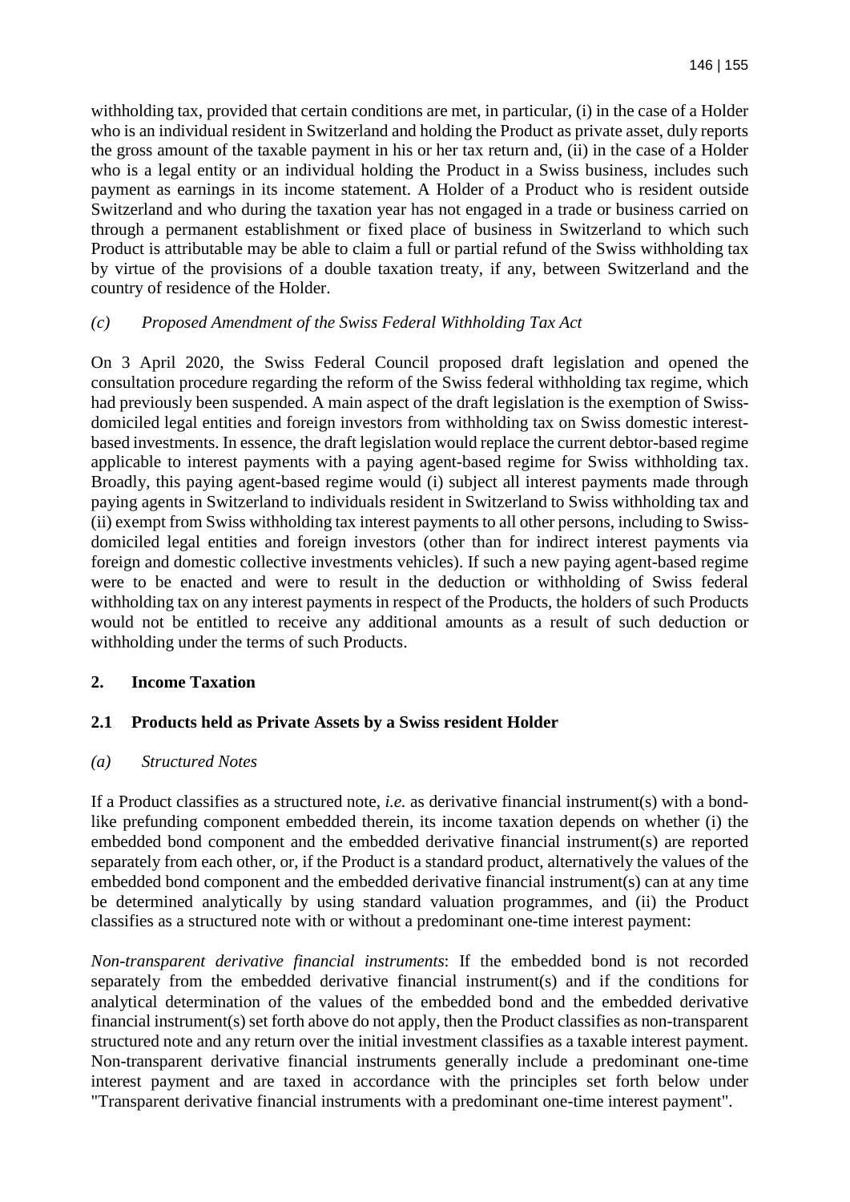withholding tax, provided that certain conditions are met, in particular, (i) in the case of a Holder who is an individual resident in Switzerland and holding the Product as private asset, duly reports the gross amount of the taxable payment in his or her tax return and, (ii) in the case of a Holder who is a legal entity or an individual holding the Product in a Swiss business, includes such payment as earnings in its income statement. A Holder of a Product who is resident outside Switzerland and who during the taxation year has not engaged in a trade or business carried on through a permanent establishment or fixed place of business in Switzerland to which such Product is attributable may be able to claim a full or partial refund of the Swiss withholding tax by virtue of the provisions of a double taxation treaty, if any, between Switzerland and the country of residence of the Holder.

*(c) Proposed Amendment of the Swiss Federal Withholding Tax Act*

On 3 April 2020, the Swiss Federal Council proposed draft legislation and opened the consultation procedure regarding the reform of the Swiss federal withholding tax regime, which had previously been suspended. A main aspect of the draft legislation is the exemption of Swiss-domiciled legal entities and foreign investors from withholding tax on Swiss domestic interest-based investments. In essence, the draft legislation would replace the current debtor-based regime applicable to interest payments with a paying agent-based regime for Swiss withholding tax. Broadly, this paying agent-based regime would (i) subject all interest payments made through paying agents in Switzerland to individuals resident in Switzerland to Swiss withholding tax and (ii) exempt from Swiss withholding tax interest payments to all other persons, including to Swiss-domiciled legal entities and foreign investors (other than for indirect interest payments via foreign and domestic collective investments vehicles). If such a new paying agent-based regime were to be enacted and were to result in the deduction or withholding of Swiss federal withholding tax on any interest payments in respect of the Products, the holders of such Products would not be entitled to receive any additional amounts as a result of such deduction or withholding under the terms of such Products.

## 2. Income Taxation

### 2.1 Products held as Private Assets by a Swiss resident Holder

*(a) Structured Notes*

If a Product classifies as a structured note, *i.e.* as derivative financial instrument(s) with a bond-like prefunding component embedded therein, its income taxation depends on whether (i) the embedded bond component and the embedded derivative financial instrument(s) are reported separately from each other, or, if the Product is a standard product, alternatively the values of the embedded bond component and the embedded derivative financial instrument(s) can at any time be determined analytically by using standard valuation programmes, and (ii) the Product classifies as a structured note with or without a predominant one-time interest payment:

*Non-transparent derivative financial instruments*: If the embedded bond is not recorded separately from the embedded derivative financial instrument(s) and if the conditions for analytical determination of the values of the embedded bond and the embedded derivative financial instrument(s) set forth above do not apply, then the Product classifies as non-transparent structured note and any return over the initial investment classifies as a taxable interest payment. Non-transparent derivative financial instruments generally include a predominant one-time interest payment and are taxed in accordance with the principles set forth below under "Transparent derivative financial instruments with a predominant one-time interest payment".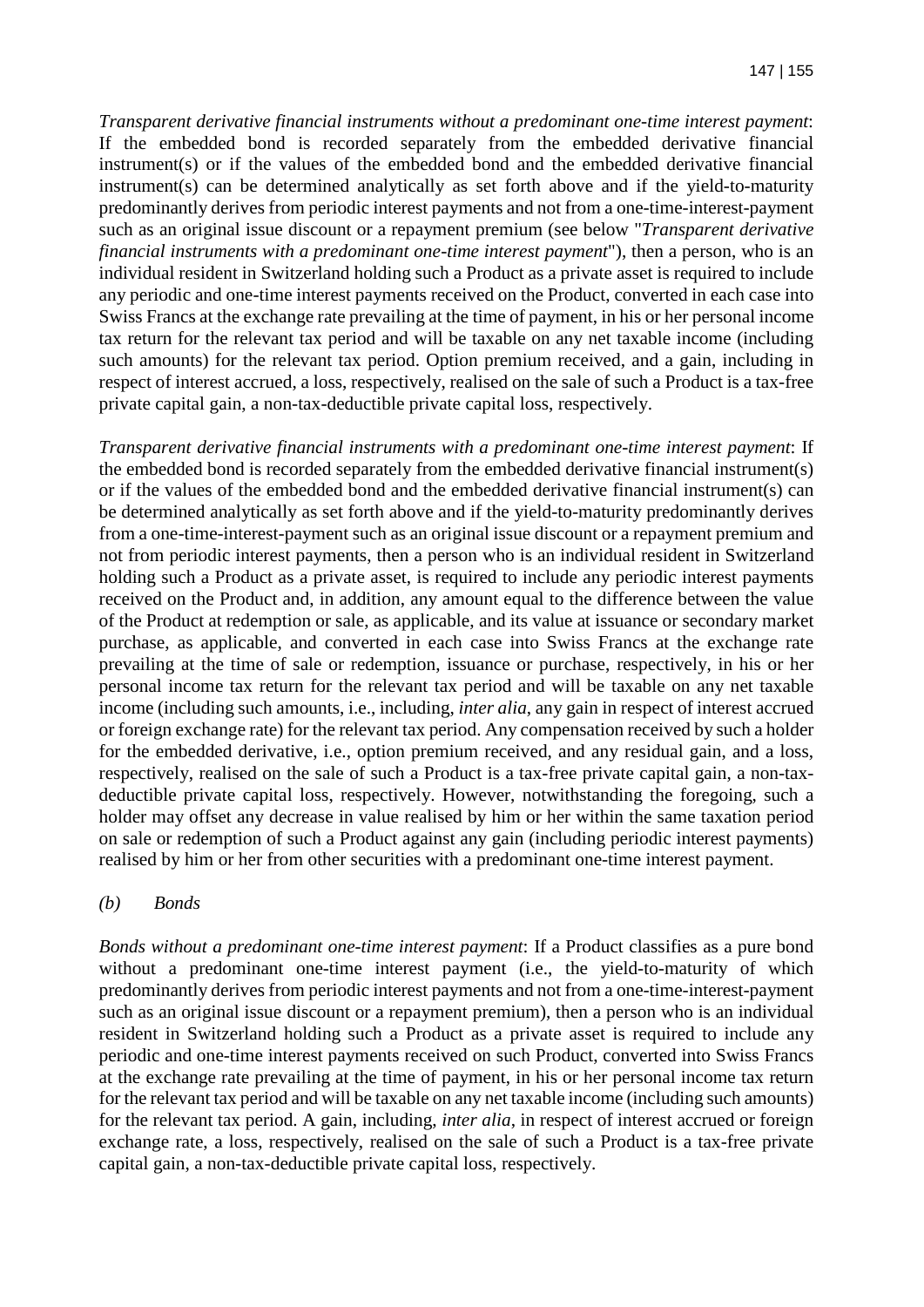*Transparent derivative financial instruments without a predominant one-time interest payment*: If the embedded bond is recorded separately from the embedded derivative financial instrument(s) or if the values of the embedded bond and the embedded derivative financial instrument(s) can be determined analytically as set forth above and if the yield-to-maturity predominantly derives from periodic interest payments and not from a one-time-interest-payment such as an original issue discount or a repayment premium (see below "*Transparent derivative financial instruments with a predominant one-time interest payment*"), then a person, who is an individual resident in Switzerland holding such a Product as a private asset is required to include any periodic and one-time interest payments received on the Product, converted in each case into Swiss Francs at the exchange rate prevailing at the time of payment, in his or her personal income tax return for the relevant tax period and will be taxable on any net taxable income (including such amounts) for the relevant tax period. Option premium received, and a gain, including in respect of interest accrued, a loss, respectively, realised on the sale of such a Product is a tax-free private capital gain, a non-tax-deductible private capital loss, respectively.

*Transparent derivative financial instruments with a predominant one-time interest payment*: If the embedded bond is recorded separately from the embedded derivative financial instrument(s) or if the values of the embedded bond and the embedded derivative financial instrument(s) can be determined analytically as set forth above and if the yield-to-maturity predominantly derives from a one-time-interest-payment such as an original issue discount or a repayment premium and not from periodic interest payments, then a person who is an individual resident in Switzerland holding such a Product as a private asset, is required to include any periodic interest payments received on the Product and, in addition, any amount equal to the difference between the value of the Product at redemption or sale, as applicable, and its value at issuance or secondary market purchase, as applicable, and converted in each case into Swiss Francs at the exchange rate prevailing at the time of sale or redemption, issuance or purchase, respectively, in his or her personal income tax return for the relevant tax period and will be taxable on any net taxable income (including such amounts, i.e., including, *inter alia*, any gain in respect of interest accrued or foreign exchange rate) for the relevant tax period. Any compensation received by such a holder for the embedded derivative, i.e., option premium received, and any residual gain, and a loss, respectively, realised on the sale of such a Product is a tax-free private capital gain, a non-tax-deductible private capital loss, respectively. However, notwithstanding the foregoing, such a holder may offset any decrease in value realised by him or her within the same taxation period on sale or redemption of such a Product against any gain (including periodic interest payments) realised by him or her from other securities with a predominant one-time interest payment.

*(b) Bonds*

*Bonds without a predominant one-time interest payment*: If a Product classifies as a pure bond without a predominant one-time interest payment (i.e., the yield-to-maturity of which predominantly derives from periodic interest payments and not from a one-time-interest-payment such as an original issue discount or a repayment premium), then a person who is an individual resident in Switzerland holding such a Product as a private asset is required to include any periodic and one-time interest payments received on such Product, converted into Swiss Francs at the exchange rate prevailing at the time of payment, in his or her personal income tax return for the relevant tax period and will be taxable on any net taxable income (including such amounts) for the relevant tax period. A gain, including, *inter alia*, in respect of interest accrued or foreign exchange rate, a loss, respectively, realised on the sale of such a Product is a tax-free private capital gain, a non-tax-deductible private capital loss, respectively.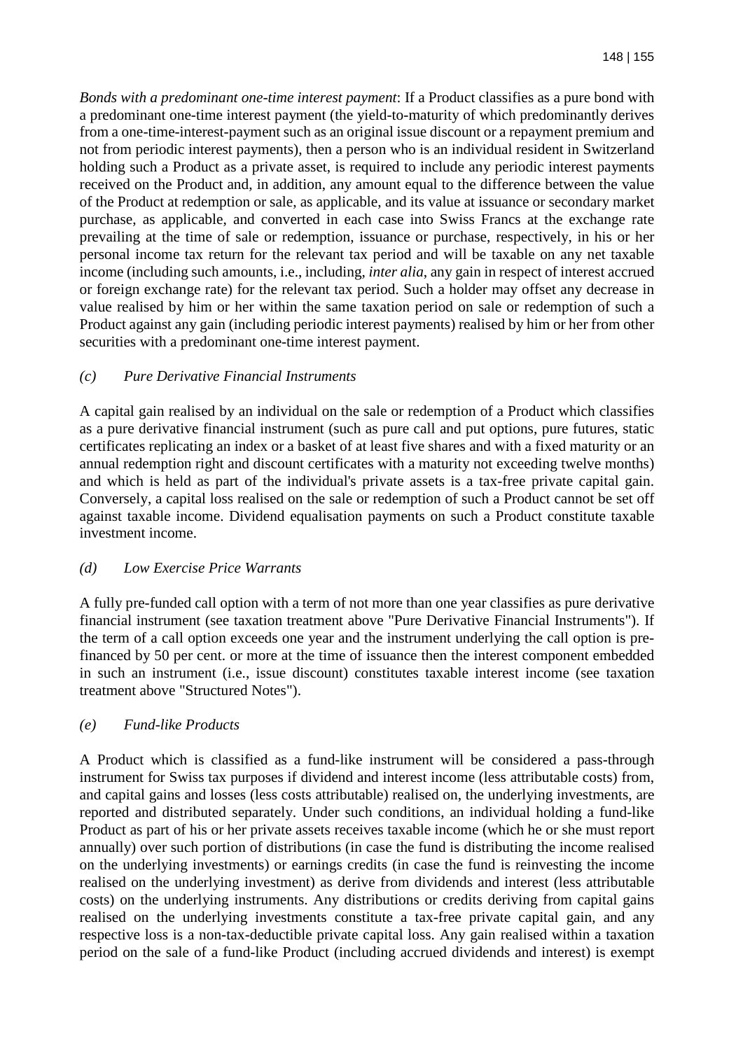*Bonds with a predominant one-time interest payment*: If a Product classifies as a pure bond with a predominant one-time interest payment (the yield-to-maturity of which predominantly derives from a one-time-interest-payment such as an original issue discount or a repayment premium and not from periodic interest payments), then a person who is an individual resident in Switzerland holding such a Product as a private asset, is required to include any periodic interest payments received on the Product and, in addition, any amount equal to the difference between the value of the Product at redemption or sale, as applicable, and its value at issuance or secondary market purchase, as applicable, and converted in each case into Swiss Francs at the exchange rate prevailing at the time of sale or redemption, issuance or purchase, respectively, in his or her personal income tax return for the relevant tax period and will be taxable on any net taxable income (including such amounts, i.e., including, *inter alia*, any gain in respect of interest accrued or foreign exchange rate) for the relevant tax period. Such a holder may offset any decrease in value realised by him or her within the same taxation period on sale or redemption of such a Product against any gain (including periodic interest payments) realised by him or her from other securities with a predominant one-time interest payment.

### *(c) Pure Derivative Financial Instruments*

A capital gain realised by an individual on the sale or redemption of a Product which classifies as a pure derivative financial instrument (such as pure call and put options, pure futures, static certificates replicating an index or a basket of at least five shares and with a fixed maturity or an annual redemption right and discount certificates with a maturity not exceeding twelve months) and which is held as part of the individual's private assets is a tax-free private capital gain. Conversely, a capital loss realised on the sale or redemption of such a Product cannot be set off against taxable income. Dividend equalisation payments on such a Product constitute taxable investment income.

### *(d) Low Exercise Price Warrants*

A fully pre-funded call option with a term of not more than one year classifies as pure derivative financial instrument (see taxation treatment above "Pure Derivative Financial Instruments"). If the term of a call option exceeds one year and the instrument underlying the call option is pre-financed by 50 per cent. or more at the time of issuance then the interest component embedded in such an instrument (i.e., issue discount) constitutes taxable interest income (see taxation treatment above "Structured Notes").

### *(e) Fund-like Products*

A Product which is classified as a fund-like instrument will be considered a pass-through instrument for Swiss tax purposes if dividend and interest income (less attributable costs) from, and capital gains and losses (less costs attributable) realised on, the underlying investments, are reported and distributed separately. Under such conditions, an individual holding a fund-like Product as part of his or her private assets receives taxable income (which he or she must report annually) over such portion of distributions (in case the fund is distributing the income realised on the underlying investments) or earnings credits (in case the fund is reinvesting the income realised on the underlying investment) as derive from dividends and interest (less attributable costs) on the underlying instruments. Any distributions or credits deriving from capital gains realised on the underlying investments constitute a tax-free private capital gain, and any respective loss is a non-tax-deductible private capital loss. Any gain realised within a taxation period on the sale of a fund-like Product (including accrued dividends and interest) is exempt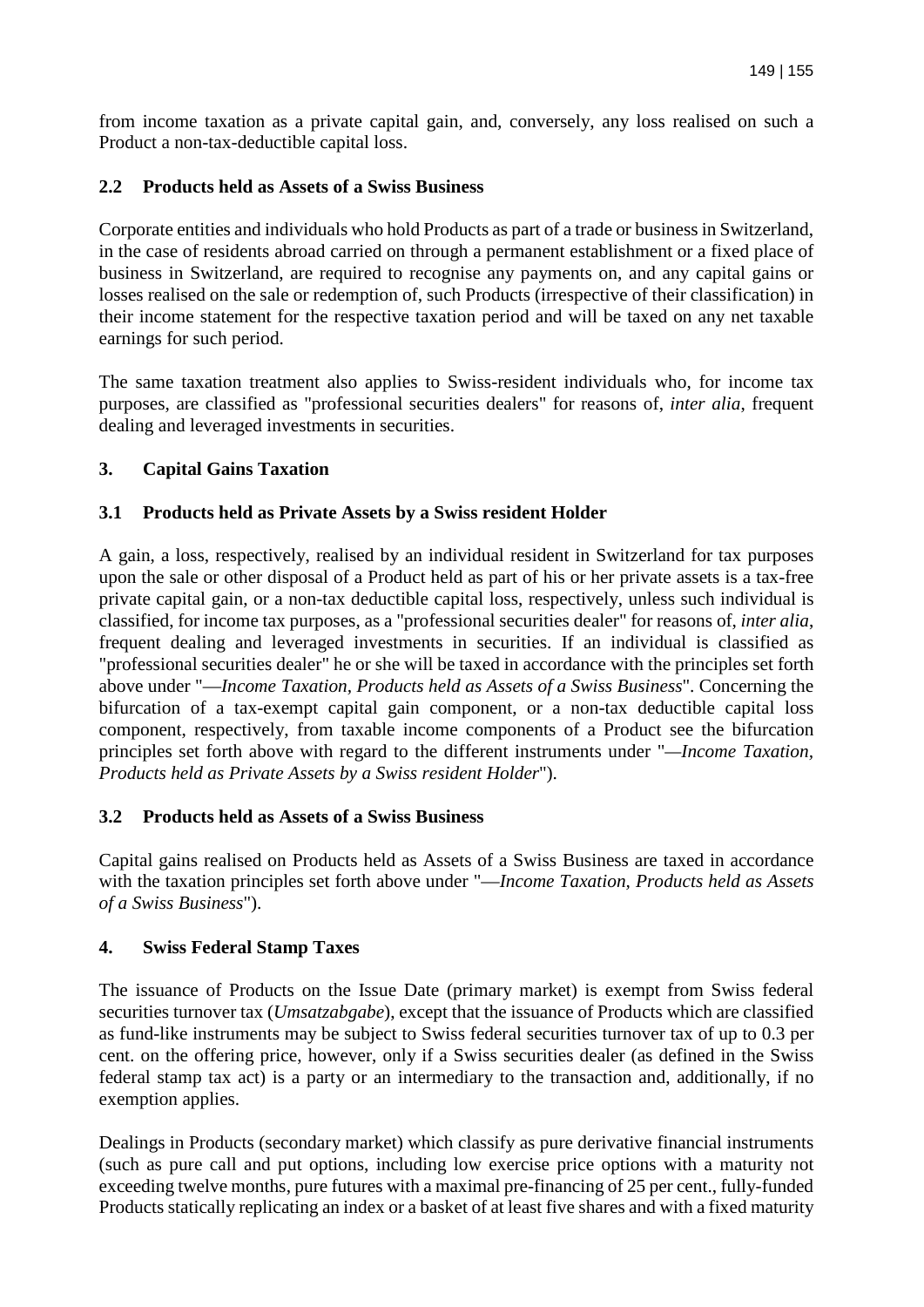from income taxation as a private capital gain, and, conversely, any loss realised on such a Product a non-tax-deductible capital loss.

### 2.2 Products held as Assets of a Swiss Business

Corporate entities and individuals who hold Products as part of a trade or business in Switzerland, in the case of residents abroad carried on through a permanent establishment or a fixed place of business in Switzerland, are required to recognise any payments on, and any capital gains or losses realised on the sale or redemption of, such Products (irrespective of their classification) in their income statement for the respective taxation period and will be taxed on any net taxable earnings for such period.

The same taxation treatment also applies to Swiss-resident individuals who, for income tax purposes, are classified as "professional securities dealers" for reasons of, *inter alia*, frequent dealing and leveraged investments in securities.

## 3. Capital Gains Taxation

### 3.1 Products held as Private Assets by a Swiss resident Holder

A gain, a loss, respectively, realised by an individual resident in Switzerland for tax purposes upon the sale or other disposal of a Product held as part of his or her private assets is a tax-free private capital gain, or a non-tax deductible capital loss, respectively, unless such individual is classified, for income tax purposes, as a "professional securities dealer" for reasons of, *inter alia*, frequent dealing and leveraged investments in securities. If an individual is classified as "professional securities dealer" he or she will be taxed in accordance with the principles set forth above under "—*Income Taxation, Products held as Assets of a Swiss Business*". Concerning the bifurcation of a tax-exempt capital gain component, or a non-tax deductible capital loss component, respectively, from taxable income components of a Product see the bifurcation principles set forth above with regard to the different instruments under "—*Income Taxation, Products held as Private Assets by a Swiss resident Holder*").

### 3.2 Products held as Assets of a Swiss Business

Capital gains realised on Products held as Assets of a Swiss Business are taxed in accordance with the taxation principles set forth above under "—*Income Taxation, Products held as Assets of a Swiss Business*").

## 4. Swiss Federal Stamp Taxes

The issuance of Products on the Issue Date (primary market) is exempt from Swiss federal securities turnover tax (*Umsatzabgabe*), except that the issuance of Products which are classified as fund-like instruments may be subject to Swiss federal securities turnover tax of up to 0.3 per cent. on the offering price, however, only if a Swiss securities dealer (as defined in the Swiss federal stamp tax act) is a party or an intermediary to the transaction and, additionally, if no exemption applies.

Dealings in Products (secondary market) which classify as pure derivative financial instruments (such as pure call and put options, including low exercise price options with a maturity not exceeding twelve months, pure futures with a maximal pre-financing of 25 per cent., fully-funded Products statically replicating an index or a basket of at least five shares and with a fixed maturity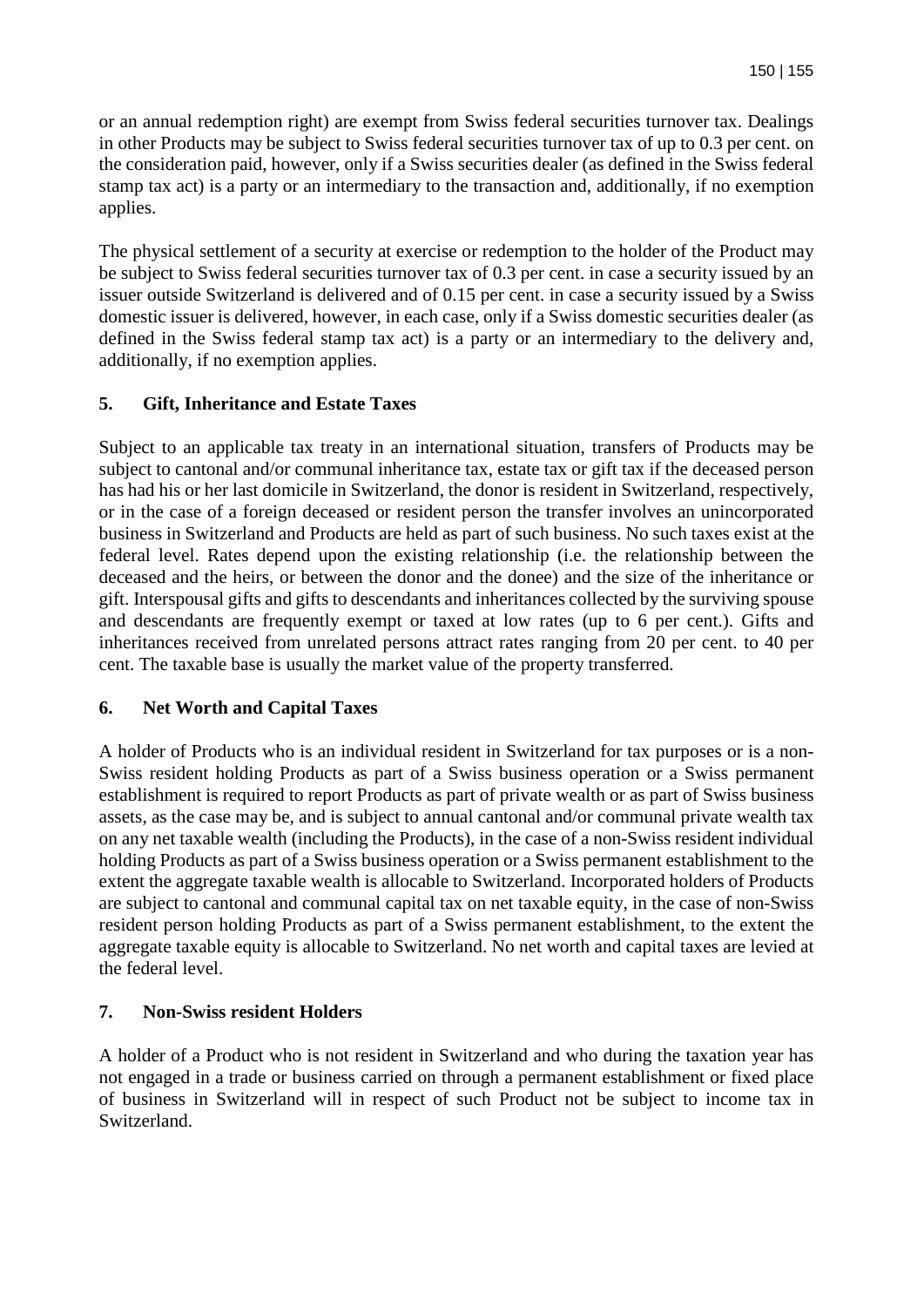or an annual redemption right) are exempt from Swiss federal securities turnover tax. Dealings in other Products may be subject to Swiss federal securities turnover tax of up to 0.3 per cent. on the consideration paid, however, only if a Swiss securities dealer (as defined in the Swiss federal stamp tax act) is a party or an intermediary to the transaction and, additionally, if no exemption applies.

The physical settlement of a security at exercise or redemption to the holder of the Product may be subject to Swiss federal securities turnover tax of 0.3 per cent. in case a security issued by an issuer outside Switzerland is delivered and of 0.15 per cent. in case a security issued by a Swiss domestic issuer is delivered, however, in each case, only if a Swiss domestic securities dealer (as defined in the Swiss federal stamp tax act) is a party or an intermediary to the delivery and, additionally, if no exemption applies.

## 5. Gift, Inheritance and Estate Taxes

Subject to an applicable tax treaty in an international situation, transfers of Products may be subject to cantonal and/or communal inheritance tax, estate tax or gift tax if the deceased person has had his or her last domicile in Switzerland, the donor is resident in Switzerland, respectively, or in the case of a foreign deceased or resident person the transfer involves an unincorporated business in Switzerland and Products are held as part of such business. No such taxes exist at the federal level. Rates depend upon the existing relationship (i.e. the relationship between the deceased and the heirs, or between the donor and the donee) and the size of the inheritance or gift. Interspousal gifts and gifts to descendants and inheritances collected by the surviving spouse and descendants are frequently exempt or taxed at low rates (up to 6 per cent.). Gifts and inheritances received from unrelated persons attract rates ranging from 20 per cent. to 40 per cent. The taxable base is usually the market value of the property transferred.

## 6. Net Worth and Capital Taxes

A holder of Products who is an individual resident in Switzerland for tax purposes or is a non-Swiss resident holding Products as part of a Swiss business operation or a Swiss permanent establishment is required to report Products as part of private wealth or as part of Swiss business assets, as the case may be, and is subject to annual cantonal and/or communal private wealth tax on any net taxable wealth (including the Products), in the case of a non-Swiss resident individual holding Products as part of a Swiss business operation or a Swiss permanent establishment to the extent the aggregate taxable wealth is allocable to Switzerland. Incorporated holders of Products are subject to cantonal and communal capital tax on net taxable equity, in the case of non-Swiss resident person holding Products as part of a Swiss permanent establishment, to the extent the aggregate taxable equity is allocable to Switzerland. No net worth and capital taxes are levied at the federal level.

## 7. Non-Swiss resident Holders

A holder of a Product who is not resident in Switzerland and who during the taxation year has not engaged in a trade or business carried on through a permanent establishment or fixed place of business in Switzerland will in respect of such Product not be subject to income tax in Switzerland.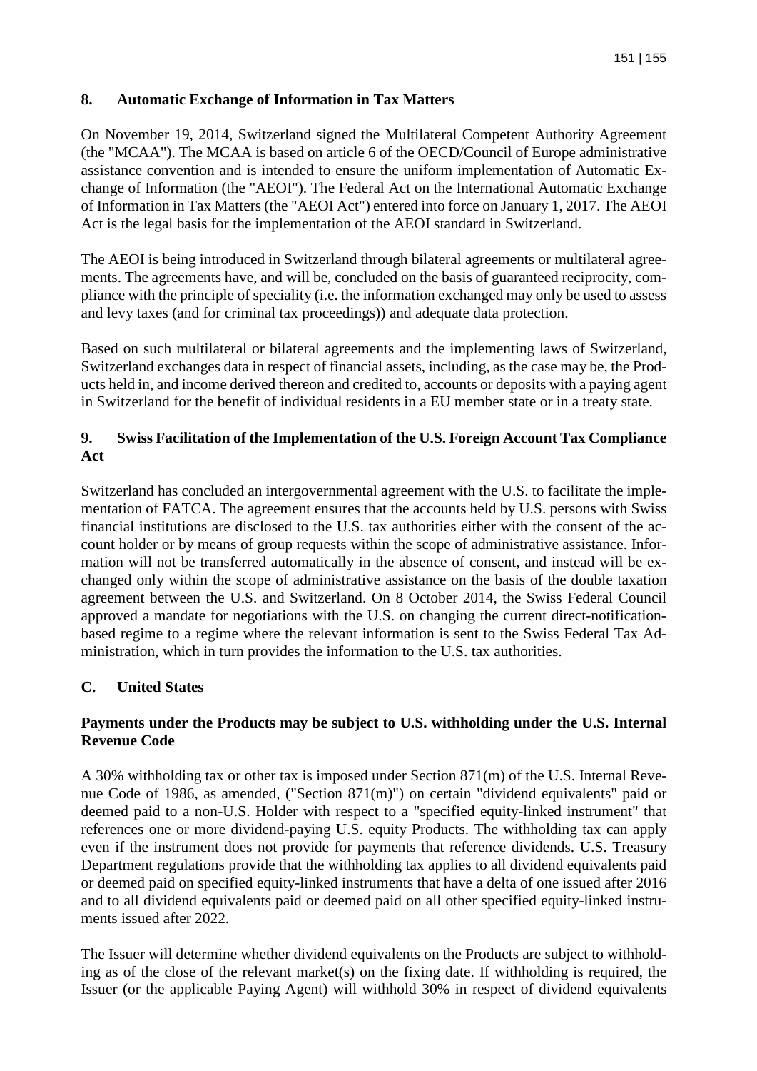## 8. Automatic Exchange of Information in Tax Matters

On November 19, 2014, Switzerland signed the Multilateral Competent Authority Agreement (the "MCAA"). The MCAA is based on article 6 of the OECD/Council of Europe administrative assistance convention and is intended to ensure the uniform implementation of Automatic Exchange of Information (the "AEOI"). The Federal Act on the International Automatic Exchange of Information in Tax Matters (the "AEOI Act") entered into force on January 1, 2017. The AEOI Act is the legal basis for the implementation of the AEOI standard in Switzerland.

The AEOI is being introduced in Switzerland through bilateral agreements or multilateral agreements. The agreements have, and will be, concluded on the basis of guaranteed reciprocity, compliance with the principle of speciality (i.e. the information exchanged may only be used to assess and levy taxes (and for criminal tax proceedings)) and adequate data protection.

Based on such multilateral or bilateral agreements and the implementing laws of Switzerland, Switzerland exchanges data in respect of financial assets, including, as the case may be, the Products held in, and income derived thereon and credited to, accounts or deposits with a paying agent in Switzerland for the benefit of individual residents in a EU member state or in a treaty state.

## 9. Swiss Facilitation of the Implementation of the U.S. Foreign Account Tax Compliance Act

Switzerland has concluded an intergovernmental agreement with the U.S. to facilitate the implementation of FATCA. The agreement ensures that the accounts held by U.S. persons with Swiss financial institutions are disclosed to the U.S. tax authorities either with the consent of the account holder or by means of group requests within the scope of administrative assistance. Information will not be transferred automatically in the absence of consent, and instead will be exchanged only within the scope of administrative assistance on the basis of the double taxation agreement between the U.S. and Switzerland. On 8 October 2014, the Swiss Federal Council approved a mandate for negotiations with the U.S. on changing the current direct-notification-based regime to a regime where the relevant information is sent to the Swiss Federal Tax Administration, which in turn provides the information to the U.S. tax authorities.

## C. United States

**Payments under the Products may be subject to U.S. withholding under the U.S. Internal Revenue Code**

A 30% withholding tax or other tax is imposed under Section 871(m) of the U.S. Internal Revenue Code of 1986, as amended, ("Section 871(m)") on certain "dividend equivalents" paid or deemed paid to a non-U.S. Holder with respect to a "specified equity-linked instrument" that references one or more dividend-paying U.S. equity Products. The withholding tax can apply even if the instrument does not provide for payments that reference dividends. U.S. Treasury Department regulations provide that the withholding tax applies to all dividend equivalents paid or deemed paid on specified equity-linked instruments that have a delta of one issued after 2016 and to all dividend equivalents paid or deemed paid on all other specified equity-linked instruments issued after 2022.

The Issuer will determine whether dividend equivalents on the Products are subject to withholding as of the close of the relevant market(s) on the fixing date. If withholding is required, the Issuer (or the applicable Paying Agent) will withhold 30% in respect of dividend equivalents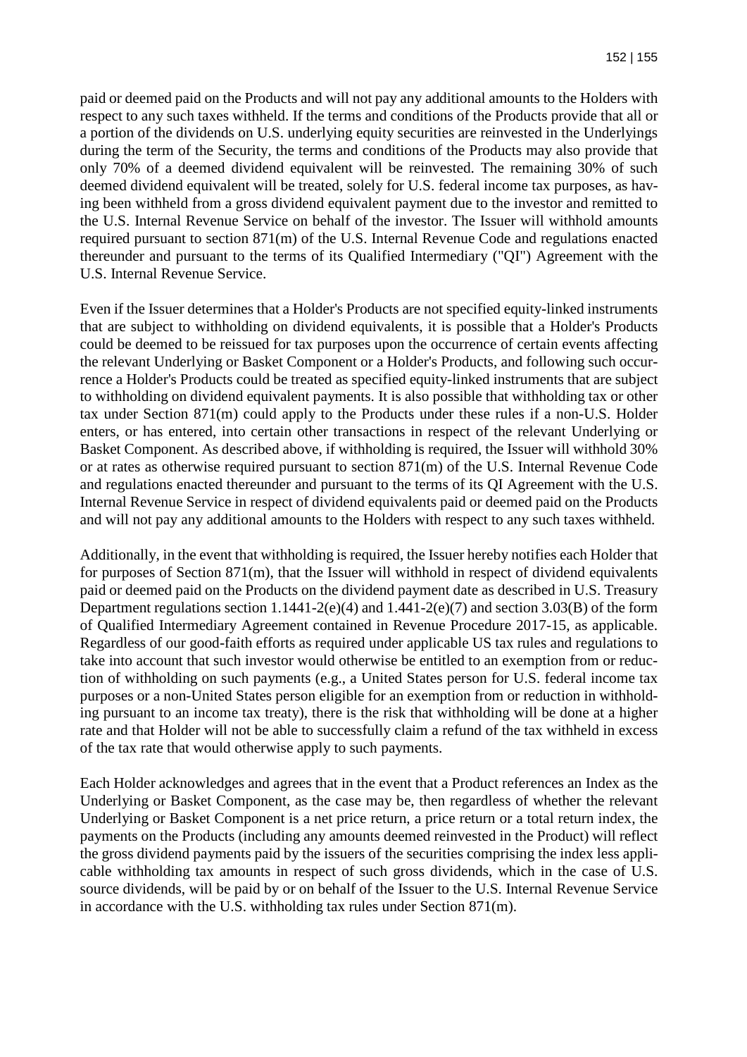paid or deemed paid on the Products and will not pay any additional amounts to the Holders with respect to any such taxes withheld. If the terms and conditions of the Products provide that all or a portion of the dividends on U.S. underlying equity securities are reinvested in the Underlyings during the term of the Security, the terms and conditions of the Products may also provide that only 70% of a deemed dividend equivalent will be reinvested. The remaining 30% of such deemed dividend equivalent will be treated, solely for U.S. federal income tax purposes, as having been withheld from a gross dividend equivalent payment due to the investor and remitted to the U.S. Internal Revenue Service on behalf of the investor. The Issuer will withhold amounts required pursuant to section 871(m) of the U.S. Internal Revenue Code and regulations enacted thereunder and pursuant to the terms of its Qualified Intermediary ("QI") Agreement with the U.S. Internal Revenue Service.

Even if the Issuer determines that a Holder's Products are not specified equity-linked instruments that are subject to withholding on dividend equivalents, it is possible that a Holder's Products could be deemed to be reissued for tax purposes upon the occurrence of certain events affecting the relevant Underlying or Basket Component or a Holder's Products, and following such occurrence a Holder's Products could be treated as specified equity-linked instruments that are subject to withholding on dividend equivalent payments. It is also possible that withholding tax or other tax under Section 871(m) could apply to the Products under these rules if a non-U.S. Holder enters, or has entered, into certain other transactions in respect of the relevant Underlying or Basket Component. As described above, if withholding is required, the Issuer will withhold 30% or at rates as otherwise required pursuant to section 871(m) of the U.S. Internal Revenue Code and regulations enacted thereunder and pursuant to the terms of its QI Agreement with the U.S. Internal Revenue Service in respect of dividend equivalents paid or deemed paid on the Products and will not pay any additional amounts to the Holders with respect to any such taxes withheld.

Additionally, in the event that withholding is required, the Issuer hereby notifies each Holder that for purposes of Section 871(m), that the Issuer will withhold in respect of dividend equivalents paid or deemed paid on the Products on the dividend payment date as described in U.S. Treasury Department regulations section 1.1441-2(e)(4) and 1.441-2(e)(7) and section 3.03(B) of the form of Qualified Intermediary Agreement contained in Revenue Procedure 2017-15, as applicable. Regardless of our good-faith efforts as required under applicable US tax rules and regulations to take into account that such investor would otherwise be entitled to an exemption from or reduction of withholding on such payments (e.g., a United States person for U.S. federal income tax purposes or a non-United States person eligible for an exemption from or reduction in withholding pursuant to an income tax treaty), there is the risk that withholding will be done at a higher rate and that Holder will not be able to successfully claim a refund of the tax withheld in excess of the tax rate that would otherwise apply to such payments.

Each Holder acknowledges and agrees that in the event that a Product references an Index as the Underlying or Basket Component, as the case may be, then regardless of whether the relevant Underlying or Basket Component is a net price return, a price return or a total return index, the payments on the Products (including any amounts deemed reinvested in the Product) will reflect the gross dividend payments paid by the issuers of the securities comprising the index less applicable withholding tax amounts in respect of such gross dividends, which in the case of U.S. source dividends, will be paid by or on behalf of the Issuer to the U.S. Internal Revenue Service in accordance with the U.S. withholding tax rules under Section 871(m).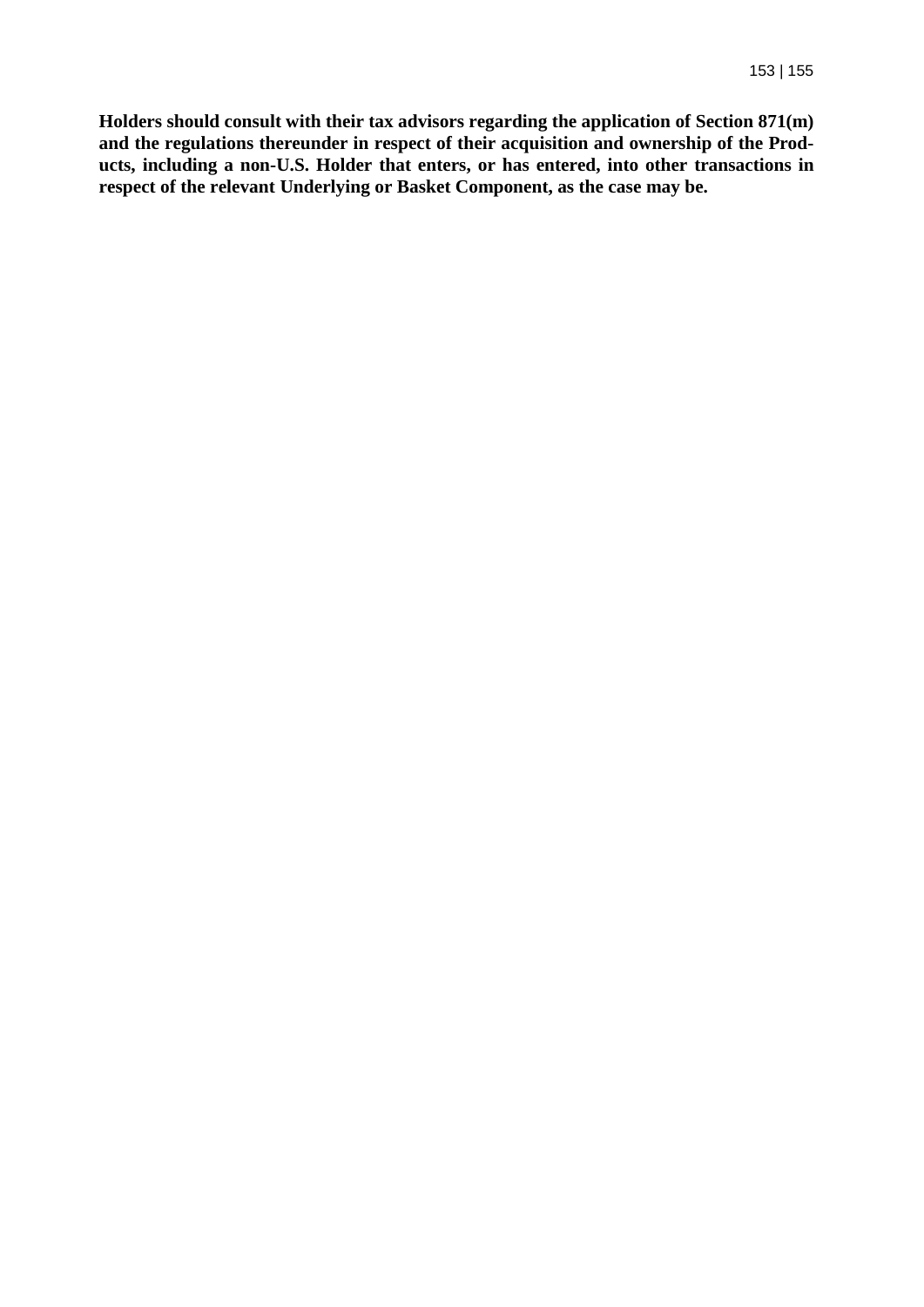**Holders should consult with their tax advisors regarding the application of Section 871(m) and the regulations thereunder in respect of their acquisition and ownership of the Products, including a non-U.S. Holder that enters, or has entered, into other transactions in respect of the relevant Underlying or Basket Component, as the case may be.**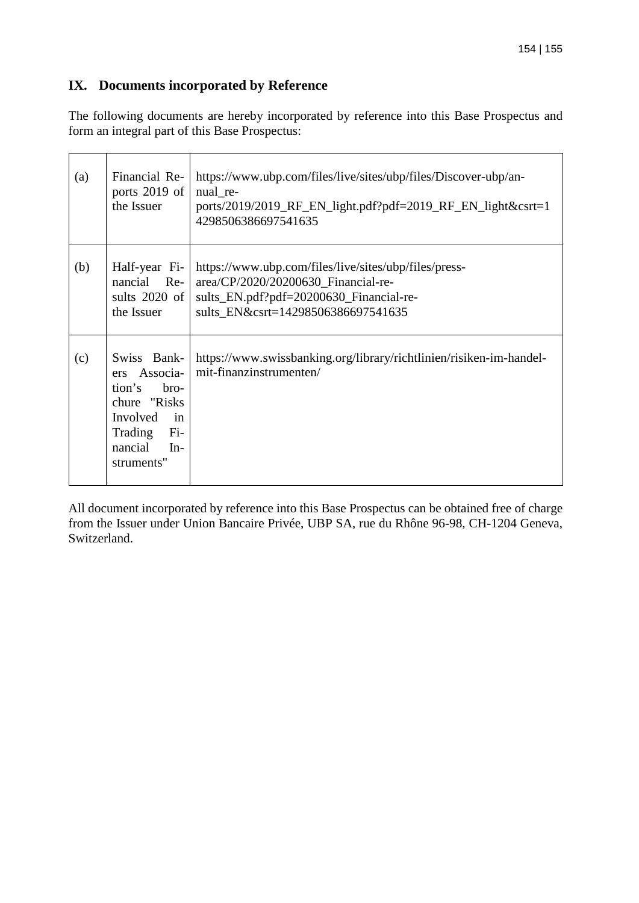## IX. Documents incorporated by Reference

The following documents are hereby incorporated by reference into this Base Prospectus and form an integral part of this Base Prospectus:

| | | |
|---|---|---|
| (a) | Financial Reports 2019 of the Issuer | https://www.ubp.com/files/live/sites/ubp/files/Discover-ubp/annual_reports/2019/2019_RF_EN_light.pdf?pdf=2019_RF_EN_light&csrt=14298506386697541635 |
| (b) | Half-year Financial Results 2020 of the Issuer | https://www.ubp.com/files/live/sites/ubp/files/press-area/CP/2020/20200630_Financial-results_EN.pdf?pdf=20200630_Financial-results_EN&csrt=14298506386697541635 |
| (c) | Swiss Bankers Association's brochure "Risks Involved in Trading Financial Instruments" | https://www.swissbanking.org/library/richtlinien/risiken-im-handel-mit-finanzinstrumenten/ |

All document incorporated by reference into this Base Prospectus can be obtained free of charge from the Issuer under Union Bancaire Privée, UBP SA, rue du Rhône 96-98, CH-1204 Geneva, Switzerland.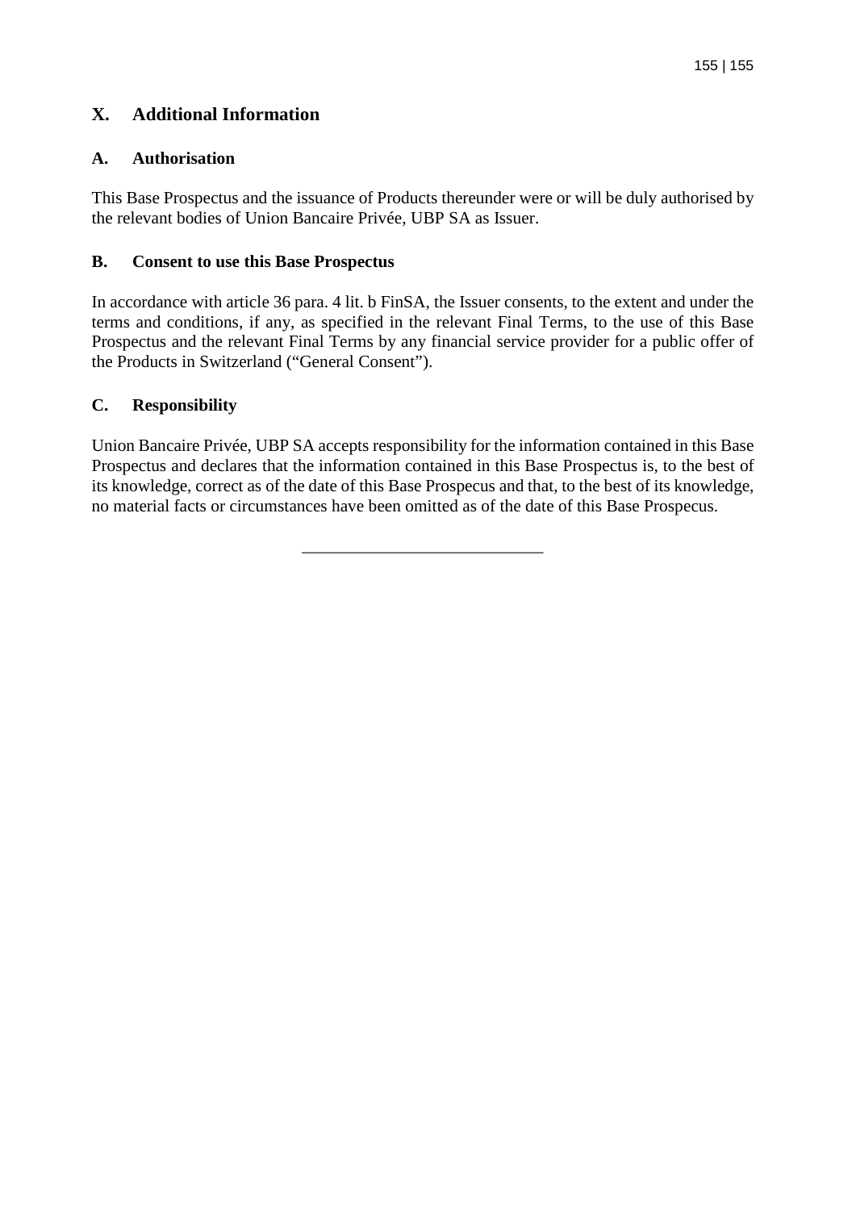# X. Additional Information

## A. Authorisation

This Base Prospectus and the issuance of Products thereunder were or will be duly authorised by the relevant bodies of Union Bancaire Privée, UBP SA as Issuer.

## B. Consent to use this Base Prospectus

In accordance with article 36 para. 4 lit. b FinSA, the Issuer consents, to the extent and under the terms and conditions, if any, as specified in the relevant Final Terms, to the use of this Base Prospectus and the relevant Final Terms by any financial service provider for a public offer of the Products in Switzerland ("General Consent").

## C. Responsibility

Union Bancaire Privée, UBP SA accepts responsibility for the information contained in this Base Prospectus and declares that the information contained in this Base Prospectus is, to the best of its knowledge, correct as of the date of this Base Prospecus and that, to the best of its knowledge, no material facts or circumstances have been omitted as of the date of this Base Prospecus.

---